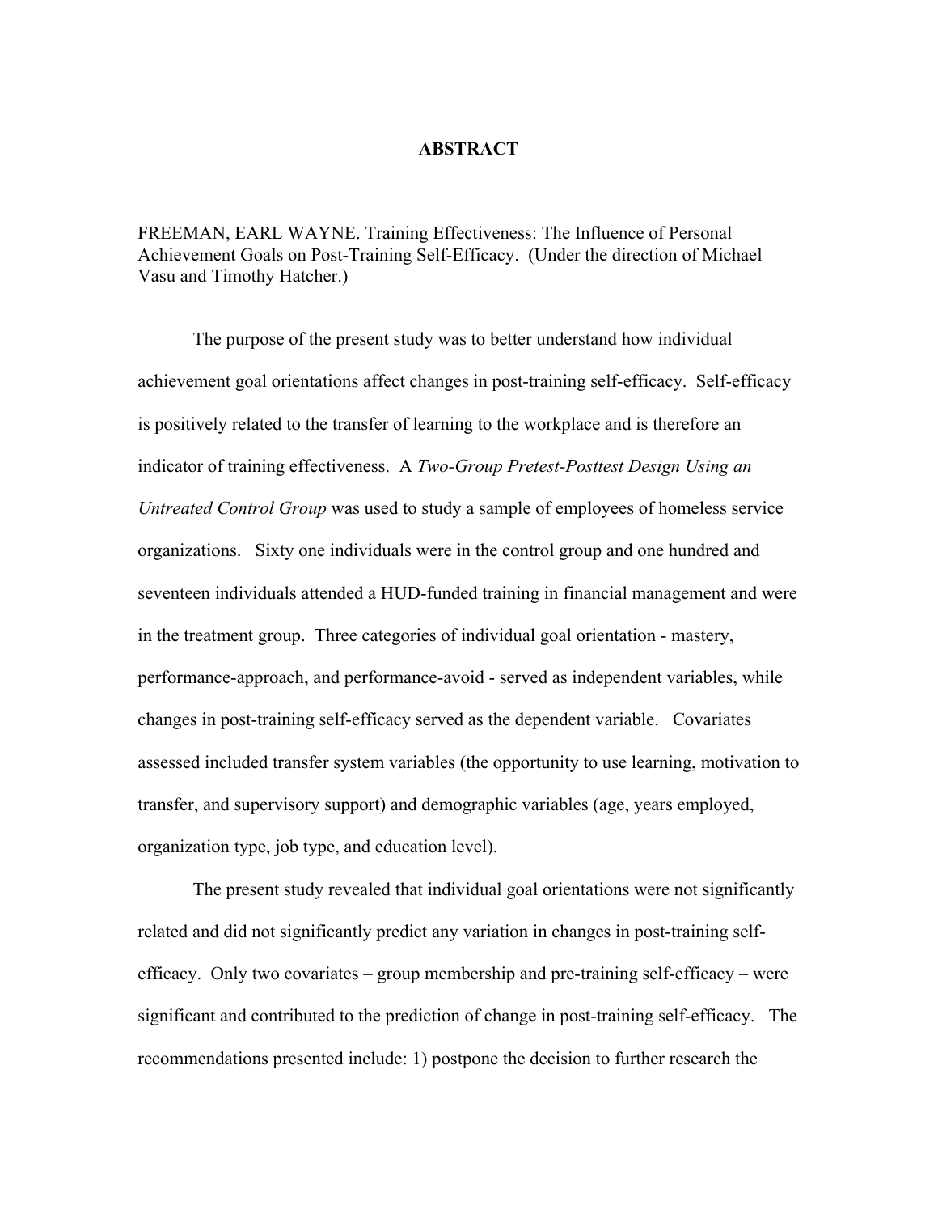# ABSTRACT

FREEMAN, EARL WAYNE. Training Effectiveness: The Influence of Personal Achievement Goals on Post-Training Self-Efficacy. (Under the direction of Michael Vasu and Timothy Hatcher.)

The purpose of the present study was to better understand how individual achievement goal orientations affect changes in post-training self-efficacy. Self-efficacy is positively related to the transfer of learning to the workplace and is therefore an indicator of training effectiveness. A *Two-Group Pretest-Posttest Design Using an Untreated Control Group* was used to study a sample of employees of homeless service organizations. Sixty one individuals were in the control group and one hundred and seventeen individuals attended a HUD-funded training in financial management and were in the treatment group. Three categories of individual goal orientation - mastery, performance-approach, and performance-avoid - served as independent variables, while changes in post-training self-efficacy served as the dependent variable. Covariates assessed included transfer system variables (the opportunity to use learning, motivation to transfer, and supervisory support) and demographic variables (age, years employed, organization type, job type, and education level).

The present study revealed that individual goal orientations were not significantly related and did not significantly predict any variation in changes in post-training self-efficacy. Only two covariates – group membership and pre-training self-efficacy – were significant and contributed to the prediction of change in post-training self-efficacy. The recommendations presented include: 1) postpone the decision to further research the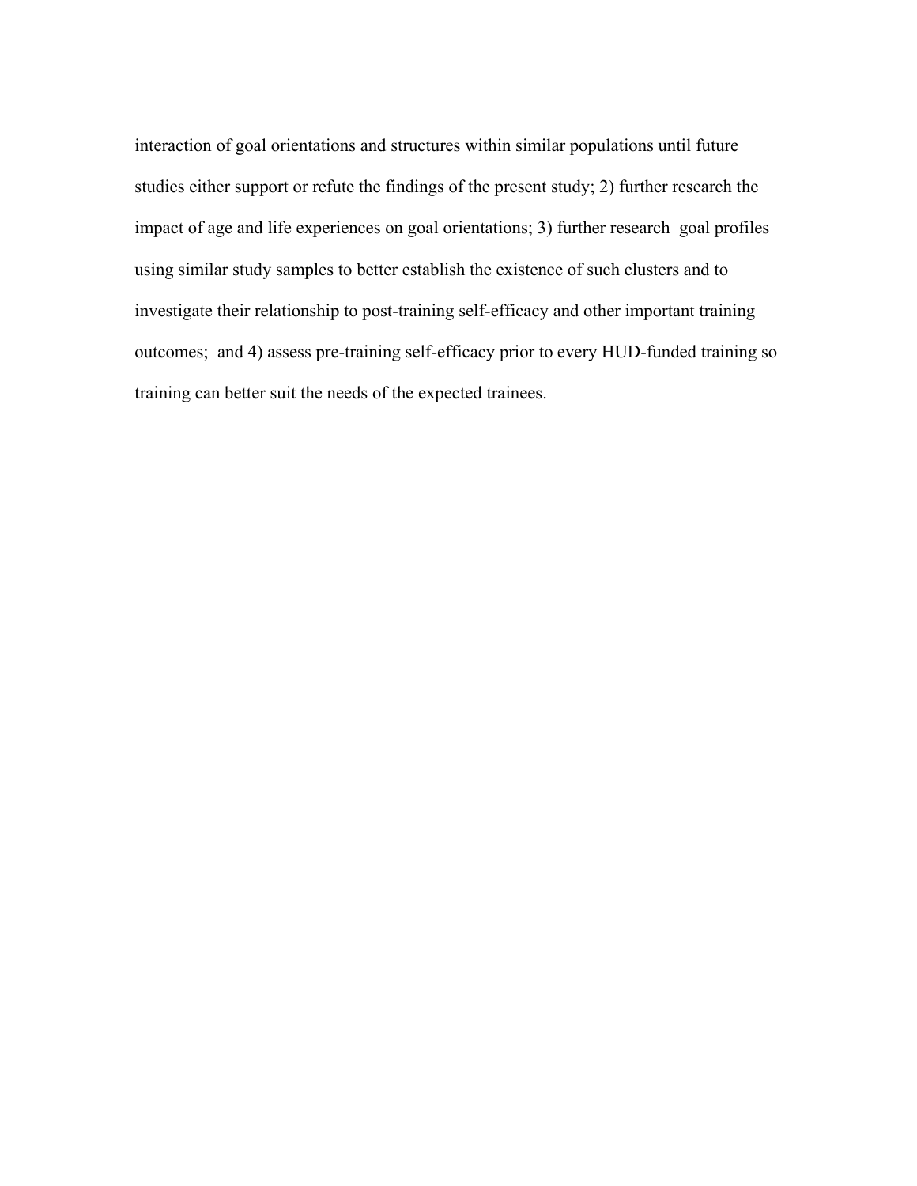interaction of goal orientations and structures within similar populations until future studies either support or refute the findings of the present study; 2) further research the impact of age and life experiences on goal orientations; 3) further research goal profiles using similar study samples to better establish the existence of such clusters and to investigate their relationship to post-training self-efficacy and other important training outcomes; and 4) assess pre-training self-efficacy prior to every HUD-funded training so training can better suit the needs of the expected trainees.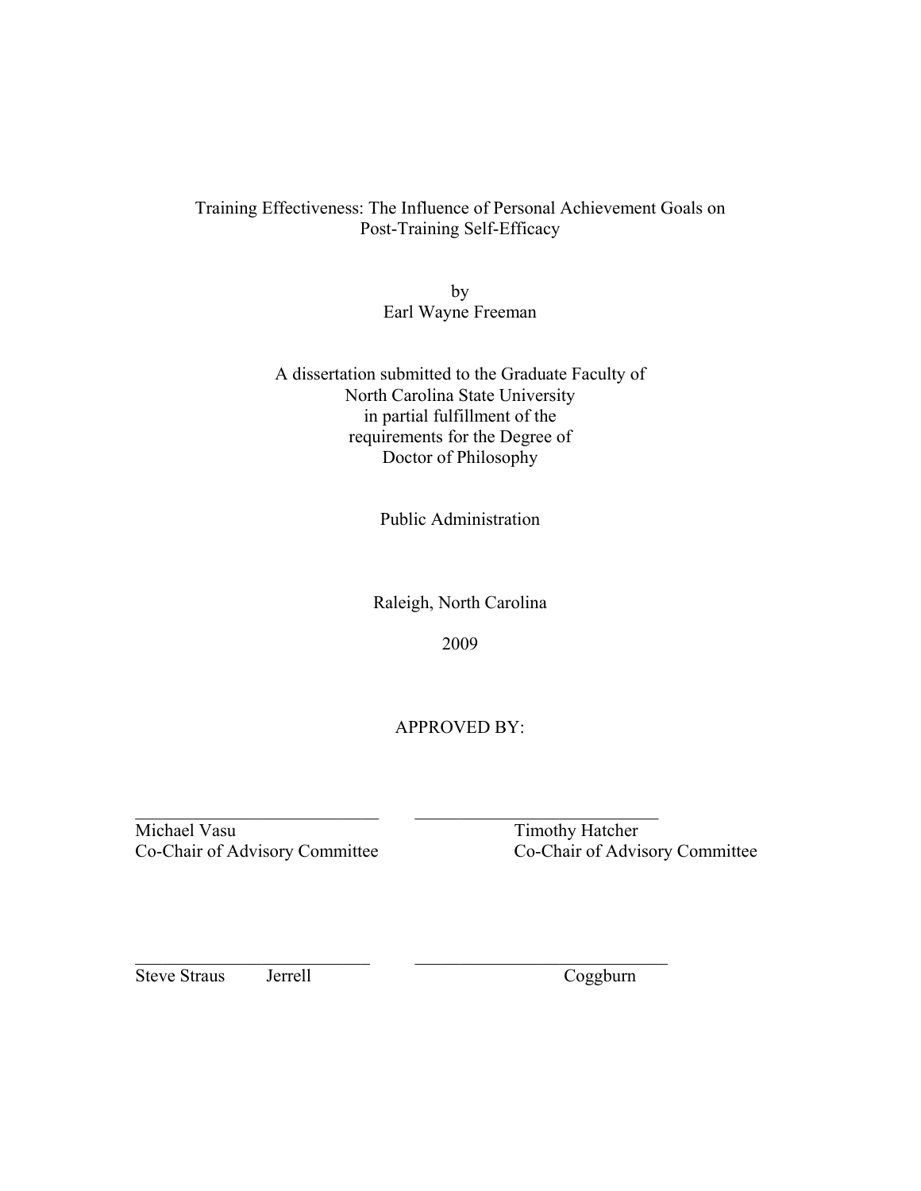Training Effectiveness: The Influence of Personal Achievement Goals on Post-Training Self-Efficacy

by
Earl Wayne Freeman

A dissertation submitted to the Graduate Faculty of
North Carolina State University
in partial fulfillment of the
requirements for the Degree of
Doctor of Philosophy

Public Administration

Raleigh, North Carolina

2009

APPROVED BY:

_____________________________
Michael Vasu
Co-Chair of Advisory Committee

_____________________________
Timothy Hatcher
Co-Chair of Advisory Committee

_____________________________
Steve Straus Jerrell

_____________________________
Coggburn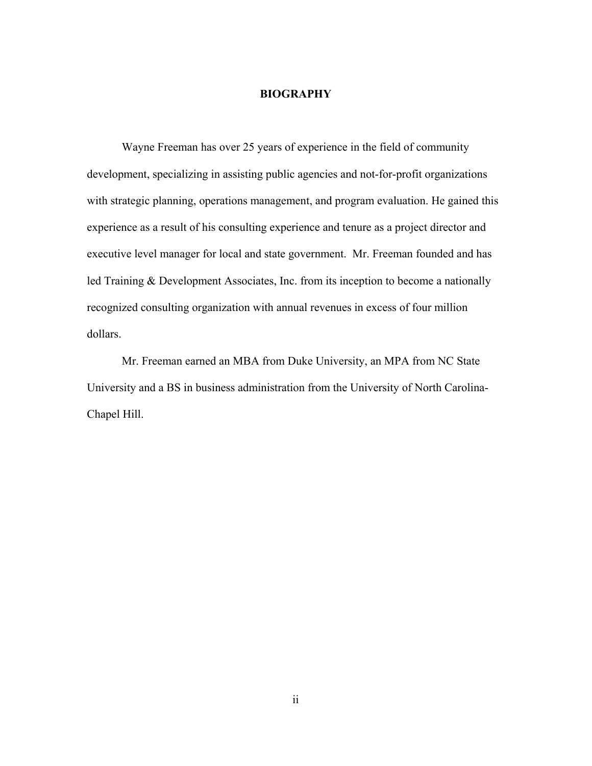# BIOGRAPHY

Wayne Freeman has over 25 years of experience in the field of community development, specializing in assisting public agencies and not-for-profit organizations with strategic planning, operations management, and program evaluation. He gained this experience as a result of his consulting experience and tenure as a project director and executive level manager for local and state government. Mr. Freeman founded and has led Training & Development Associates, Inc. from its inception to become a nationally recognized consulting organization with annual revenues in excess of four million dollars.

Mr. Freeman earned an MBA from Duke University, an MPA from NC State University and a BS in business administration from the University of North Carolina-Chapel Hill.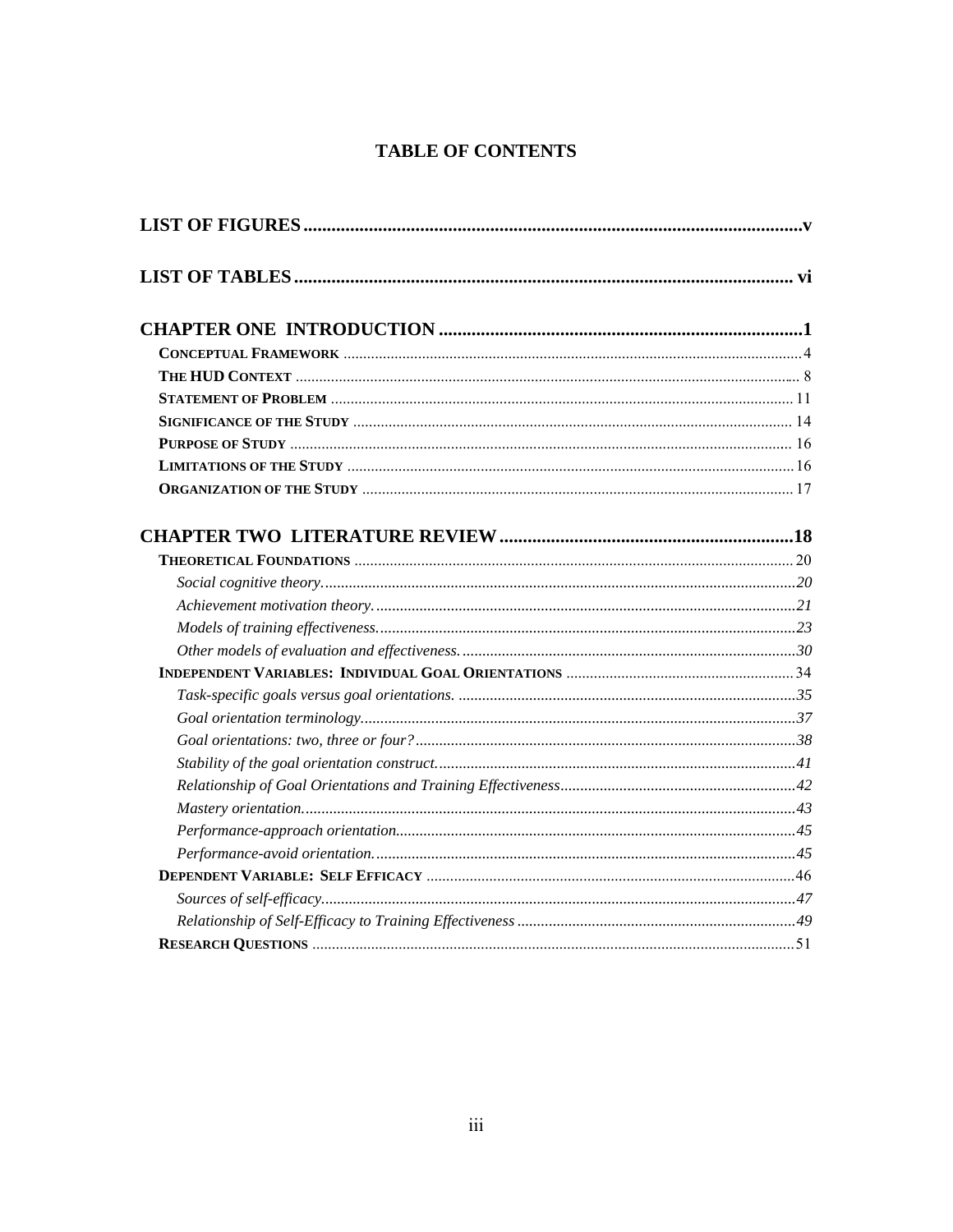# TABLE OF CONTENTS

**LIST OF FIGURES** .......... v

**LIST OF TABLES** .......... vi

**CHAPTER ONE INTRODUCTION** .......... 1

- **Conceptual Framework** .......... 4
- **The HUD Context** .......... 8
- **Statement of Problem** .......... 11
- **Significance of the Study** .......... 14
- **Purpose of Study** .......... 16
- **Limitations of the Study** .......... 16
- **Organization of the Study** .......... 17

**CHAPTER TWO LITERATURE REVIEW** .......... 18

- **Theoretical Foundations** .......... 20
  - *Social cognitive theory.* .......... 20
  - *Achievement motivation theory.* .......... 21
  - *Models of training effectiveness.* .......... 23
  - *Other models of evaluation and effectiveness.* .......... 30
- **Independent Variables: Individual Goal Orientations** .......... 34
  - *Task-specific goals versus goal orientations.* .......... 35
  - *Goal orientation terminology.* .......... 37
  - *Goal orientations: two, three or four?* .......... 38
  - *Stability of the goal orientation construct.* .......... 41
  - *Relationship of Goal Orientations and Training Effectiveness* .......... 42
  - *Mastery orientation.* .......... 43
  - *Performance-approach orientation.* .......... 45
  - *Performance-avoid orientation.* .......... 45
- **Dependent Variable: Self Efficacy** .......... 46
  - *Sources of self-efficacy.* .......... 47
  - *Relationship of Self-Efficacy to Training Effectiveness* .......... 49
- **Research Questions** .......... 51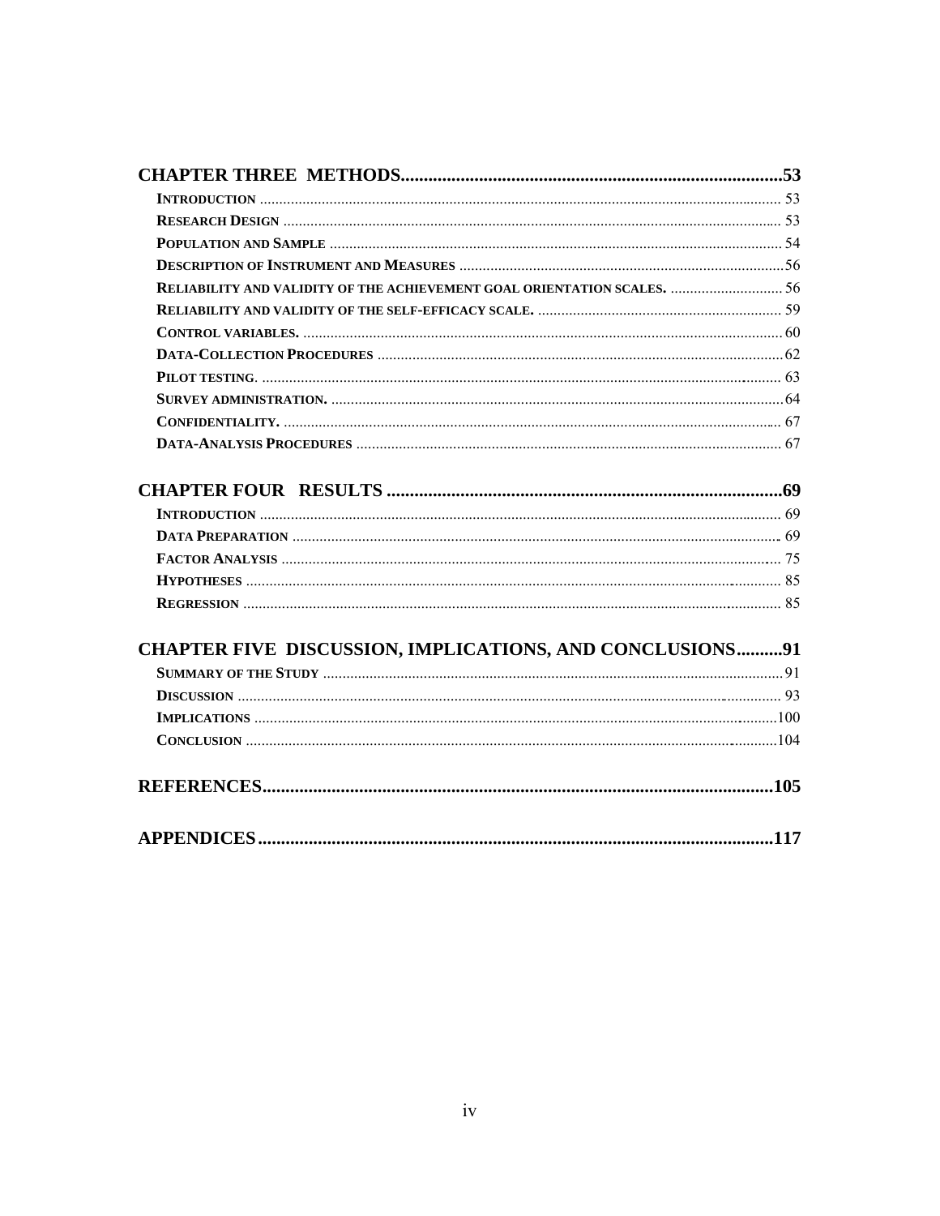**CHAPTER THREE METHODS** ..................................................................................... **53**

INTRODUCTION ..................................................................................................................... 53
RESEARCH DESIGN ................................................................................................................ 53
POPULATION AND SAMPLE ..................................................................................................... 54
DESCRIPTION OF INSTRUMENT AND MEASURES ....................................................................... 56
RELIABILITY AND VALIDITY OF THE ACHIEVEMENT GOAL ORIENTATION SCALES. ............................ 56
RELIABILITY AND VALIDITY OF THE SELF-EFFICACY SCALE. ............................................................ 59
CONTROL VARIABLES. ............................................................................................................ 60
DATA-COLLECTION PROCEDURES ............................................................................................ 62
PILOT TESTING. ..................................................................................................................... 63
SURVEY ADMINISTRATION. ..................................................................................................... 64
CONFIDENTIALITY. ................................................................................................................. 67
DATA-ANALYSIS PROCEDURES ................................................................................................ 67

**CHAPTER FOUR RESULTS** ........................................................................................ **69**

INTRODUCTION ..................................................................................................................... 69
DATA PREPARATION .............................................................................................................. 69
FACTOR ANALYSIS ................................................................................................................. 75
HYPOTHESES ......................................................................................................................... 85
REGRESSION .......................................................................................................................... 85

**CHAPTER FIVE DISCUSSION, IMPLICATIONS, AND CONCLUSIONS** .......... **91**

SUMMARY OF THE STUDY ...................................................................................................... 91
DISCUSSION ........................................................................................................................... 93
IMPLICATIONS ....................................................................................................................... 100
CONCLUSION ........................................................................................................................ 104

**REFERENCES** ............................................................................................................... **105**

**APPENDICES** ................................................................................................................ **117**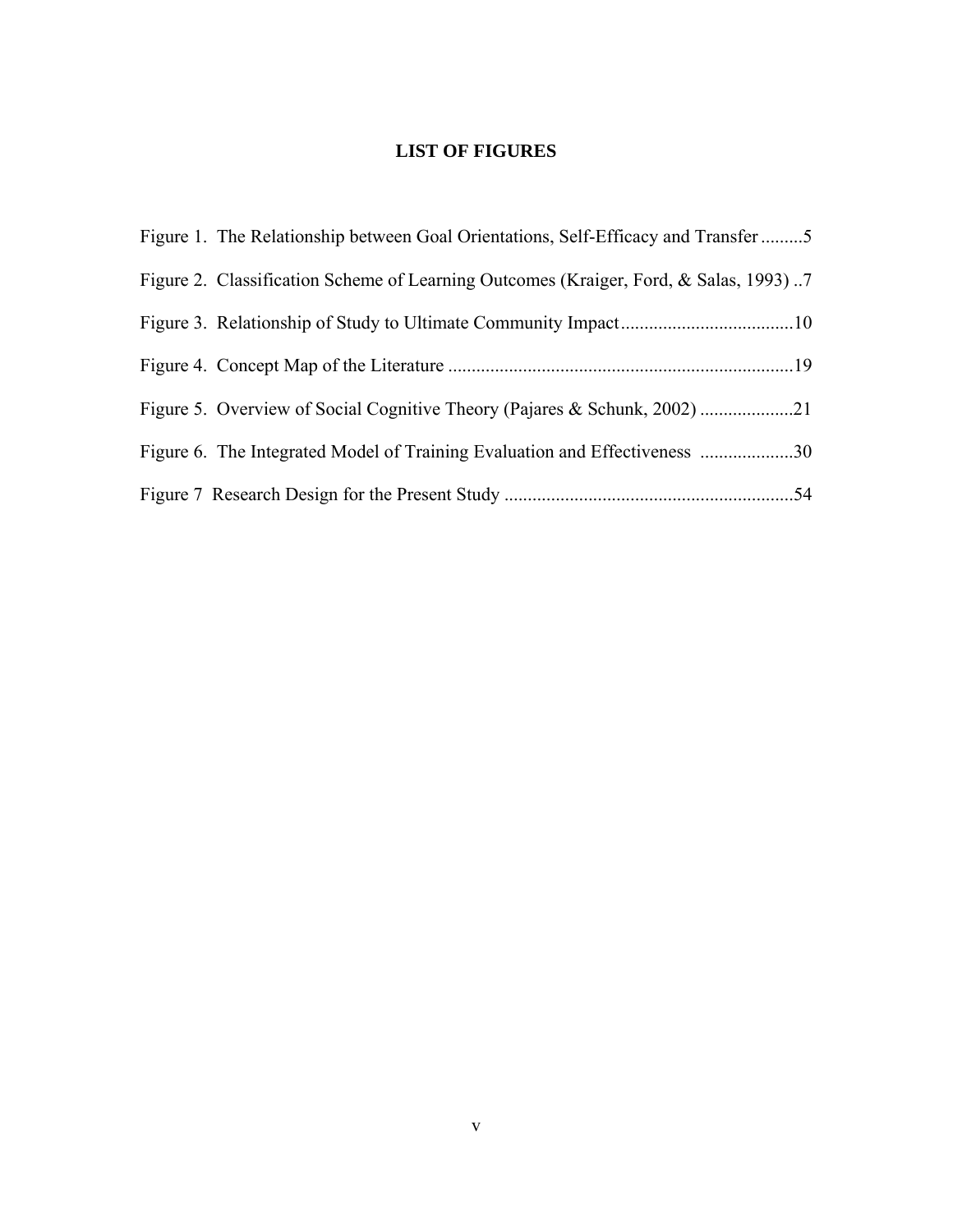# LIST OF FIGURES

Figure 1. The Relationship between Goal Orientations, Self-Efficacy and Transfer .........5

Figure 2. Classification Scheme of Learning Outcomes (Kraiger, Ford, & Salas, 1993) ..7

Figure 3. Relationship of Study to Ultimate Community Impact.....................................10

Figure 4. Concept Map of the Literature ..........................................................................19

Figure 5. Overview of Social Cognitive Theory (Pajares & Schunk, 2002) ....................21

Figure 6. The Integrated Model of Training Evaluation and Effectiveness ....................30

Figure 7 Research Design for the Present Study ..............................................................54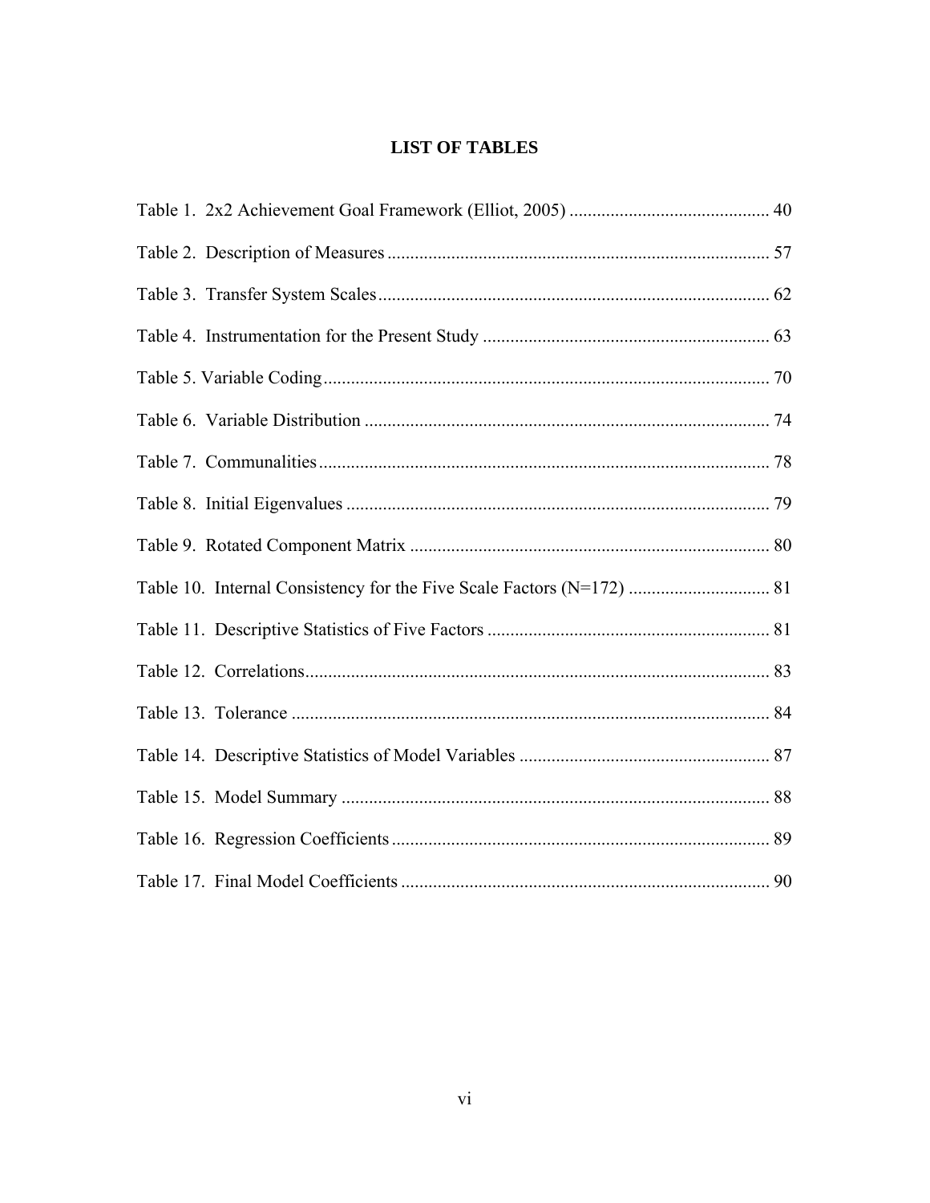# LIST OF TABLES

Table 1. 2x2 Achievement Goal Framework (Elliot, 2005) ............................................ 40

Table 2. Description of Measures ................................................................................... 57

Table 3. Transfer System Scales ..................................................................................... 62

Table 4. Instrumentation for the Present Study ............................................................... 63

Table 5. Variable Coding ................................................................................................. 70

Table 6. Variable Distribution ........................................................................................ 74

Table 7. Communalities .................................................................................................. 78

Table 8. Initial Eigenvalues ............................................................................................ 79

Table 9. Rotated Component Matrix ............................................................................... 80

Table 10. Internal Consistency for the Five Scale Factors (N=172) ............................... 81

Table 11. Descriptive Statistics of Five Factors ............................................................. 81

Table 12. Correlations ..................................................................................................... 83

Table 13. Tolerance ........................................................................................................ 84

Table 14. Descriptive Statistics of Model Variables ....................................................... 87

Table 15. Model Summary ............................................................................................. 88

Table 16. Regression Coefficients .................................................................................. 89

Table 17. Final Model Coefficients ................................................................................ 90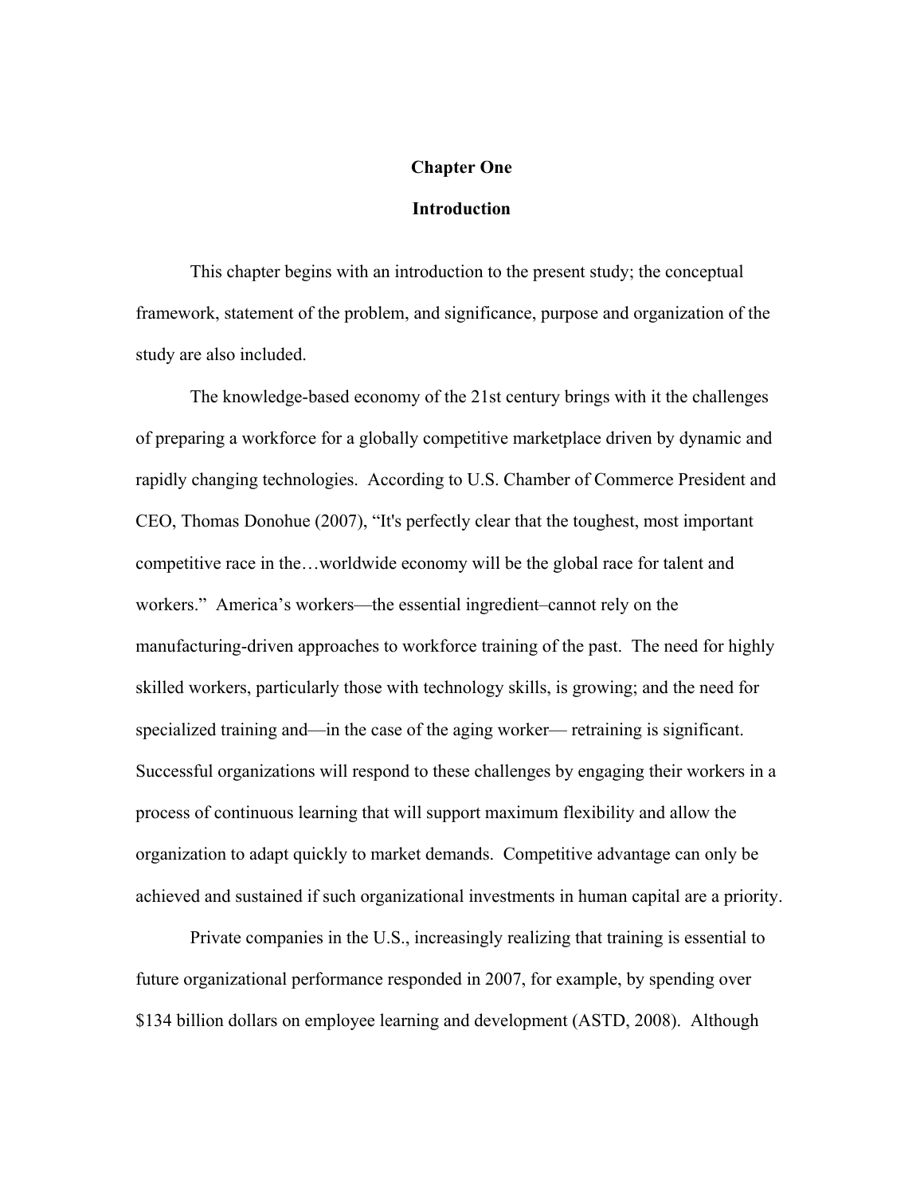# Chapter One

## Introduction

This chapter begins with an introduction to the present study; the conceptual framework, statement of the problem, and significance, purpose and organization of the study are also included.

The knowledge-based economy of the 21st century brings with it the challenges of preparing a workforce for a globally competitive marketplace driven by dynamic and rapidly changing technologies. According to U.S. Chamber of Commerce President and CEO, Thomas Donohue (2007), "It's perfectly clear that the toughest, most important competitive race in the…worldwide economy will be the global race for talent and workers." America's workers—the essential ingredient–cannot rely on the manufacturing-driven approaches to workforce training of the past. The need for highly skilled workers, particularly those with technology skills, is growing; and the need for specialized training and—in the case of the aging worker— retraining is significant. Successful organizations will respond to these challenges by engaging their workers in a process of continuous learning that will support maximum flexibility and allow the organization to adapt quickly to market demands. Competitive advantage can only be achieved and sustained if such organizational investments in human capital are a priority.

Private companies in the U.S., increasingly realizing that training is essential to future organizational performance responded in 2007, for example, by spending over $134 billion dollars on employee learning and development (ASTD, 2008). Although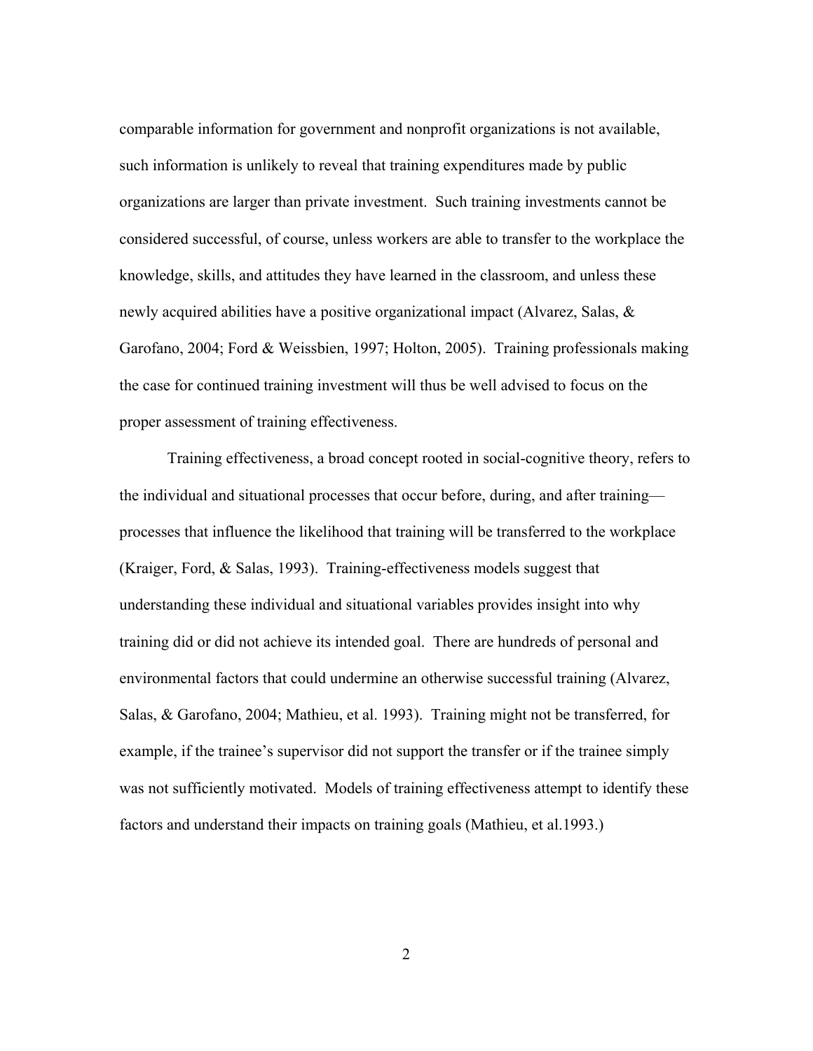comparable information for government and nonprofit organizations is not available, such information is unlikely to reveal that training expenditures made by public organizations are larger than private investment. Such training investments cannot be considered successful, of course, unless workers are able to transfer to the workplace the knowledge, skills, and attitudes they have learned in the classroom, and unless these newly acquired abilities have a positive organizational impact (Alvarez, Salas, & Garofano, 2004; Ford & Weissbien, 1997; Holton, 2005). Training professionals making the case for continued training investment will thus be well advised to focus on the proper assessment of training effectiveness.

Training effectiveness, a broad concept rooted in social-cognitive theory, refers to the individual and situational processes that occur before, during, and after training—processes that influence the likelihood that training will be transferred to the workplace (Kraiger, Ford, & Salas, 1993). Training-effectiveness models suggest that understanding these individual and situational variables provides insight into why training did or did not achieve its intended goal. There are hundreds of personal and environmental factors that could undermine an otherwise successful training (Alvarez, Salas, & Garofano, 2004; Mathieu, et al. 1993). Training might not be transferred, for example, if the trainee's supervisor did not support the transfer or if the trainee simply was not sufficiently motivated. Models of training effectiveness attempt to identify these factors and understand their impacts on training goals (Mathieu, et al.1993.)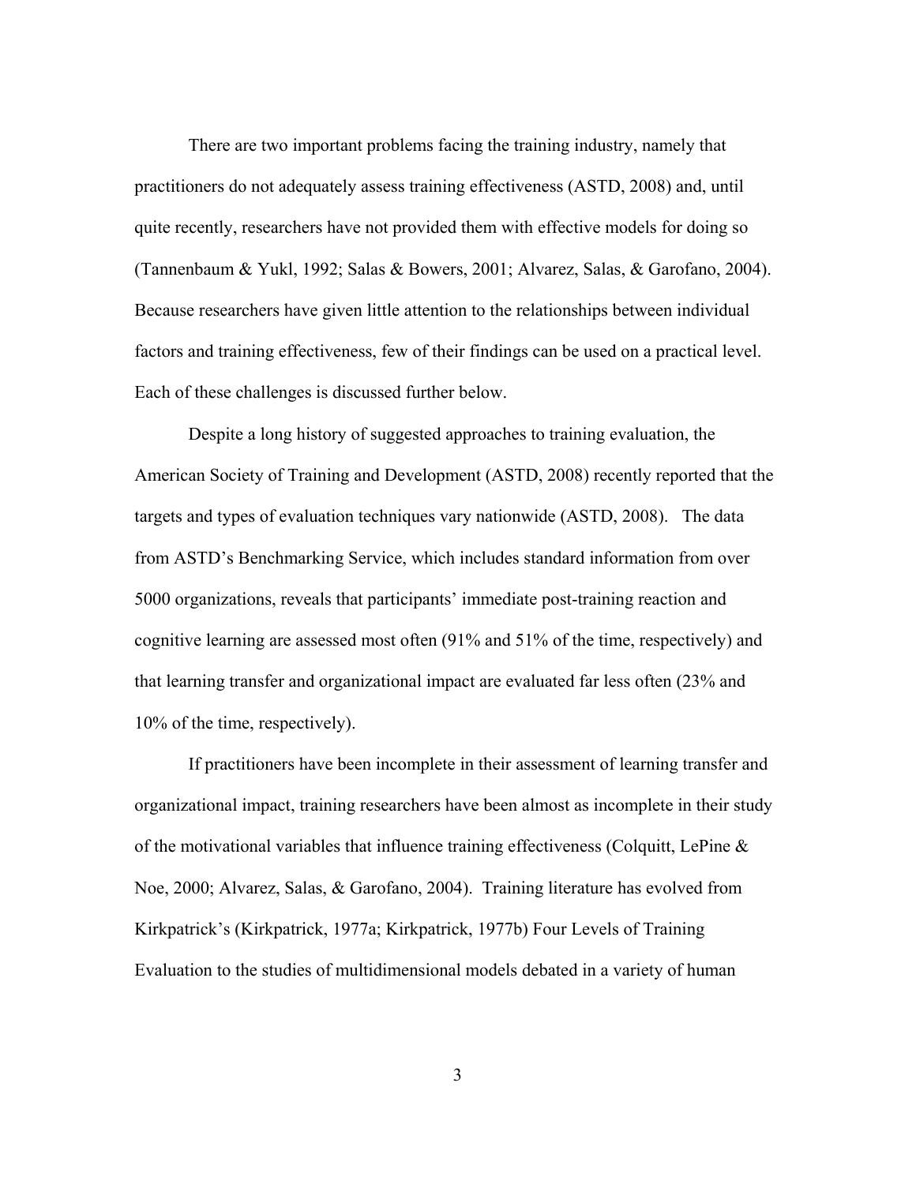There are two important problems facing the training industry, namely that practitioners do not adequately assess training effectiveness (ASTD, 2008) and, until quite recently, researchers have not provided them with effective models for doing so (Tannenbaum & Yukl, 1992; Salas & Bowers, 2001; Alvarez, Salas, & Garofano, 2004). Because researchers have given little attention to the relationships between individual factors and training effectiveness, few of their findings can be used on a practical level. Each of these challenges is discussed further below.

Despite a long history of suggested approaches to training evaluation, the American Society of Training and Development (ASTD, 2008) recently reported that the targets and types of evaluation techniques vary nationwide (ASTD, 2008). The data from ASTD's Benchmarking Service, which includes standard information from over 5000 organizations, reveals that participants' immediate post-training reaction and cognitive learning are assessed most often (91% and 51% of the time, respectively) and that learning transfer and organizational impact are evaluated far less often (23% and 10% of the time, respectively).

If practitioners have been incomplete in their assessment of learning transfer and organizational impact, training researchers have been almost as incomplete in their study of the motivational variables that influence training effectiveness (Colquitt, LePine & Noe, 2000; Alvarez, Salas, & Garofano, 2004). Training literature has evolved from Kirkpatrick's (Kirkpatrick, 1977a; Kirkpatrick, 1977b) Four Levels of Training Evaluation to the studies of multidimensional models debated in a variety of human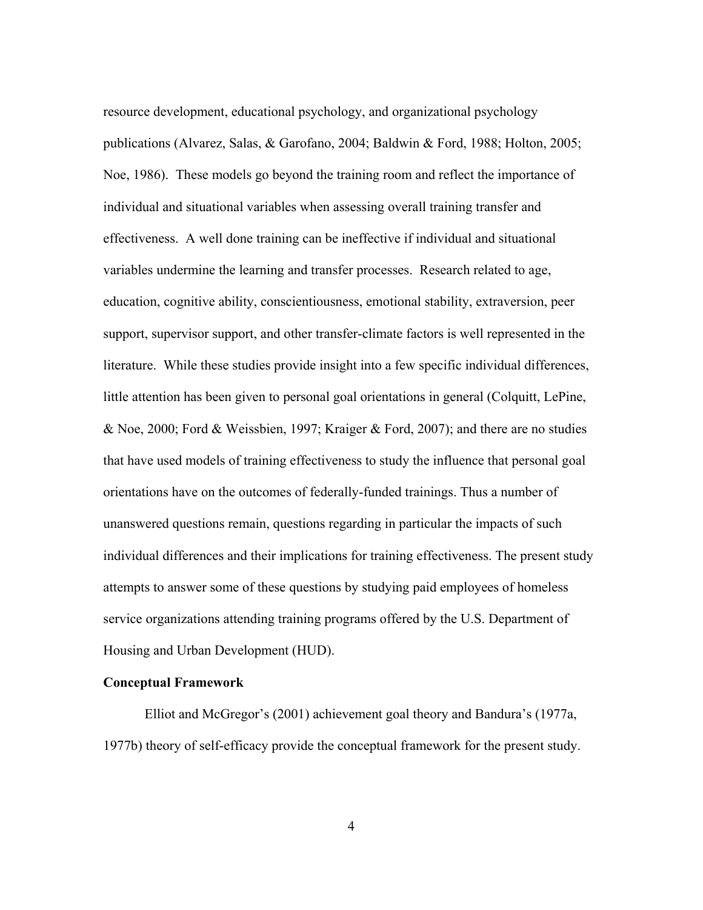resource development, educational psychology, and organizational psychology publications (Alvarez, Salas, & Garofano, 2004; Baldwin & Ford, 1988; Holton, 2005; Noe, 1986). These models go beyond the training room and reflect the importance of individual and situational variables when assessing overall training transfer and effectiveness. A well done training can be ineffective if individual and situational variables undermine the learning and transfer processes. Research related to age, education, cognitive ability, conscientiousness, emotional stability, extraversion, peer support, supervisor support, and other transfer-climate factors is well represented in the literature. While these studies provide insight into a few specific individual differences, little attention has been given to personal goal orientations in general (Colquitt, LePine, & Noe, 2000; Ford & Weissbien, 1997; Kraiger & Ford, 2007); and there are no studies that have used models of training effectiveness to study the influence that personal goal orientations have on the outcomes of federally-funded trainings. Thus a number of unanswered questions remain, questions regarding in particular the impacts of such individual differences and their implications for training effectiveness. The present study attempts to answer some of these questions by studying paid employees of homeless service organizations attending training programs offered by the U.S. Department of Housing and Urban Development (HUD).

**Conceptual Framework**

Elliot and McGregor's (2001) achievement goal theory and Bandura's (1977a, 1977b) theory of self-efficacy provide the conceptual framework for the present study.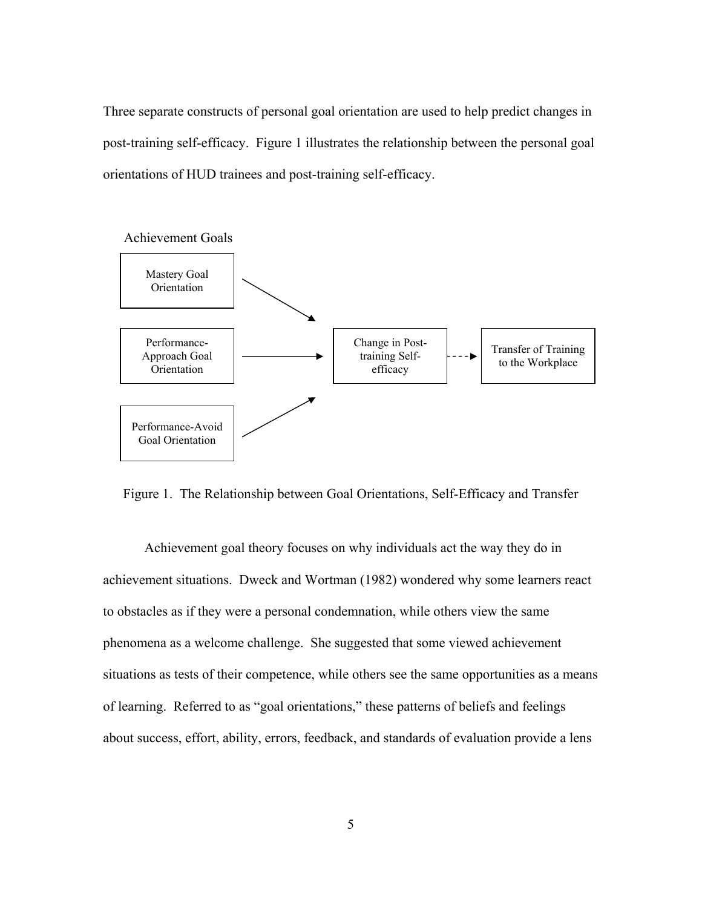Three separate constructs of personal goal orientation are used to help predict changes in post-training self-efficacy. Figure 1 illustrates the relationship between the personal goal orientations of HUD trainees and post-training self-efficacy.

Achievement Goals

Mastery Goal Orientation

Performance-Approach Goal Orientation

Performance-Avoid Goal Orientation

Change in Post-training Self-efficacy

Transfer of Training to the Workplace

Figure 1. The Relationship between Goal Orientations, Self-Efficacy and Transfer

Achievement goal theory focuses on why individuals act the way they do in achievement situations. Dweck and Wortman (1982) wondered why some learners react to obstacles as if they were a personal condemnation, while others view the same phenomena as a welcome challenge. She suggested that some viewed achievement situations as tests of their competence, while others see the same opportunities as a means of learning. Referred to as "goal orientations," these patterns of beliefs and feelings about success, effort, ability, errors, feedback, and standards of evaluation provide a lens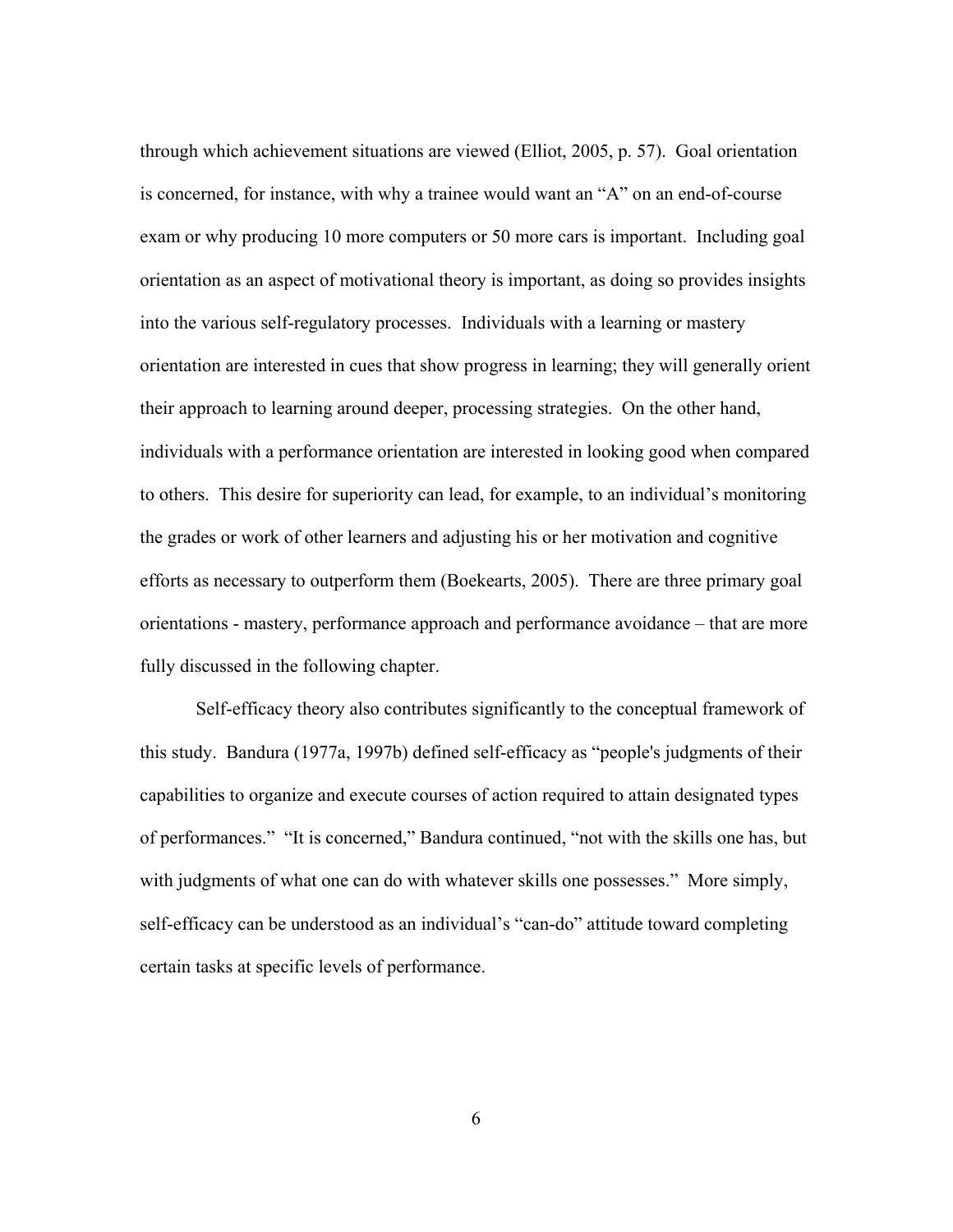through which achievement situations are viewed (Elliot, 2005, p. 57). Goal orientation is concerned, for instance, with why a trainee would want an "A" on an end-of-course exam or why producing 10 more computers or 50 more cars is important. Including goal orientation as an aspect of motivational theory is important, as doing so provides insights into the various self-regulatory processes. Individuals with a learning or mastery orientation are interested in cues that show progress in learning; they will generally orient their approach to learning around deeper, processing strategies. On the other hand, individuals with a performance orientation are interested in looking good when compared to others. This desire for superiority can lead, for example, to an individual's monitoring the grades or work of other learners and adjusting his or her motivation and cognitive efforts as necessary to outperform them (Boekearts, 2005). There are three primary goal orientations - mastery, performance approach and performance avoidance – that are more fully discussed in the following chapter.

Self-efficacy theory also contributes significantly to the conceptual framework of this study. Bandura (1977a, 1997b) defined self-efficacy as "people's judgments of their capabilities to organize and execute courses of action required to attain designated types of performances." "It is concerned," Bandura continued, "not with the skills one has, but with judgments of what one can do with whatever skills one possesses." More simply, self-efficacy can be understood as an individual's "can-do" attitude toward completing certain tasks at specific levels of performance.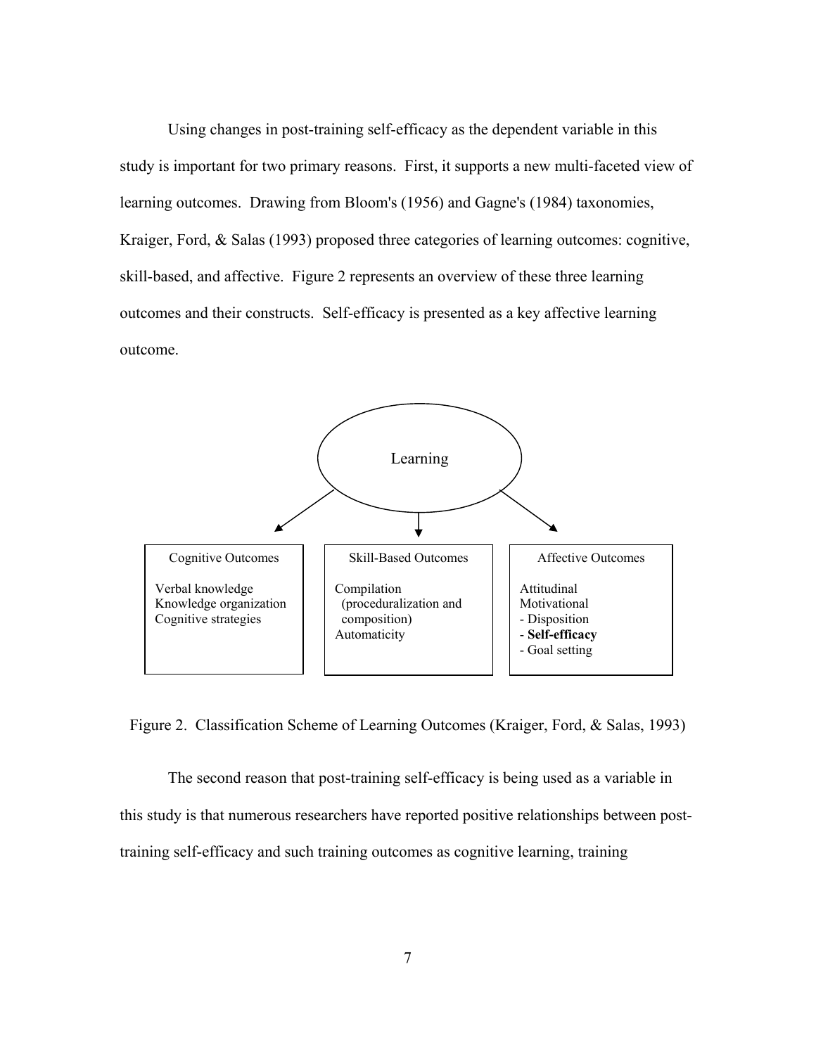Using changes in post-training self-efficacy as the dependent variable in this study is important for two primary reasons. First, it supports a new multi-faceted view of learning outcomes. Drawing from Bloom's (1956) and Gagne's (1984) taxonomies, Kraiger, Ford, & Salas (1993) proposed three categories of learning outcomes: cognitive, skill-based, and affective. Figure 2 represents an overview of these three learning outcomes and their constructs. Self-efficacy is presented as a key affective learning outcome.

Learning

| Cognitive Outcomes | Skill-Based Outcomes | Affective Outcomes |
|---|---|---|
| Verbal knowledge<br>Knowledge organization<br>Cognitive strategies | Compilation<br>(proceduralization and composition)<br>Automaticity | Attitudinal<br>Motivational<br>- Disposition<br>- **Self-efficacy**<br>- Goal setting |

Figure 2. Classification Scheme of Learning Outcomes (Kraiger, Ford, & Salas, 1993)

The second reason that post-training self-efficacy is being used as a variable in this study is that numerous researchers have reported positive relationships between post-training self-efficacy and such training outcomes as cognitive learning, training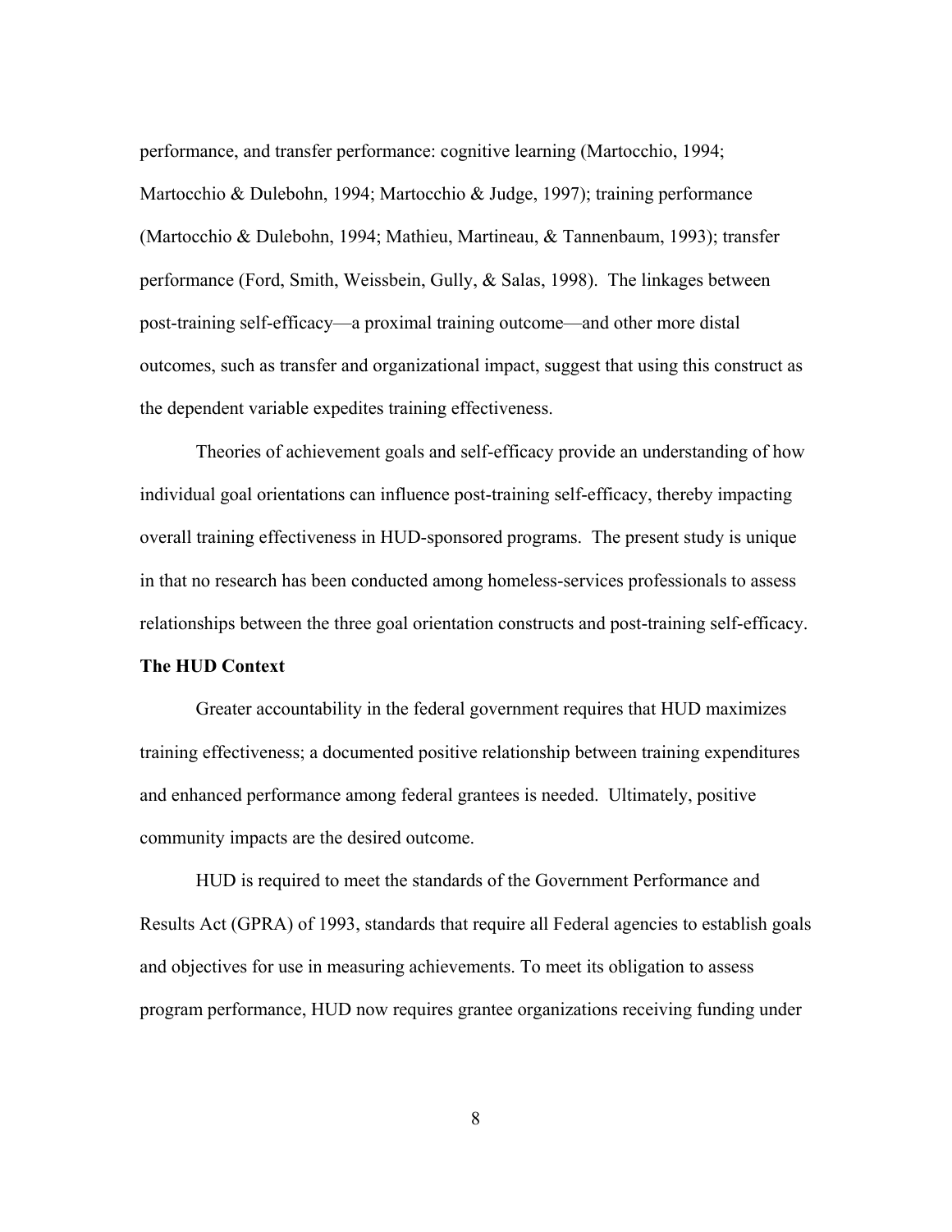performance, and transfer performance: cognitive learning (Martocchio, 1994; Martocchio & Dulebohn, 1994; Martocchio & Judge, 1997); training performance (Martocchio & Dulebohn, 1994; Mathieu, Martineau, & Tannenbaum, 1993); transfer performance (Ford, Smith, Weissbein, Gully, & Salas, 1998). The linkages between post-training self-efficacy—a proximal training outcome—and other more distal outcomes, such as transfer and organizational impact, suggest that using this construct as the dependent variable expedites training effectiveness.

Theories of achievement goals and self-efficacy provide an understanding of how individual goal orientations can influence post-training self-efficacy, thereby impacting overall training effectiveness in HUD-sponsored programs. The present study is unique in that no research has been conducted among homeless-services professionals to assess relationships between the three goal orientation constructs and post-training self-efficacy.

**The HUD Context**

Greater accountability in the federal government requires that HUD maximizes training effectiveness; a documented positive relationship between training expenditures and enhanced performance among federal grantees is needed. Ultimately, positive community impacts are the desired outcome.

HUD is required to meet the standards of the Government Performance and Results Act (GPRA) of 1993, standards that require all Federal agencies to establish goals and objectives for use in measuring achievements. To meet its obligation to assess program performance, HUD now requires grantee organizations receiving funding under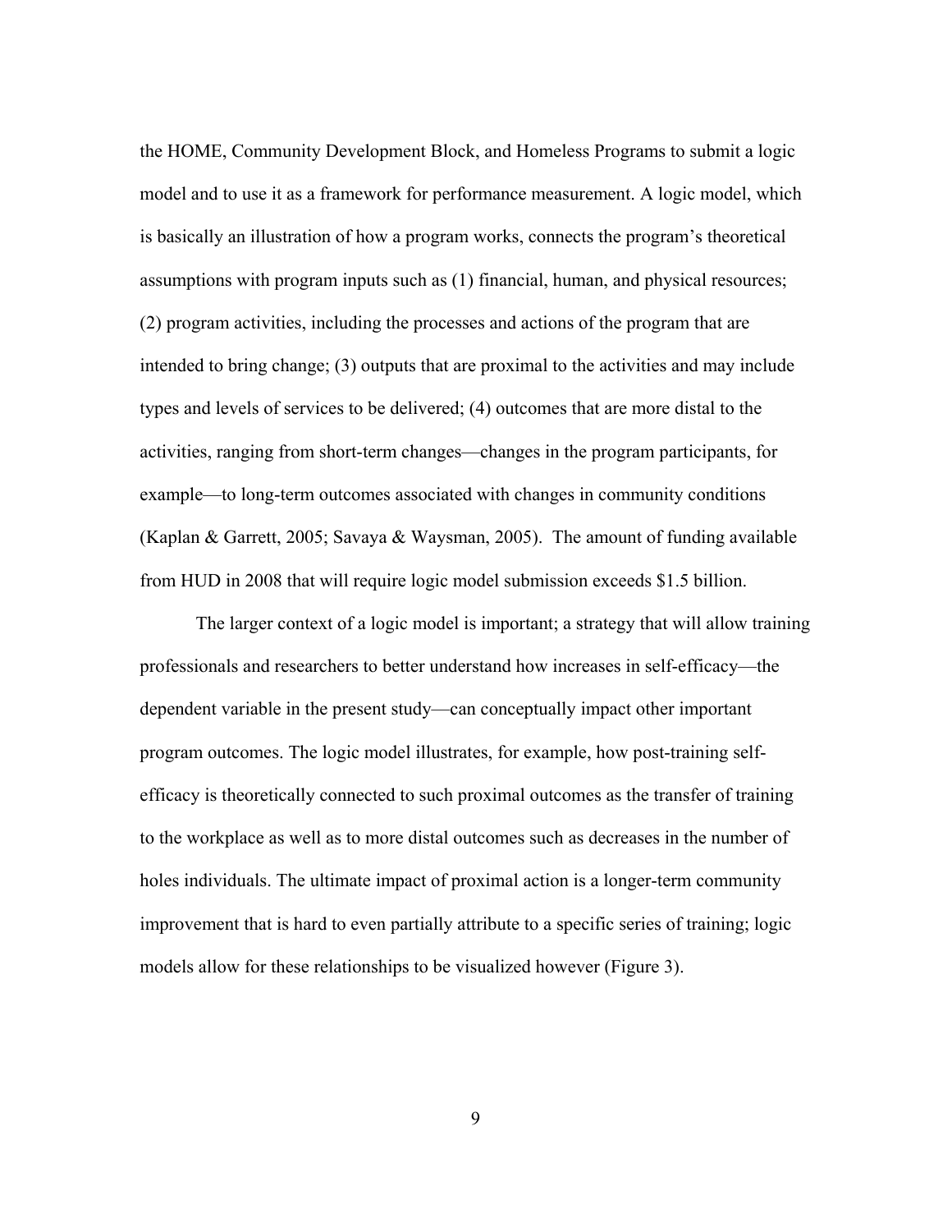the HOME, Community Development Block, and Homeless Programs to submit a logic model and to use it as a framework for performance measurement. A logic model, which is basically an illustration of how a program works, connects the program's theoretical assumptions with program inputs such as (1) financial, human, and physical resources; (2) program activities, including the processes and actions of the program that are intended to bring change; (3) outputs that are proximal to the activities and may include types and levels of services to be delivered; (4) outcomes that are more distal to the activities, ranging from short-term changes—changes in the program participants, for example—to long-term outcomes associated with changes in community conditions (Kaplan & Garrett, 2005; Savaya & Waysman, 2005). The amount of funding available from HUD in 2008 that will require logic model submission exceeds $1.5 billion.

The larger context of a logic model is important; a strategy that will allow training professionals and researchers to better understand how increases in self-efficacy—the dependent variable in the present study—can conceptually impact other important program outcomes. The logic model illustrates, for example, how post-training self-efficacy is theoretically connected to such proximal outcomes as the transfer of training to the workplace as well as to more distal outcomes such as decreases in the number of holes individuals. The ultimate impact of proximal action is a longer-term community improvement that is hard to even partially attribute to a specific series of training; logic models allow for these relationships to be visualized however (Figure 3).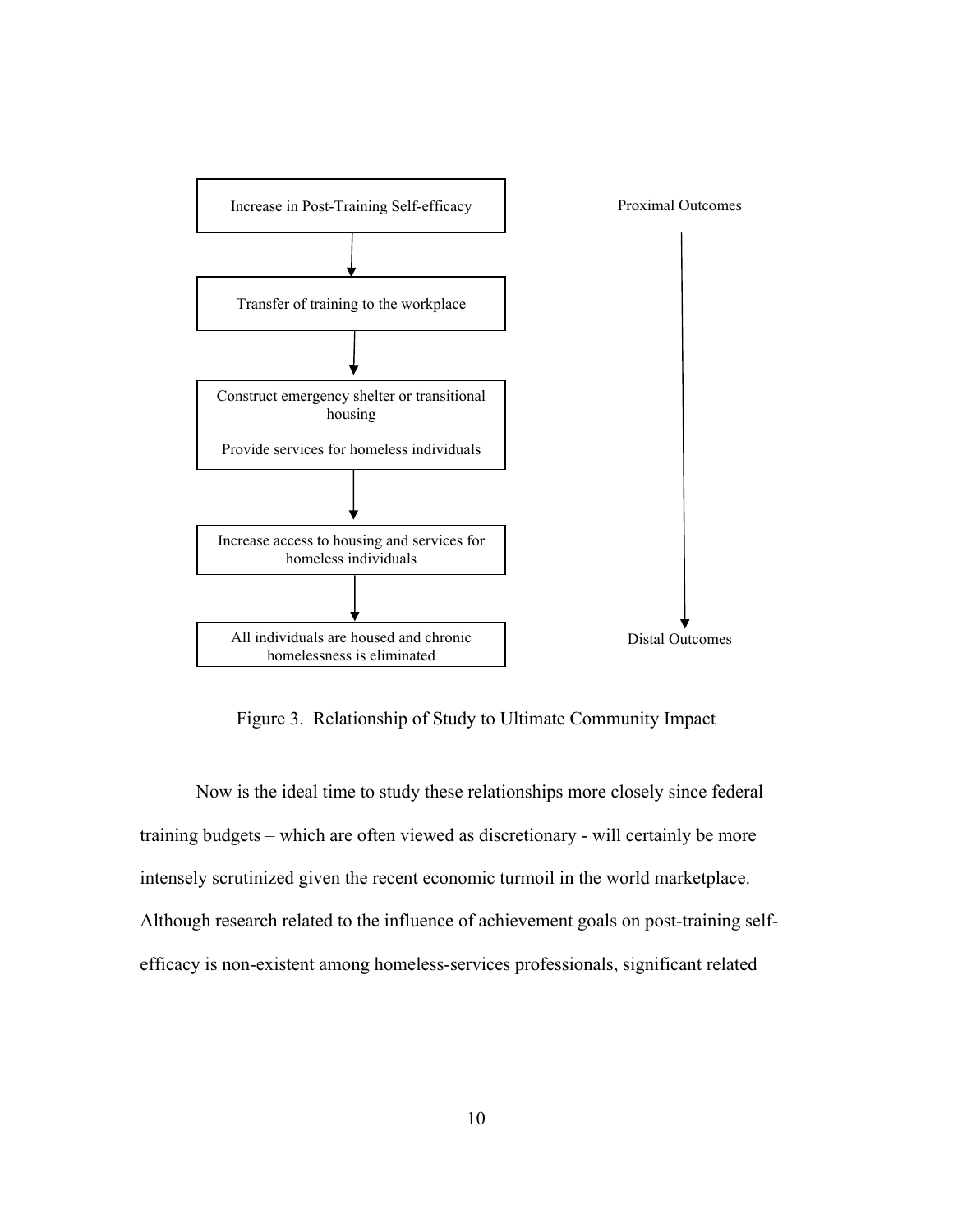Increase in Post-Training Self-efficacy

↓

Transfer of training to the workplace

↓

Construct emergency shelter or transitional housing

Provide services for homeless individuals

↓

Increase access to housing and services for homeless individuals

↓

All individuals are housed and chronic homelessness is eliminated

Proximal Outcomes → Distal Outcomes

Figure 3. Relationship of Study to Ultimate Community Impact

Now is the ideal time to study these relationships more closely since federal training budgets – which are often viewed as discretionary - will certainly be more intensely scrutinized given the recent economic turmoil in the world marketplace. Although research related to the influence of achievement goals on post-training self-efficacy is non-existent among homeless-services professionals, significant related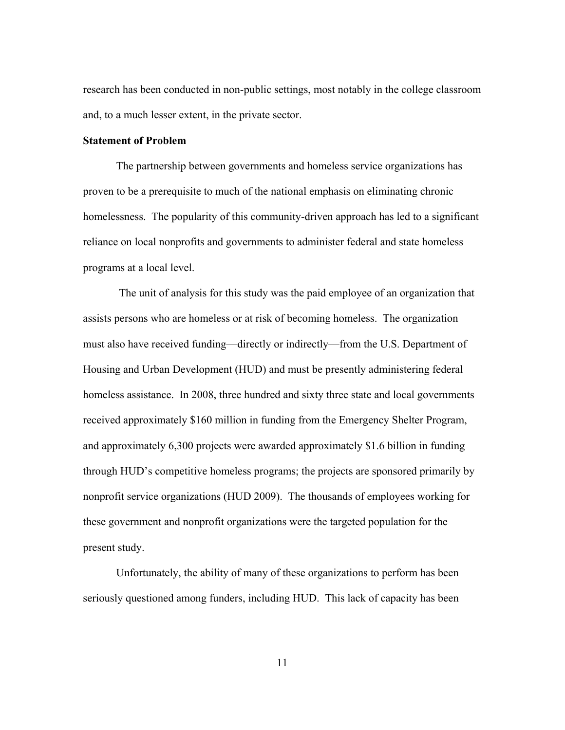research has been conducted in non-public settings, most notably in the college classroom and, to a much lesser extent, in the private sector.

### Statement of Problem

The partnership between governments and homeless service organizations has proven to be a prerequisite to much of the national emphasis on eliminating chronic homelessness. The popularity of this community-driven approach has led to a significant reliance on local nonprofits and governments to administer federal and state homeless programs at a local level.

The unit of analysis for this study was the paid employee of an organization that assists persons who are homeless or at risk of becoming homeless. The organization must also have received funding—directly or indirectly—from the U.S. Department of Housing and Urban Development (HUD) and must be presently administering federal homeless assistance. In 2008, three hundred and sixty three state and local governments received approximately $160 million in funding from the Emergency Shelter Program, and approximately 6,300 projects were awarded approximately $1.6 billion in funding through HUD's competitive homeless programs; the projects are sponsored primarily by nonprofit service organizations (HUD 2009). The thousands of employees working for these government and nonprofit organizations were the targeted population for the present study.

Unfortunately, the ability of many of these organizations to perform has been seriously questioned among funders, including HUD. This lack of capacity has been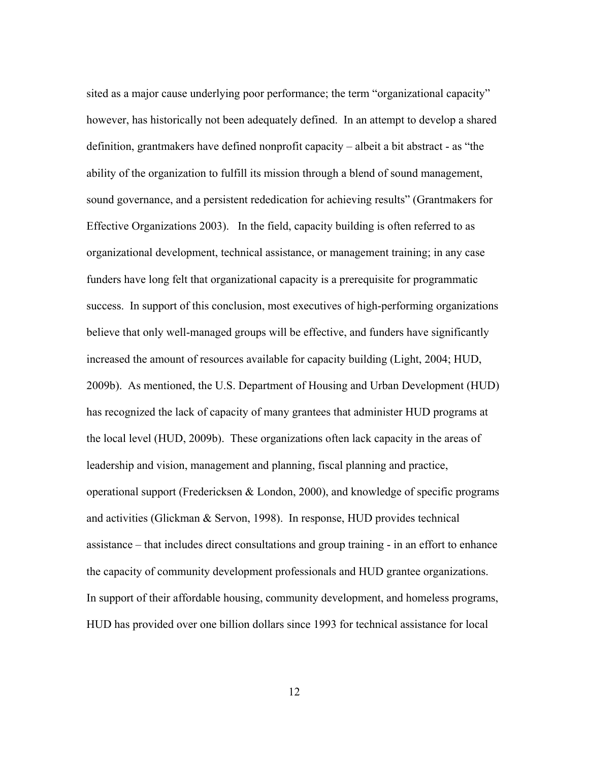sited as a major cause underlying poor performance; the term "organizational capacity" however, has historically not been adequately defined. In an attempt to develop a shared definition, grantmakers have defined nonprofit capacity – albeit a bit abstract - as "the ability of the organization to fulfill its mission through a blend of sound management, sound governance, and a persistent rededication for achieving results" (Grantmakers for Effective Organizations 2003). In the field, capacity building is often referred to as organizational development, technical assistance, or management training; in any case funders have long felt that organizational capacity is a prerequisite for programmatic success. In support of this conclusion, most executives of high-performing organizations believe that only well-managed groups will be effective, and funders have significantly increased the amount of resources available for capacity building (Light, 2004; HUD, 2009b). As mentioned, the U.S. Department of Housing and Urban Development (HUD) has recognized the lack of capacity of many grantees that administer HUD programs at the local level (HUD, 2009b). These organizations often lack capacity in the areas of leadership and vision, management and planning, fiscal planning and practice, operational support (Fredericksen & London, 2000), and knowledge of specific programs and activities (Glickman & Servon, 1998). In response, HUD provides technical assistance – that includes direct consultations and group training - in an effort to enhance the capacity of community development professionals and HUD grantee organizations. In support of their affordable housing, community development, and homeless programs, HUD has provided over one billion dollars since 1993 for technical assistance for local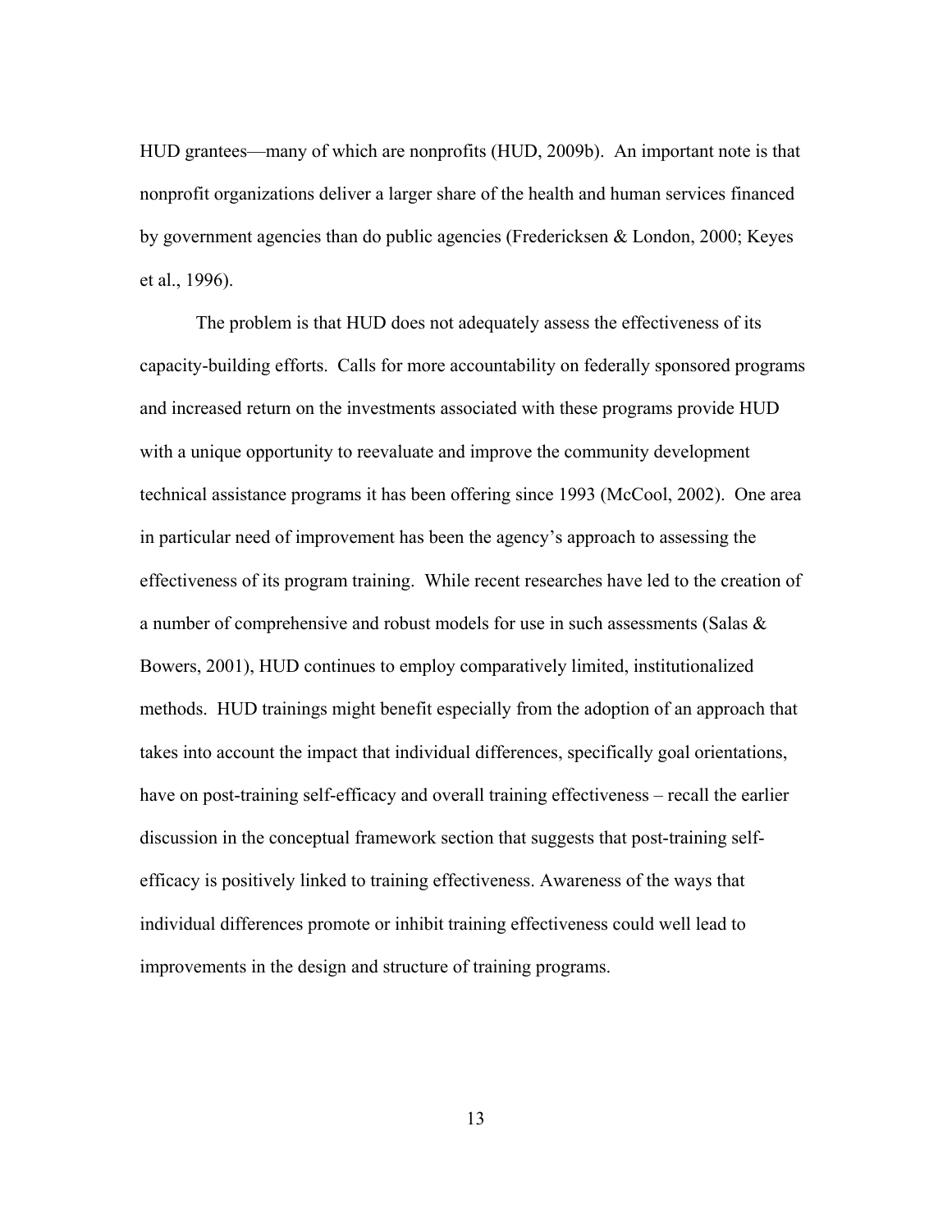HUD grantees—many of which are nonprofits (HUD, 2009b). An important note is that nonprofit organizations deliver a larger share of the health and human services financed by government agencies than do public agencies (Fredericksen & London, 2000; Keyes et al., 1996).

The problem is that HUD does not adequately assess the effectiveness of its capacity-building efforts. Calls for more accountability on federally sponsored programs and increased return on the investments associated with these programs provide HUD with a unique opportunity to reevaluate and improve the community development technical assistance programs it has been offering since 1993 (McCool, 2002). One area in particular need of improvement has been the agency's approach to assessing the effectiveness of its program training. While recent researches have led to the creation of a number of comprehensive and robust models for use in such assessments (Salas & Bowers, 2001), HUD continues to employ comparatively limited, institutionalized methods. HUD trainings might benefit especially from the adoption of an approach that takes into account the impact that individual differences, specifically goal orientations, have on post-training self-efficacy and overall training effectiveness – recall the earlier discussion in the conceptual framework section that suggests that post-training self-efficacy is positively linked to training effectiveness. Awareness of the ways that individual differences promote or inhibit training effectiveness could well lead to improvements in the design and structure of training programs.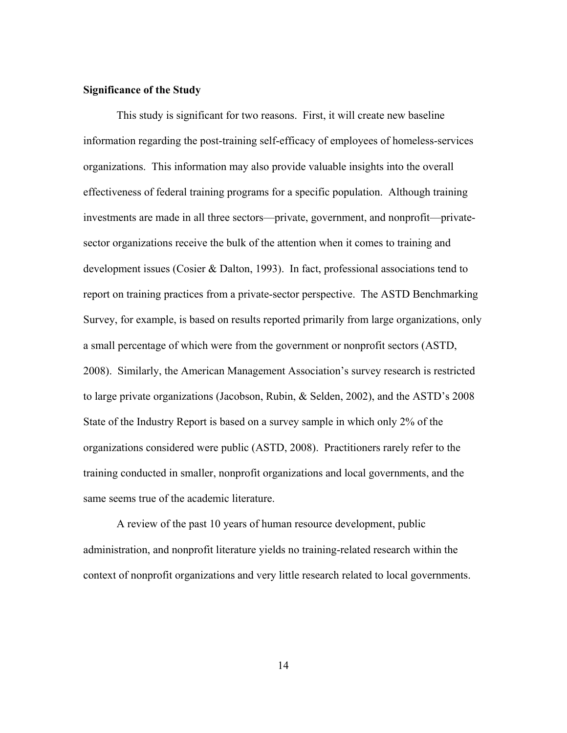**Significance of the Study**

This study is significant for two reasons. First, it will create new baseline information regarding the post-training self-efficacy of employees of homeless-services organizations. This information may also provide valuable insights into the overall effectiveness of federal training programs for a specific population. Although training investments are made in all three sectors—private, government, and nonprofit—private-sector organizations receive the bulk of the attention when it comes to training and development issues (Cosier & Dalton, 1993). In fact, professional associations tend to report on training practices from a private-sector perspective. The ASTD Benchmarking Survey, for example, is based on results reported primarily from large organizations, only a small percentage of which were from the government or nonprofit sectors (ASTD, 2008). Similarly, the American Management Association's survey research is restricted to large private organizations (Jacobson, Rubin, & Selden, 2002), and the ASTD's 2008 State of the Industry Report is based on a survey sample in which only 2% of the organizations considered were public (ASTD, 2008). Practitioners rarely refer to the training conducted in smaller, nonprofit organizations and local governments, and the same seems true of the academic literature.

A review of the past 10 years of human resource development, public administration, and nonprofit literature yields no training-related research within the context of nonprofit organizations and very little research related to local governments.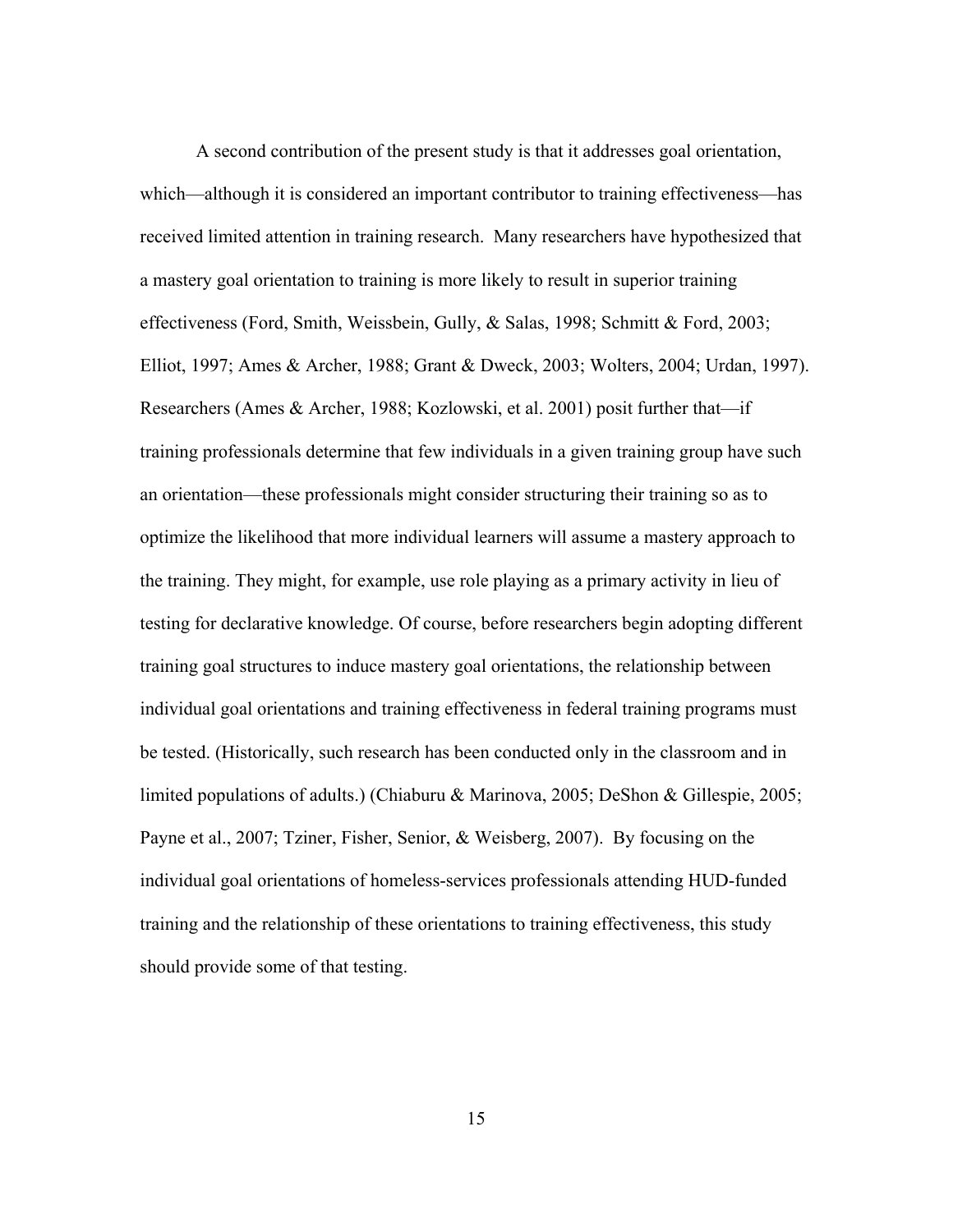A second contribution of the present study is that it addresses goal orientation, which—although it is considered an important contributor to training effectiveness—has received limited attention in training research. Many researchers have hypothesized that a mastery goal orientation to training is more likely to result in superior training effectiveness (Ford, Smith, Weissbein, Gully, & Salas, 1998; Schmitt & Ford, 2003; Elliot, 1997; Ames & Archer, 1988; Grant & Dweck, 2003; Wolters, 2004; Urdan, 1997). Researchers (Ames & Archer, 1988; Kozlowski, et al. 2001) posit further that—if training professionals determine that few individuals in a given training group have such an orientation—these professionals might consider structuring their training so as to optimize the likelihood that more individual learners will assume a mastery approach to the training. They might, for example, use role playing as a primary activity in lieu of testing for declarative knowledge. Of course, before researchers begin adopting different training goal structures to induce mastery goal orientations, the relationship between individual goal orientations and training effectiveness in federal training programs must be tested. (Historically, such research has been conducted only in the classroom and in limited populations of adults.) (Chiaburu & Marinova, 2005; DeShon & Gillespie, 2005; Payne et al., 2007; Tziner, Fisher, Senior, & Weisberg, 2007). By focusing on the individual goal orientations of homeless-services professionals attending HUD-funded training and the relationship of these orientations to training effectiveness, this study should provide some of that testing.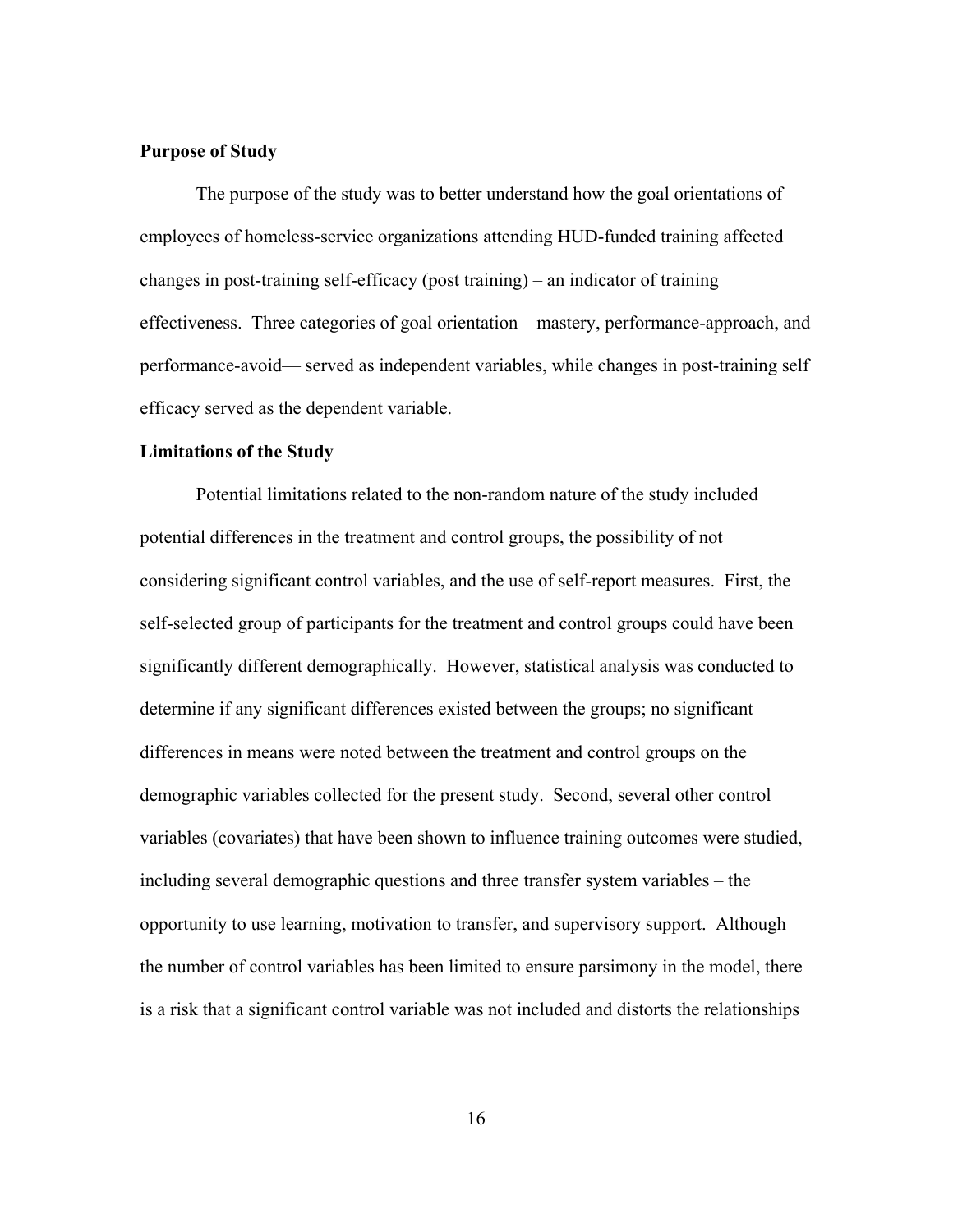### Purpose of Study

The purpose of the study was to better understand how the goal orientations of employees of homeless-service organizations attending HUD-funded training affected changes in post-training self-efficacy (post training) – an indicator of training effectiveness. Three categories of goal orientation—mastery, performance-approach, and performance-avoid— served as independent variables, while changes in post-training self efficacy served as the dependent variable.

### Limitations of the Study

Potential limitations related to the non-random nature of the study included potential differences in the treatment and control groups, the possibility of not considering significant control variables, and the use of self-report measures. First, the self-selected group of participants for the treatment and control groups could have been significantly different demographically. However, statistical analysis was conducted to determine if any significant differences existed between the groups; no significant differences in means were noted between the treatment and control groups on the demographic variables collected for the present study. Second, several other control variables (covariates) that have been shown to influence training outcomes were studied, including several demographic questions and three transfer system variables – the opportunity to use learning, motivation to transfer, and supervisory support. Although the number of control variables has been limited to ensure parsimony in the model, there is a risk that a significant control variable was not included and distorts the relationships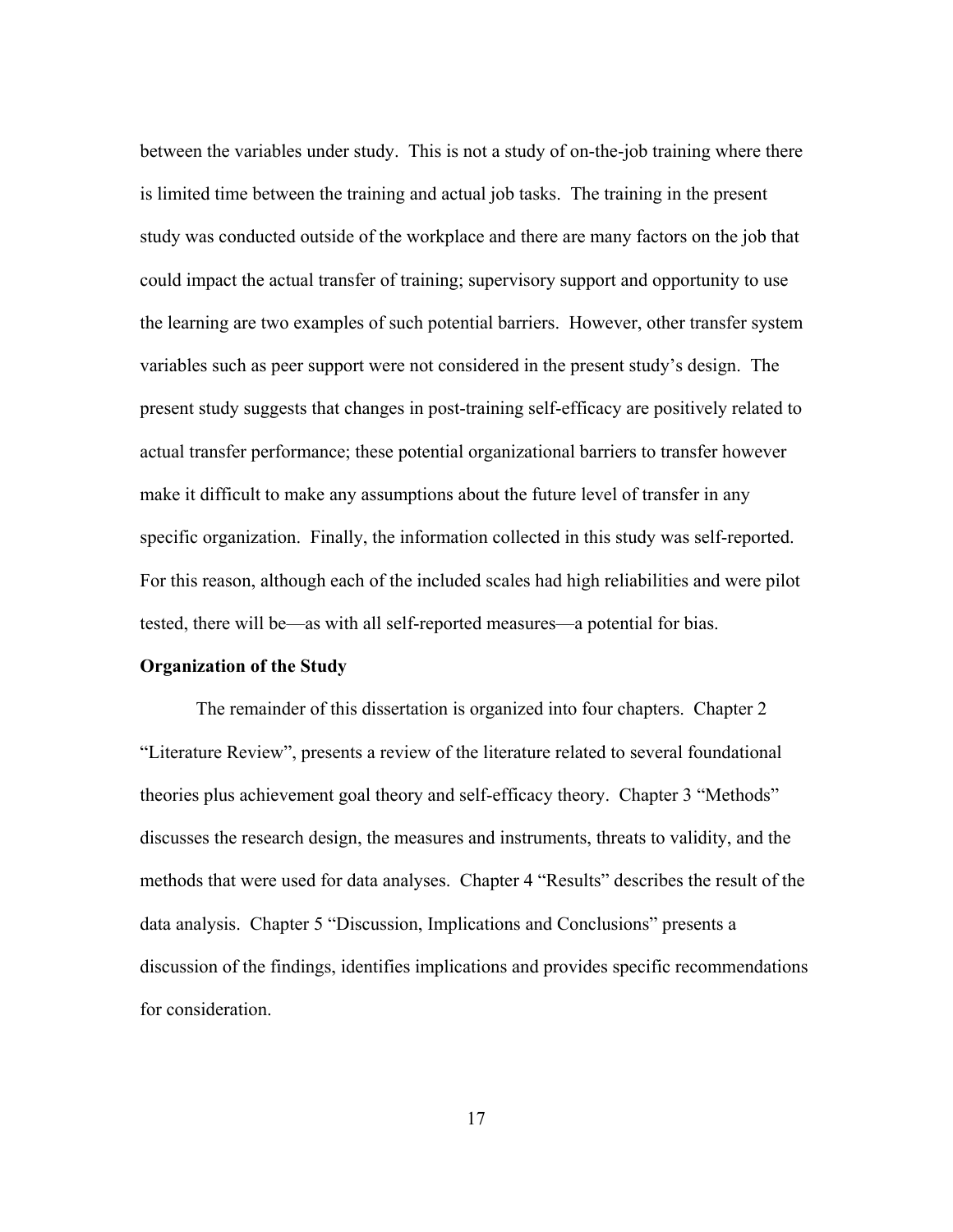between the variables under study. This is not a study of on-the-job training where there is limited time between the training and actual job tasks. The training in the present study was conducted outside of the workplace and there are many factors on the job that could impact the actual transfer of training; supervisory support and opportunity to use the learning are two examples of such potential barriers. However, other transfer system variables such as peer support were not considered in the present study's design. The present study suggests that changes in post-training self-efficacy are positively related to actual transfer performance; these potential organizational barriers to transfer however make it difficult to make any assumptions about the future level of transfer in any specific organization. Finally, the information collected in this study was self-reported. For this reason, although each of the included scales had high reliabilities and were pilot tested, there will be—as with all self-reported measures—a potential for bias.

**Organization of the Study**

The remainder of this dissertation is organized into four chapters. Chapter 2 "Literature Review", presents a review of the literature related to several foundational theories plus achievement goal theory and self-efficacy theory. Chapter 3 "Methods" discusses the research design, the measures and instruments, threats to validity, and the methods that were used for data analyses. Chapter 4 "Results" describes the result of the data analysis. Chapter 5 "Discussion, Implications and Conclusions" presents a discussion of the findings, identifies implications and provides specific recommendations for consideration.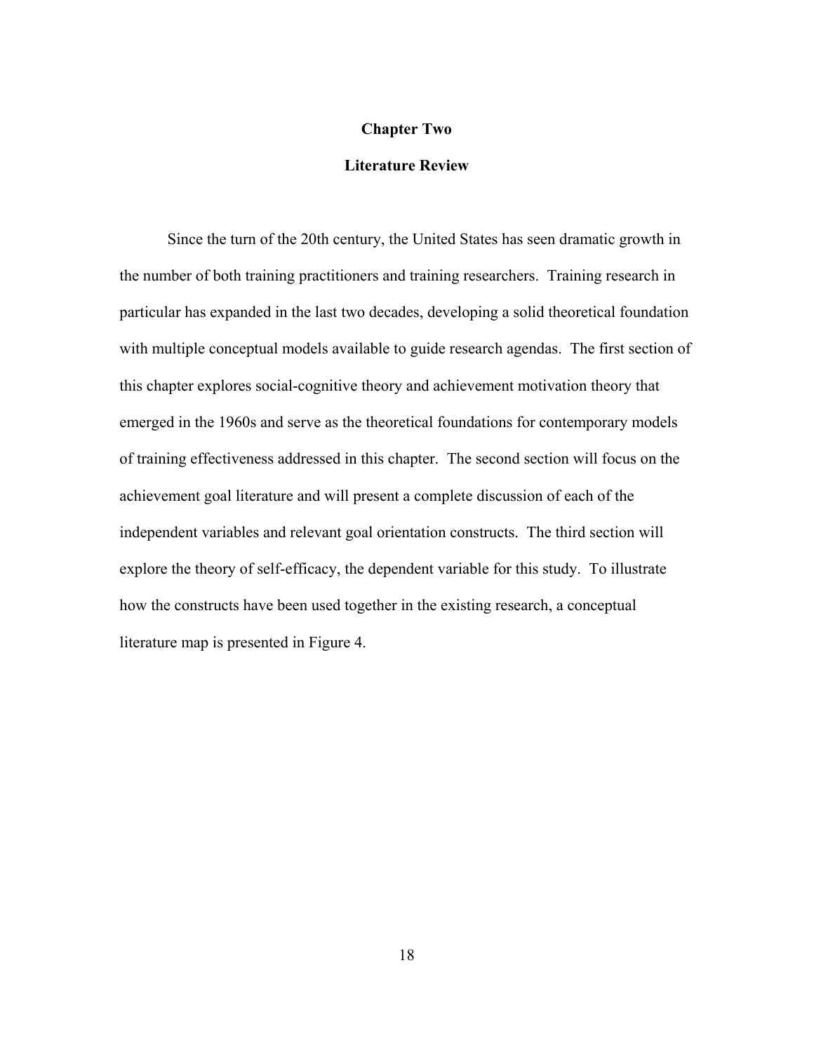# Chapter Two

## Literature Review

Since the turn of the 20th century, the United States has seen dramatic growth in the number of both training practitioners and training researchers. Training research in particular has expanded in the last two decades, developing a solid theoretical foundation with multiple conceptual models available to guide research agendas. The first section of this chapter explores social-cognitive theory and achievement motivation theory that emerged in the 1960s and serve as the theoretical foundations for contemporary models of training effectiveness addressed in this chapter. The second section will focus on the achievement goal literature and will present a complete discussion of each of the independent variables and relevant goal orientation constructs. The third section will explore the theory of self-efficacy, the dependent variable for this study. To illustrate how the constructs have been used together in the existing research, a conceptual literature map is presented in Figure 4.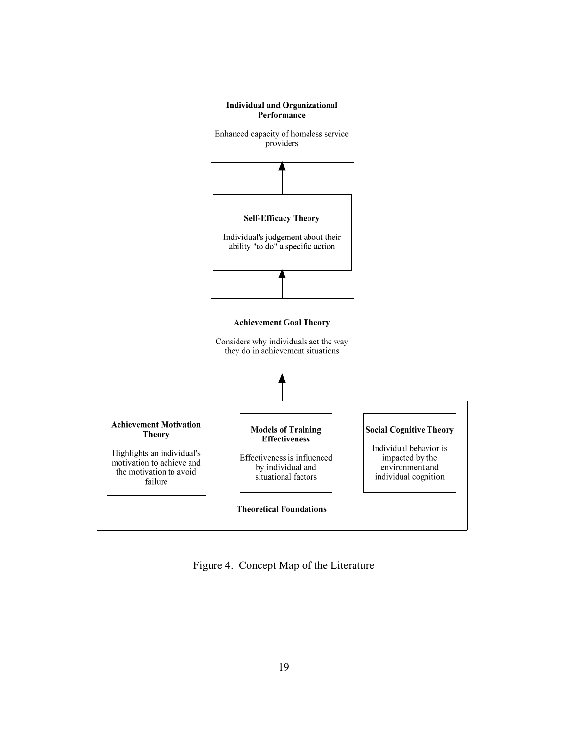**Individual and Organizational Performance**

Enhanced capacity of homeless service providers

↑

**Self-Efficacy Theory**

Individual's judgement about their ability "to do" a specific action

↑

**Achievement Goal Theory**

Considers why individuals act the way they do in achievement situations

↑

**Achievement Motivation Theory**

Highlights an individual's motivation to achieve and the motivation to avoid failure

**Models of Training Effectiveness**

Effectiveness is influenced by individual and situational factors

**Social Cognitive Theory**

Individual behavior is impacted by the environment and individual cognition

**Theoretical Foundations**

Figure 4. Concept Map of the Literature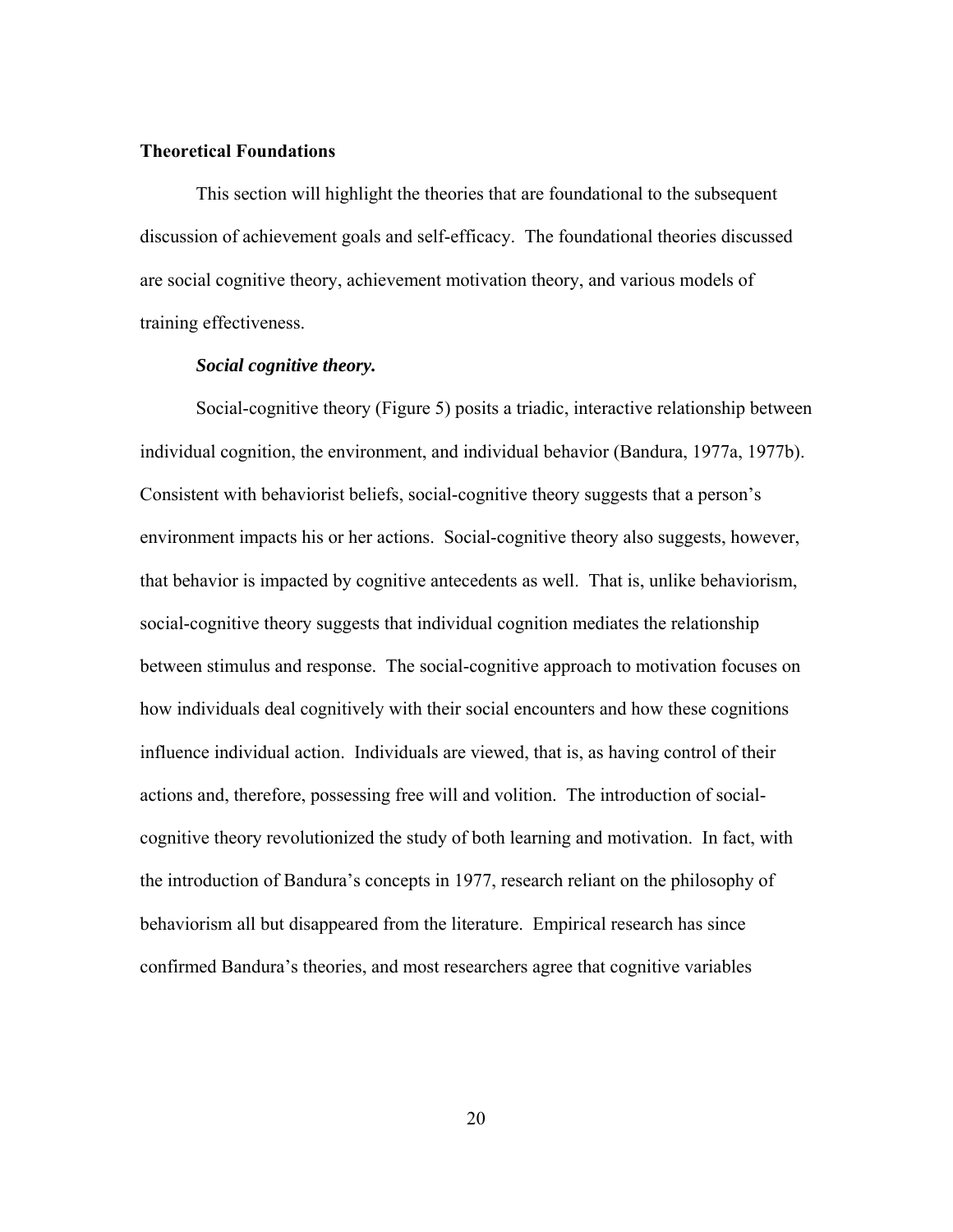## Theoretical Foundations

This section will highlight the theories that are foundational to the subsequent discussion of achievement goals and self-efficacy. The foundational theories discussed are social cognitive theory, achievement motivation theory, and various models of training effectiveness.

### *Social cognitive theory.*

Social-cognitive theory (Figure 5) posits a triadic, interactive relationship between individual cognition, the environment, and individual behavior (Bandura, 1977a, 1977b). Consistent with behaviorist beliefs, social-cognitive theory suggests that a person's environment impacts his or her actions. Social-cognitive theory also suggests, however, that behavior is impacted by cognitive antecedents as well. That is, unlike behaviorism, social-cognitive theory suggests that individual cognition mediates the relationship between stimulus and response. The social-cognitive approach to motivation focuses on how individuals deal cognitively with their social encounters and how these cognitions influence individual action. Individuals are viewed, that is, as having control of their actions and, therefore, possessing free will and volition. The introduction of social-cognitive theory revolutionized the study of both learning and motivation. In fact, with the introduction of Bandura's concepts in 1977, research reliant on the philosophy of behaviorism all but disappeared from the literature. Empirical research has since confirmed Bandura's theories, and most researchers agree that cognitive variables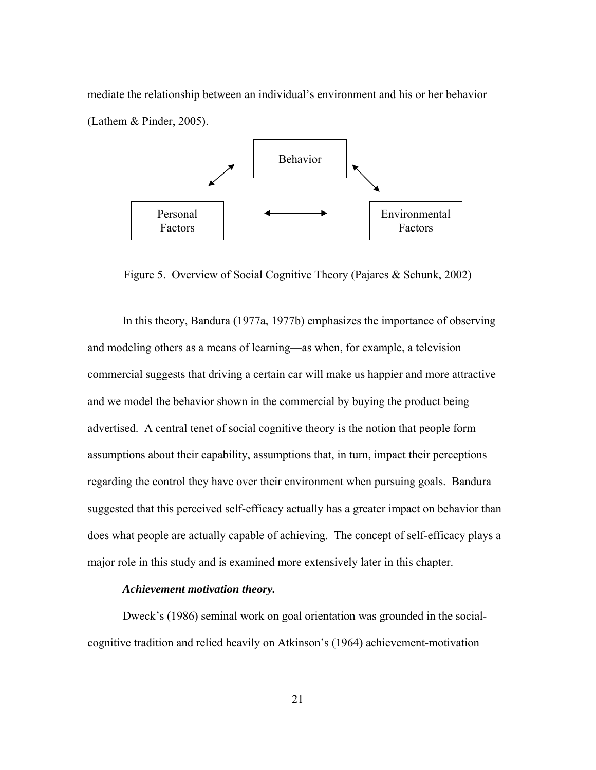mediate the relationship between an individual's environment and his or her behavior (Lathem & Pinder, 2005).

Figure 5. Overview of Social Cognitive Theory (Pajares & Schunk, 2002)

In this theory, Bandura (1977a, 1977b) emphasizes the importance of observing and modeling others as a means of learning—as when, for example, a television commercial suggests that driving a certain car will make us happier and more attractive and we model the behavior shown in the commercial by buying the product being advertised. A central tenet of social cognitive theory is the notion that people form assumptions about their capability, assumptions that, in turn, impact their perceptions regarding the control they have over their environment when pursuing goals. Bandura suggested that this perceived self-efficacy actually has a greater impact on behavior than does what people are actually capable of achieving. The concept of self-efficacy plays a major role in this study and is examined more extensively later in this chapter.

***Achievement motivation theory.***

Dweck's (1986) seminal work on goal orientation was grounded in the social-cognitive tradition and relied heavily on Atkinson's (1964) achievement-motivation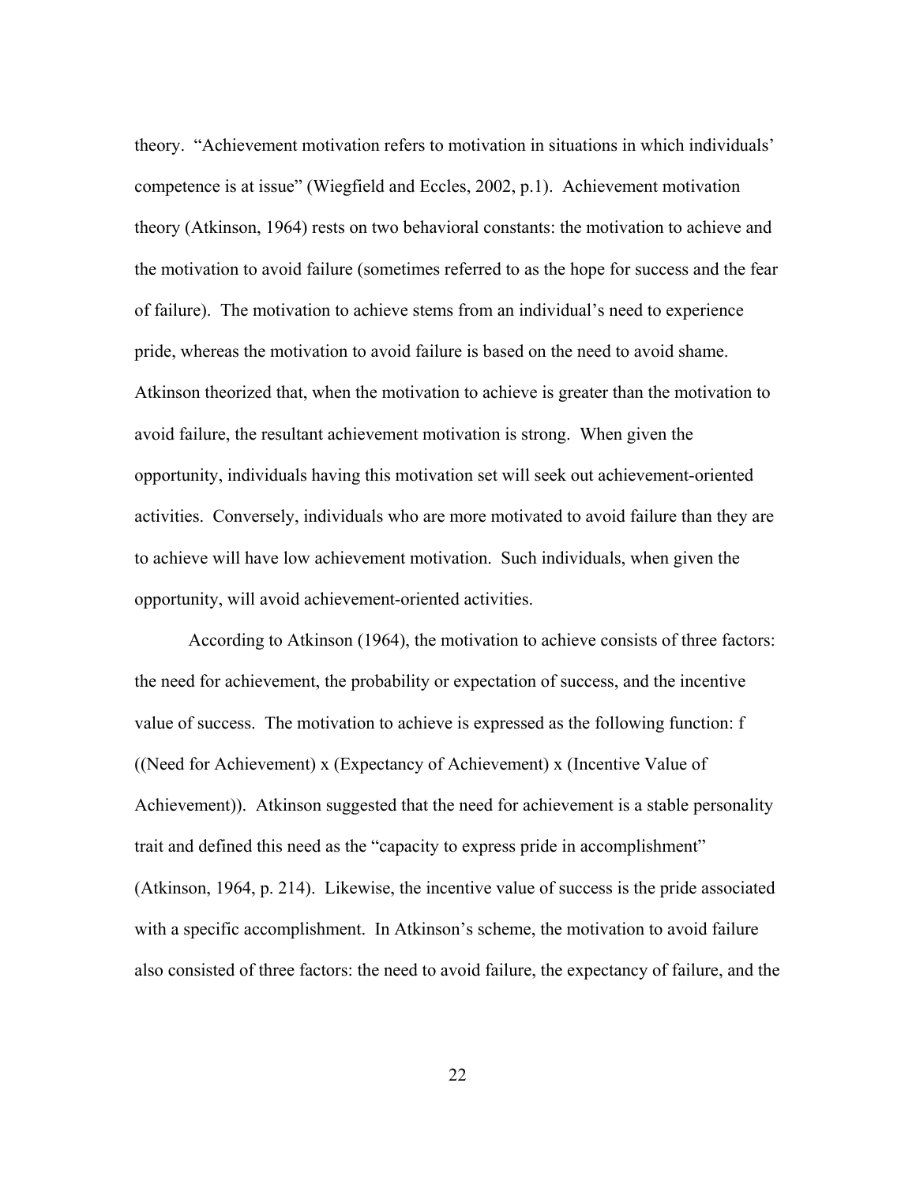theory. "Achievement motivation refers to motivation in situations in which individuals' competence is at issue" (Wiegfield and Eccles, 2002, p.1). Achievement motivation theory (Atkinson, 1964) rests on two behavioral constants: the motivation to achieve and the motivation to avoid failure (sometimes referred to as the hope for success and the fear of failure). The motivation to achieve stems from an individual's need to experience pride, whereas the motivation to avoid failure is based on the need to avoid shame. Atkinson theorized that, when the motivation to achieve is greater than the motivation to avoid failure, the resultant achievement motivation is strong. When given the opportunity, individuals having this motivation set will seek out achievement-oriented activities. Conversely, individuals who are more motivated to avoid failure than they are to achieve will have low achievement motivation. Such individuals, when given the opportunity, will avoid achievement-oriented activities.

According to Atkinson (1964), the motivation to achieve consists of three factors: the need for achievement, the probability or expectation of success, and the incentive value of success. The motivation to achieve is expressed as the following function: f ((Need for Achievement) x (Expectancy of Achievement) x (Incentive Value of Achievement)). Atkinson suggested that the need for achievement is a stable personality trait and defined this need as the "capacity to express pride in accomplishment" (Atkinson, 1964, p. 214). Likewise, the incentive value of success is the pride associated with a specific accomplishment. In Atkinson's scheme, the motivation to avoid failure also consisted of three factors: the need to avoid failure, the expectancy of failure, and the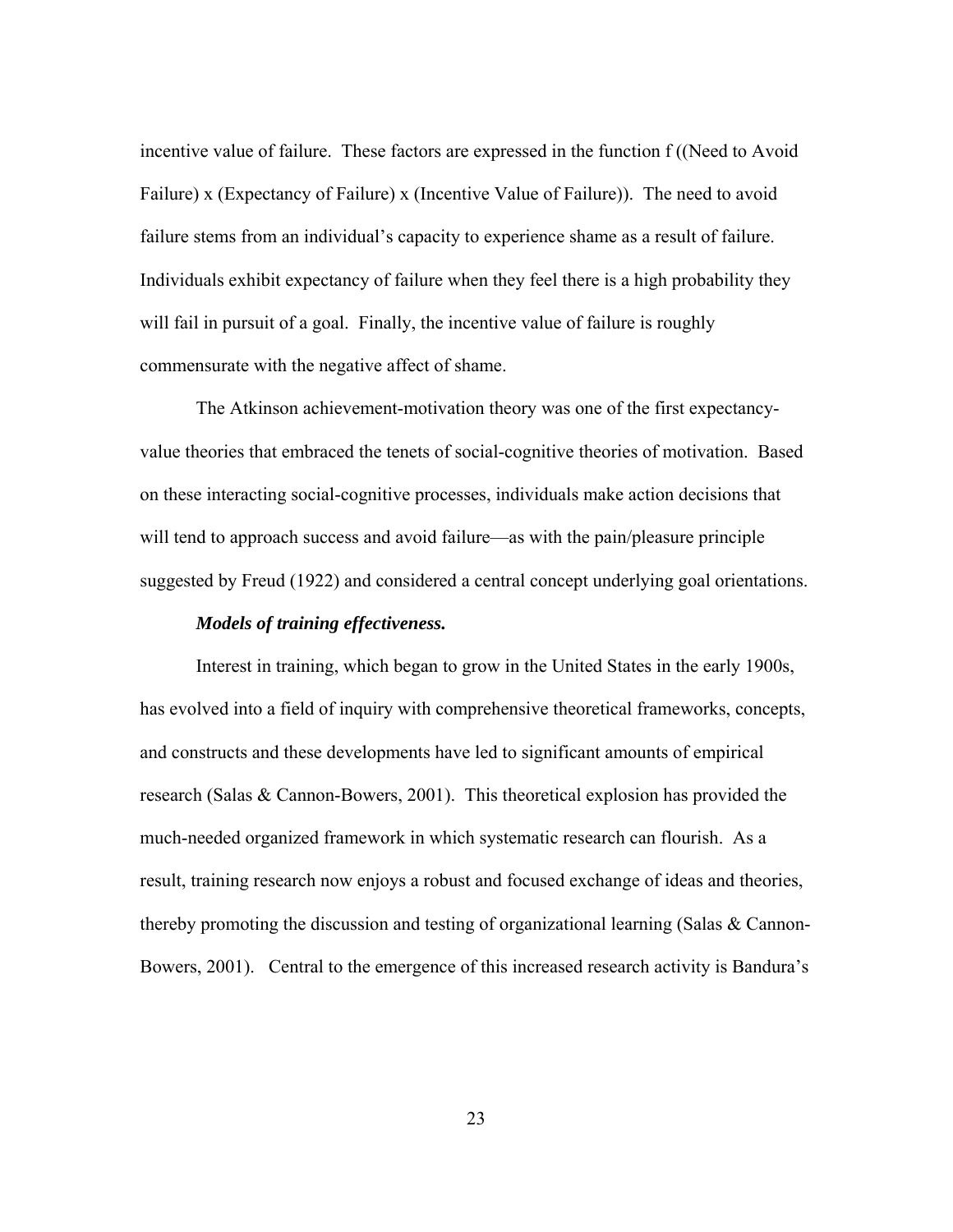incentive value of failure. These factors are expressed in the function f ((Need to Avoid Failure) x (Expectancy of Failure) x (Incentive Value of Failure)). The need to avoid failure stems from an individual's capacity to experience shame as a result of failure. Individuals exhibit expectancy of failure when they feel there is a high probability they will fail in pursuit of a goal. Finally, the incentive value of failure is roughly commensurate with the negative affect of shame.

The Atkinson achievement-motivation theory was one of the first expectancy-value theories that embraced the tenets of social-cognitive theories of motivation. Based on these interacting social-cognitive processes, individuals make action decisions that will tend to approach success and avoid failure—as with the pain/pleasure principle suggested by Freud (1922) and considered a central concept underlying goal orientations.

***Models of training effectiveness.***

Interest in training, which began to grow in the United States in the early 1900s, has evolved into a field of inquiry with comprehensive theoretical frameworks, concepts, and constructs and these developments have led to significant amounts of empirical research (Salas & Cannon-Bowers, 2001). This theoretical explosion has provided the much-needed organized framework in which systematic research can flourish. As a result, training research now enjoys a robust and focused exchange of ideas and theories, thereby promoting the discussion and testing of organizational learning (Salas & Cannon-Bowers, 2001). Central to the emergence of this increased research activity is Bandura's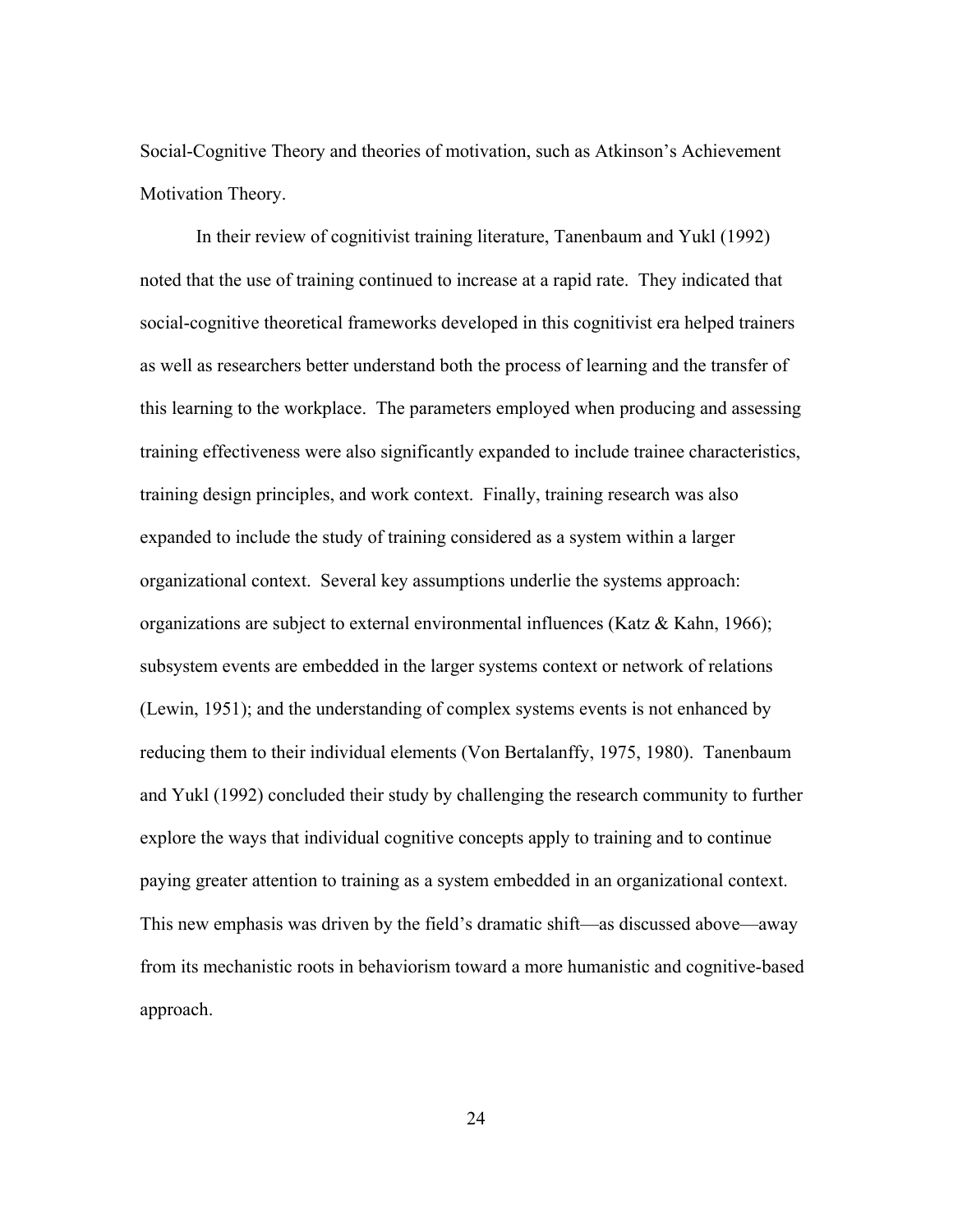Social-Cognitive Theory and theories of motivation, such as Atkinson's Achievement Motivation Theory.

In their review of cognitivist training literature, Tanenbaum and Yukl (1992) noted that the use of training continued to increase at a rapid rate. They indicated that social-cognitive theoretical frameworks developed in this cognitivist era helped trainers as well as researchers better understand both the process of learning and the transfer of this learning to the workplace. The parameters employed when producing and assessing training effectiveness were also significantly expanded to include trainee characteristics, training design principles, and work context. Finally, training research was also expanded to include the study of training considered as a system within a larger organizational context. Several key assumptions underlie the systems approach: organizations are subject to external environmental influences (Katz & Kahn, 1966); subsystem events are embedded in the larger systems context or network of relations (Lewin, 1951); and the understanding of complex systems events is not enhanced by reducing them to their individual elements (Von Bertalanffy, 1975, 1980). Tanenbaum and Yukl (1992) concluded their study by challenging the research community to further explore the ways that individual cognitive concepts apply to training and to continue paying greater attention to training as a system embedded in an organizational context. This new emphasis was driven by the field's dramatic shift—as discussed above—away from its mechanistic roots in behaviorism toward a more humanistic and cognitive-based approach.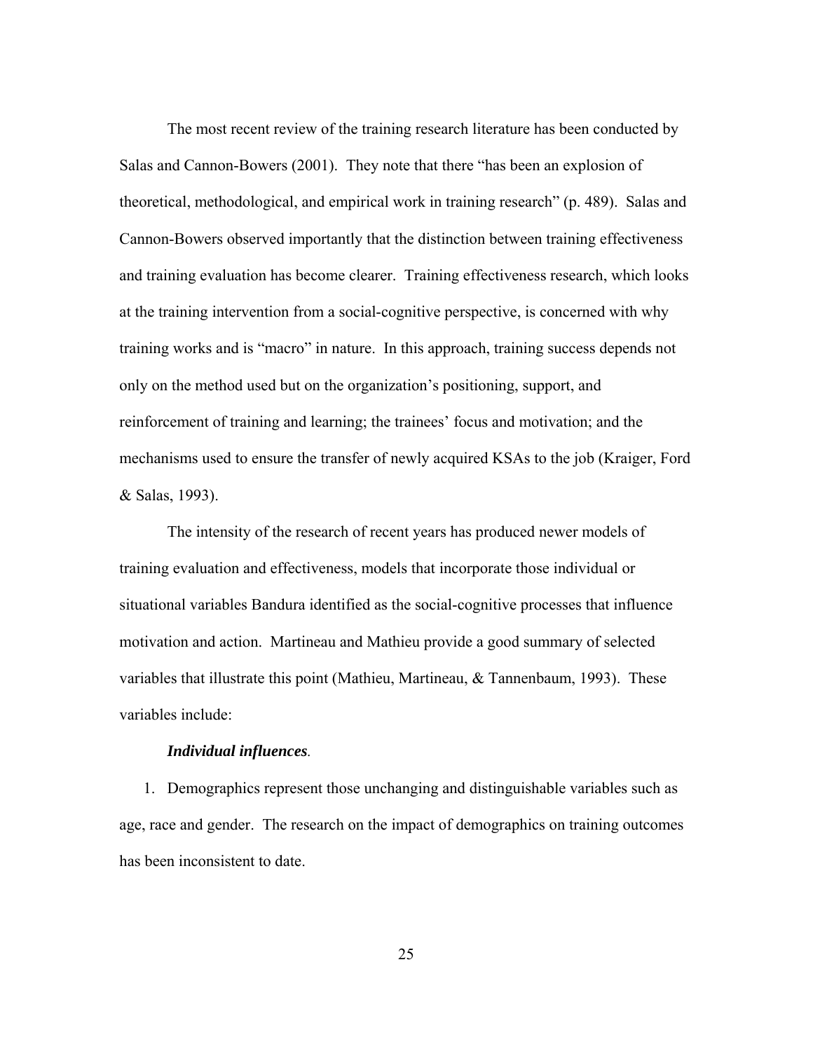The most recent review of the training research literature has been conducted by Salas and Cannon-Bowers (2001). They note that there "has been an explosion of theoretical, methodological, and empirical work in training research" (p. 489). Salas and Cannon-Bowers observed importantly that the distinction between training effectiveness and training evaluation has become clearer. Training effectiveness research, which looks at the training intervention from a social-cognitive perspective, is concerned with why training works and is "macro" in nature. In this approach, training success depends not only on the method used but on the organization's positioning, support, and reinforcement of training and learning; the trainees' focus and motivation; and the mechanisms used to ensure the transfer of newly acquired KSAs to the job (Kraiger, Ford & Salas, 1993).

The intensity of the research of recent years has produced newer models of training evaluation and effectiveness, models that incorporate those individual or situational variables Bandura identified as the social-cognitive processes that influence motivation and action. Martineau and Mathieu provide a good summary of selected variables that illustrate this point (Mathieu, Martineau, & Tannenbaum, 1993). These variables include:

***Individual influences*.**

1. Demographics represent those unchanging and distinguishable variables such as age, race and gender. The research on the impact of demographics on training outcomes has been inconsistent to date.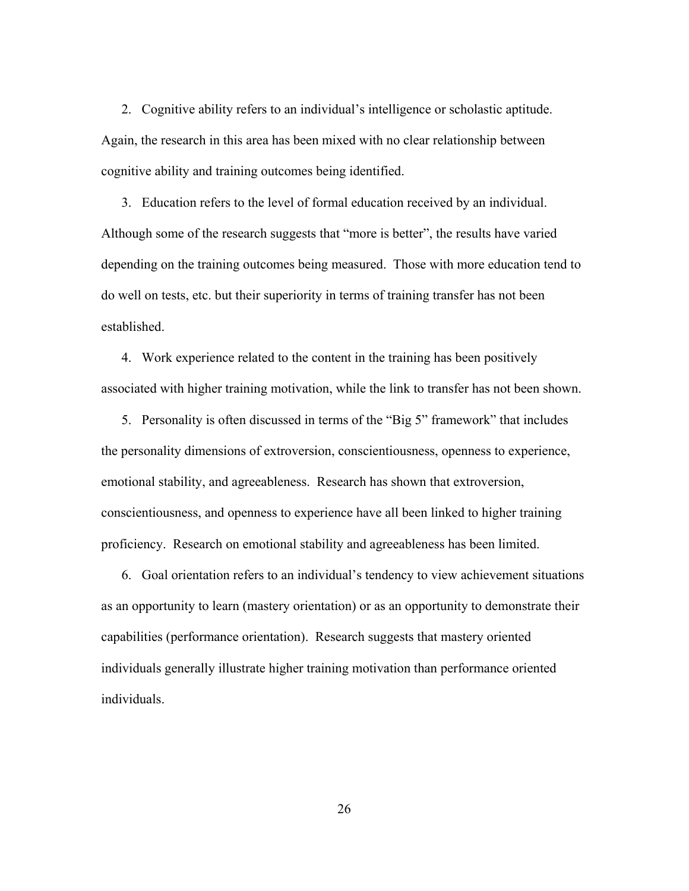2. Cognitive ability refers to an individual's intelligence or scholastic aptitude. Again, the research in this area has been mixed with no clear relationship between cognitive ability and training outcomes being identified.

3. Education refers to the level of formal education received by an individual. Although some of the research suggests that "more is better", the results have varied depending on the training outcomes being measured. Those with more education tend to do well on tests, etc. but their superiority in terms of training transfer has not been established.

4. Work experience related to the content in the training has been positively associated with higher training motivation, while the link to transfer has not been shown.

5. Personality is often discussed in terms of the "Big 5" framework" that includes the personality dimensions of extroversion, conscientiousness, openness to experience, emotional stability, and agreeableness. Research has shown that extroversion, conscientiousness, and openness to experience have all been linked to higher training proficiency. Research on emotional stability and agreeableness has been limited.

6. Goal orientation refers to an individual's tendency to view achievement situations as an opportunity to learn (mastery orientation) or as an opportunity to demonstrate their capabilities (performance orientation). Research suggests that mastery oriented individuals generally illustrate higher training motivation than performance oriented individuals.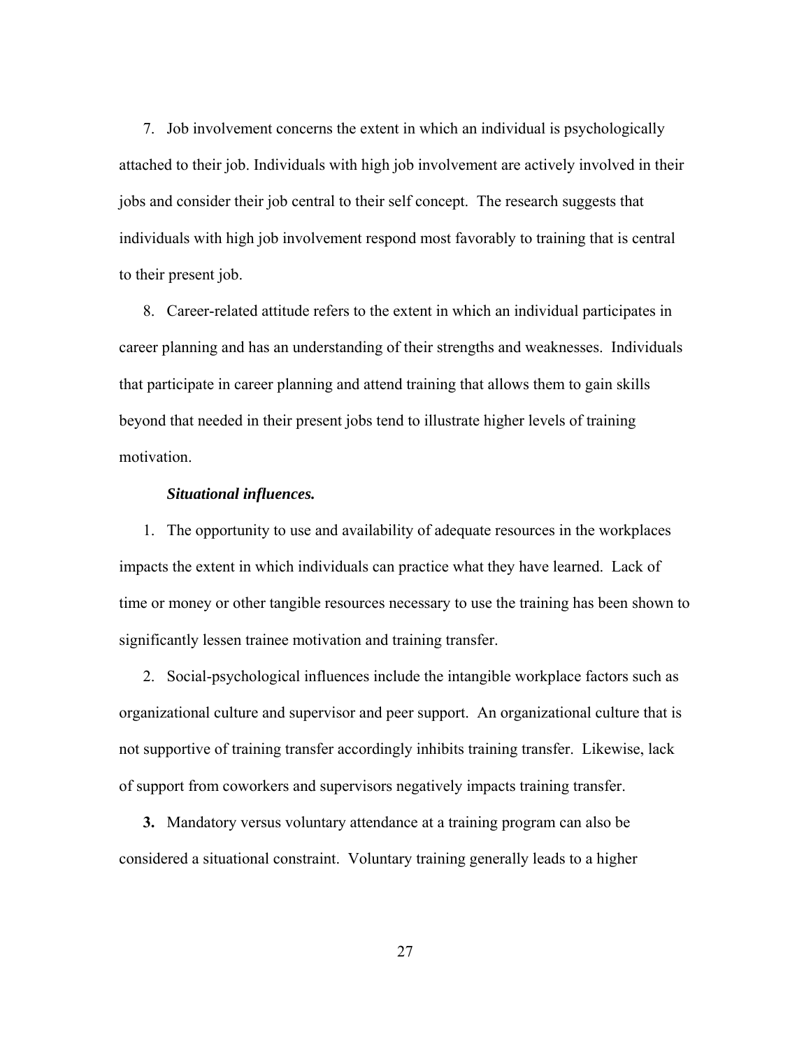7. Job involvement concerns the extent in which an individual is psychologically attached to their job. Individuals with high job involvement are actively involved in their jobs and consider their job central to their self concept. The research suggests that individuals with high job involvement respond most favorably to training that is central to their present job.

8. Career-related attitude refers to the extent in which an individual participates in career planning and has an understanding of their strengths and weaknesses. Individuals that participate in career planning and attend training that allows them to gain skills beyond that needed in their present jobs tend to illustrate higher levels of training motivation.

***Situational influences.***

1. The opportunity to use and availability of adequate resources in the workplaces impacts the extent in which individuals can practice what they have learned. Lack of time or money or other tangible resources necessary to use the training has been shown to significantly lessen trainee motivation and training transfer.

2. Social-psychological influences include the intangible workplace factors such as organizational culture and supervisor and peer support. An organizational culture that is not supportive of training transfer accordingly inhibits training transfer. Likewise, lack of support from coworkers and supervisors negatively impacts training transfer.

**3.** Mandatory versus voluntary attendance at a training program can also be considered a situational constraint. Voluntary training generally leads to a higher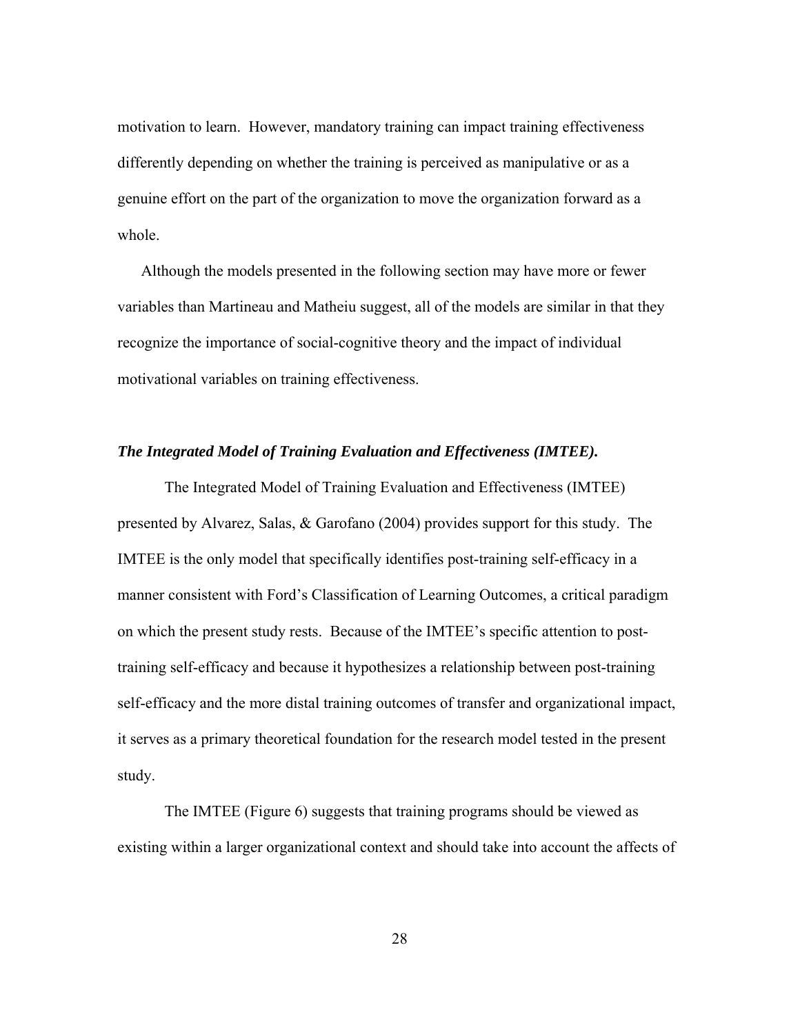motivation to learn. However, mandatory training can impact training effectiveness differently depending on whether the training is perceived as manipulative or as a genuine effort on the part of the organization to move the organization forward as a whole.

Although the models presented in the following section may have more or fewer variables than Martineau and Matheiu suggest, all of the models are similar in that they recognize the importance of social-cognitive theory and the impact of individual motivational variables on training effectiveness.

### ***The Integrated Model of Training Evaluation and Effectiveness (IMTEE).***

The Integrated Model of Training Evaluation and Effectiveness (IMTEE) presented by Alvarez, Salas, & Garofano (2004) provides support for this study. The IMTEE is the only model that specifically identifies post-training self-efficacy in a manner consistent with Ford's Classification of Learning Outcomes, a critical paradigm on which the present study rests. Because of the IMTEE's specific attention to post-training self-efficacy and because it hypothesizes a relationship between post-training self-efficacy and the more distal training outcomes of transfer and organizational impact, it serves as a primary theoretical foundation for the research model tested in the present study.

The IMTEE (Figure 6) suggests that training programs should be viewed as existing within a larger organizational context and should take into account the affects of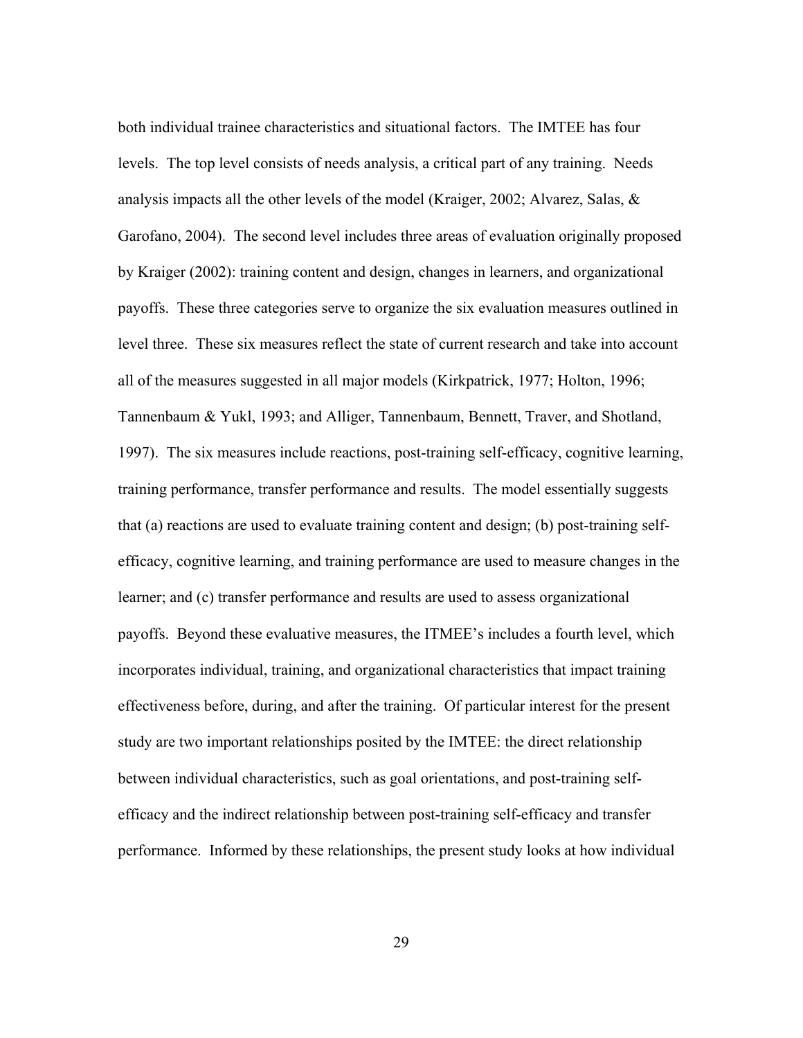both individual trainee characteristics and situational factors. The IMTEE has four levels. The top level consists of needs analysis, a critical part of any training. Needs analysis impacts all the other levels of the model (Kraiger, 2002; Alvarez, Salas, & Garofano, 2004). The second level includes three areas of evaluation originally proposed by Kraiger (2002): training content and design, changes in learners, and organizational payoffs. These three categories serve to organize the six evaluation measures outlined in level three. These six measures reflect the state of current research and take into account all of the measures suggested in all major models (Kirkpatrick, 1977; Holton, 1996; Tannenbaum & Yukl, 1993; and Alliger, Tannenbaum, Bennett, Traver, and Shotland, 1997). The six measures include reactions, post-training self-efficacy, cognitive learning, training performance, transfer performance and results. The model essentially suggests that (a) reactions are used to evaluate training content and design; (b) post-training self-efficacy, cognitive learning, and training performance are used to measure changes in the learner; and (c) transfer performance and results are used to assess organizational payoffs. Beyond these evaluative measures, the ITMEE's includes a fourth level, which incorporates individual, training, and organizational characteristics that impact training effectiveness before, during, and after the training. Of particular interest for the present study are two important relationships posited by the IMTEE: the direct relationship between individual characteristics, such as goal orientations, and post-training self-efficacy and the indirect relationship between post-training self-efficacy and transfer performance. Informed by these relationships, the present study looks at how individual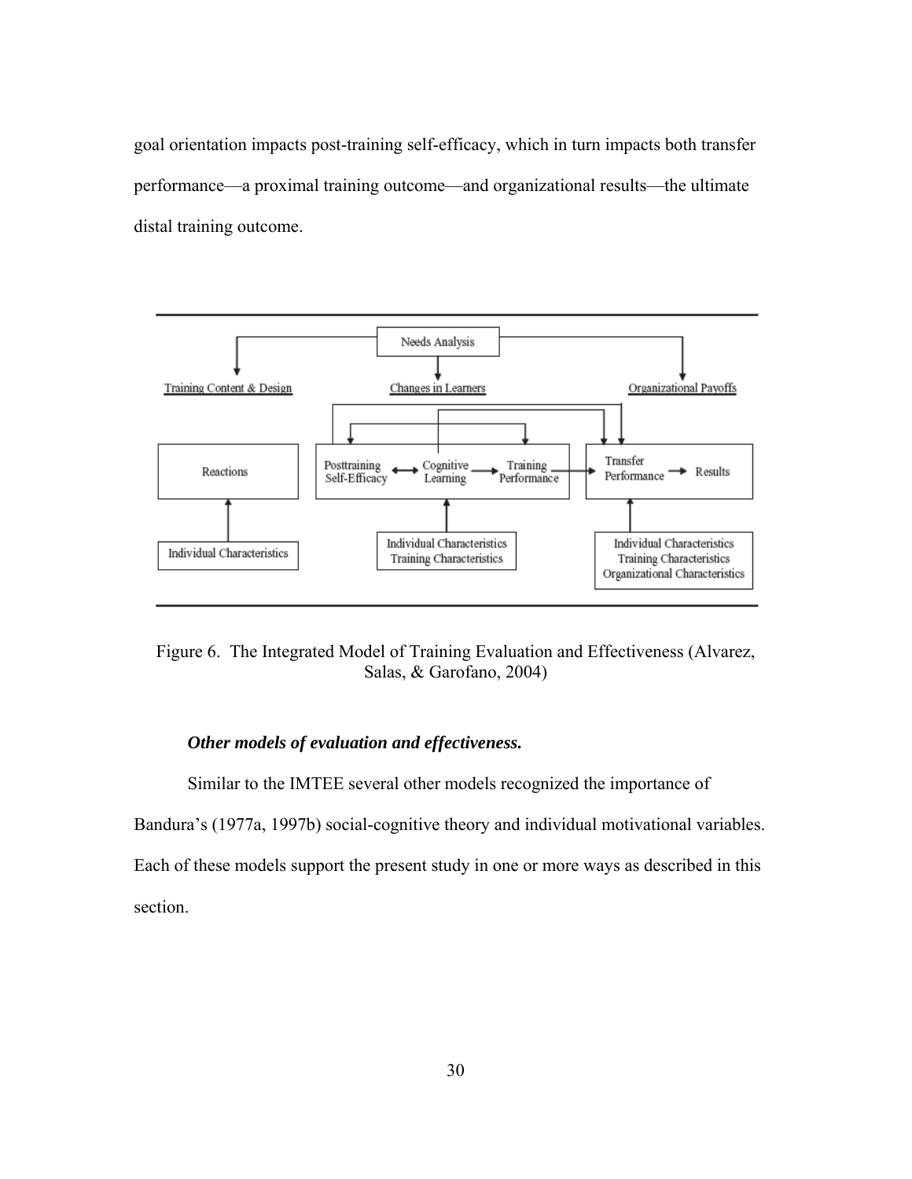goal orientation impacts post-training self-efficacy, which in turn impacts both transfer performance—a proximal training outcome—and organizational results—the ultimate distal training outcome.

Figure 6. The Integrated Model of Training Evaluation and Effectiveness (Alvarez, Salas, & Garofano, 2004)

### *Other models of evaluation and effectiveness.*

Similar to the IMTEE several other models recognized the importance of Bandura's (1977a, 1997b) social-cognitive theory and individual motivational variables. Each of these models support the present study in one or more ways as described in this section.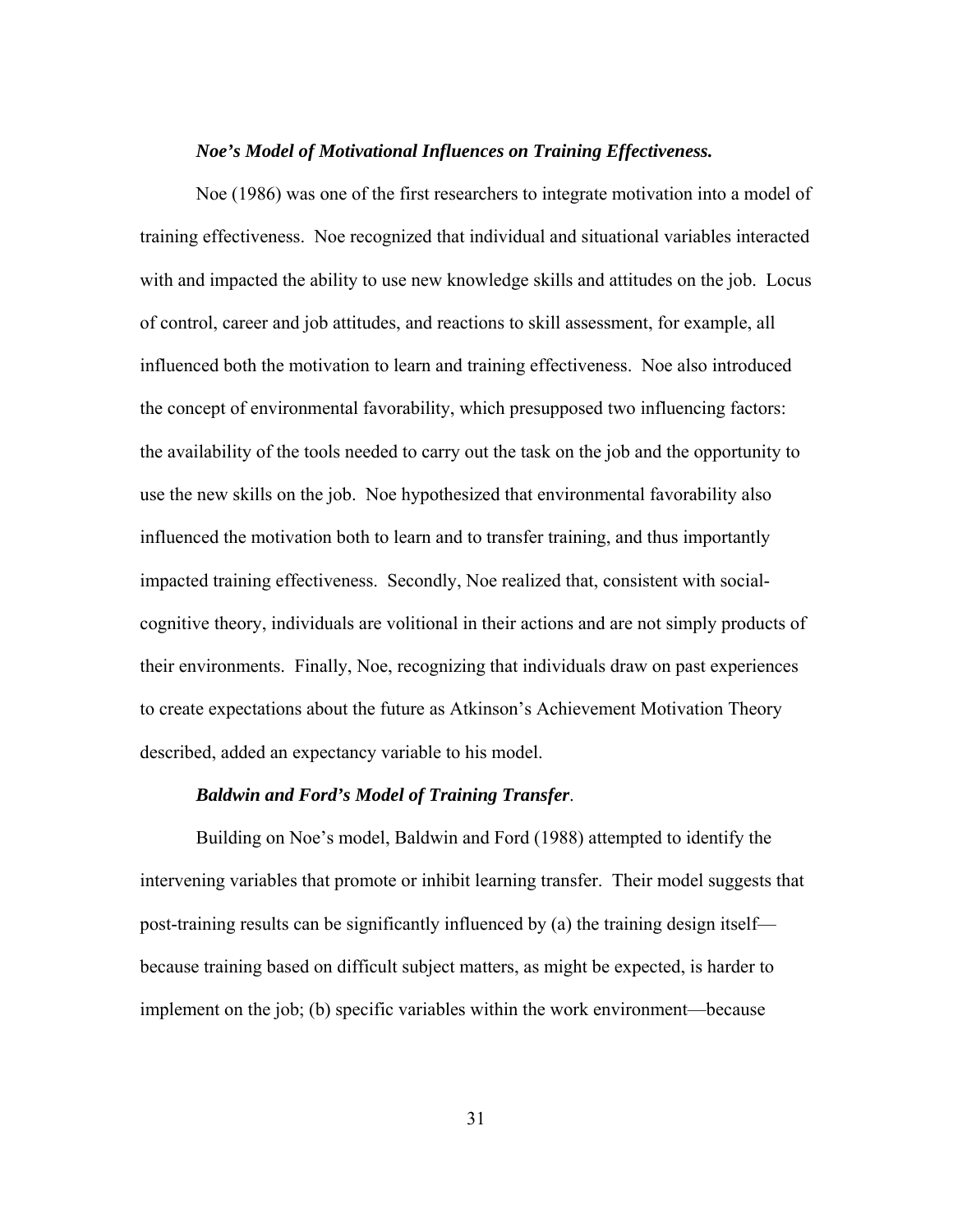#### ***Noe's Model of Motivational Influences on Training Effectiveness.***

Noe (1986) was one of the first researchers to integrate motivation into a model of training effectiveness. Noe recognized that individual and situational variables interacted with and impacted the ability to use new knowledge skills and attitudes on the job. Locus of control, career and job attitudes, and reactions to skill assessment, for example, all influenced both the motivation to learn and training effectiveness. Noe also introduced the concept of environmental favorability, which presupposed two influencing factors: the availability of the tools needed to carry out the task on the job and the opportunity to use the new skills on the job. Noe hypothesized that environmental favorability also influenced the motivation both to learn and to transfer training, and thus importantly impacted training effectiveness. Secondly, Noe realized that, consistent with social-cognitive theory, individuals are volitional in their actions and are not simply products of their environments. Finally, Noe, recognizing that individuals draw on past experiences to create expectations about the future as Atkinson's Achievement Motivation Theory described, added an expectancy variable to his model.

#### ***Baldwin and Ford's Model of Training Transfer***.

Building on Noe's model, Baldwin and Ford (1988) attempted to identify the intervening variables that promote or inhibit learning transfer. Their model suggests that post-training results can be significantly influenced by (a) the training design itself—because training based on difficult subject matters, as might be expected, is harder to implement on the job; (b) specific variables within the work environment—because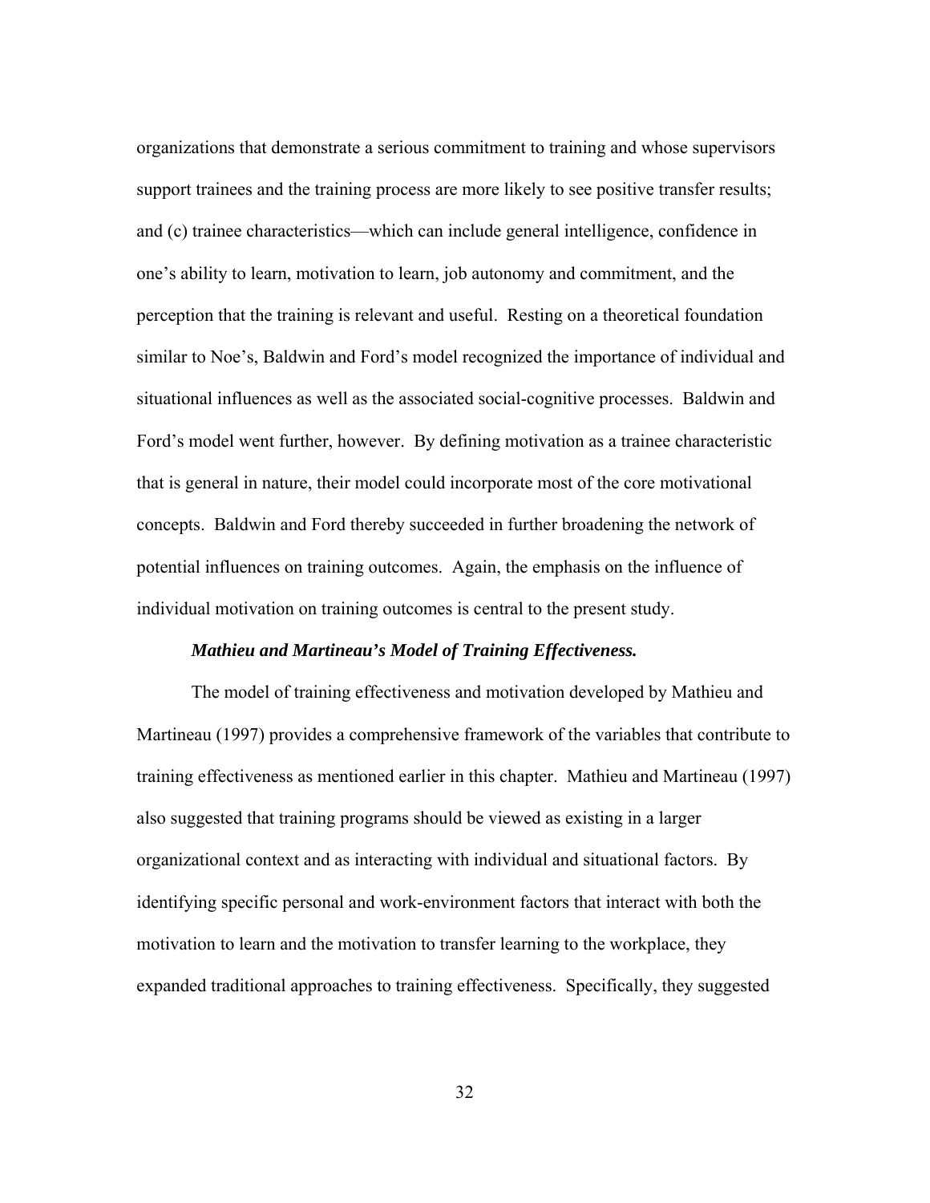organizations that demonstrate a serious commitment to training and whose supervisors support trainees and the training process are more likely to see positive transfer results; and (c) trainee characteristics—which can include general intelligence, confidence in one's ability to learn, motivation to learn, job autonomy and commitment, and the perception that the training is relevant and useful. Resting on a theoretical foundation similar to Noe's, Baldwin and Ford's model recognized the importance of individual and situational influences as well as the associated social-cognitive processes. Baldwin and Ford's model went further, however. By defining motivation as a trainee characteristic that is general in nature, their model could incorporate most of the core motivational concepts. Baldwin and Ford thereby succeeded in further broadening the network of potential influences on training outcomes. Again, the emphasis on the influence of individual motivation on training outcomes is central to the present study.

***Mathieu and Martineau's Model of Training Effectiveness.***

The model of training effectiveness and motivation developed by Mathieu and Martineau (1997) provides a comprehensive framework of the variables that contribute to training effectiveness as mentioned earlier in this chapter. Mathieu and Martineau (1997) also suggested that training programs should be viewed as existing in a larger organizational context and as interacting with individual and situational factors. By identifying specific personal and work-environment factors that interact with both the motivation to learn and the motivation to transfer learning to the workplace, they expanded traditional approaches to training effectiveness. Specifically, they suggested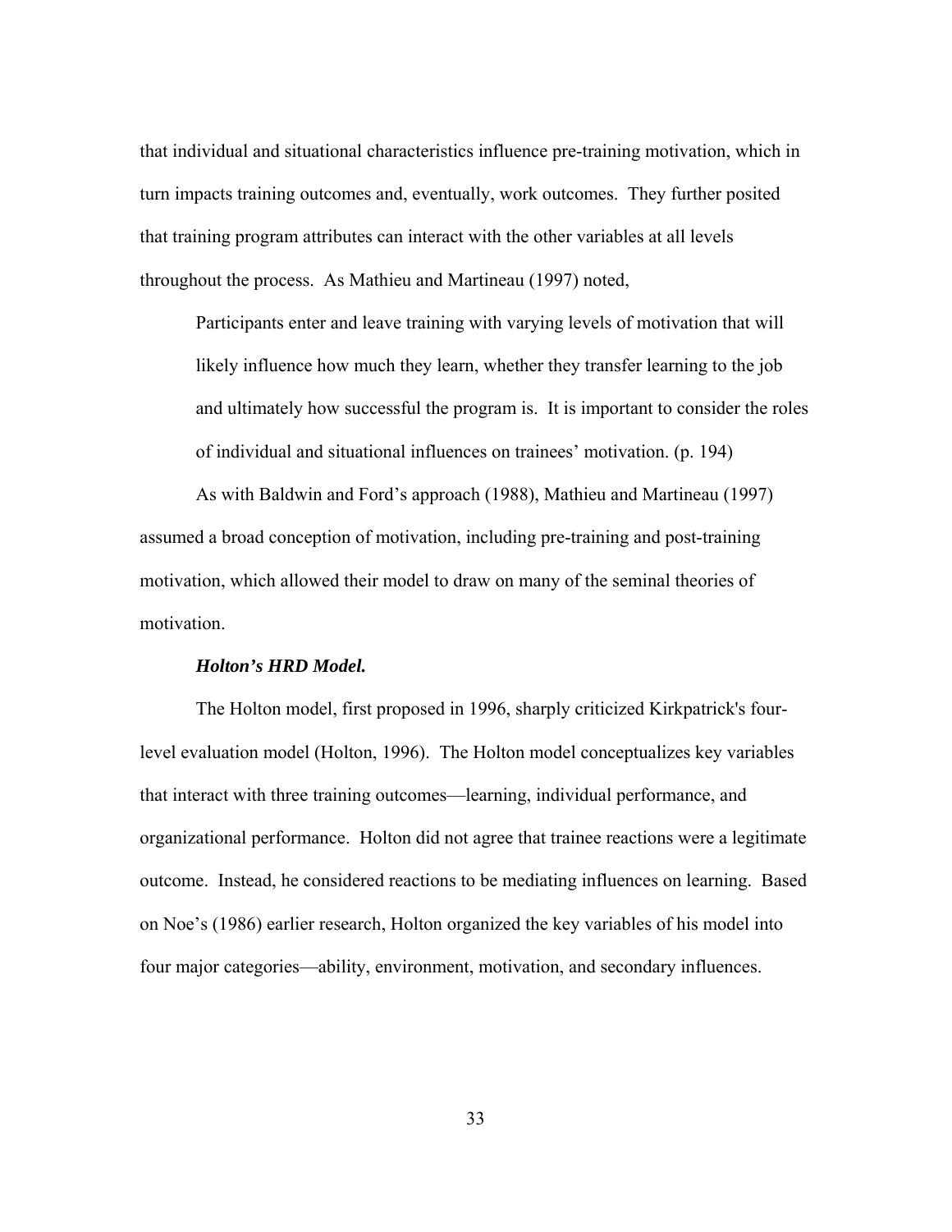that individual and situational characteristics influence pre-training motivation, which in turn impacts training outcomes and, eventually, work outcomes. They further posited that training program attributes can interact with the other variables at all levels throughout the process. As Mathieu and Martineau (1997) noted,

> Participants enter and leave training with varying levels of motivation that will likely influence how much they learn, whether they transfer learning to the job and ultimately how successful the program is. It is important to consider the roles of individual and situational influences on trainees' motivation. (p. 194)

As with Baldwin and Ford's approach (1988), Mathieu and Martineau (1997) assumed a broad conception of motivation, including pre-training and post-training motivation, which allowed their model to draw on many of the seminal theories of motivation.

***Holton's HRD Model.***

The Holton model, first proposed in 1996, sharply criticized Kirkpatrick's four-level evaluation model (Holton, 1996). The Holton model conceptualizes key variables that interact with three training outcomes—learning, individual performance, and organizational performance. Holton did not agree that trainee reactions were a legitimate outcome. Instead, he considered reactions to be mediating influences on learning. Based on Noe's (1986) earlier research, Holton organized the key variables of his model into four major categories—ability, environment, motivation, and secondary influences.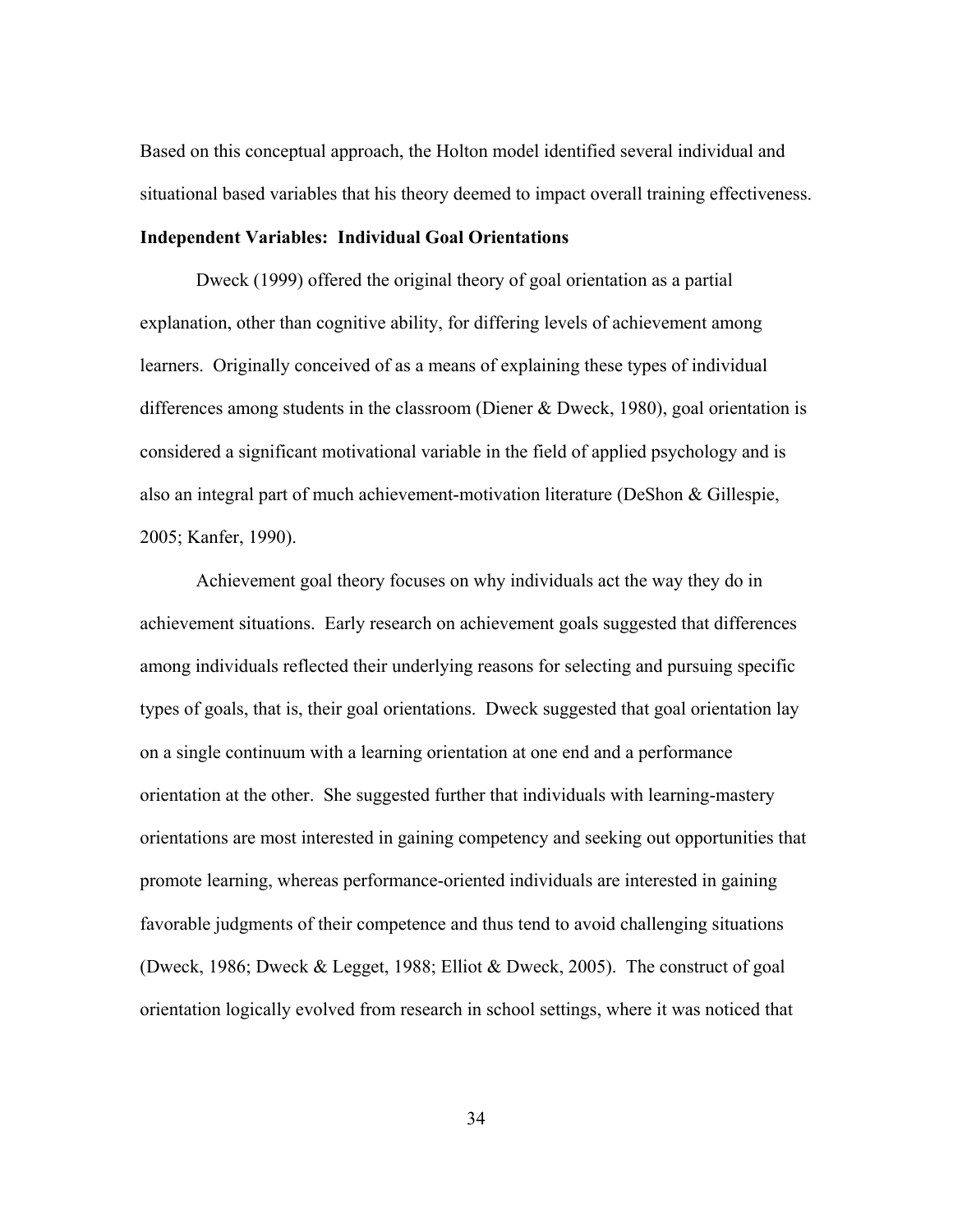Based on this conceptual approach, the Holton model identified several individual and situational based variables that his theory deemed to impact overall training effectiveness.

**Independent Variables: Individual Goal Orientations**

Dweck (1999) offered the original theory of goal orientation as a partial explanation, other than cognitive ability, for differing levels of achievement among learners. Originally conceived of as a means of explaining these types of individual differences among students in the classroom (Diener & Dweck, 1980), goal orientation is considered a significant motivational variable in the field of applied psychology and is also an integral part of much achievement-motivation literature (DeShon & Gillespie, 2005; Kanfer, 1990).

Achievement goal theory focuses on why individuals act the way they do in achievement situations. Early research on achievement goals suggested that differences among individuals reflected their underlying reasons for selecting and pursuing specific types of goals, that is, their goal orientations. Dweck suggested that goal orientation lay on a single continuum with a learning orientation at one end and a performance orientation at the other. She suggested further that individuals with learning-mastery orientations are most interested in gaining competency and seeking out opportunities that promote learning, whereas performance-oriented individuals are interested in gaining favorable judgments of their competence and thus tend to avoid challenging situations (Dweck, 1986; Dweck & Legget, 1988; Elliot & Dweck, 2005). The construct of goal orientation logically evolved from research in school settings, where it was noticed that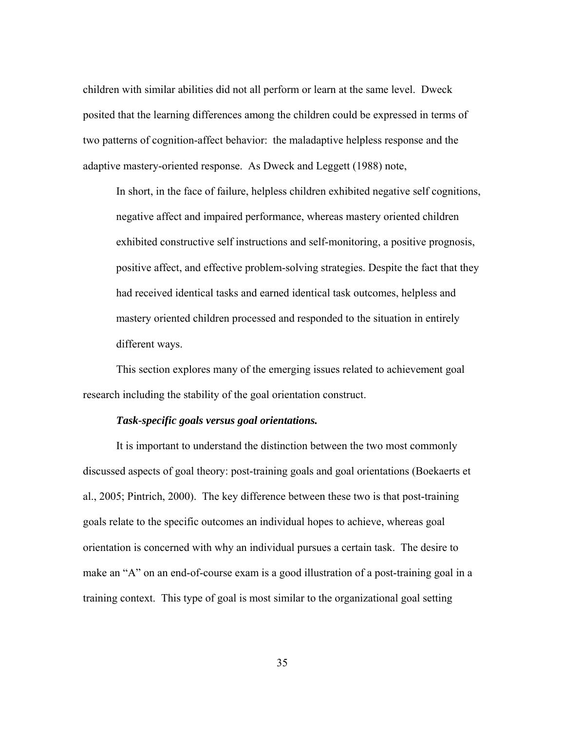children with similar abilities did not all perform or learn at the same level. Dweck posited that the learning differences among the children could be expressed in terms of two patterns of cognition-affect behavior: the maladaptive helpless response and the adaptive mastery-oriented response. As Dweck and Leggett (1988) note,

> In short, in the face of failure, helpless children exhibited negative self cognitions, negative affect and impaired performance, whereas mastery oriented children exhibited constructive self instructions and self-monitoring, a positive prognosis, positive affect, and effective problem-solving strategies. Despite the fact that they had received identical tasks and earned identical task outcomes, helpless and mastery oriented children processed and responded to the situation in entirely different ways.

This section explores many of the emerging issues related to achievement goal research including the stability of the goal orientation construct.

***Task-specific goals versus goal orientations.***

It is important to understand the distinction between the two most commonly discussed aspects of goal theory: post-training goals and goal orientations (Boekaerts et al., 2005; Pintrich, 2000). The key difference between these two is that post-training goals relate to the specific outcomes an individual hopes to achieve, whereas goal orientation is concerned with why an individual pursues a certain task. The desire to make an "A" on an end-of-course exam is a good illustration of a post-training goal in a training context. This type of goal is most similar to the organizational goal setting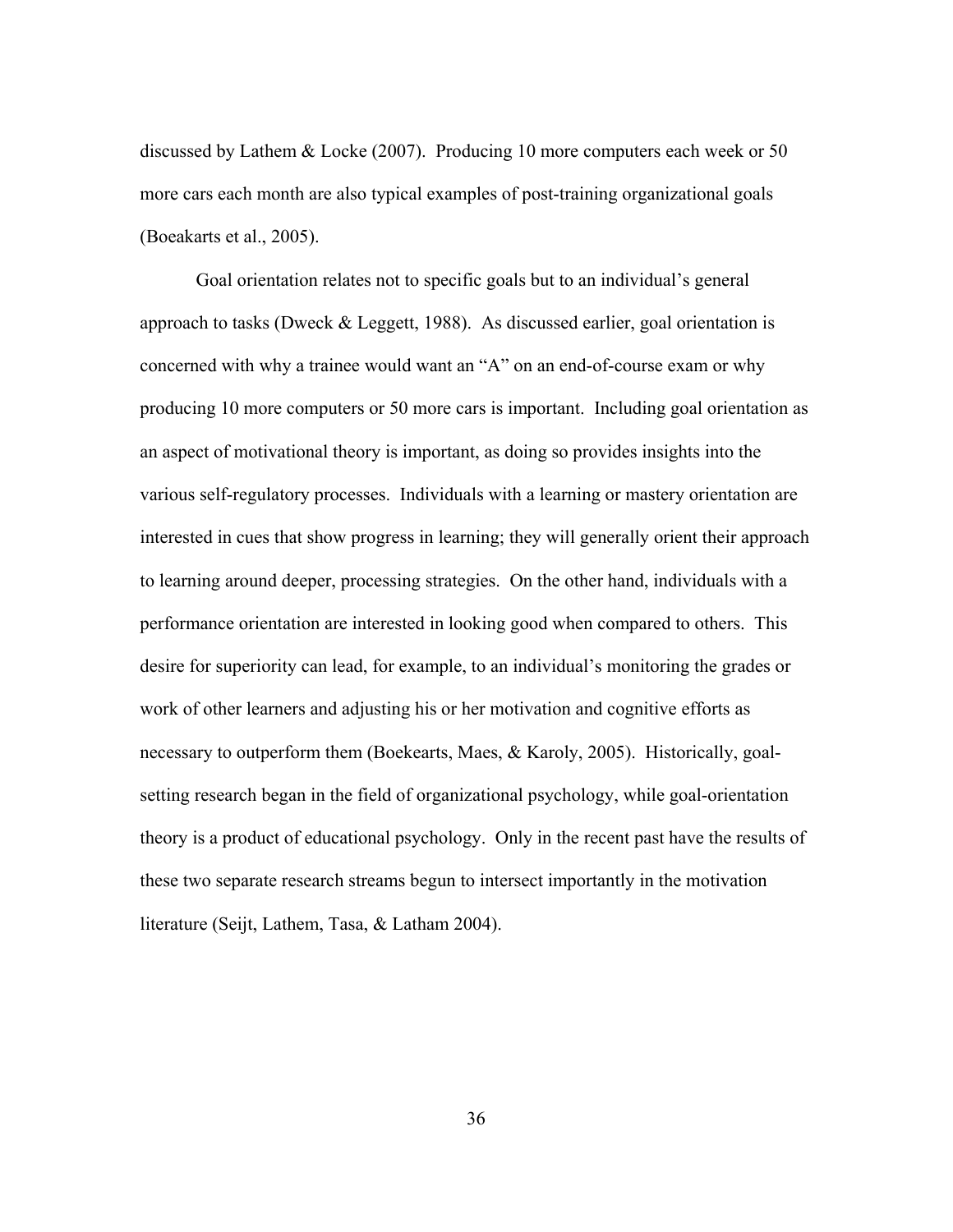discussed by Lathem & Locke (2007). Producing 10 more computers each week or 50 more cars each month are also typical examples of post-training organizational goals (Boeakarts et al., 2005).

Goal orientation relates not to specific goals but to an individual's general approach to tasks (Dweck & Leggett, 1988). As discussed earlier, goal orientation is concerned with why a trainee would want an "A" on an end-of-course exam or why producing 10 more computers or 50 more cars is important. Including goal orientation as an aspect of motivational theory is important, as doing so provides insights into the various self-regulatory processes. Individuals with a learning or mastery orientation are interested in cues that show progress in learning; they will generally orient their approach to learning around deeper, processing strategies. On the other hand, individuals with a performance orientation are interested in looking good when compared to others. This desire for superiority can lead, for example, to an individual's monitoring the grades or work of other learners and adjusting his or her motivation and cognitive efforts as necessary to outperform them (Boekearts, Maes, & Karoly, 2005). Historically, goal-setting research began in the field of organizational psychology, while goal-orientation theory is a product of educational psychology. Only in the recent past have the results of these two separate research streams begun to intersect importantly in the motivation literature (Seijt, Lathem, Tasa, & Latham 2004).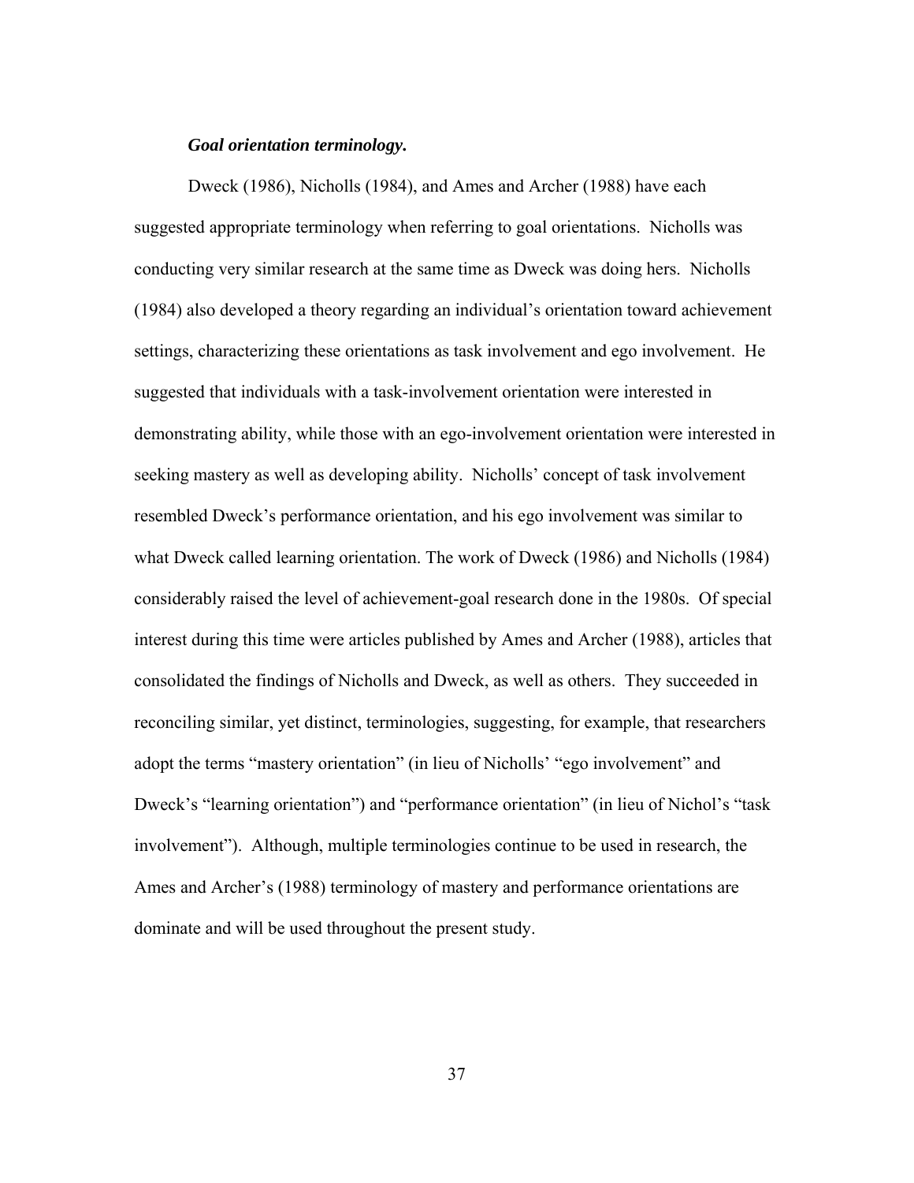***Goal orientation terminology.***

Dweck (1986), Nicholls (1984), and Ames and Archer (1988) have each suggested appropriate terminology when referring to goal orientations. Nicholls was conducting very similar research at the same time as Dweck was doing hers. Nicholls (1984) also developed a theory regarding an individual's orientation toward achievement settings, characterizing these orientations as task involvement and ego involvement. He suggested that individuals with a task-involvement orientation were interested in demonstrating ability, while those with an ego-involvement orientation were interested in seeking mastery as well as developing ability. Nicholls' concept of task involvement resembled Dweck's performance orientation, and his ego involvement was similar to what Dweck called learning orientation. The work of Dweck (1986) and Nicholls (1984) considerably raised the level of achievement-goal research done in the 1980s. Of special interest during this time were articles published by Ames and Archer (1988), articles that consolidated the findings of Nicholls and Dweck, as well as others. They succeeded in reconciling similar, yet distinct, terminologies, suggesting, for example, that researchers adopt the terms "mastery orientation" (in lieu of Nicholls' "ego involvement" and Dweck's "learning orientation") and "performance orientation" (in lieu of Nichol's "task involvement"). Although, multiple terminologies continue to be used in research, the Ames and Archer's (1988) terminology of mastery and performance orientations are dominate and will be used throughout the present study.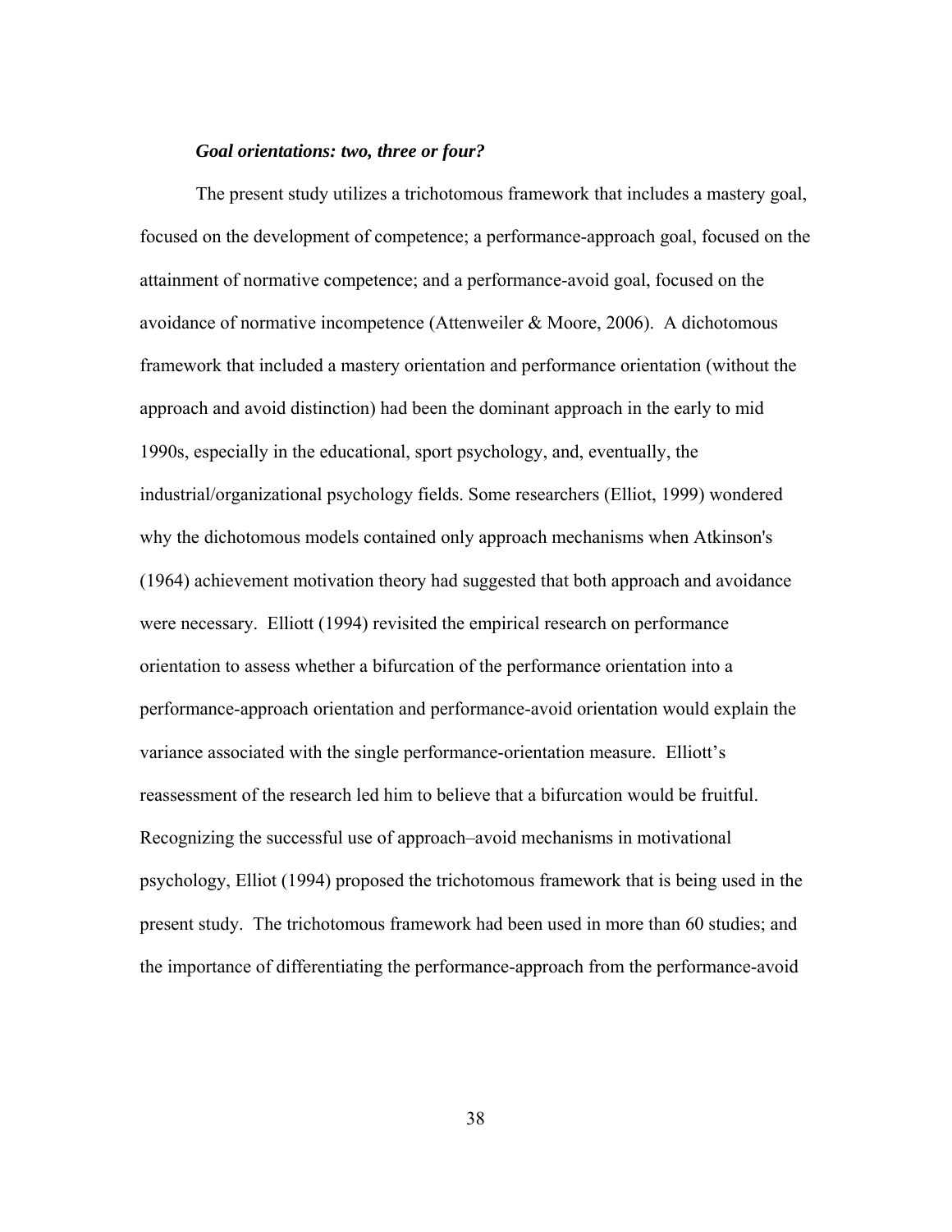### *Goal orientations: two, three or four?*

The present study utilizes a trichotomous framework that includes a mastery goal, focused on the development of competence; a performance-approach goal, focused on the attainment of normative competence; and a performance-avoid goal, focused on the avoidance of normative incompetence (Attenweiler & Moore, 2006). A dichotomous framework that included a mastery orientation and performance orientation (without the approach and avoid distinction) had been the dominant approach in the early to mid 1990s, especially in the educational, sport psychology, and, eventually, the industrial/organizational psychology fields. Some researchers (Elliot, 1999) wondered why the dichotomous models contained only approach mechanisms when Atkinson's (1964) achievement motivation theory had suggested that both approach and avoidance were necessary. Elliott (1994) revisited the empirical research on performance orientation to assess whether a bifurcation of the performance orientation into a performance-approach orientation and performance-avoid orientation would explain the variance associated with the single performance-orientation measure. Elliott's reassessment of the research led him to believe that a bifurcation would be fruitful. Recognizing the successful use of approach–avoid mechanisms in motivational psychology, Elliot (1994) proposed the trichotomous framework that is being used in the present study. The trichotomous framework had been used in more than 60 studies; and the importance of differentiating the performance-approach from the performance-avoid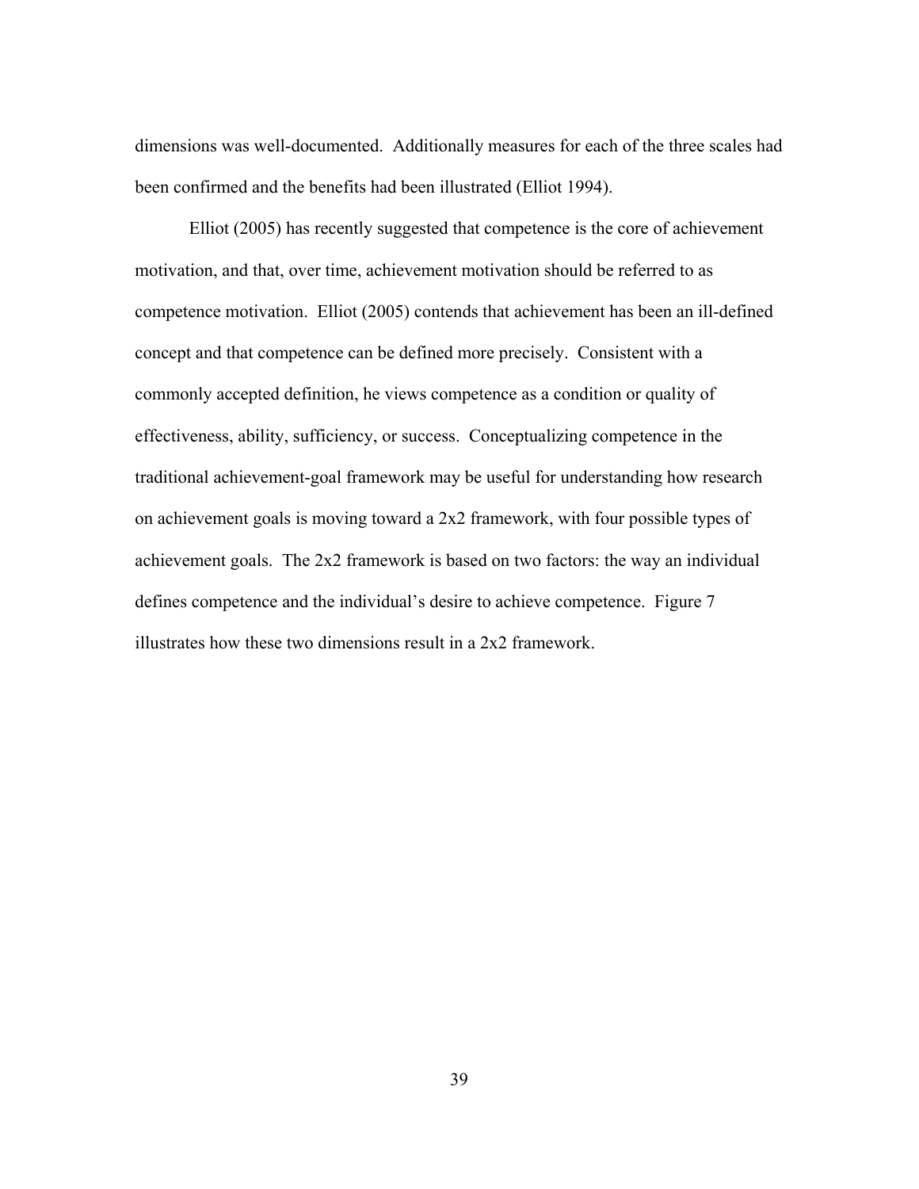dimensions was well-documented. Additionally measures for each of the three scales had been confirmed and the benefits had been illustrated (Elliot 1994).

Elliot (2005) has recently suggested that competence is the core of achievement motivation, and that, over time, achievement motivation should be referred to as competence motivation. Elliot (2005) contends that achievement has been an ill-defined concept and that competence can be defined more precisely. Consistent with a commonly accepted definition, he views competence as a condition or quality of effectiveness, ability, sufficiency, or success. Conceptualizing competence in the traditional achievement-goal framework may be useful for understanding how research on achievement goals is moving toward a 2x2 framework, with four possible types of achievement goals. The 2x2 framework is based on two factors: the way an individual defines competence and the individual's desire to achieve competence. Figure 7 illustrates how these two dimensions result in a 2x2 framework.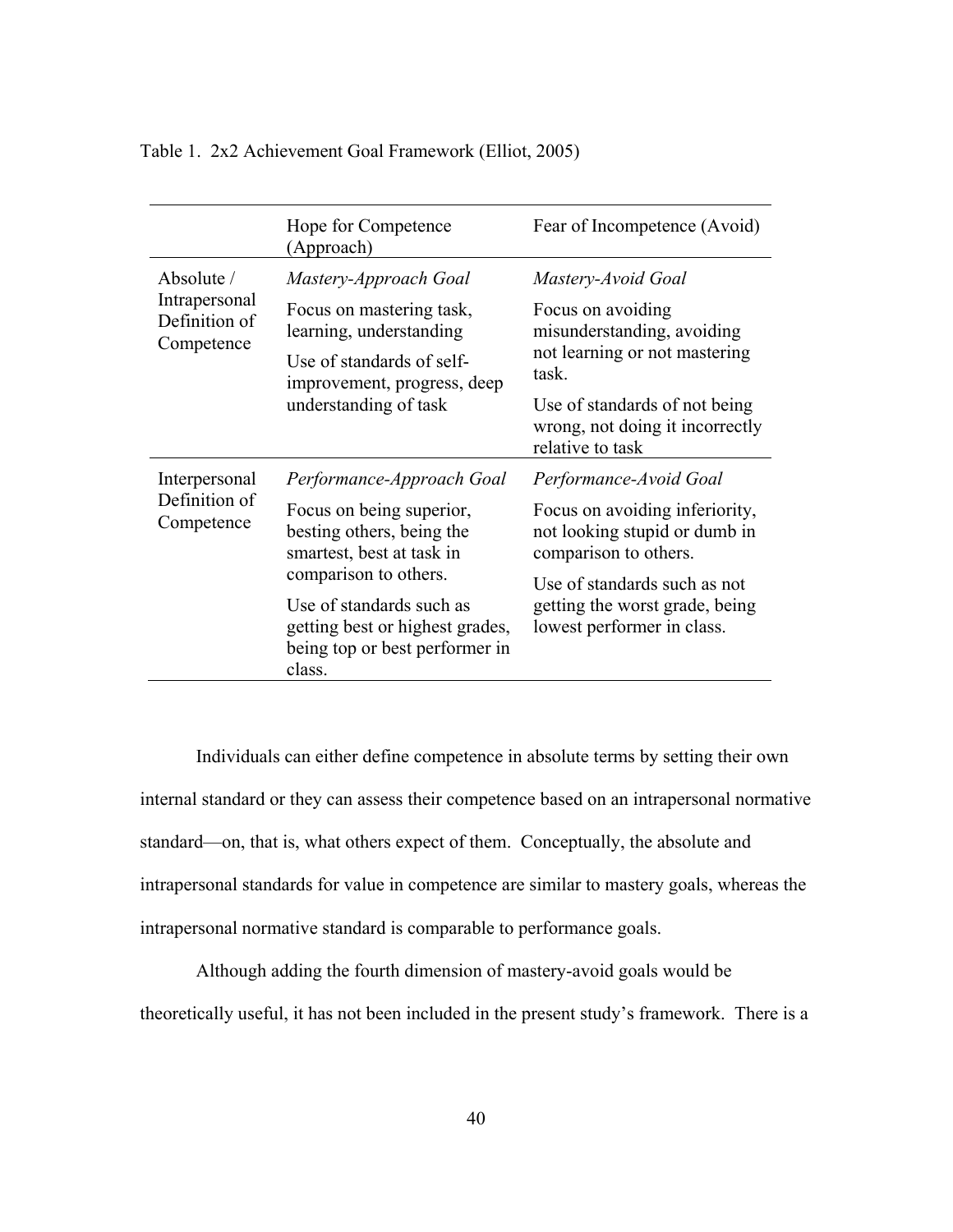Table 1. 2x2 Achievement Goal Framework (Elliot, 2005)

| | Hope for Competence (Approach) | Fear of Incompetence (Avoid) |
|---|---|---|
| Absolute / Intrapersonal Definition of Competence | *Mastery-Approach Goal*<br>Focus on mastering task, learning, understanding<br>Use of standards of self-improvement, progress, deep understanding of task | *Mastery-Avoid Goal*<br>Focus on avoiding misunderstanding, avoiding not learning or not mastering task.<br>Use of standards of not being wrong, not doing it incorrectly relative to task |
| Interpersonal Definition of Competence | *Performance-Approach Goal*<br>Focus on being superior, besting others, being the smartest, best at task in comparison to others.<br>Use of standards such as getting best or highest grades, being top or best performer in class. | *Performance-Avoid Goal*<br>Focus on avoiding inferiority, not looking stupid or dumb in comparison to others.<br>Use of standards such as not getting the worst grade, being lowest performer in class. |

Individuals can either define competence in absolute terms by setting their own internal standard or they can assess their competence based on an intrapersonal normative standard—on, that is, what others expect of them. Conceptually, the absolute and intrapersonal standards for value in competence are similar to mastery goals, whereas the intrapersonal normative standard is comparable to performance goals.

Although adding the fourth dimension of mastery-avoid goals would be theoretically useful, it has not been included in the present study's framework. There is a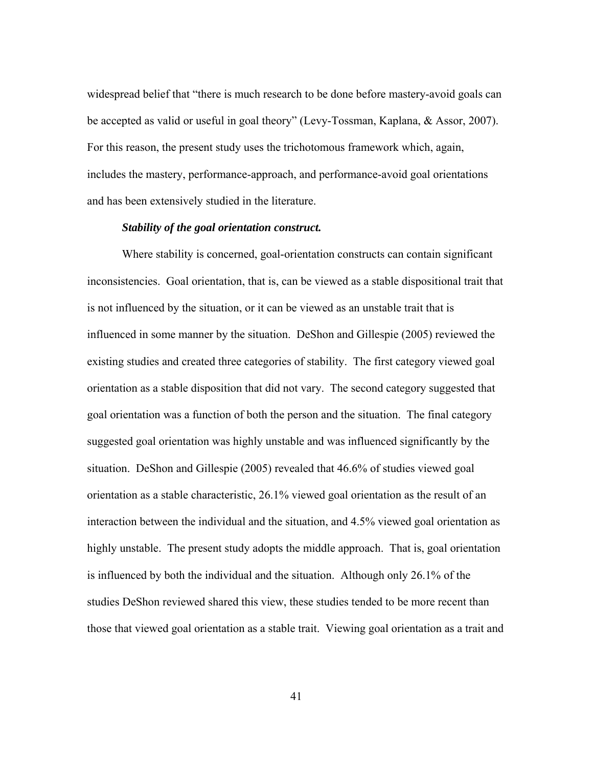widespread belief that "there is much research to be done before mastery-avoid goals can be accepted as valid or useful in goal theory" (Levy-Tossman, Kaplana, & Assor, 2007). For this reason, the present study uses the trichotomous framework which, again, includes the mastery, performance-approach, and performance-avoid goal orientations and has been extensively studied in the literature.

***Stability of the goal orientation construct.***

Where stability is concerned, goal-orientation constructs can contain significant inconsistencies. Goal orientation, that is, can be viewed as a stable dispositional trait that is not influenced by the situation, or it can be viewed as an unstable trait that is influenced in some manner by the situation. DeShon and Gillespie (2005) reviewed the existing studies and created three categories of stability. The first category viewed goal orientation as a stable disposition that did not vary. The second category suggested that goal orientation was a function of both the person and the situation. The final category suggested goal orientation was highly unstable and was influenced significantly by the situation. DeShon and Gillespie (2005) revealed that 46.6% of studies viewed goal orientation as a stable characteristic, 26.1% viewed goal orientation as the result of an interaction between the individual and the situation, and 4.5% viewed goal orientation as highly unstable. The present study adopts the middle approach. That is, goal orientation is influenced by both the individual and the situation. Although only 26.1% of the studies DeShon reviewed shared this view, these studies tended to be more recent than those that viewed goal orientation as a stable trait. Viewing goal orientation as a trait and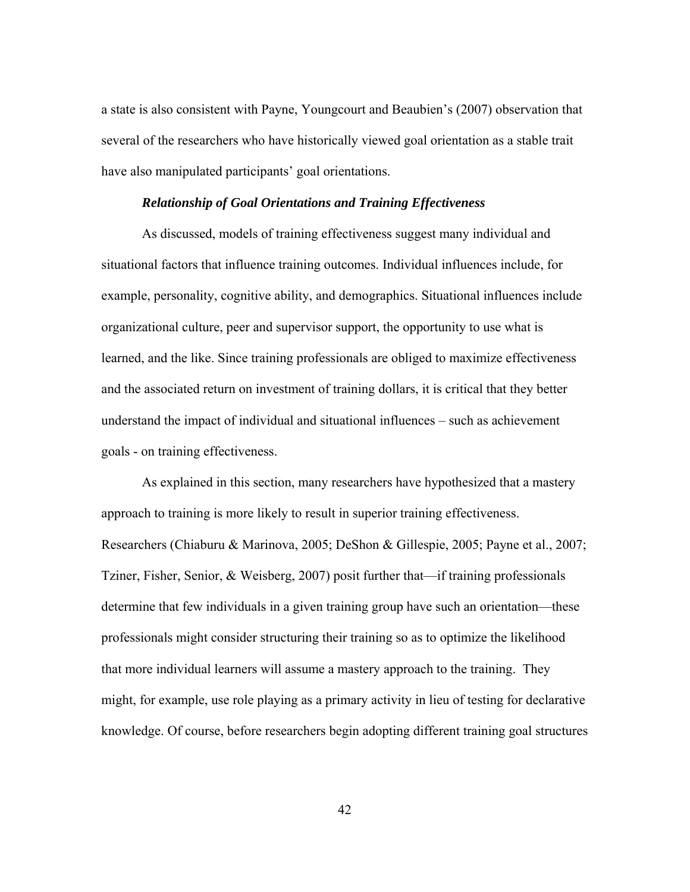a state is also consistent with Payne, Youngcourt and Beaubien's (2007) observation that several of the researchers who have historically viewed goal orientation as a stable trait have also manipulated participants' goal orientations.

### *Relationship of Goal Orientations and Training Effectiveness*

As discussed, models of training effectiveness suggest many individual and situational factors that influence training outcomes. Individual influences include, for example, personality, cognitive ability, and demographics. Situational influences include organizational culture, peer and supervisor support, the opportunity to use what is learned, and the like. Since training professionals are obliged to maximize effectiveness and the associated return on investment of training dollars, it is critical that they better understand the impact of individual and situational influences – such as achievement goals - on training effectiveness.

As explained in this section, many researchers have hypothesized that a mastery approach to training is more likely to result in superior training effectiveness. Researchers (Chiaburu & Marinova, 2005; DeShon & Gillespie, 2005; Payne et al., 2007; Tziner, Fisher, Senior, & Weisberg, 2007) posit further that—if training professionals determine that few individuals in a given training group have such an orientation—these professionals might consider structuring their training so as to optimize the likelihood that more individual learners will assume a mastery approach to the training. They might, for example, use role playing as a primary activity in lieu of testing for declarative knowledge. Of course, before researchers begin adopting different training goal structures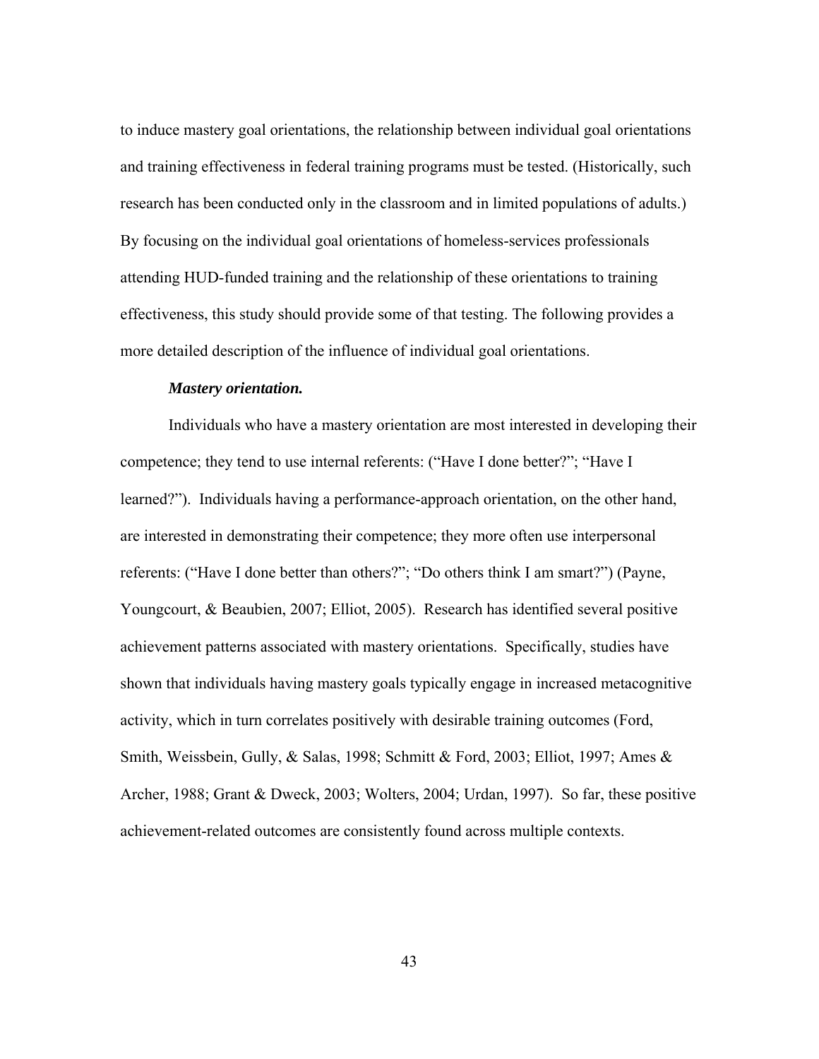to induce mastery goal orientations, the relationship between individual goal orientations and training effectiveness in federal training programs must be tested. (Historically, such research has been conducted only in the classroom and in limited populations of adults.) By focusing on the individual goal orientations of homeless-services professionals attending HUD-funded training and the relationship of these orientations to training effectiveness, this study should provide some of that testing. The following provides a more detailed description of the influence of individual goal orientations.

#### ***Mastery orientation.***

Individuals who have a mastery orientation are most interested in developing their competence; they tend to use internal referents: ("Have I done better?"; "Have I learned?"). Individuals having a performance-approach orientation, on the other hand, are interested in demonstrating their competence; they more often use interpersonal referents: ("Have I done better than others?"; "Do others think I am smart?") (Payne, Youngcourt, & Beaubien, 2007; Elliot, 2005). Research has identified several positive achievement patterns associated with mastery orientations. Specifically, studies have shown that individuals having mastery goals typically engage in increased metacognitive activity, which in turn correlates positively with desirable training outcomes (Ford, Smith, Weissbein, Gully, & Salas, 1998; Schmitt & Ford, 2003; Elliot, 1997; Ames & Archer, 1988; Grant & Dweck, 2003; Wolters, 2004; Urdan, 1997). So far, these positive achievement-related outcomes are consistently found across multiple contexts.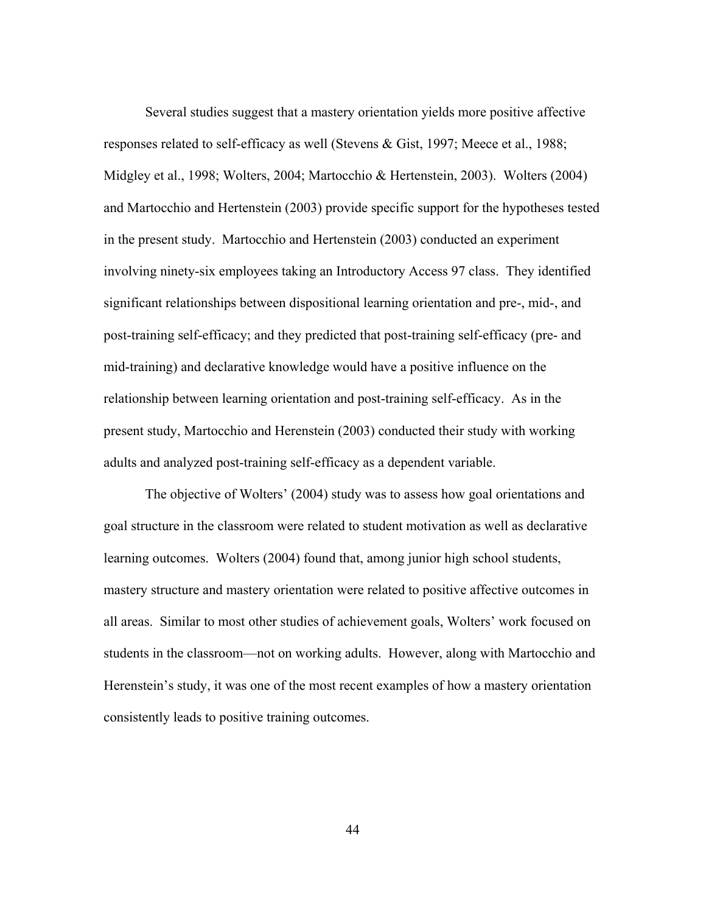Several studies suggest that a mastery orientation yields more positive affective responses related to self-efficacy as well (Stevens & Gist, 1997; Meece et al., 1988; Midgley et al., 1998; Wolters, 2004; Martocchio & Hertenstein, 2003). Wolters (2004) and Martocchio and Hertenstein (2003) provide specific support for the hypotheses tested in the present study. Martocchio and Hertenstein (2003) conducted an experiment involving ninety-six employees taking an Introductory Access 97 class. They identified significant relationships between dispositional learning orientation and pre-, mid-, and post-training self-efficacy; and they predicted that post-training self-efficacy (pre- and mid-training) and declarative knowledge would have a positive influence on the relationship between learning orientation and post-training self-efficacy. As in the present study, Martocchio and Herenstein (2003) conducted their study with working adults and analyzed post-training self-efficacy as a dependent variable.

The objective of Wolters' (2004) study was to assess how goal orientations and goal structure in the classroom were related to student motivation as well as declarative learning outcomes. Wolters (2004) found that, among junior high school students, mastery structure and mastery orientation were related to positive affective outcomes in all areas. Similar to most other studies of achievement goals, Wolters' work focused on students in the classroom—not on working adults. However, along with Martocchio and Herenstein's study, it was one of the most recent examples of how a mastery orientation consistently leads to positive training outcomes.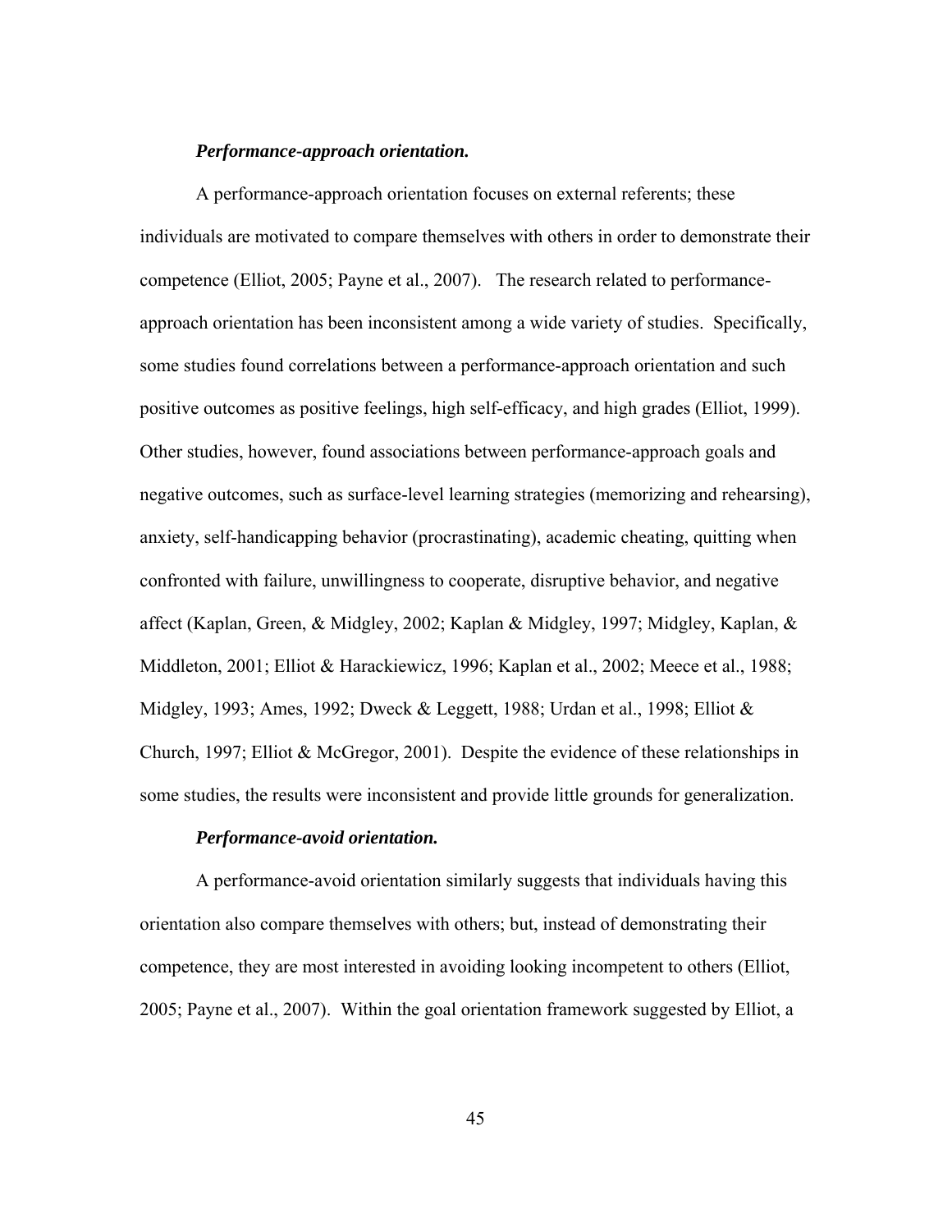#### ***Performance-approach orientation.***

A performance-approach orientation focuses on external referents; these individuals are motivated to compare themselves with others in order to demonstrate their competence (Elliot, 2005; Payne et al., 2007). The research related to performance-approach orientation has been inconsistent among a wide variety of studies. Specifically, some studies found correlations between a performance-approach orientation and such positive outcomes as positive feelings, high self-efficacy, and high grades (Elliot, 1999). Other studies, however, found associations between performance-approach goals and negative outcomes, such as surface-level learning strategies (memorizing and rehearsing), anxiety, self-handicapping behavior (procrastinating), academic cheating, quitting when confronted with failure, unwillingness to cooperate, disruptive behavior, and negative affect (Kaplan, Green, & Midgley, 2002; Kaplan & Midgley, 1997; Midgley, Kaplan, & Middleton, 2001; Elliot & Harackiewicz, 1996; Kaplan et al., 2002; Meece et al., 1988; Midgley, 1993; Ames, 1992; Dweck & Leggett, 1988; Urdan et al., 1998; Elliot & Church, 1997; Elliot & McGregor, 2001). Despite the evidence of these relationships in some studies, the results were inconsistent and provide little grounds for generalization.

#### ***Performance-avoid orientation.***

A performance-avoid orientation similarly suggests that individuals having this orientation also compare themselves with others; but, instead of demonstrating their competence, they are most interested in avoiding looking incompetent to others (Elliot, 2005; Payne et al., 2007). Within the goal orientation framework suggested by Elliot, a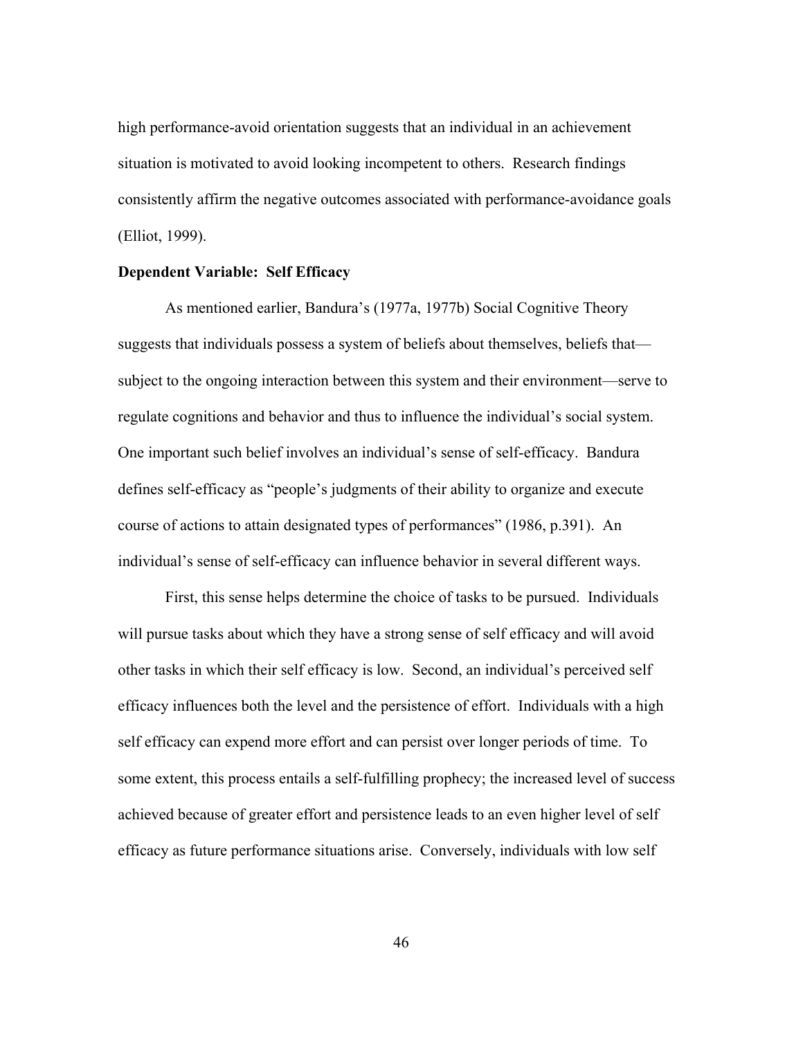high performance-avoid orientation suggests that an individual in an achievement situation is motivated to avoid looking incompetent to others. Research findings consistently affirm the negative outcomes associated with performance-avoidance goals (Elliot, 1999).

**Dependent Variable: Self Efficacy**

As mentioned earlier, Bandura's (1977a, 1977b) Social Cognitive Theory suggests that individuals possess a system of beliefs about themselves, beliefs that—subject to the ongoing interaction between this system and their environment—serve to regulate cognitions and behavior and thus to influence the individual's social system. One important such belief involves an individual's sense of self-efficacy. Bandura defines self-efficacy as "people's judgments of their ability to organize and execute course of actions to attain designated types of performances" (1986, p.391). An individual's sense of self-efficacy can influence behavior in several different ways.

First, this sense helps determine the choice of tasks to be pursued. Individuals will pursue tasks about which they have a strong sense of self efficacy and will avoid other tasks in which their self efficacy is low. Second, an individual's perceived self efficacy influences both the level and the persistence of effort. Individuals with a high self efficacy can expend more effort and can persist over longer periods of time. To some extent, this process entails a self-fulfilling prophecy; the increased level of success achieved because of greater effort and persistence leads to an even higher level of self efficacy as future performance situations arise. Conversely, individuals with low self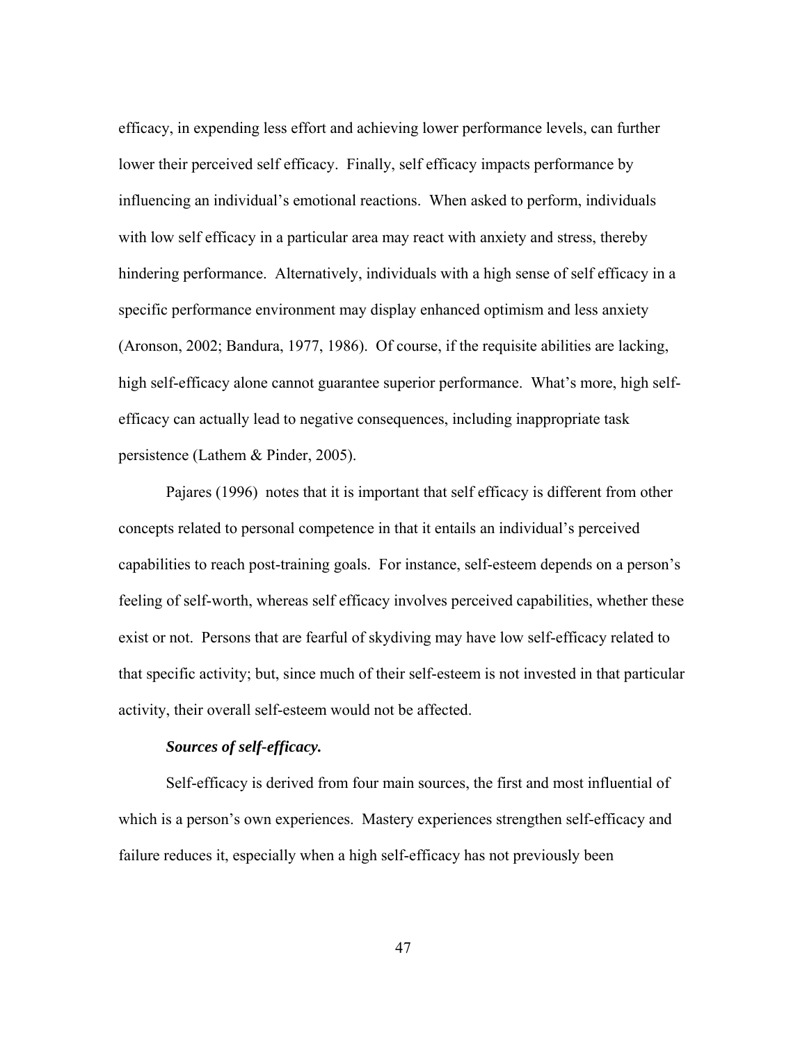efficacy, in expending less effort and achieving lower performance levels, can further lower their perceived self efficacy. Finally, self efficacy impacts performance by influencing an individual's emotional reactions. When asked to perform, individuals with low self efficacy in a particular area may react with anxiety and stress, thereby hindering performance. Alternatively, individuals with a high sense of self efficacy in a specific performance environment may display enhanced optimism and less anxiety (Aronson, 2002; Bandura, 1977, 1986). Of course, if the requisite abilities are lacking, high self-efficacy alone cannot guarantee superior performance. What's more, high self-efficacy can actually lead to negative consequences, including inappropriate task persistence (Lathem & Pinder, 2005).

Pajares (1996) notes that it is important that self efficacy is different from other concepts related to personal competence in that it entails an individual's perceived capabilities to reach post-training goals. For instance, self-esteem depends on a person's feeling of self-worth, whereas self efficacy involves perceived capabilities, whether these exist or not. Persons that are fearful of skydiving may have low self-efficacy related to that specific activity; but, since much of their self-esteem is not invested in that particular activity, their overall self-esteem would not be affected.

***Sources of self-efficacy.***

Self-efficacy is derived from four main sources, the first and most influential of which is a person's own experiences. Mastery experiences strengthen self-efficacy and failure reduces it, especially when a high self-efficacy has not previously been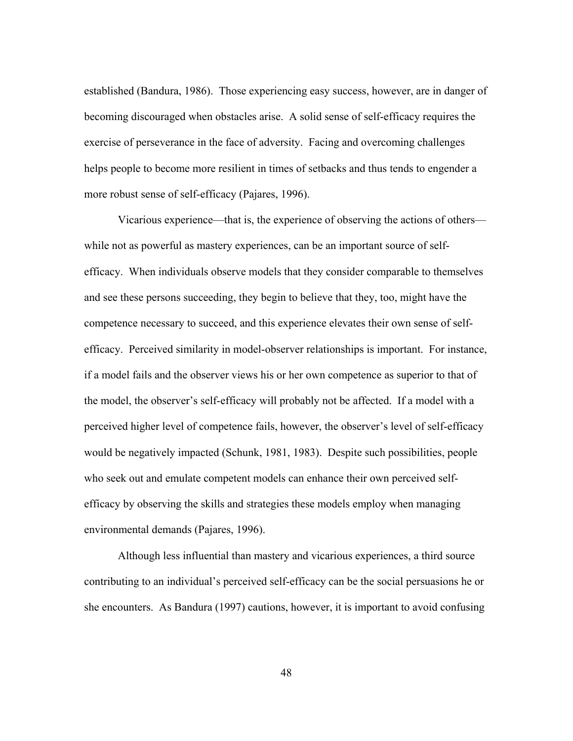established (Bandura, 1986). Those experiencing easy success, however, are in danger of becoming discouraged when obstacles arise. A solid sense of self-efficacy requires the exercise of perseverance in the face of adversity. Facing and overcoming challenges helps people to become more resilient in times of setbacks and thus tends to engender a more robust sense of self-efficacy (Pajares, 1996).

Vicarious experience—that is, the experience of observing the actions of others—while not as powerful as mastery experiences, can be an important source of self-efficacy. When individuals observe models that they consider comparable to themselves and see these persons succeeding, they begin to believe that they, too, might have the competence necessary to succeed, and this experience elevates their own sense of self-efficacy. Perceived similarity in model-observer relationships is important. For instance, if a model fails and the observer views his or her own competence as superior to that of the model, the observer's self-efficacy will probably not be affected. If a model with a perceived higher level of competence fails, however, the observer's level of self-efficacy would be negatively impacted (Schunk, 1981, 1983). Despite such possibilities, people who seek out and emulate competent models can enhance their own perceived self-efficacy by observing the skills and strategies these models employ when managing environmental demands (Pajares, 1996).

Although less influential than mastery and vicarious experiences, a third source contributing to an individual's perceived self-efficacy can be the social persuasions he or she encounters. As Bandura (1997) cautions, however, it is important to avoid confusing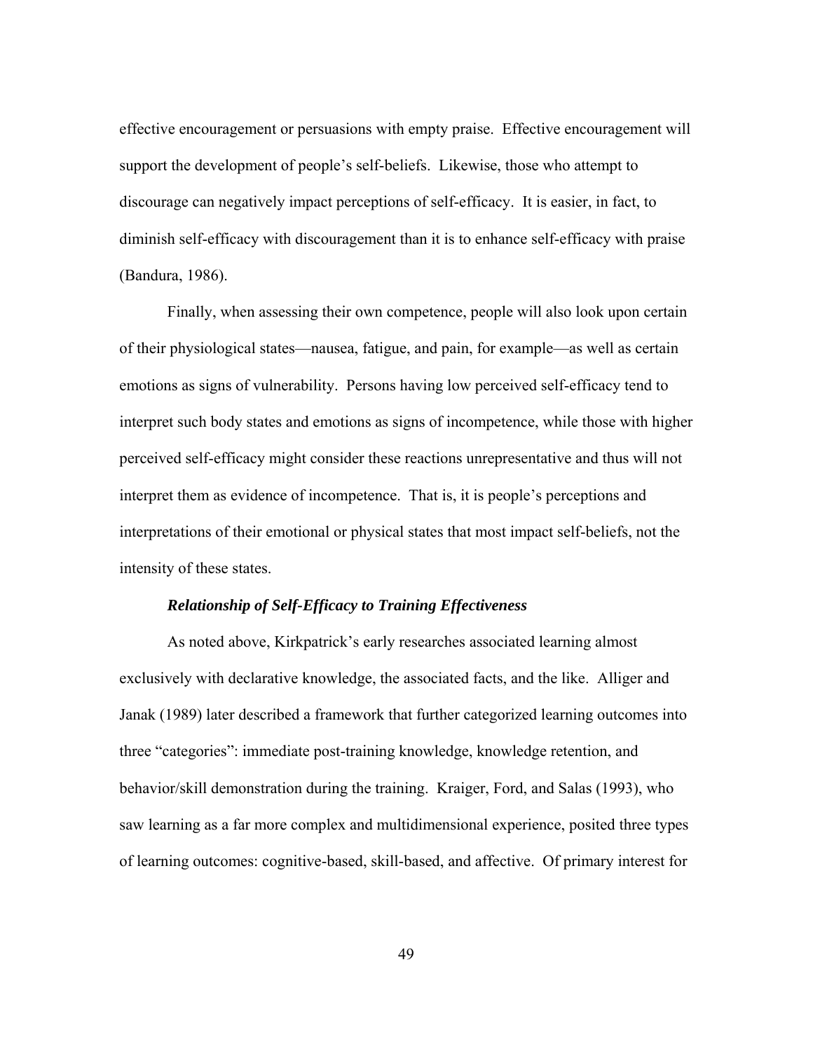effective encouragement or persuasions with empty praise. Effective encouragement will support the development of people's self-beliefs. Likewise, those who attempt to discourage can negatively impact perceptions of self-efficacy. It is easier, in fact, to diminish self-efficacy with discouragement than it is to enhance self-efficacy with praise (Bandura, 1986).

Finally, when assessing their own competence, people will also look upon certain of their physiological states—nausea, fatigue, and pain, for example—as well as certain emotions as signs of vulnerability. Persons having low perceived self-efficacy tend to interpret such body states and emotions as signs of incompetence, while those with higher perceived self-efficacy might consider these reactions unrepresentative and thus will not interpret them as evidence of incompetence. That is, it is people's perceptions and interpretations of their emotional or physical states that most impact self-beliefs, not the intensity of these states.

### *Relationship of Self-Efficacy to Training Effectiveness*

As noted above, Kirkpatrick's early researches associated learning almost exclusively with declarative knowledge, the associated facts, and the like. Alliger and Janak (1989) later described a framework that further categorized learning outcomes into three "categories": immediate post-training knowledge, knowledge retention, and behavior/skill demonstration during the training. Kraiger, Ford, and Salas (1993), who saw learning as a far more complex and multidimensional experience, posited three types of learning outcomes: cognitive-based, skill-based, and affective. Of primary interest for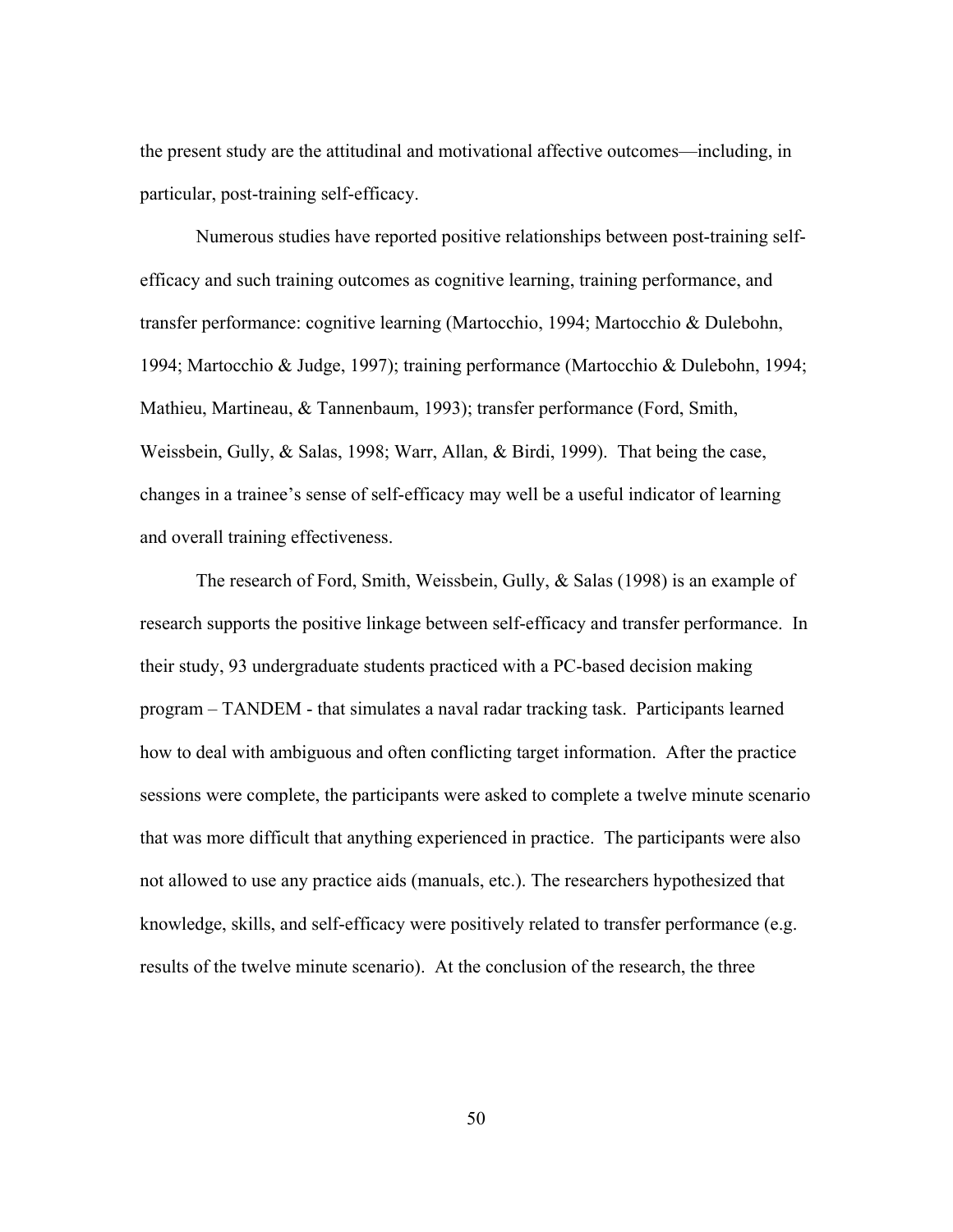the present study are the attitudinal and motivational affective outcomes—including, in particular, post-training self-efficacy.

Numerous studies have reported positive relationships between post-training self-efficacy and such training outcomes as cognitive learning, training performance, and transfer performance: cognitive learning (Martocchio, 1994; Martocchio & Dulebohn, 1994; Martocchio & Judge, 1997); training performance (Martocchio & Dulebohn, 1994; Mathieu, Martineau, & Tannenbaum, 1993); transfer performance (Ford, Smith, Weissbein, Gully, & Salas, 1998; Warr, Allan, & Birdi, 1999). That being the case, changes in a trainee's sense of self-efficacy may well be a useful indicator of learning and overall training effectiveness.

The research of Ford, Smith, Weissbein, Gully, & Salas (1998) is an example of research supports the positive linkage between self-efficacy and transfer performance. In their study, 93 undergraduate students practiced with a PC-based decision making program – TANDEM - that simulates a naval radar tracking task. Participants learned how to deal with ambiguous and often conflicting target information. After the practice sessions were complete, the participants were asked to complete a twelve minute scenario that was more difficult that anything experienced in practice. The participants were also not allowed to use any practice aids (manuals, etc.). The researchers hypothesized that knowledge, skills, and self-efficacy were positively related to transfer performance (e.g. results of the twelve minute scenario). At the conclusion of the research, the three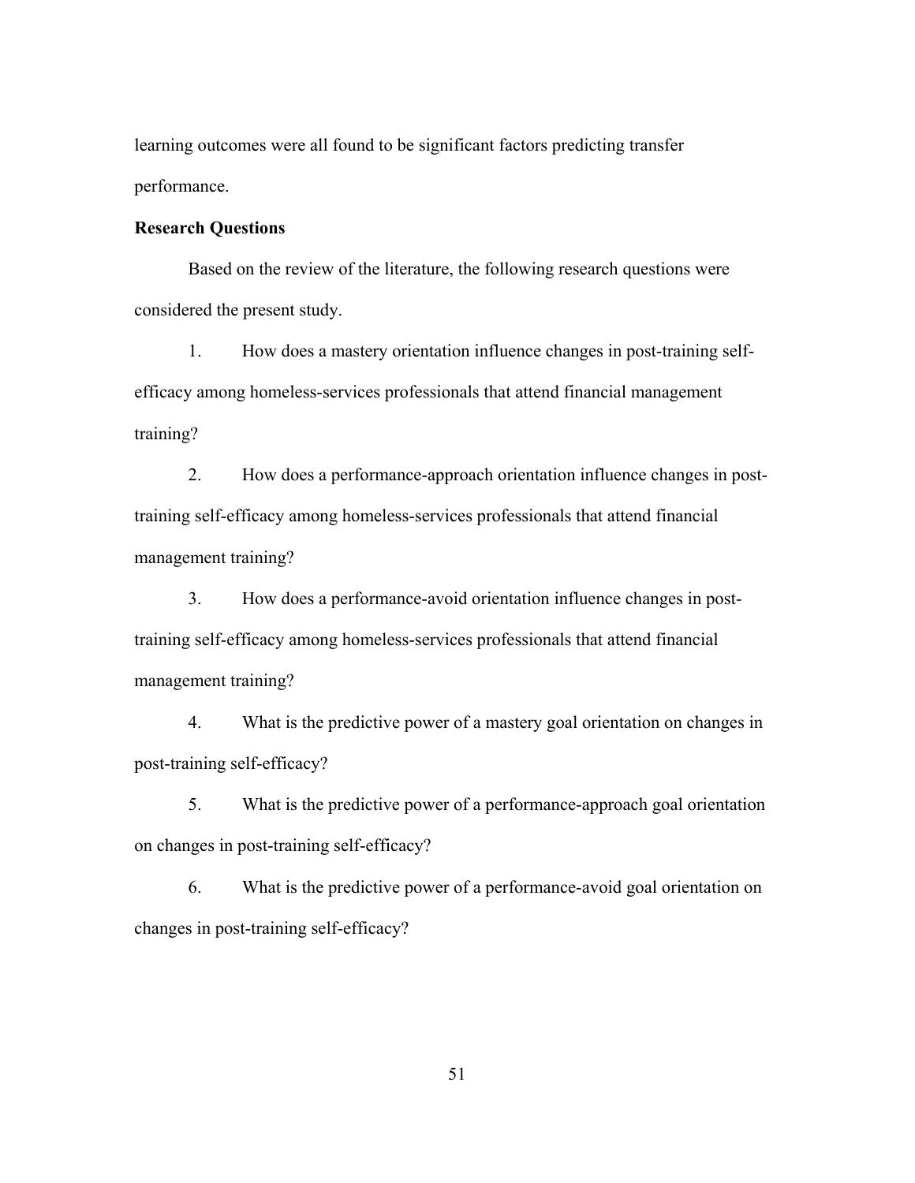learning outcomes were all found to be significant factors predicting transfer performance.

**Research Questions**

Based on the review of the literature, the following research questions were considered the present study.

1. How does a mastery orientation influence changes in post-training self-efficacy among homeless-services professionals that attend financial management training?

2. How does a performance-approach orientation influence changes in post-training self-efficacy among homeless-services professionals that attend financial management training?

3. How does a performance-avoid orientation influence changes in post-training self-efficacy among homeless-services professionals that attend financial management training?

4. What is the predictive power of a mastery goal orientation on changes in post-training self-efficacy?

5. What is the predictive power of a performance-approach goal orientation on changes in post-training self-efficacy?

6. What is the predictive power of a performance-avoid goal orientation on changes in post-training self-efficacy?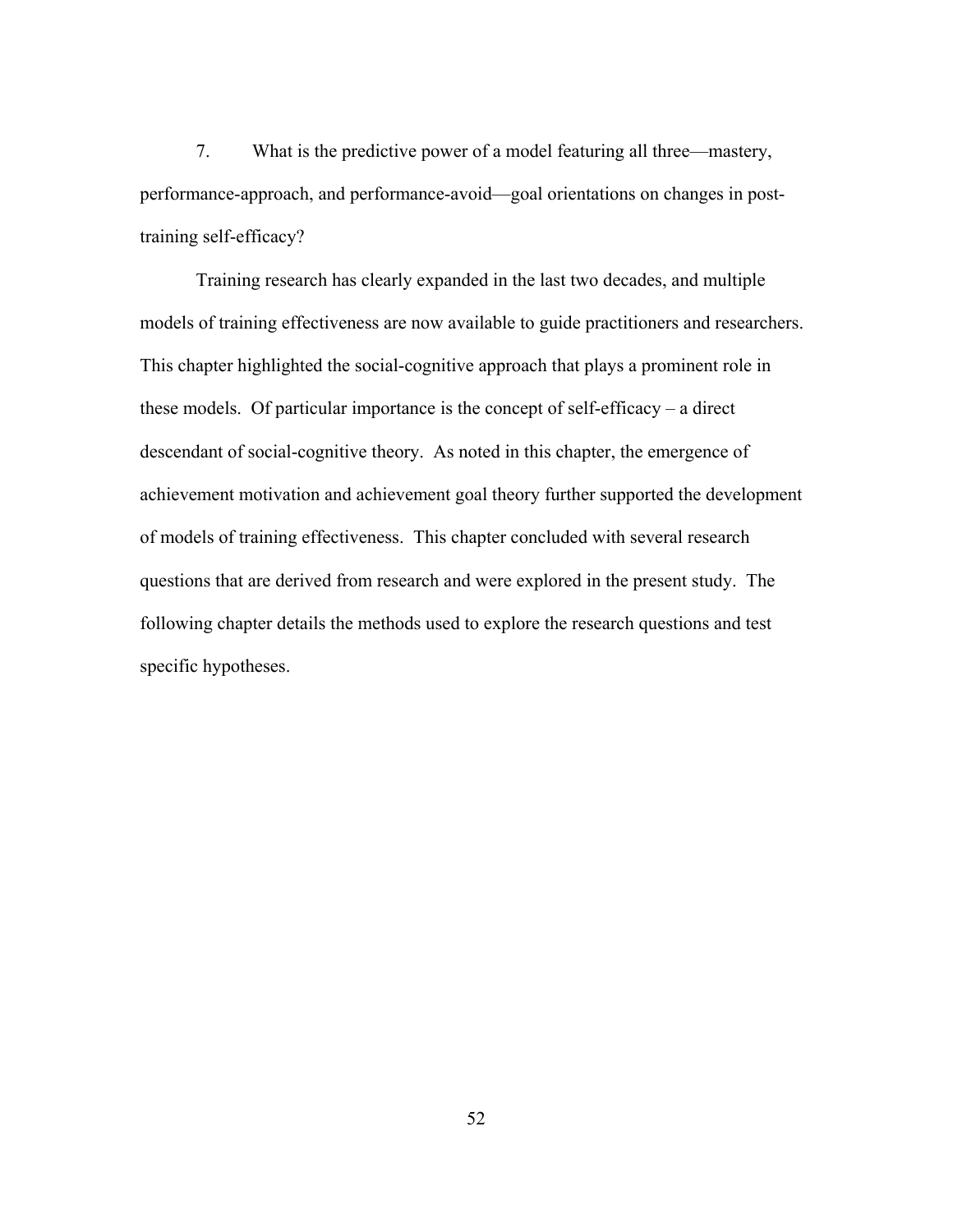7. What is the predictive power of a model featuring all three—mastery, performance-approach, and performance-avoid—goal orientations on changes in post-training self-efficacy?

Training research has clearly expanded in the last two decades, and multiple models of training effectiveness are now available to guide practitioners and researchers. This chapter highlighted the social-cognitive approach that plays a prominent role in these models. Of particular importance is the concept of self-efficacy – a direct descendant of social-cognitive theory. As noted in this chapter, the emergence of achievement motivation and achievement goal theory further supported the development of models of training effectiveness. This chapter concluded with several research questions that are derived from research and were explored in the present study. The following chapter details the methods used to explore the research questions and test specific hypotheses.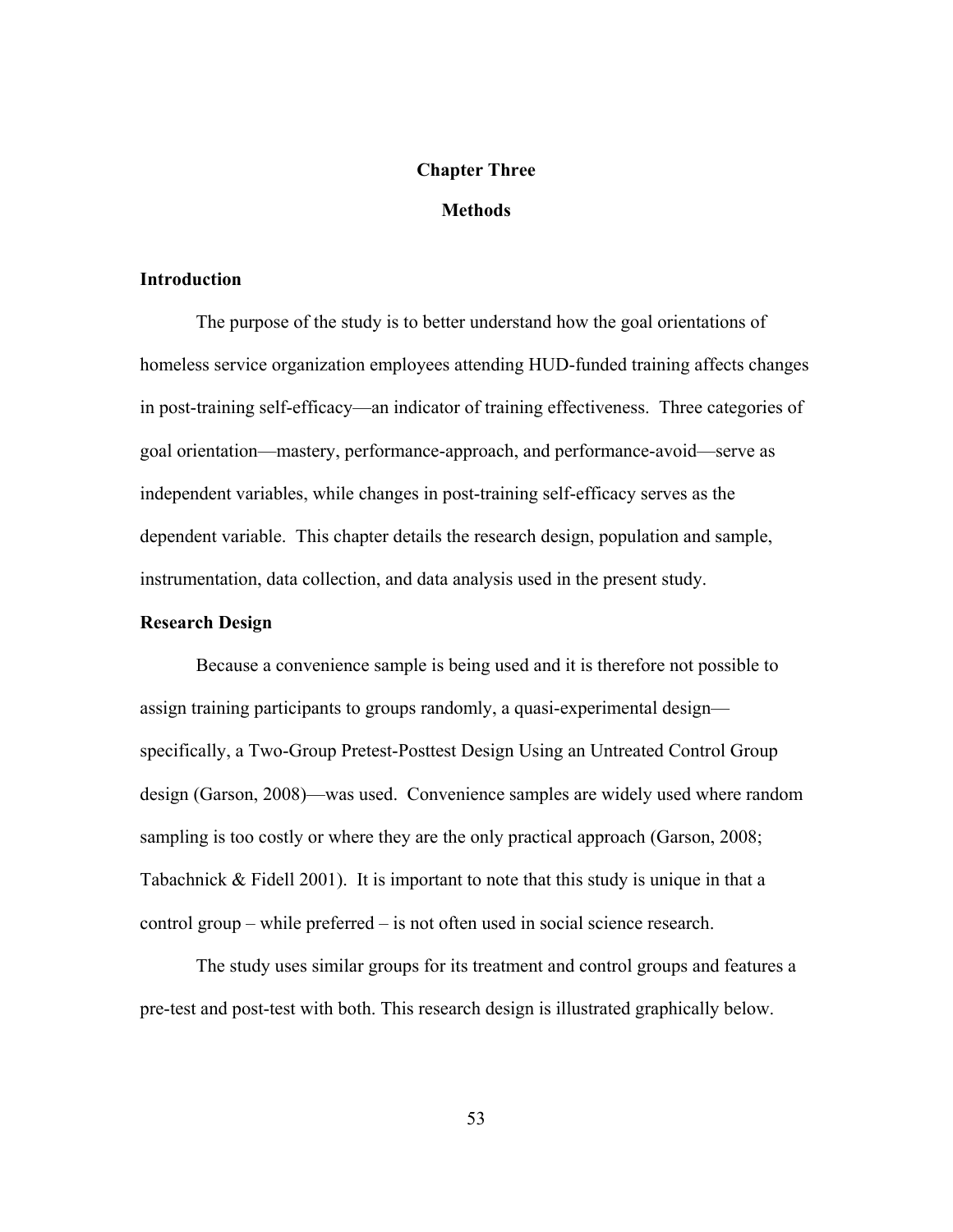# Chapter Three

# Methods

## Introduction

The purpose of the study is to better understand how the goal orientations of homeless service organization employees attending HUD-funded training affects changes in post-training self-efficacy—an indicator of training effectiveness. Three categories of goal orientation—mastery, performance-approach, and performance-avoid—serve as independent variables, while changes in post-training self-efficacy serves as the dependent variable. This chapter details the research design, population and sample, instrumentation, data collection, and data analysis used in the present study.

## Research Design

Because a convenience sample is being used and it is therefore not possible to assign training participants to groups randomly, a quasi-experimental design—specifically, a Two-Group Pretest-Posttest Design Using an Untreated Control Group design (Garson, 2008)—was used. Convenience samples are widely used where random sampling is too costly or where they are the only practical approach (Garson, 2008; Tabachnick & Fidell 2001). It is important to note that this study is unique in that a control group – while preferred – is not often used in social science research.

The study uses similar groups for its treatment and control groups and features a pre-test and post-test with both. This research design is illustrated graphically below.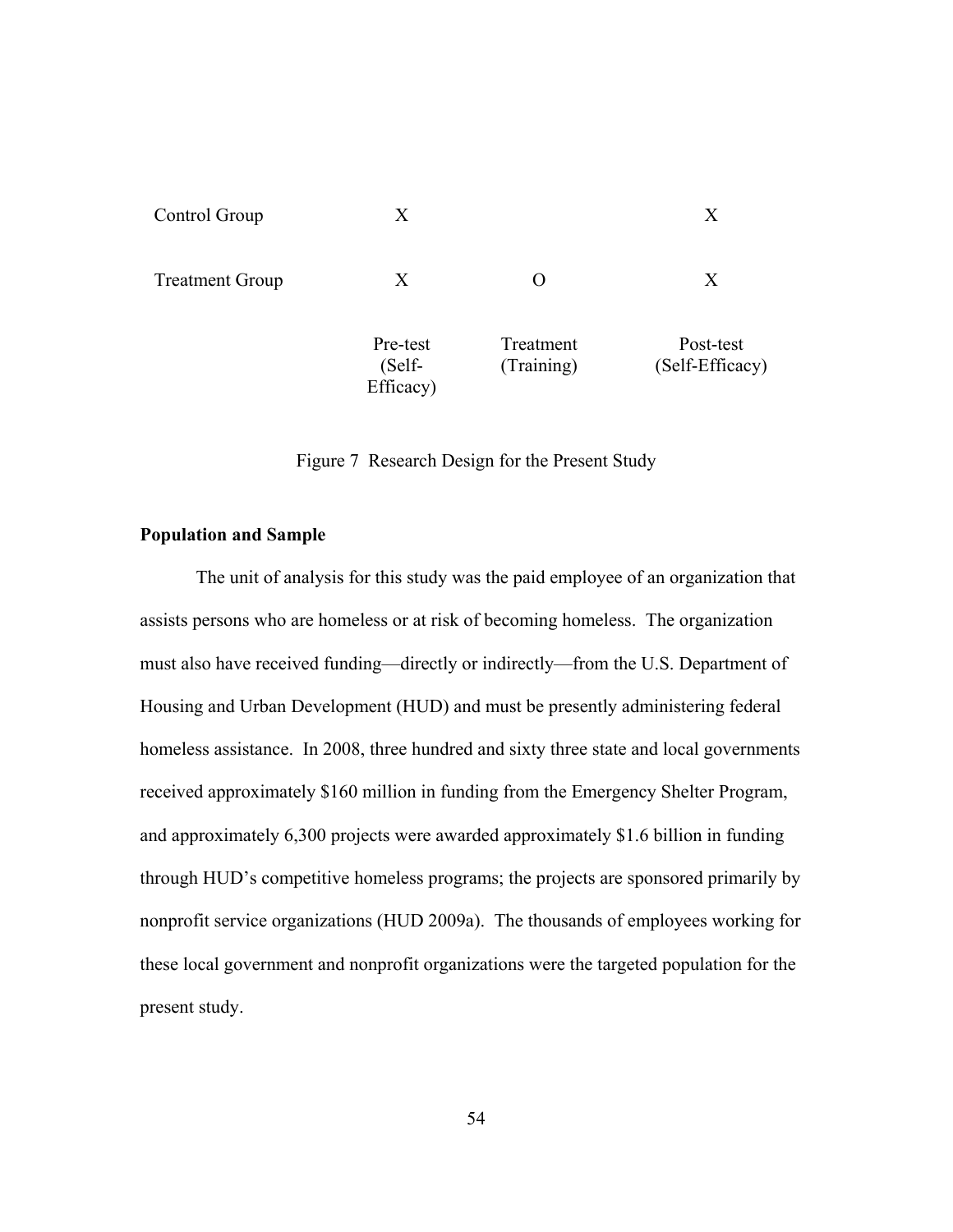| | | | |
|---|---|---|---|
| Control Group | X | | X |
| Treatment Group | X | O | X |
| | Pre-test (Self-Efficacy) | Treatment (Training) | Post-test (Self-Efficacy) |

Figure 7 Research Design for the Present Study

**Population and Sample**

The unit of analysis for this study was the paid employee of an organization that assists persons who are homeless or at risk of becoming homeless. The organization must also have received funding—directly or indirectly—from the U.S. Department of Housing and Urban Development (HUD) and must be presently administering federal homeless assistance. In 2008, three hundred and sixty three state and local governments received approximately $160 million in funding from the Emergency Shelter Program, and approximately 6,300 projects were awarded approximately $1.6 billion in funding through HUD's competitive homeless programs; the projects are sponsored primarily by nonprofit service organizations (HUD 2009a). The thousands of employees working for these local government and nonprofit organizations were the targeted population for the present study.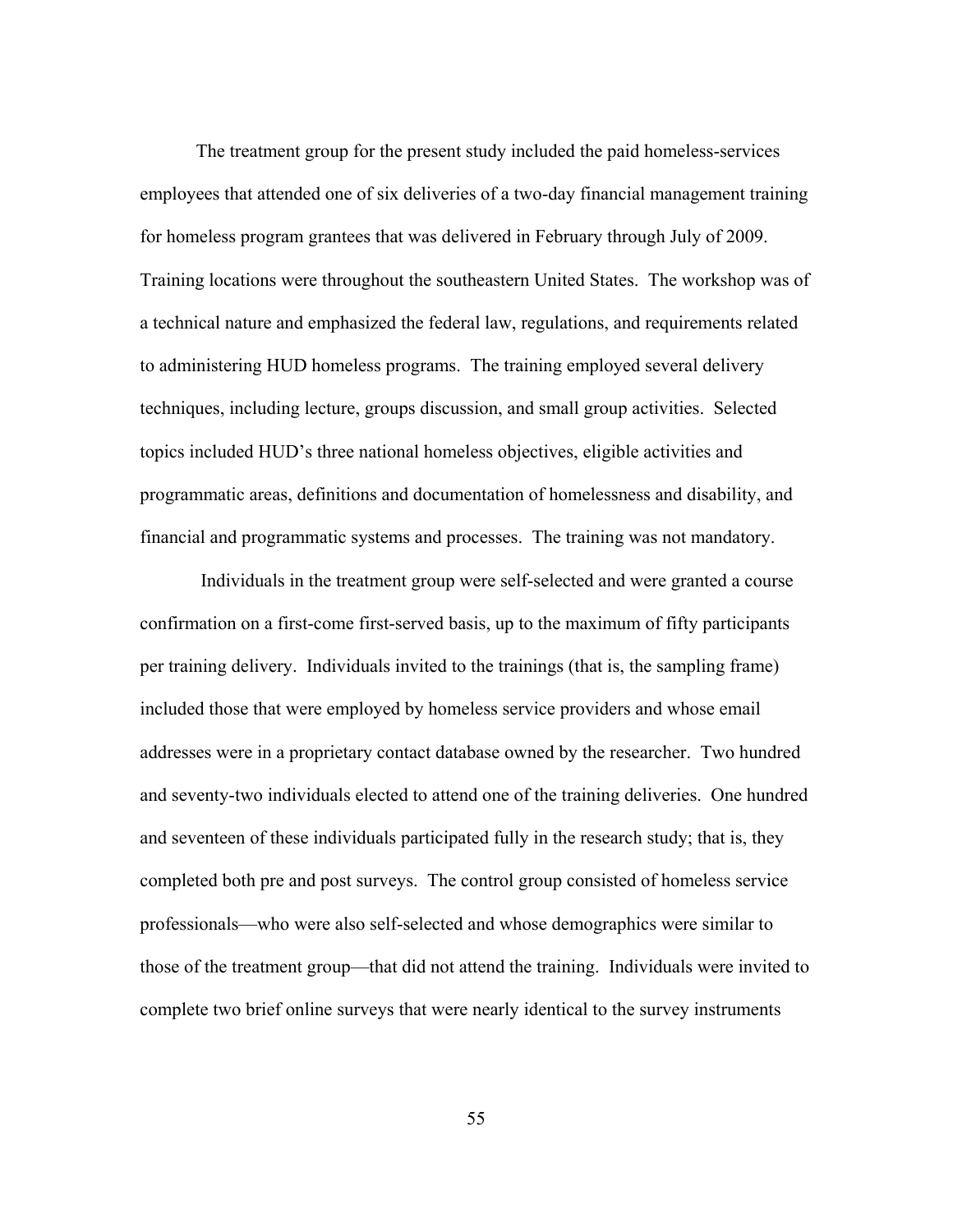The treatment group for the present study included the paid homeless-services employees that attended one of six deliveries of a two-day financial management training for homeless program grantees that was delivered in February through July of 2009. Training locations were throughout the southeastern United States. The workshop was of a technical nature and emphasized the federal law, regulations, and requirements related to administering HUD homeless programs. The training employed several delivery techniques, including lecture, groups discussion, and small group activities. Selected topics included HUD's three national homeless objectives, eligible activities and programmatic areas, definitions and documentation of homelessness and disability, and financial and programmatic systems and processes. The training was not mandatory.

Individuals in the treatment group were self-selected and were granted a course confirmation on a first-come first-served basis, up to the maximum of fifty participants per training delivery. Individuals invited to the trainings (that is, the sampling frame) included those that were employed by homeless service providers and whose email addresses were in a proprietary contact database owned by the researcher. Two hundred and seventy-two individuals elected to attend one of the training deliveries. One hundred and seventeen of these individuals participated fully in the research study; that is, they completed both pre and post surveys. The control group consisted of homeless service professionals—who were also self-selected and whose demographics were similar to those of the treatment group—that did not attend the training. Individuals were invited to complete two brief online surveys that were nearly identical to the survey instruments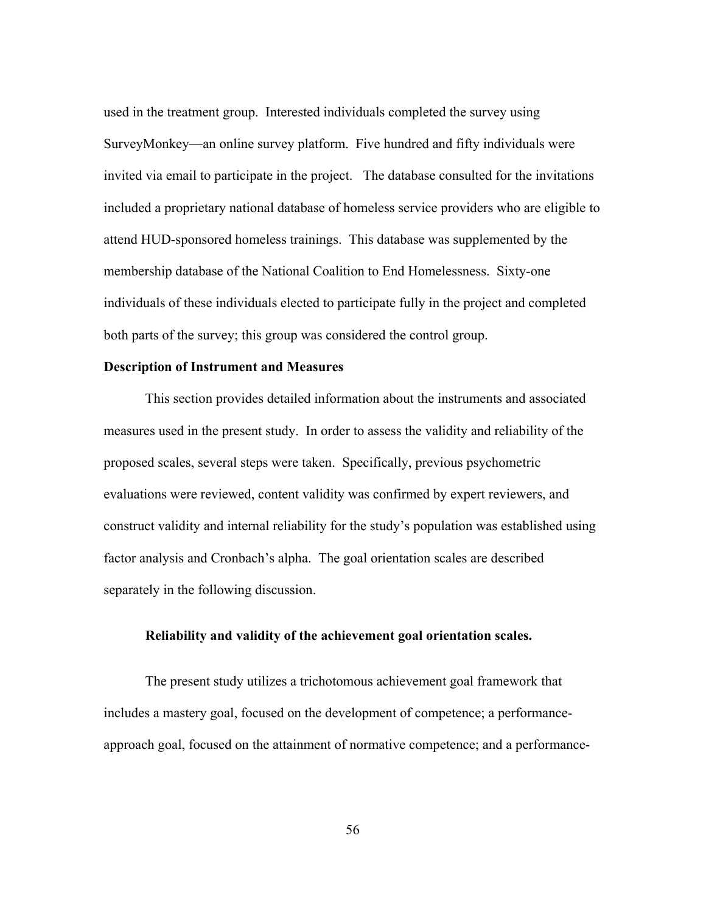used in the treatment group. Interested individuals completed the survey using SurveyMonkey—an online survey platform. Five hundred and fifty individuals were invited via email to participate in the project. The database consulted for the invitations included a proprietary national database of homeless service providers who are eligible to attend HUD-sponsored homeless trainings. This database was supplemented by the membership database of the National Coalition to End Homelessness. Sixty-one individuals of these individuals elected to participate fully in the project and completed both parts of the survey; this group was considered the control group.

## Description of Instrument and Measures

This section provides detailed information about the instruments and associated measures used in the present study. In order to assess the validity and reliability of the proposed scales, several steps were taken. Specifically, previous psychometric evaluations were reviewed, content validity was confirmed by expert reviewers, and construct validity and internal reliability for the study's population was established using factor analysis and Cronbach's alpha. The goal orientation scales are described separately in the following discussion.

### Reliability and validity of the achievement goal orientation scales.

The present study utilizes a trichotomous achievement goal framework that includes a mastery goal, focused on the development of competence; a performance-approach goal, focused on the attainment of normative competence; and a performance-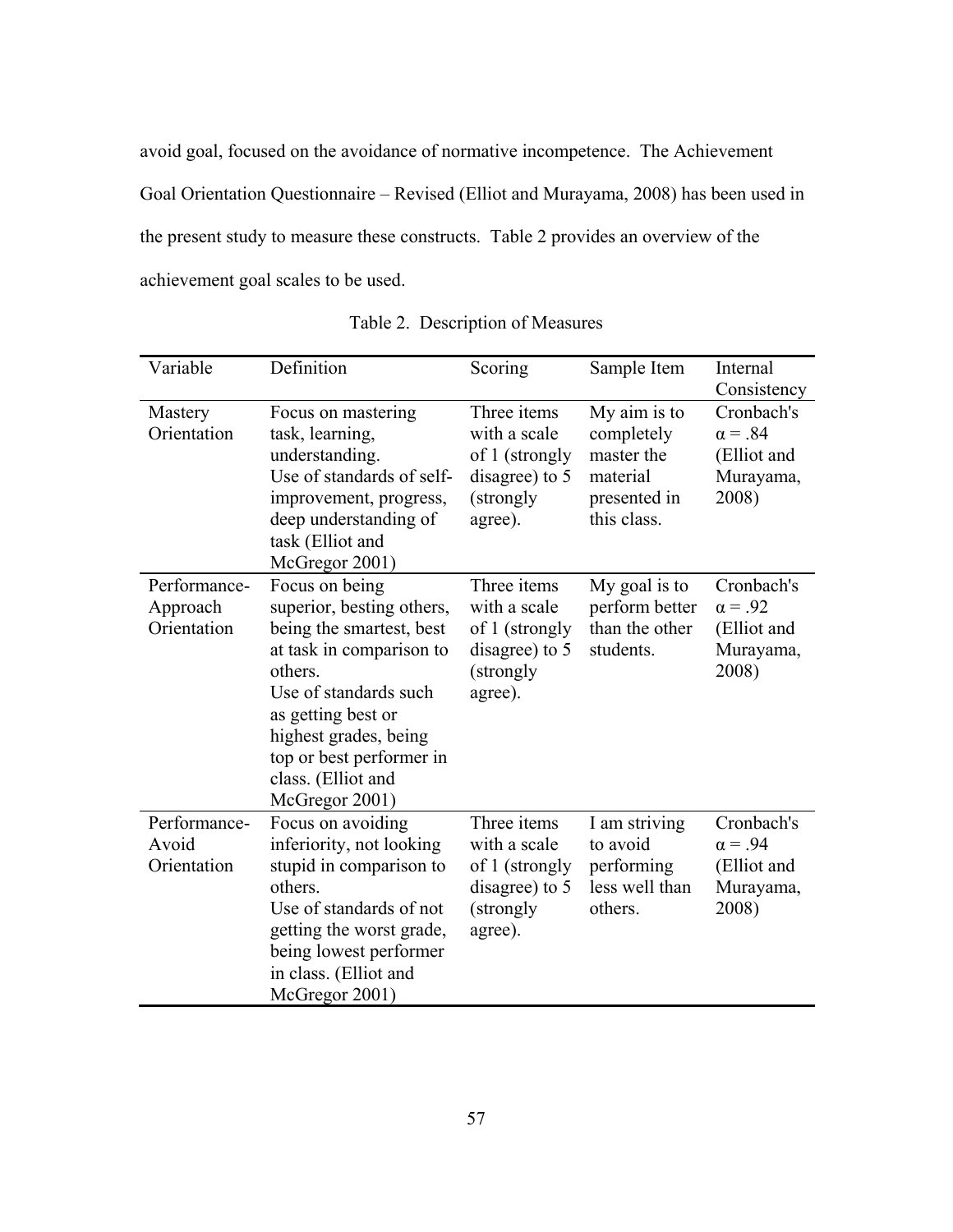avoid goal, focused on the avoidance of normative incompetence. The Achievement Goal Orientation Questionnaire – Revised (Elliot and Murayama, 2008) has been used in the present study to measure these constructs. Table 2 provides an overview of the achievement goal scales to be used.

Table 2. Description of Measures

| Variable | Definition | Scoring | Sample Item | Internal Consistency |
|---|---|---|---|---|
| Mastery Orientation | Focus on mastering task, learning, understanding. Use of standards of self-improvement, progress, deep understanding of task (Elliot and McGregor 2001) | Three items with a scale of 1 (strongly disagree) to 5 (strongly agree). | My aim is to completely master the material presented in this class. | Cronbach's α = .84 (Elliot and Murayama, 2008) |
| Performance-Approach Orientation | Focus on being superior, besting others, being the smartest, best at task in comparison to others. Use of standards such as getting best or highest grades, being top or best performer in class. (Elliot and McGregor 2001) | Three items with a scale of 1 (strongly disagree) to 5 (strongly agree). | My goal is to perform better than the other students. | Cronbach's α = .92 (Elliot and Murayama, 2008) |
| Performance-Avoid Orientation | Focus on avoiding inferiority, not looking stupid in comparison to others. Use of standards of not getting the worst grade, being lowest performer in class. (Elliot and McGregor 2001) | Three items with a scale of 1 (strongly disagree) to 5 (strongly agree). | I am striving to avoid performing less well than others. | Cronbach's α = .94 (Elliot and Murayama, 2008) |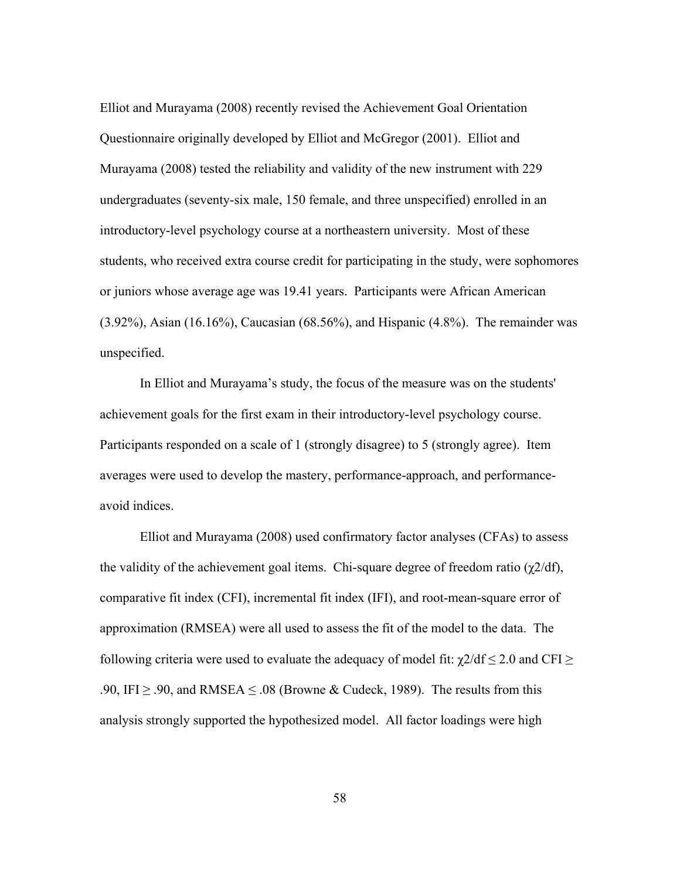Elliot and Murayama (2008) recently revised the Achievement Goal Orientation Questionnaire originally developed by Elliot and McGregor (2001). Elliot and Murayama (2008) tested the reliability and validity of the new instrument with 229 undergraduates (seventy-six male, 150 female, and three unspecified) enrolled in an introductory-level psychology course at a northeastern university. Most of these students, who received extra course credit for participating in the study, were sophomores or juniors whose average age was 19.41 years. Participants were African American (3.92%), Asian (16.16%), Caucasian (68.56%), and Hispanic (4.8%). The remainder was unspecified.

In Elliot and Murayama's study, the focus of the measure was on the students' achievement goals for the first exam in their introductory-level psychology course. Participants responded on a scale of 1 (strongly disagree) to 5 (strongly agree). Item averages were used to develop the mastery, performance-approach, and performance-avoid indices.

Elliot and Murayama (2008) used confirmatory factor analyses (CFAs) to assess the validity of the achievement goal items. Chi-square degree of freedom ratio ($\chi2/df$), comparative fit index (CFI), incremental fit index (IFI), and root-mean-square error of approximation (RMSEA) were all used to assess the fit of the model to the data. The following criteria were used to evaluate the adequacy of model fit: $\chi2/df \leq 2.0$ and CFI $\geq$ .90, IFI $\geq$ .90, and RMSEA $\leq$ .08 (Browne & Cudeck, 1989). The results from this analysis strongly supported the hypothesized model. All factor loadings were high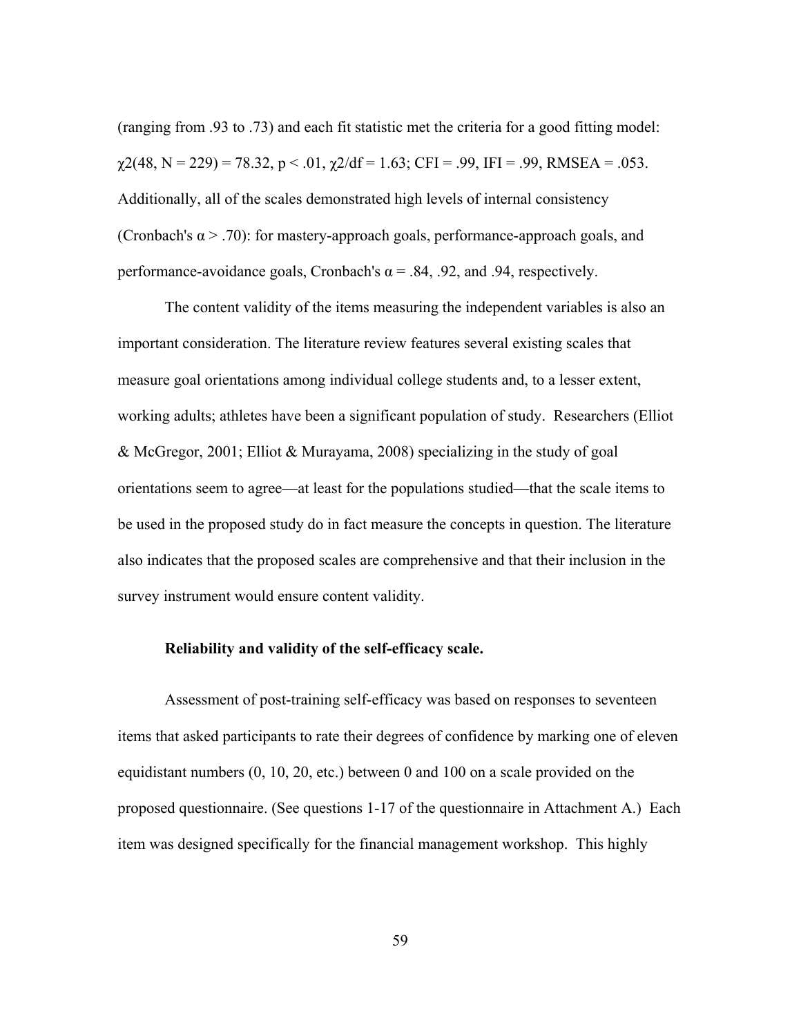(ranging from .93 to .73) and each fit statistic met the criteria for a good fitting model: $\chi2(48, N = 229) = 78.32$, $p < .01$, $\chi2/df = 1.63$; CFI = .99, IFI = .99, RMSEA = .053. Additionally, all of the scales demonstrated high levels of internal consistency (Cronbach's $\alpha > .70$): for mastery-approach goals, performance-approach goals, and performance-avoidance goals, Cronbach's $\alpha = .84$, .92, and .94, respectively.

The content validity of the items measuring the independent variables is also an important consideration. The literature review features several existing scales that measure goal orientations among individual college students and, to a lesser extent, working adults; athletes have been a significant population of study. Researchers (Elliot & McGregor, 2001; Elliot & Murayama, 2008) specializing in the study of goal orientations seem to agree—at least for the populations studied—that the scale items to be used in the proposed study do in fact measure the concepts in question. The literature also indicates that the proposed scales are comprehensive and that their inclusion in the survey instrument would ensure content validity.

**Reliability and validity of the self-efficacy scale.**

Assessment of post-training self-efficacy was based on responses to seventeen items that asked participants to rate their degrees of confidence by marking one of eleven equidistant numbers (0, 10, 20, etc.) between 0 and 100 on a scale provided on the proposed questionnaire. (See questions 1-17 of the questionnaire in Attachment A.) Each item was designed specifically for the financial management workshop. This highly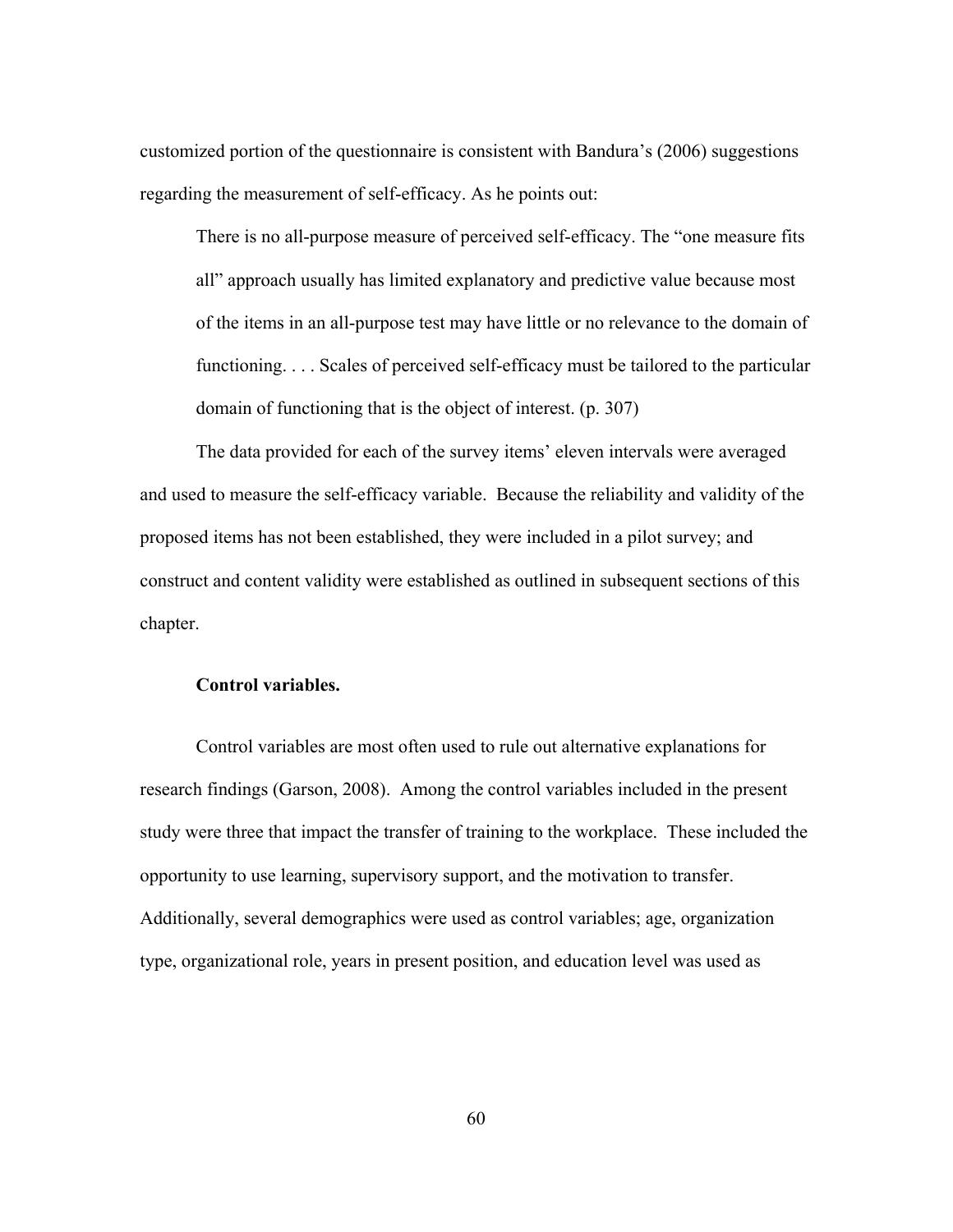customized portion of the questionnaire is consistent with Bandura's (2006) suggestions regarding the measurement of self-efficacy. As he points out:

> There is no all-purpose measure of perceived self-efficacy. The "one measure fits all" approach usually has limited explanatory and predictive value because most of the items in an all-purpose test may have little or no relevance to the domain of functioning. . . . Scales of perceived self-efficacy must be tailored to the particular domain of functioning that is the object of interest. (p. 307)

The data provided for each of the survey items' eleven intervals were averaged and used to measure the self-efficacy variable. Because the reliability and validity of the proposed items has not been established, they were included in a pilot survey; and construct and content validity were established as outlined in subsequent sections of this chapter.

**Control variables.**

Control variables are most often used to rule out alternative explanations for research findings (Garson, 2008). Among the control variables included in the present study were three that impact the transfer of training to the workplace. These included the opportunity to use learning, supervisory support, and the motivation to transfer. Additionally, several demographics were used as control variables; age, organization type, organizational role, years in present position, and education level was used as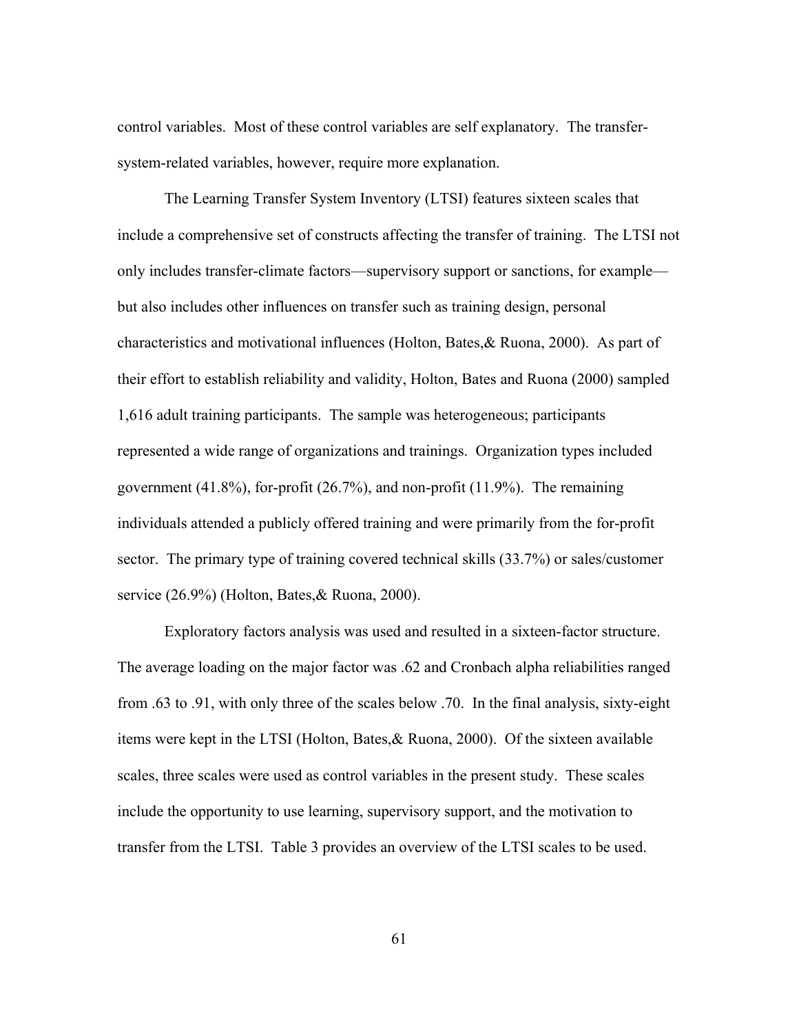control variables. Most of these control variables are self explanatory. The transfer-system-related variables, however, require more explanation.

The Learning Transfer System Inventory (LTSI) features sixteen scales that include a comprehensive set of constructs affecting the transfer of training. The LTSI not only includes transfer-climate factors—supervisory support or sanctions, for example—but also includes other influences on transfer such as training design, personal characteristics and motivational influences (Holton, Bates,& Ruona, 2000). As part of their effort to establish reliability and validity, Holton, Bates and Ruona (2000) sampled 1,616 adult training participants. The sample was heterogeneous; participants represented a wide range of organizations and trainings. Organization types included government (41.8%), for-profit (26.7%), and non-profit (11.9%). The remaining individuals attended a publicly offered training and were primarily from the for-profit sector. The primary type of training covered technical skills (33.7%) or sales/customer service (26.9%) (Holton, Bates,& Ruona, 2000).

Exploratory factors analysis was used and resulted in a sixteen-factor structure. The average loading on the major factor was .62 and Cronbach alpha reliabilities ranged from .63 to .91, with only three of the scales below .70. In the final analysis, sixty-eight items were kept in the LTSI (Holton, Bates,& Ruona, 2000). Of the sixteen available scales, three scales were used as control variables in the present study. These scales include the opportunity to use learning, supervisory support, and the motivation to transfer from the LTSI. Table 3 provides an overview of the LTSI scales to be used.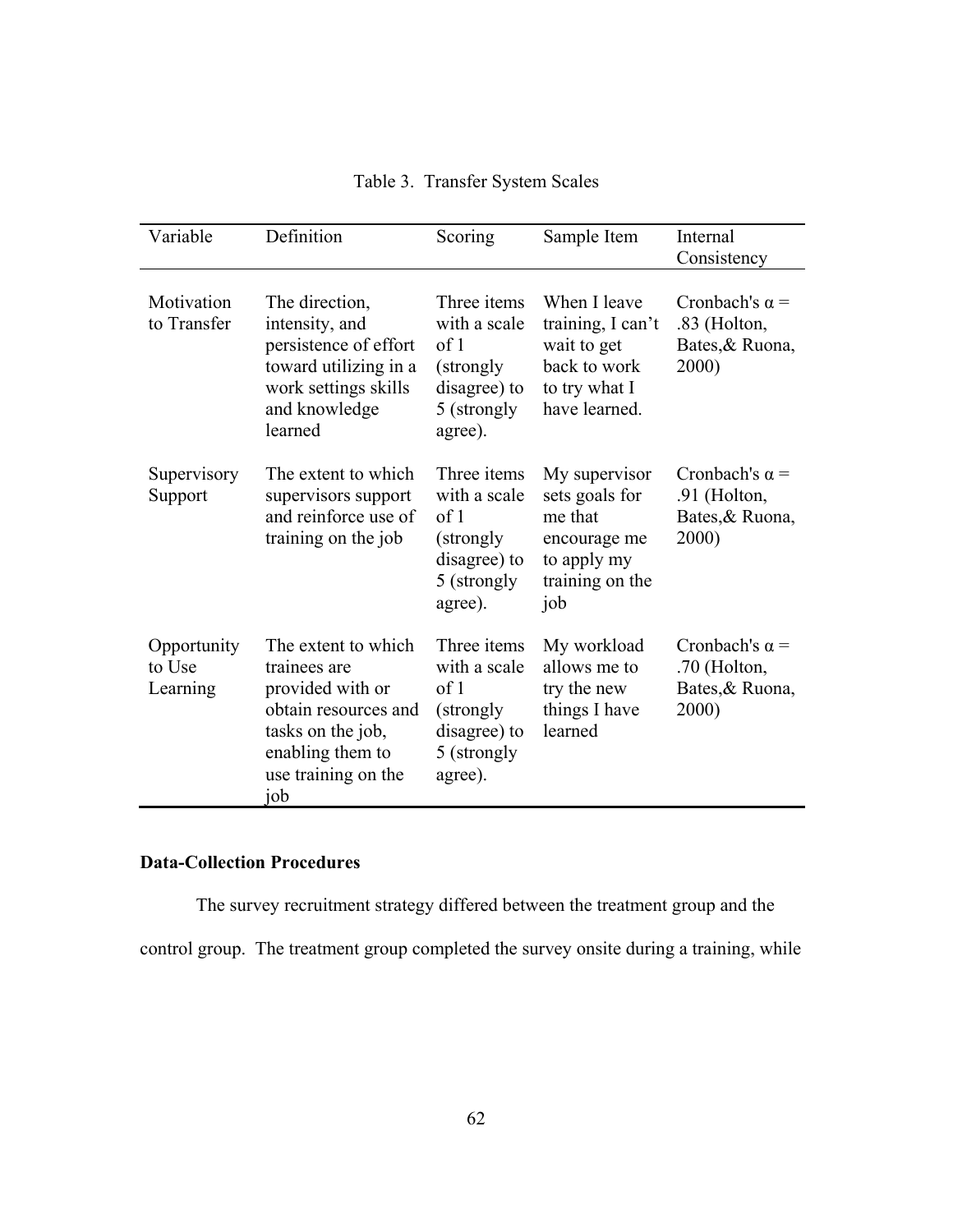Table 3. Transfer System Scales

| Variable | Definition | Scoring | Sample Item | Internal Consistency |
|---|---|---|---|---|
| Motivation to Transfer | The direction, intensity, and persistence of effort toward utilizing in a work settings skills and knowledge learned | Three items with a scale of 1 (strongly disagree) to 5 (strongly agree). | When I leave training, I can't wait to get back to work to try what I have learned. | Cronbach's α = .83 (Holton, Bates,& Ruona, 2000) |
| Supervisory Support | The extent to which supervisors support and reinforce use of training on the job | Three items with a scale of 1 (strongly disagree) to 5 (strongly agree). | My supervisor sets goals for me that encourage me to apply my training on the job | Cronbach's α = .91 (Holton, Bates,& Ruona, 2000) |
| Opportunity to Use Learning | The extent to which trainees are provided with or obtain resources and tasks on the job, enabling them to use training on the job | Three items with a scale of 1 (strongly disagree) to 5 (strongly agree). | My workload allows me to try the new things I have learned | Cronbach's α = .70 (Holton, Bates,& Ruona, 2000) |

**Data-Collection Procedures**

The survey recruitment strategy differed between the treatment group and the control group. The treatment group completed the survey onsite during a training, while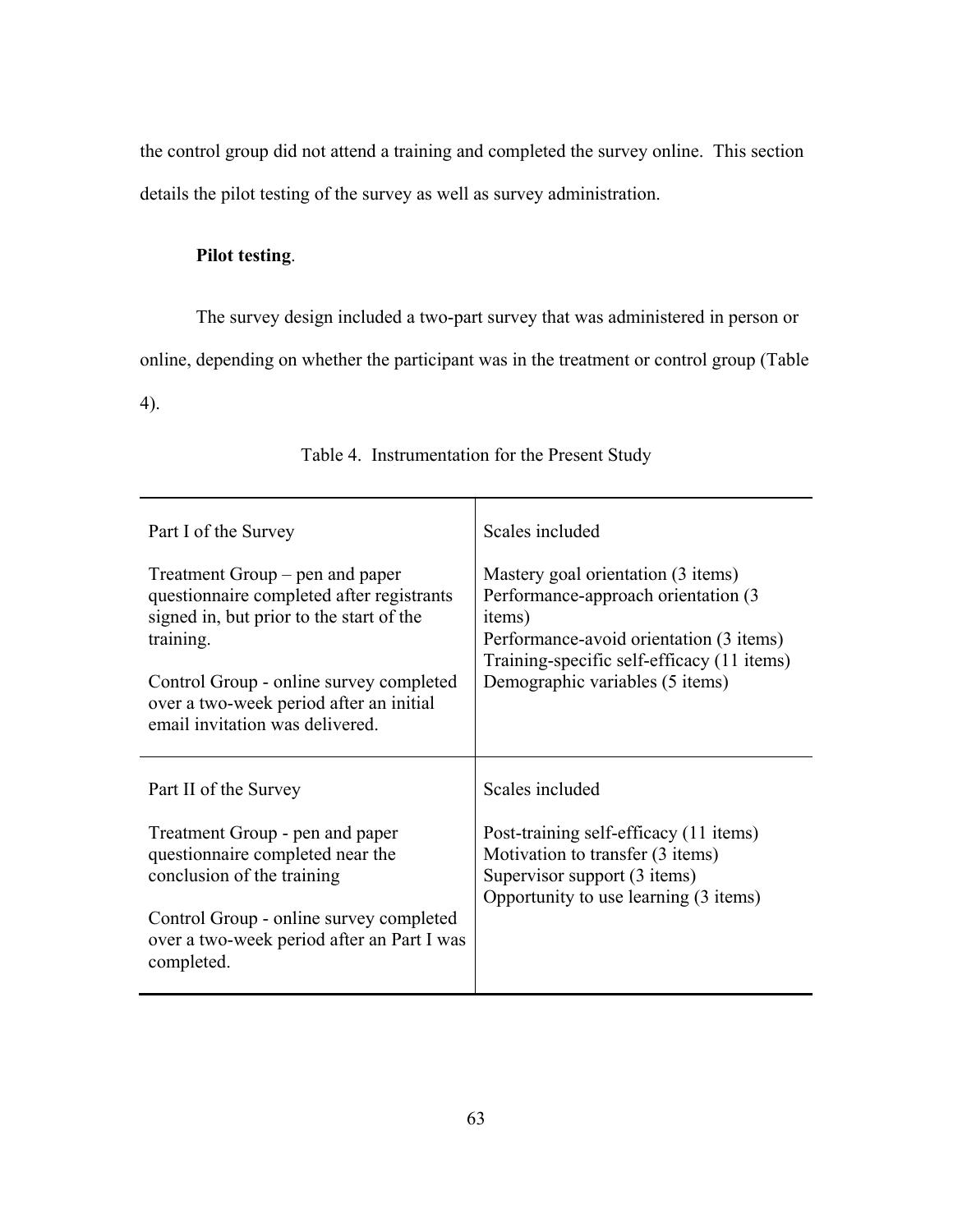the control group did not attend a training and completed the survey online. This section details the pilot testing of the survey as well as survey administration.

**Pilot testing**.

The survey design included a two-part survey that was administered in person or online, depending on whether the participant was in the treatment or control group (Table 4).

Table 4. Instrumentation for the Present Study

| Part I of the Survey | Scales included |
|---|---|
| Treatment Group – pen and paper questionnaire completed after registrants signed in, but prior to the start of the training.<br><br>Control Group - online survey completed over a two-week period after an initial email invitation was delivered. | Mastery goal orientation (3 items)<br>Performance-approach orientation (3 items)<br>Performance-avoid orientation (3 items)<br>Training-specific self-efficacy (11 items)<br>Demographic variables (5 items) |
| **Part II of the Survey** | **Scales included** |
| Treatment Group - pen and paper questionnaire completed near the conclusion of the training<br><br>Control Group - online survey completed over a two-week period after an Part I was completed. | Post-training self-efficacy (11 items)<br>Motivation to transfer (3 items)<br>Supervisor support (3 items)<br>Opportunity to use learning (3 items) |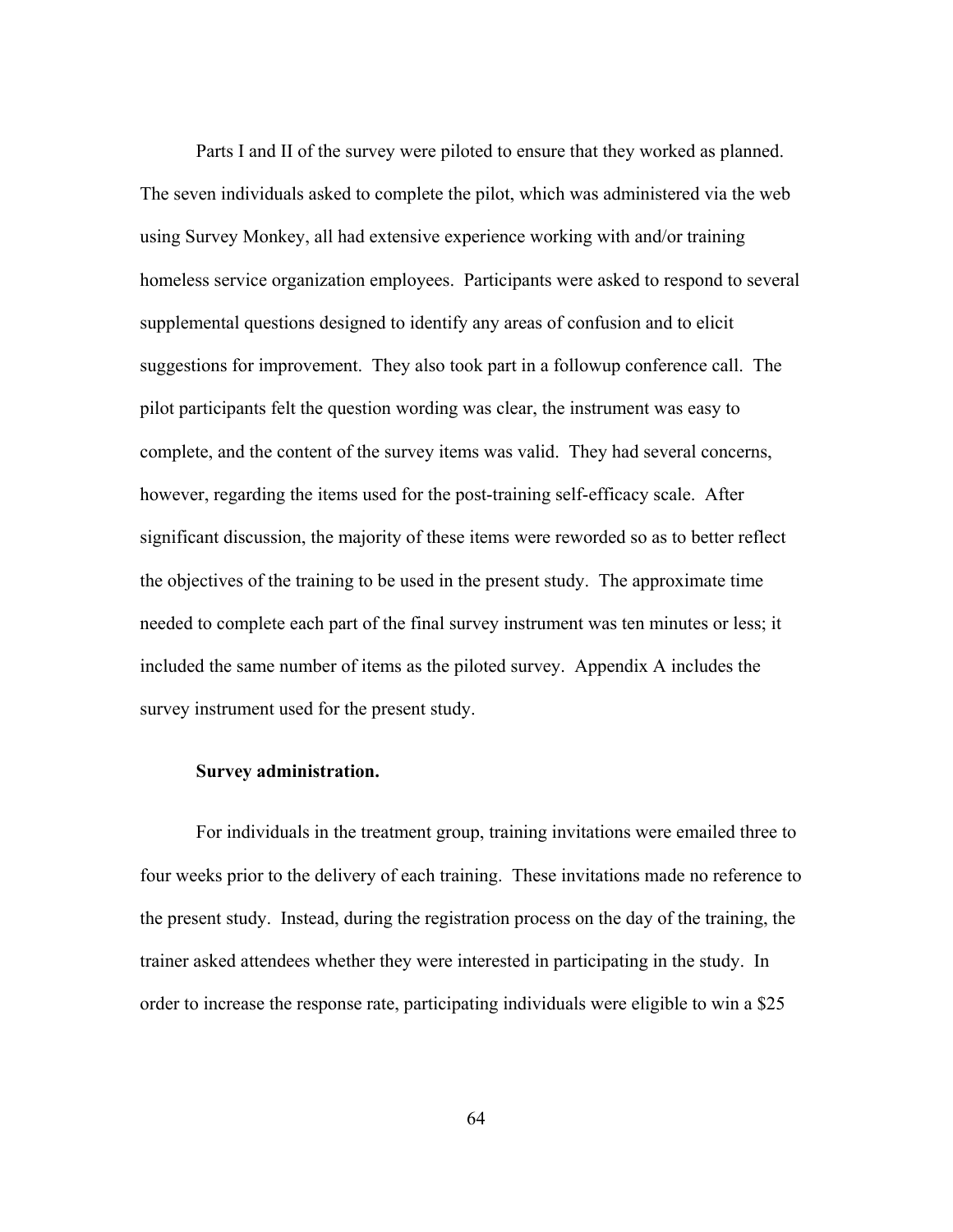Parts I and II of the survey were piloted to ensure that they worked as planned. The seven individuals asked to complete the pilot, which was administered via the web using Survey Monkey, all had extensive experience working with and/or training homeless service organization employees. Participants were asked to respond to several supplemental questions designed to identify any areas of confusion and to elicit suggestions for improvement. They also took part in a followup conference call. The pilot participants felt the question wording was clear, the instrument was easy to complete, and the content of the survey items was valid. They had several concerns, however, regarding the items used for the post-training self-efficacy scale. After significant discussion, the majority of these items were reworded so as to better reflect the objectives of the training to be used in the present study. The approximate time needed to complete each part of the final survey instrument was ten minutes or less; it included the same number of items as the piloted survey. Appendix A includes the survey instrument used for the present study.

**Survey administration.**

For individuals in the treatment group, training invitations were emailed three to four weeks prior to the delivery of each training. These invitations made no reference to the present study. Instead, during the registration process on the day of the training, the trainer asked attendees whether they were interested in participating in the study. In order to increase the response rate, participating individuals were eligible to win a $25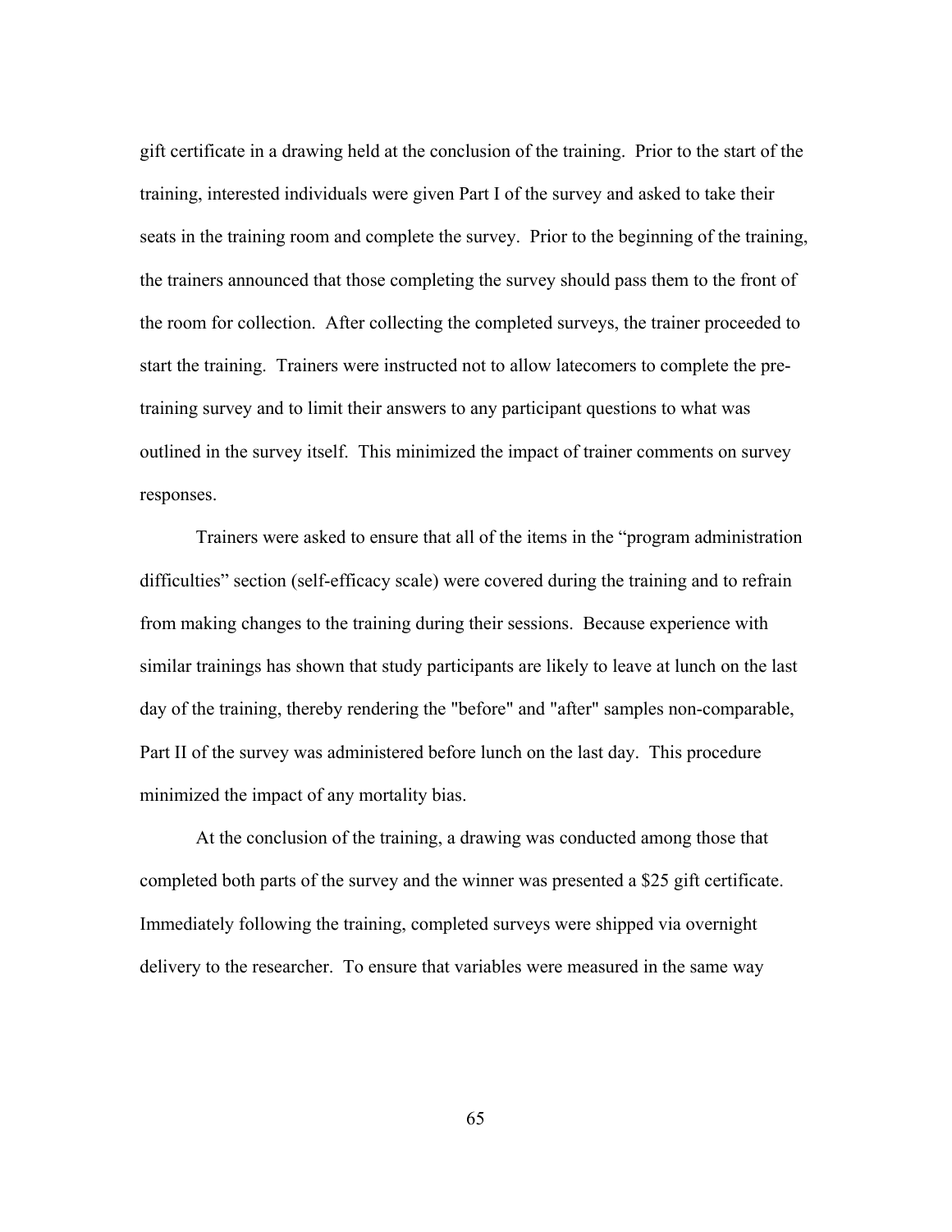gift certificate in a drawing held at the conclusion of the training. Prior to the start of the training, interested individuals were given Part I of the survey and asked to take their seats in the training room and complete the survey. Prior to the beginning of the training, the trainers announced that those completing the survey should pass them to the front of the room for collection. After collecting the completed surveys, the trainer proceeded to start the training. Trainers were instructed not to allow latecomers to complete the pre-training survey and to limit their answers to any participant questions to what was outlined in the survey itself. This minimized the impact of trainer comments on survey responses.

Trainers were asked to ensure that all of the items in the "program administration difficulties" section (self-efficacy scale) were covered during the training and to refrain from making changes to the training during their sessions. Because experience with similar trainings has shown that study participants are likely to leave at lunch on the last day of the training, thereby rendering the "before" and "after" samples non-comparable, Part II of the survey was administered before lunch on the last day. This procedure minimized the impact of any mortality bias.

At the conclusion of the training, a drawing was conducted among those that completed both parts of the survey and the winner was presented a $25 gift certificate. Immediately following the training, completed surveys were shipped via overnight delivery to the researcher. To ensure that variables were measured in the same way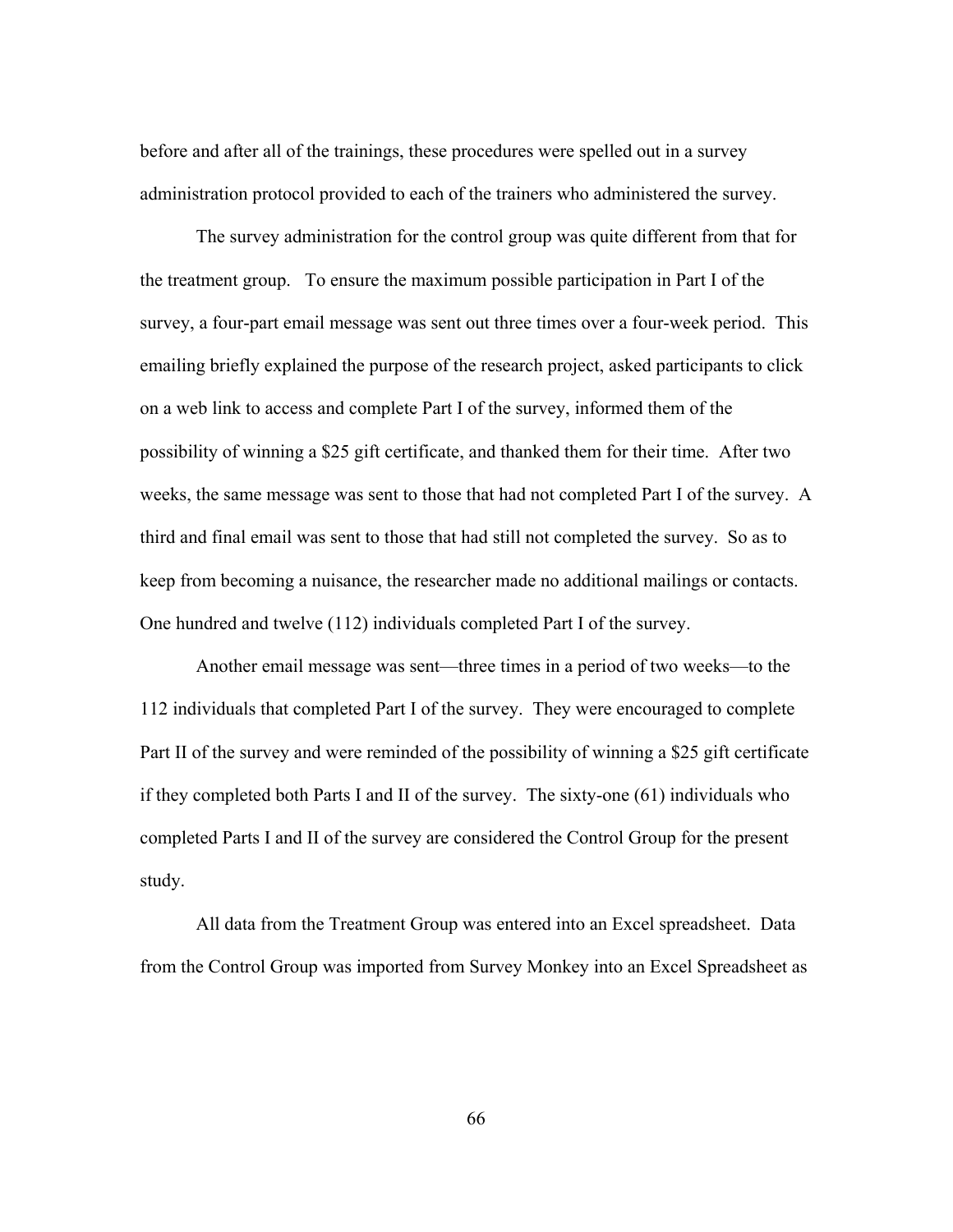before and after all of the trainings, these procedures were spelled out in a survey administration protocol provided to each of the trainers who administered the survey.

The survey administration for the control group was quite different from that for the treatment group. To ensure the maximum possible participation in Part I of the survey, a four-part email message was sent out three times over a four-week period. This emailing briefly explained the purpose of the research project, asked participants to click on a web link to access and complete Part I of the survey, informed them of the possibility of winning a $25 gift certificate, and thanked them for their time. After two weeks, the same message was sent to those that had not completed Part I of the survey. A third and final email was sent to those that had still not completed the survey. So as to keep from becoming a nuisance, the researcher made no additional mailings or contacts. One hundred and twelve (112) individuals completed Part I of the survey.

Another email message was sent—three times in a period of two weeks—to the 112 individuals that completed Part I of the survey. They were encouraged to complete Part II of the survey and were reminded of the possibility of winning a $25 gift certificate if they completed both Parts I and II of the survey. The sixty-one (61) individuals who completed Parts I and II of the survey are considered the Control Group for the present study.

All data from the Treatment Group was entered into an Excel spreadsheet. Data from the Control Group was imported from Survey Monkey into an Excel Spreadsheet as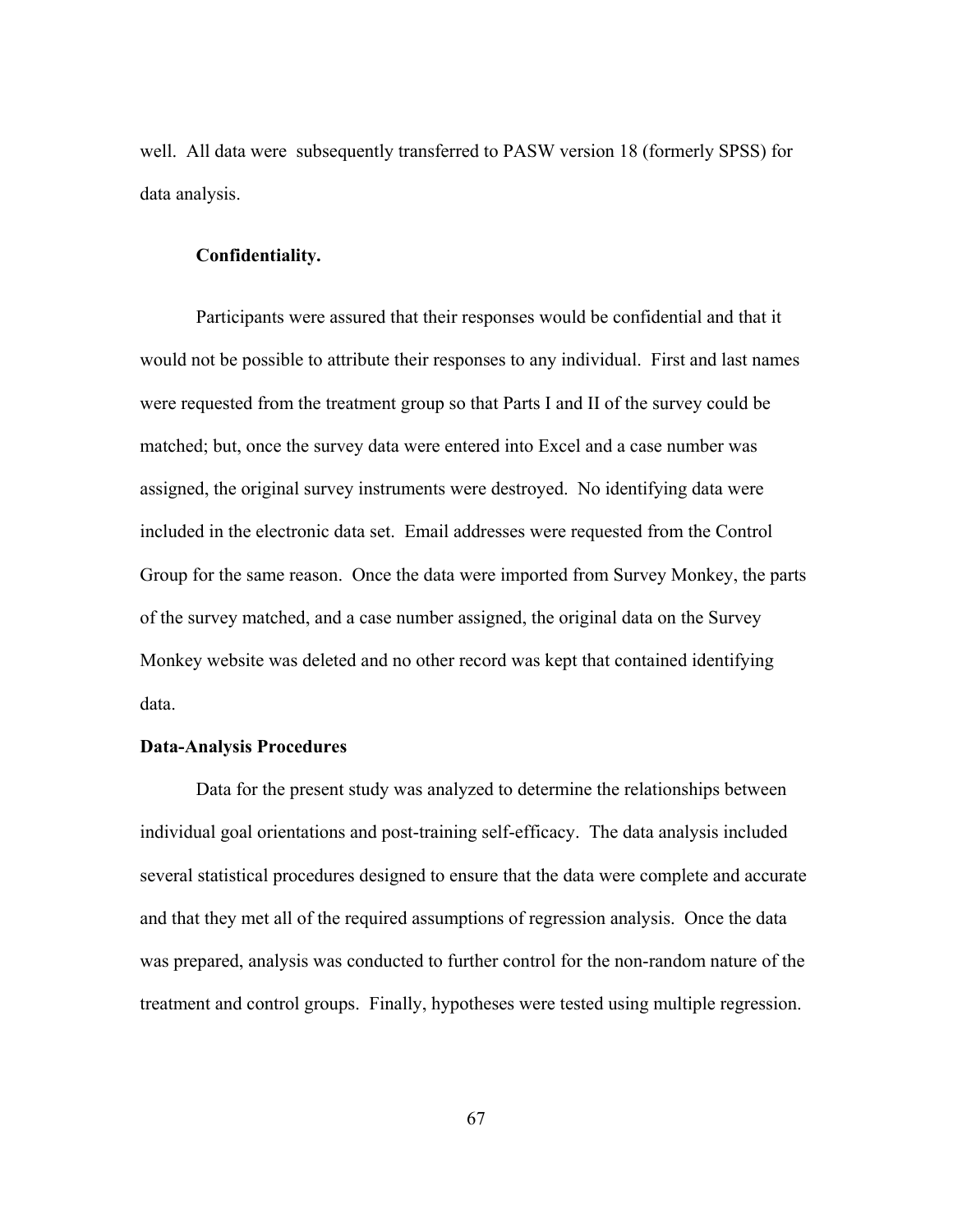well. All data were subsequently transferred to PASW version 18 (formerly SPSS) for data analysis.

**Confidentiality.**

Participants were assured that their responses would be confidential and that it would not be possible to attribute their responses to any individual. First and last names were requested from the treatment group so that Parts I and II of the survey could be matched; but, once the survey data were entered into Excel and a case number was assigned, the original survey instruments were destroyed. No identifying data were included in the electronic data set. Email addresses were requested from the Control Group for the same reason. Once the data were imported from Survey Monkey, the parts of the survey matched, and a case number assigned, the original data on the Survey Monkey website was deleted and no other record was kept that contained identifying data.

## Data-Analysis Procedures

Data for the present study was analyzed to determine the relationships between individual goal orientations and post-training self-efficacy. The data analysis included several statistical procedures designed to ensure that the data were complete and accurate and that they met all of the required assumptions of regression analysis. Once the data was prepared, analysis was conducted to further control for the non-random nature of the treatment and control groups. Finally, hypotheses were tested using multiple regression.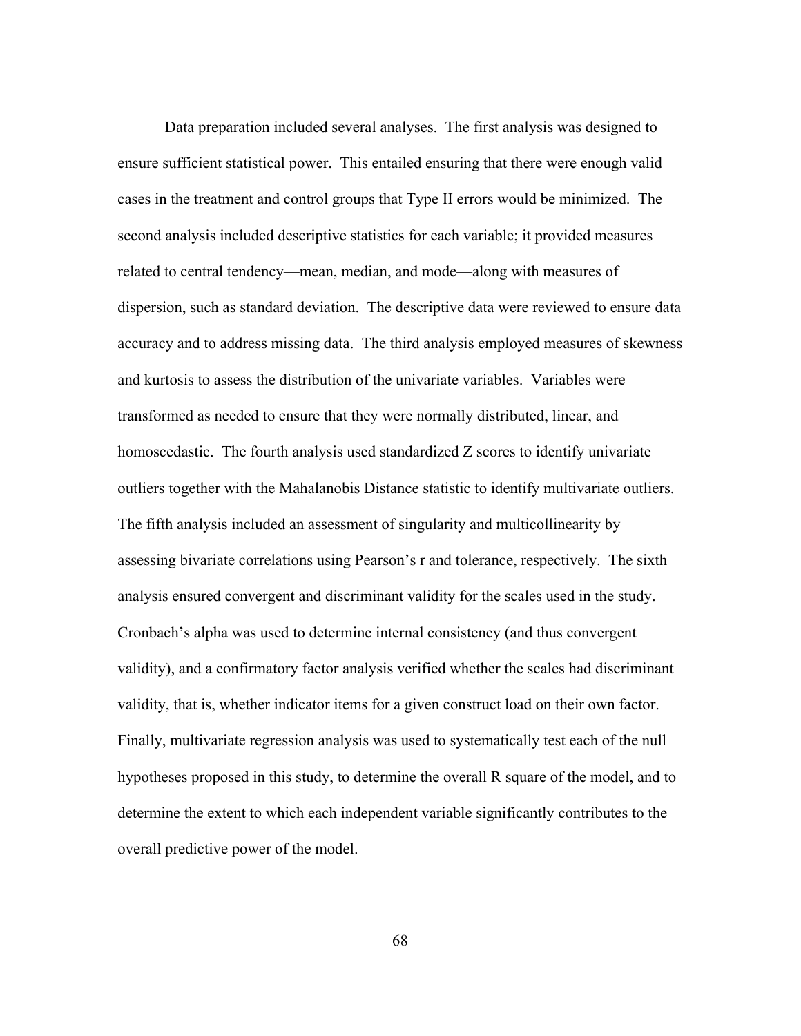Data preparation included several analyses. The first analysis was designed to ensure sufficient statistical power. This entailed ensuring that there were enough valid cases in the treatment and control groups that Type II errors would be minimized. The second analysis included descriptive statistics for each variable; it provided measures related to central tendency—mean, median, and mode—along with measures of dispersion, such as standard deviation. The descriptive data were reviewed to ensure data accuracy and to address missing data. The third analysis employed measures of skewness and kurtosis to assess the distribution of the univariate variables. Variables were transformed as needed to ensure that they were normally distributed, linear, and homoscedastic. The fourth analysis used standardized Z scores to identify univariate outliers together with the Mahalanobis Distance statistic to identify multivariate outliers. The fifth analysis included an assessment of singularity and multicollinearity by assessing bivariate correlations using Pearson's r and tolerance, respectively. The sixth analysis ensured convergent and discriminant validity for the scales used in the study. Cronbach's alpha was used to determine internal consistency (and thus convergent validity), and a confirmatory factor analysis verified whether the scales had discriminant validity, that is, whether indicator items for a given construct load on their own factor. Finally, multivariate regression analysis was used to systematically test each of the null hypotheses proposed in this study, to determine the overall R square of the model, and to determine the extent to which each independent variable significantly contributes to the overall predictive power of the model.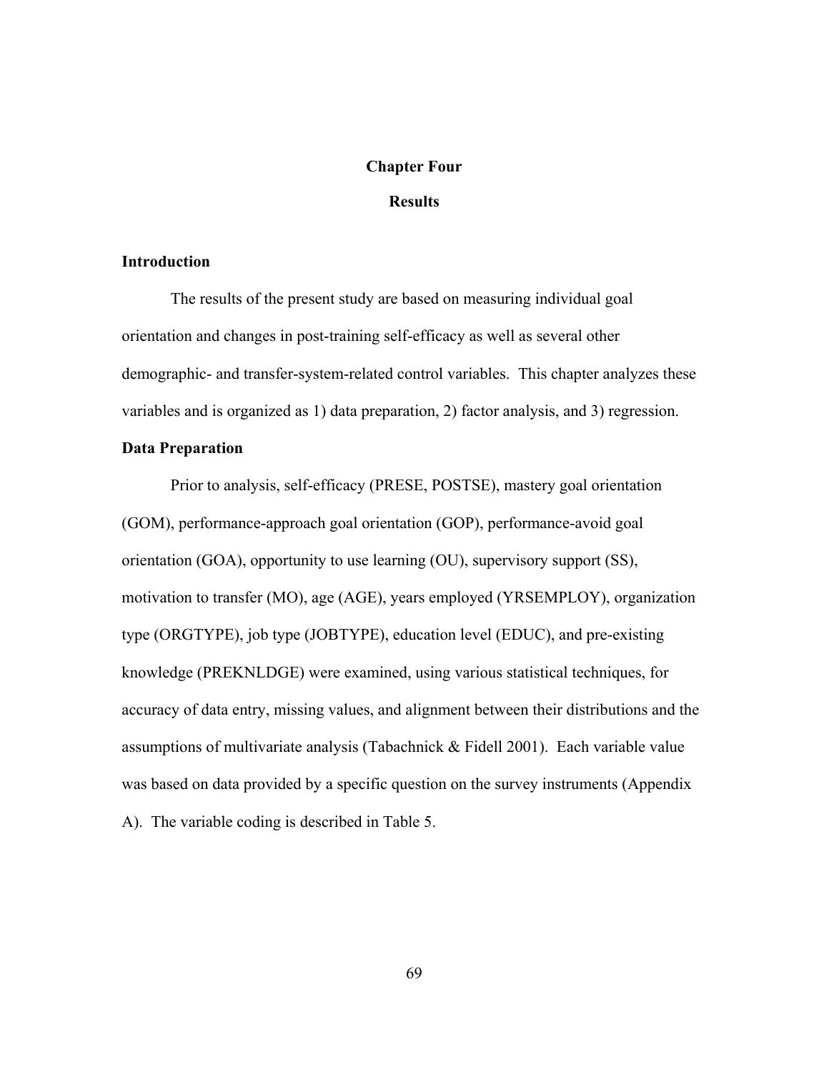# Chapter Four

# Results

## Introduction

The results of the present study are based on measuring individual goal orientation and changes in post-training self-efficacy as well as several other demographic- and transfer-system-related control variables. This chapter analyzes these variables and is organized as 1) data preparation, 2) factor analysis, and 3) regression.

## Data Preparation

Prior to analysis, self-efficacy (PRESE, POSTSE), mastery goal orientation (GOM), performance-approach goal orientation (GOP), performance-avoid goal orientation (GOA), opportunity to use learning (OU), supervisory support (SS), motivation to transfer (MO), age (AGE), years employed (YRSEMPLOY), organization type (ORGTYPE), job type (JOBTYPE), education level (EDUC), and pre-existing knowledge (PREKNLDGE) were examined, using various statistical techniques, for accuracy of data entry, missing values, and alignment between their distributions and the assumptions of multivariate analysis (Tabachnick & Fidell 2001). Each variable value was based on data provided by a specific question on the survey instruments (Appendix A). The variable coding is described in Table 5.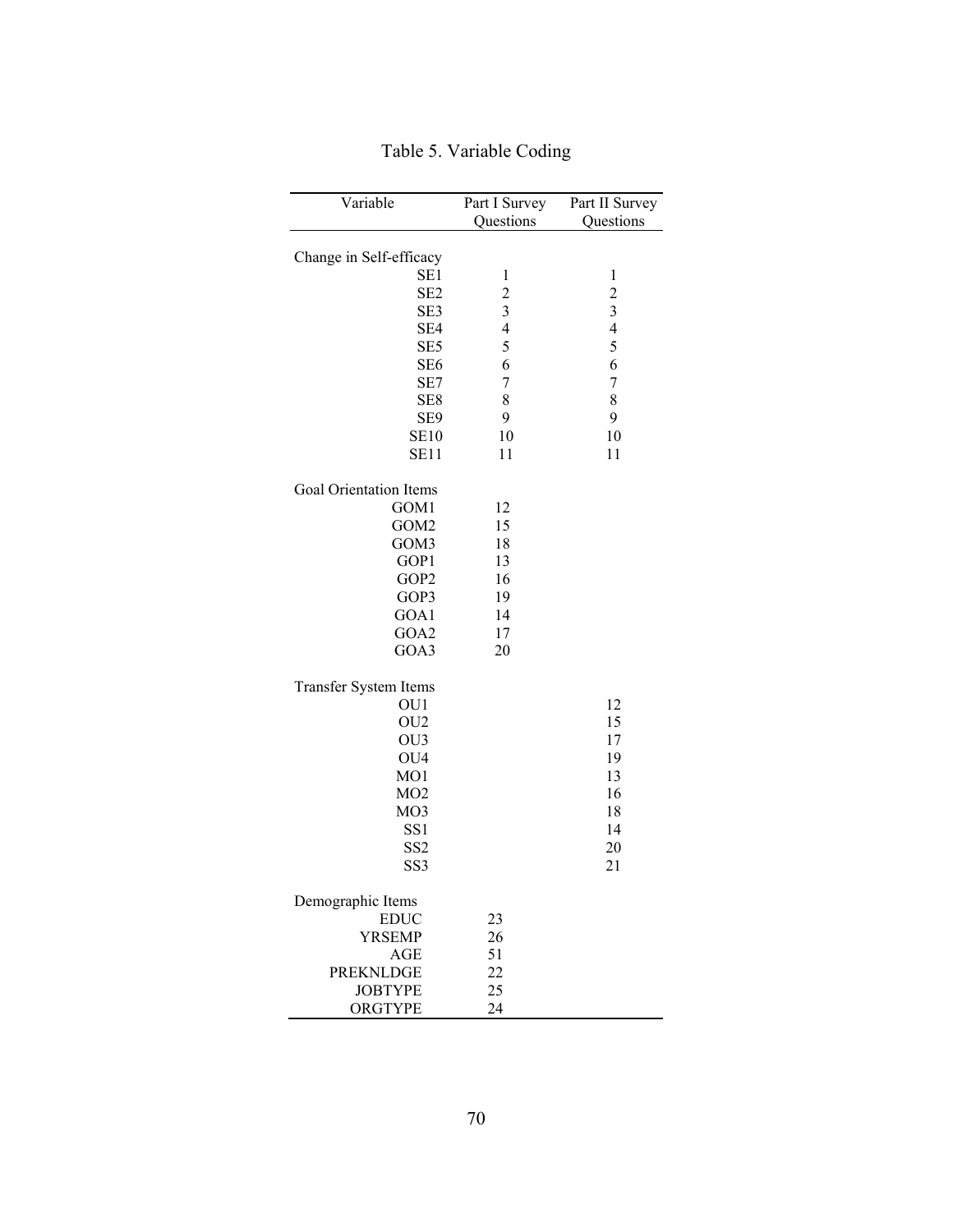Table 5. Variable Coding

| Variable | Part I Survey Questions | Part II Survey Questions |
|---|---|---|
| Change in Self-efficacy | | |
| SE1 | 1 | 1 |
| SE2 | 2 | 2 |
| SE3 | 3 | 3 |
| SE4 | 4 | 4 |
| SE5 | 5 | 5 |
| SE6 | 6 | 6 |
| SE7 | 7 | 7 |
| SE8 | 8 | 8 |
| SE9 | 9 | 9 |
| SE10 | 10 | 10 |
| SE11 | 11 | 11 |
| Goal Orientation Items | | |
| GOM1 | 12 | |
| GOM2 | 15 | |
| GOM3 | 18 | |
| GOP1 | 13 | |
| GOP2 | 16 | |
| GOP3 | 19 | |
| GOA1 | 14 | |
| GOA2 | 17 | |
| GOA3 | 20 | |
| Transfer System Items | | |
| OU1 | | 12 |
| OU2 | | 15 |
| OU3 | | 17 |
| OU4 | | 19 |
| MO1 | | 13 |
| MO2 | | 16 |
| MO3 | | 18 |
| SS1 | | 14 |
| SS2 | | 20 |
| SS3 | | 21 |
| Demographic Items | | |
| EDUC | 23 | |
| YRSEMP | 26 | |
| AGE | 51 | |
| PREKNLDGE | 22 | |
| JOBTYPE | 25 | |
| ORGTYPE | 24 | |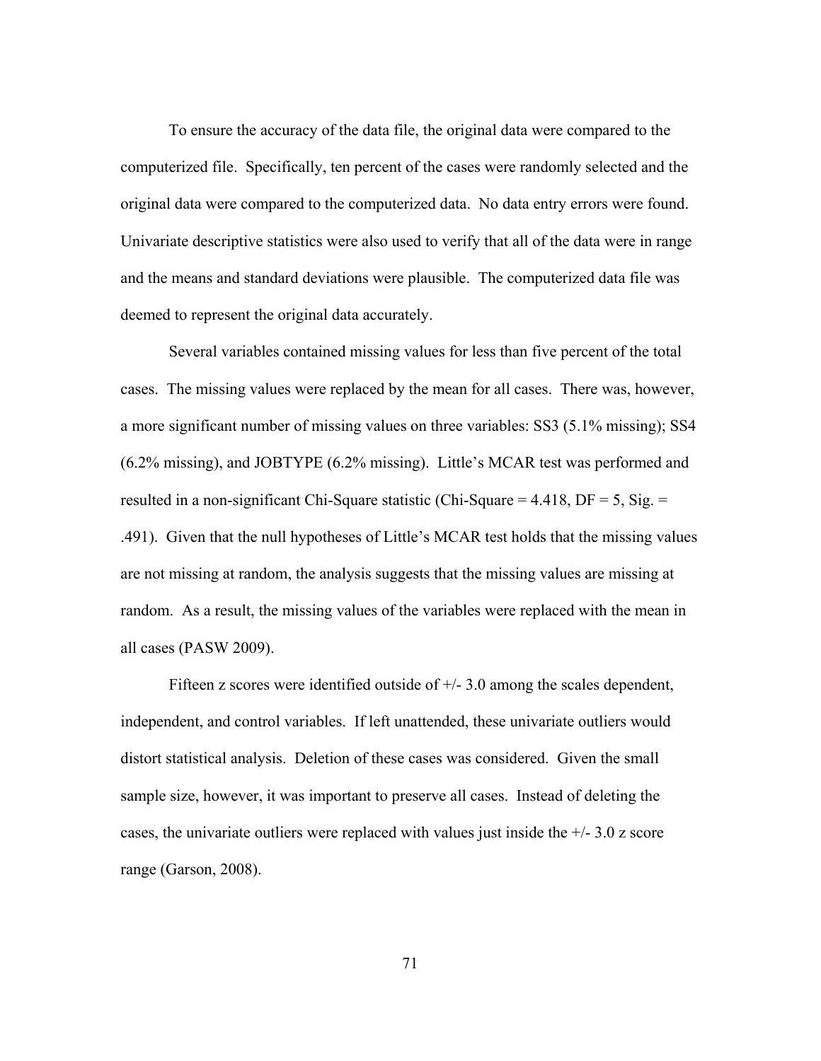To ensure the accuracy of the data file, the original data were compared to the computerized file. Specifically, ten percent of the cases were randomly selected and the original data were compared to the computerized data. No data entry errors were found. Univariate descriptive statistics were also used to verify that all of the data were in range and the means and standard deviations were plausible. The computerized data file was deemed to represent the original data accurately.

Several variables contained missing values for less than five percent of the total cases. The missing values were replaced by the mean for all cases. There was, however, a more significant number of missing values on three variables: SS3 (5.1% missing); SS4 (6.2% missing), and JOBTYPE (6.2% missing). Little's MCAR test was performed and resulted in a non-significant Chi-Square statistic (Chi-Square = 4.418, DF = 5, Sig. = .491). Given that the null hypotheses of Little's MCAR test holds that the missing values are not missing at random, the analysis suggests that the missing values are missing at random. As a result, the missing values of the variables were replaced with the mean in all cases (PASW 2009).

Fifteen z scores were identified outside of +/- 3.0 among the scales dependent, independent, and control variables. If left unattended, these univariate outliers would distort statistical analysis. Deletion of these cases was considered. Given the small sample size, however, it was important to preserve all cases. Instead of deleting the cases, the univariate outliers were replaced with values just inside the +/- 3.0 z score range (Garson, 2008).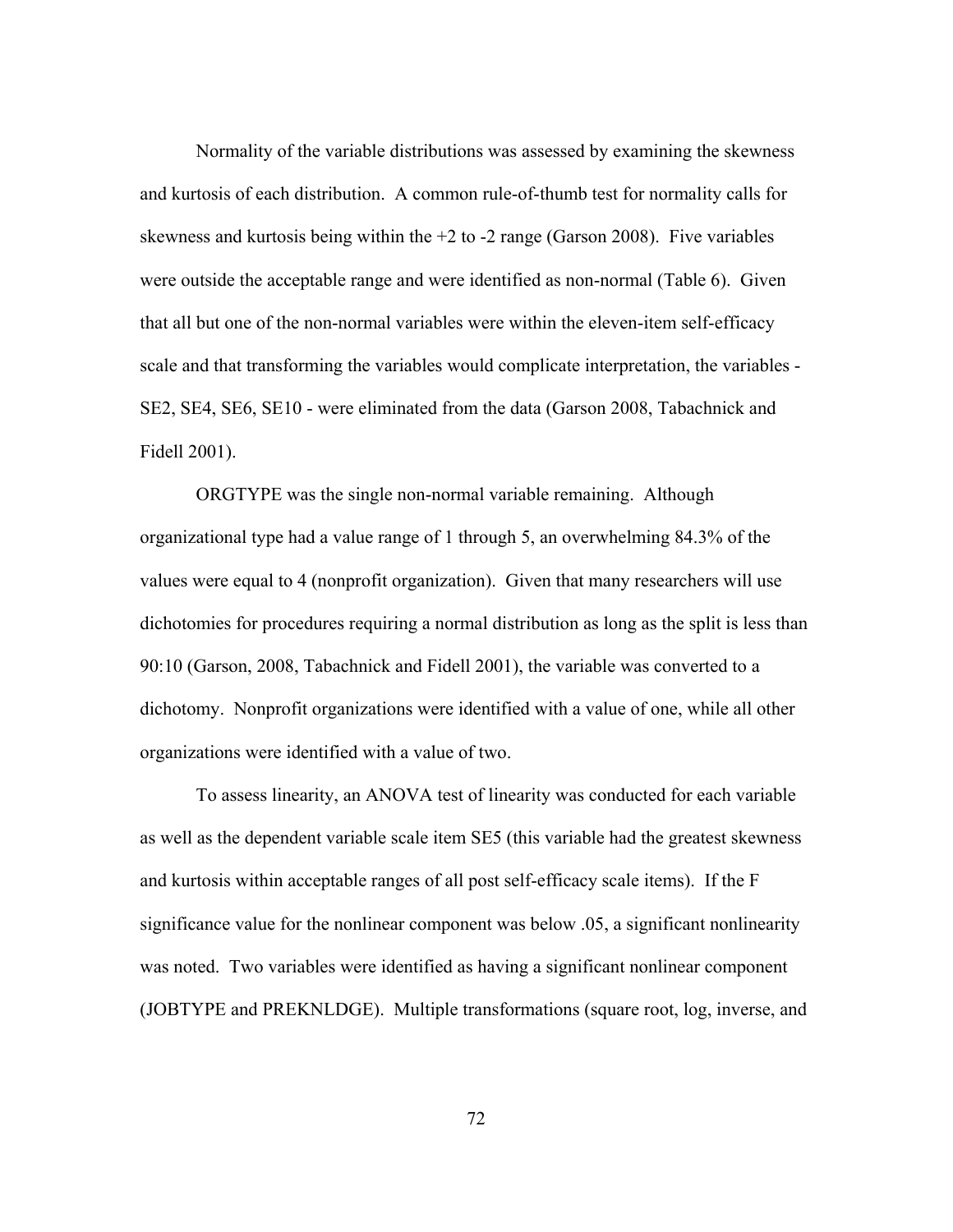Normality of the variable distributions was assessed by examining the skewness and kurtosis of each distribution. A common rule-of-thumb test for normality calls for skewness and kurtosis being within the +2 to -2 range (Garson 2008). Five variables were outside the acceptable range and were identified as non-normal (Table 6). Given that all but one of the non-normal variables were within the eleven-item self-efficacy scale and that transforming the variables would complicate interpretation, the variables - SE2, SE4, SE6, SE10 - were eliminated from the data (Garson 2008, Tabachnick and Fidell 2001).

ORGTYPE was the single non-normal variable remaining. Although organizational type had a value range of 1 through 5, an overwhelming 84.3% of the values were equal to 4 (nonprofit organization). Given that many researchers will use dichotomies for procedures requiring a normal distribution as long as the split is less than 90:10 (Garson, 2008, Tabachnick and Fidell 2001), the variable was converted to a dichotomy. Nonprofit organizations were identified with a value of one, while all other organizations were identified with a value of two.

To assess linearity, an ANOVA test of linearity was conducted for each variable as well as the dependent variable scale item SE5 (this variable had the greatest skewness and kurtosis within acceptable ranges of all post self-efficacy scale items). If the F significance value for the nonlinear component was below .05, a significant nonlinearity was noted. Two variables were identified as having a significant nonlinear component (JOBTYPE and PREKNLDGE). Multiple transformations (square root, log, inverse, and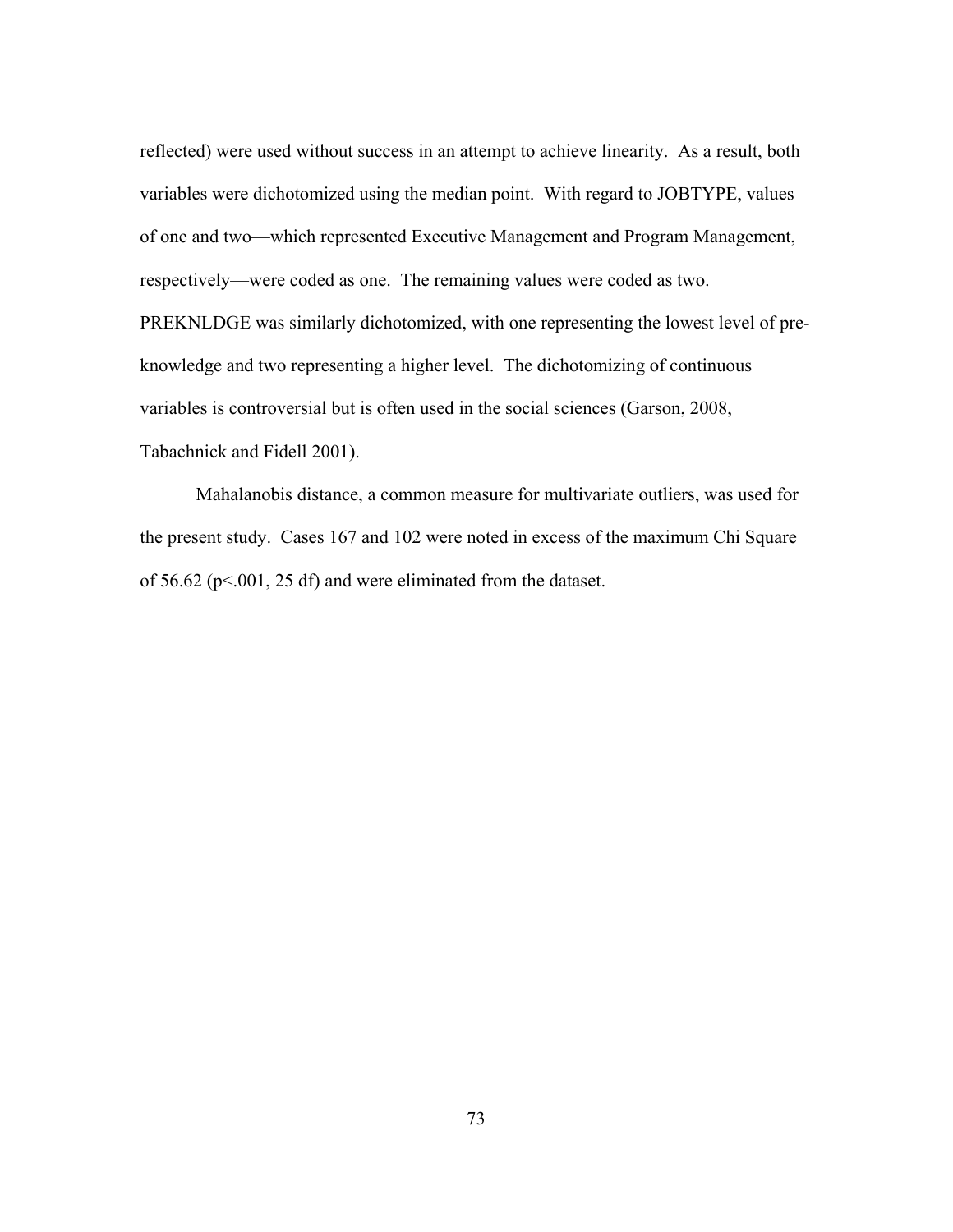reflected) were used without success in an attempt to achieve linearity. As a result, both variables were dichotomized using the median point. With regard to JOBTYPE, values of one and two—which represented Executive Management and Program Management, respectively—were coded as one. The remaining values were coded as two. PREKNLDGE was similarly dichotomized, with one representing the lowest level of pre-knowledge and two representing a higher level. The dichotomizing of continuous variables is controversial but is often used in the social sciences (Garson, 2008, Tabachnick and Fidell 2001).

Mahalanobis distance, a common measure for multivariate outliers, was used for the present study. Cases 167 and 102 were noted in excess of the maximum Chi Square of 56.62 ($p<.001$, 25 df) and were eliminated from the dataset.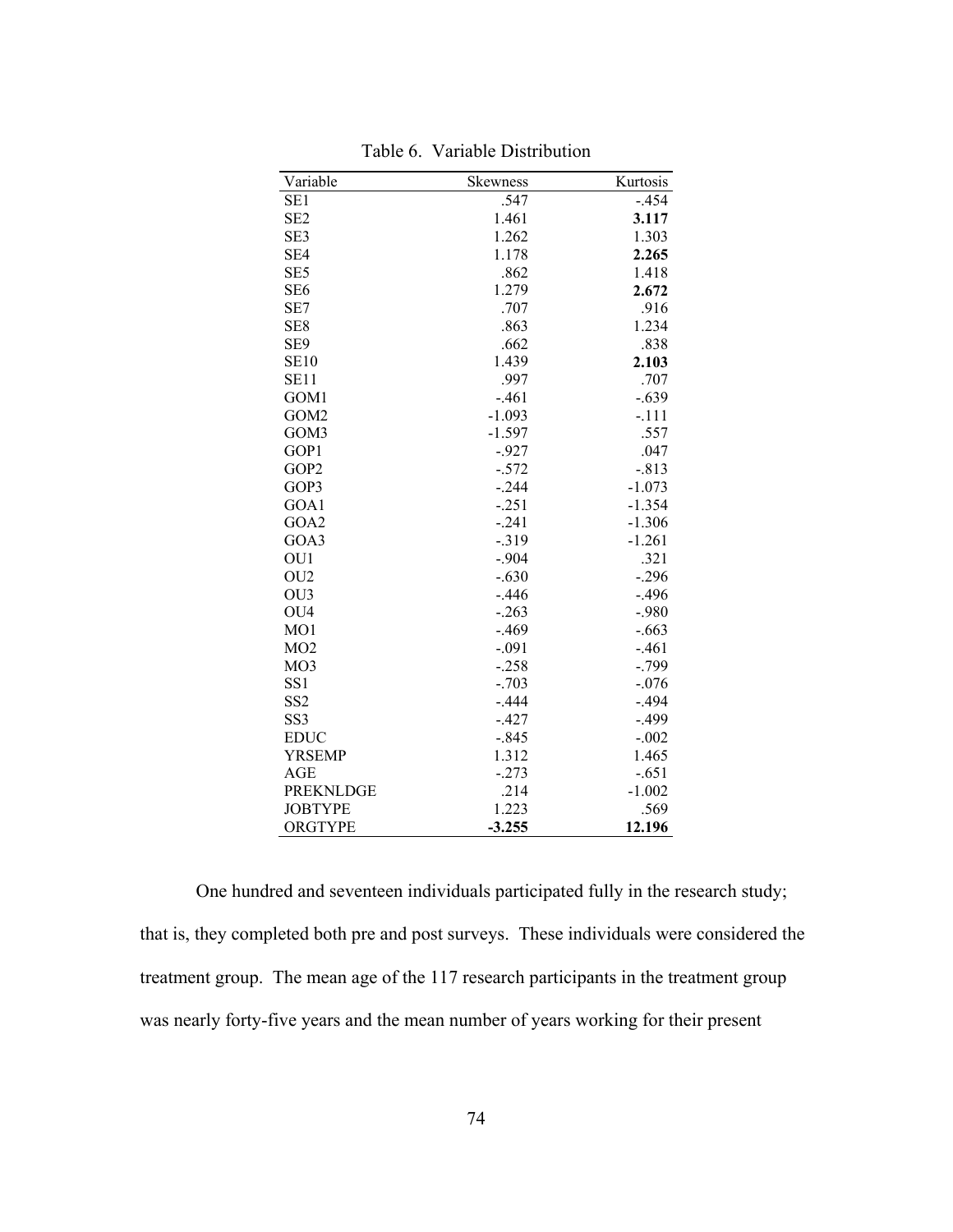Table 6. Variable Distribution

| Variable | Skewness | Kurtosis |
|---|---|---|
| SE1 | .547 | -.454 |
| SE2 | 1.461 | **3.117** |
| SE3 | 1.262 | 1.303 |
| SE4 | 1.178 | **2.265** |
| SE5 | .862 | 1.418 |
| SE6 | 1.279 | **2.672** |
| SE7 | .707 | .916 |
| SE8 | .863 | 1.234 |
| SE9 | .662 | .838 |
| SE10 | 1.439 | **2.103** |
| SE11 | .997 | .707 |
| GOM1 | -.461 | -.639 |
| GOM2 | -1.093 | -.111 |
| GOM3 | -1.597 | .557 |
| GOP1 | -.927 | .047 |
| GOP2 | -.572 | -.813 |
| GOP3 | -.244 | -1.073 |
| GOA1 | -.251 | -1.354 |
| GOA2 | -.241 | -1.306 |
| GOA3 | -.319 | -1.261 |
| OU1 | -.904 | .321 |
| OU2 | -.630 | -.296 |
| OU3 | -.446 | -.496 |
| OU4 | -.263 | -.980 |
| MO1 | -.469 | -.663 |
| MO2 | -.091 | -.461 |
| MO3 | -.258 | -.799 |
| SS1 | -.703 | -.076 |
| SS2 | -.444 | -.494 |
| SS3 | -.427 | -.499 |
| EDUC | -.845 | -.002 |
| YRSEMP | 1.312 | 1.465 |
| AGE | -.273 | -.651 |
| PREKNLDGE | .214 | -1.002 |
| JOBTYPE | 1.223 | .569 |
| ORGTYPE | **-3.255** | **12.196** |

One hundred and seventeen individuals participated fully in the research study; that is, they completed both pre and post surveys. These individuals were considered the treatment group. The mean age of the 117 research participants in the treatment group was nearly forty-five years and the mean number of years working for their present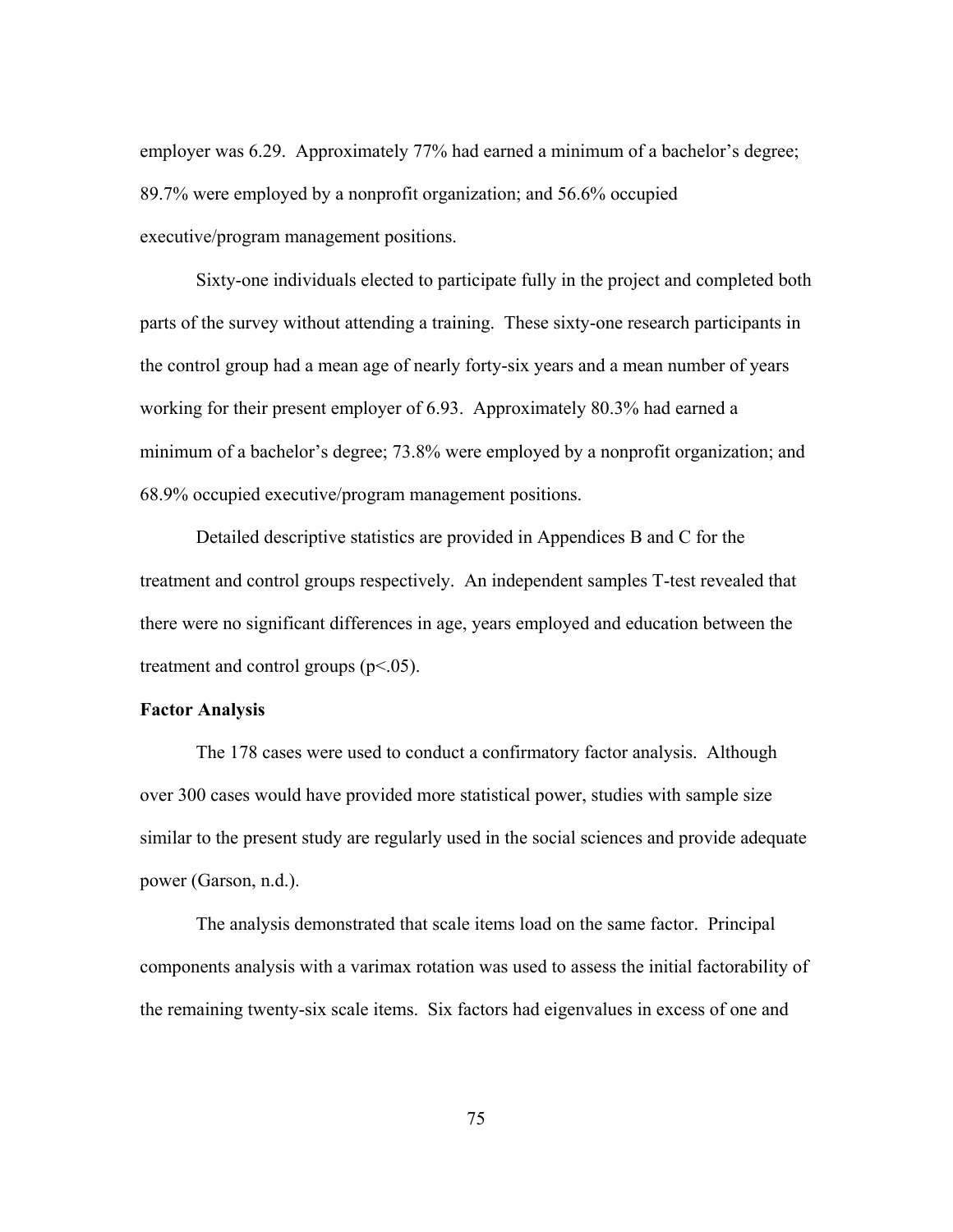employer was 6.29. Approximately 77% had earned a minimum of a bachelor's degree; 89.7% were employed by a nonprofit organization; and 56.6% occupied executive/program management positions.

Sixty-one individuals elected to participate fully in the project and completed both parts of the survey without attending a training. These sixty-one research participants in the control group had a mean age of nearly forty-six years and a mean number of years working for their present employer of 6.93. Approximately 80.3% had earned a minimum of a bachelor's degree; 73.8% were employed by a nonprofit organization; and 68.9% occupied executive/program management positions.

Detailed descriptive statistics are provided in Appendices B and C for the treatment and control groups respectively. An independent samples T-test revealed that there were no significant differences in age, years employed and education between the treatment and control groups ($p<.05$).

**Factor Analysis**

The 178 cases were used to conduct a confirmatory factor analysis. Although over 300 cases would have provided more statistical power, studies with sample size similar to the present study are regularly used in the social sciences and provide adequate power (Garson, n.d.).

The analysis demonstrated that scale items load on the same factor. Principal components analysis with a varimax rotation was used to assess the initial factorability of the remaining twenty-six scale items. Six factors had eigenvalues in excess of one and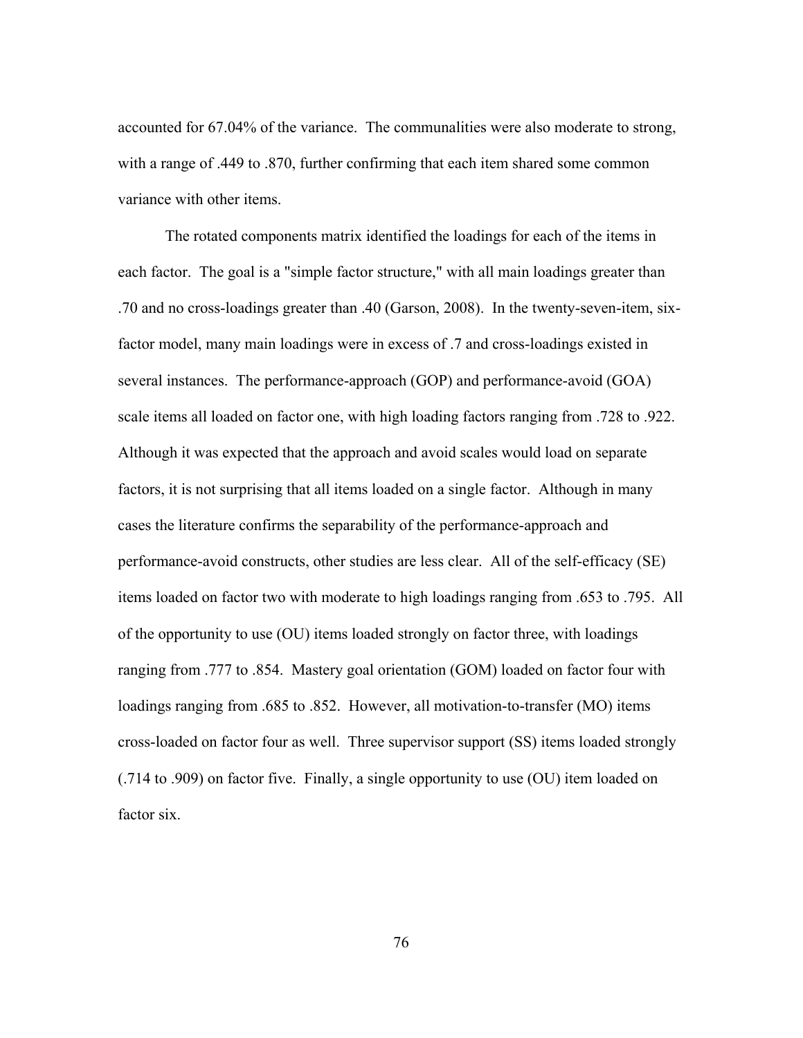accounted for 67.04% of the variance. The communalities were also moderate to strong, with a range of .449 to .870, further confirming that each item shared some common variance with other items.

The rotated components matrix identified the loadings for each of the items in each factor. The goal is a "simple factor structure," with all main loadings greater than .70 and no cross-loadings greater than .40 (Garson, 2008). In the twenty-seven-item, six-factor model, many main loadings were in excess of .7 and cross-loadings existed in several instances. The performance-approach (GOP) and performance-avoid (GOA) scale items all loaded on factor one, with high loading factors ranging from .728 to .922. Although it was expected that the approach and avoid scales would load on separate factors, it is not surprising that all items loaded on a single factor. Although in many cases the literature confirms the separability of the performance-approach and performance-avoid constructs, other studies are less clear. All of the self-efficacy (SE) items loaded on factor two with moderate to high loadings ranging from .653 to .795. All of the opportunity to use (OU) items loaded strongly on factor three, with loadings ranging from .777 to .854. Mastery goal orientation (GOM) loaded on factor four with loadings ranging from .685 to .852. However, all motivation-to-transfer (MO) items cross-loaded on factor four as well. Three supervisor support (SS) items loaded strongly (.714 to .909) on factor five. Finally, a single opportunity to use (OU) item loaded on factor six.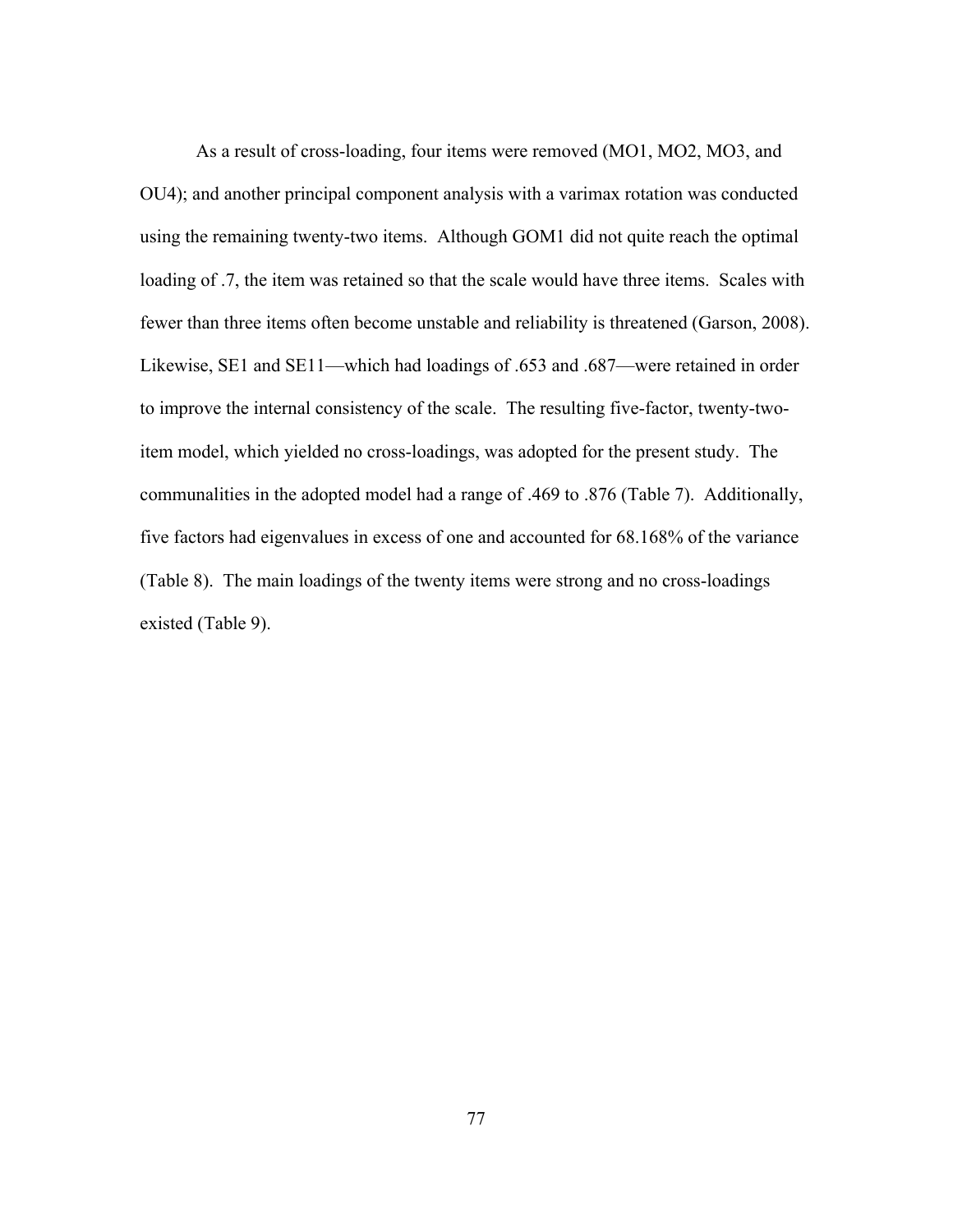As a result of cross-loading, four items were removed (MO1, MO2, MO3, and OU4); and another principal component analysis with a varimax rotation was conducted using the remaining twenty-two items. Although GOM1 did not quite reach the optimal loading of .7, the item was retained so that the scale would have three items. Scales with fewer than three items often become unstable and reliability is threatened (Garson, 2008). Likewise, SE1 and SE11—which had loadings of .653 and .687—were retained in order to improve the internal consistency of the scale. The resulting five-factor, twenty-two-item model, which yielded no cross-loadings, was adopted for the present study. The communalities in the adopted model had a range of .469 to .876 (Table 7). Additionally, five factors had eigenvalues in excess of one and accounted for 68.168% of the variance (Table 8). The main loadings of the twenty items were strong and no cross-loadings existed (Table 9).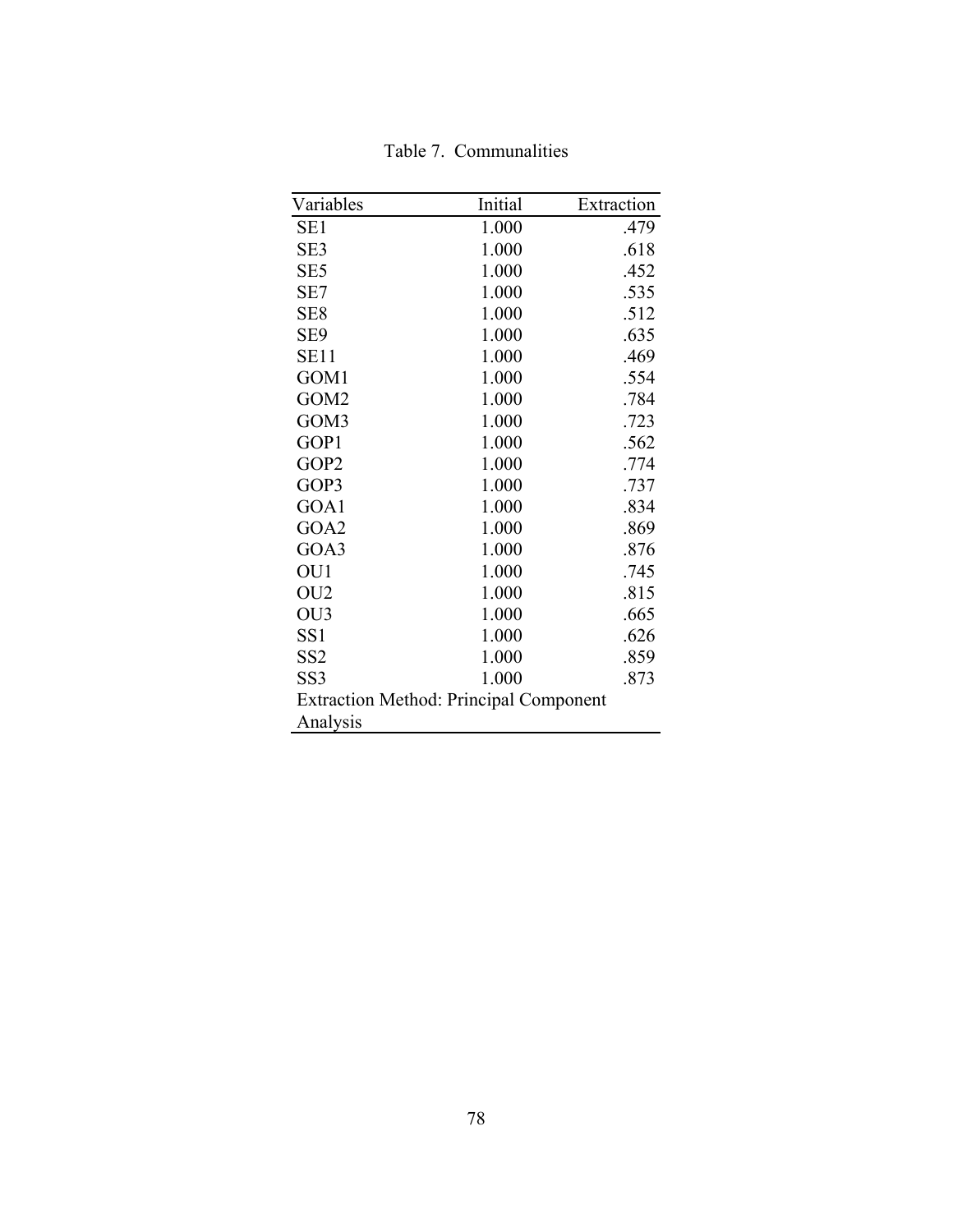Table 7. Communalities

| Variables | Initial | Extraction |
|---|---|---|
| SE1 | 1.000 | .479 |
| SE3 | 1.000 | .618 |
| SE5 | 1.000 | .452 |
| SE7 | 1.000 | .535 |
| SE8 | 1.000 | .512 |
| SE9 | 1.000 | .635 |
| SE11 | 1.000 | .469 |
| GOM1 | 1.000 | .554 |
| GOM2 | 1.000 | .784 |
| GOM3 | 1.000 | .723 |
| GOP1 | 1.000 | .562 |
| GOP2 | 1.000 | .774 |
| GOP3 | 1.000 | .737 |
| GOA1 | 1.000 | .834 |
| GOA2 | 1.000 | .869 |
| GOA3 | 1.000 | .876 |
| OU1 | 1.000 | .745 |
| OU2 | 1.000 | .815 |
| OU3 | 1.000 | .665 |
| SS1 | 1.000 | .626 |
| SS2 | 1.000 | .859 |
| SS3 | 1.000 | .873 |

Extraction Method: Principal Component Analysis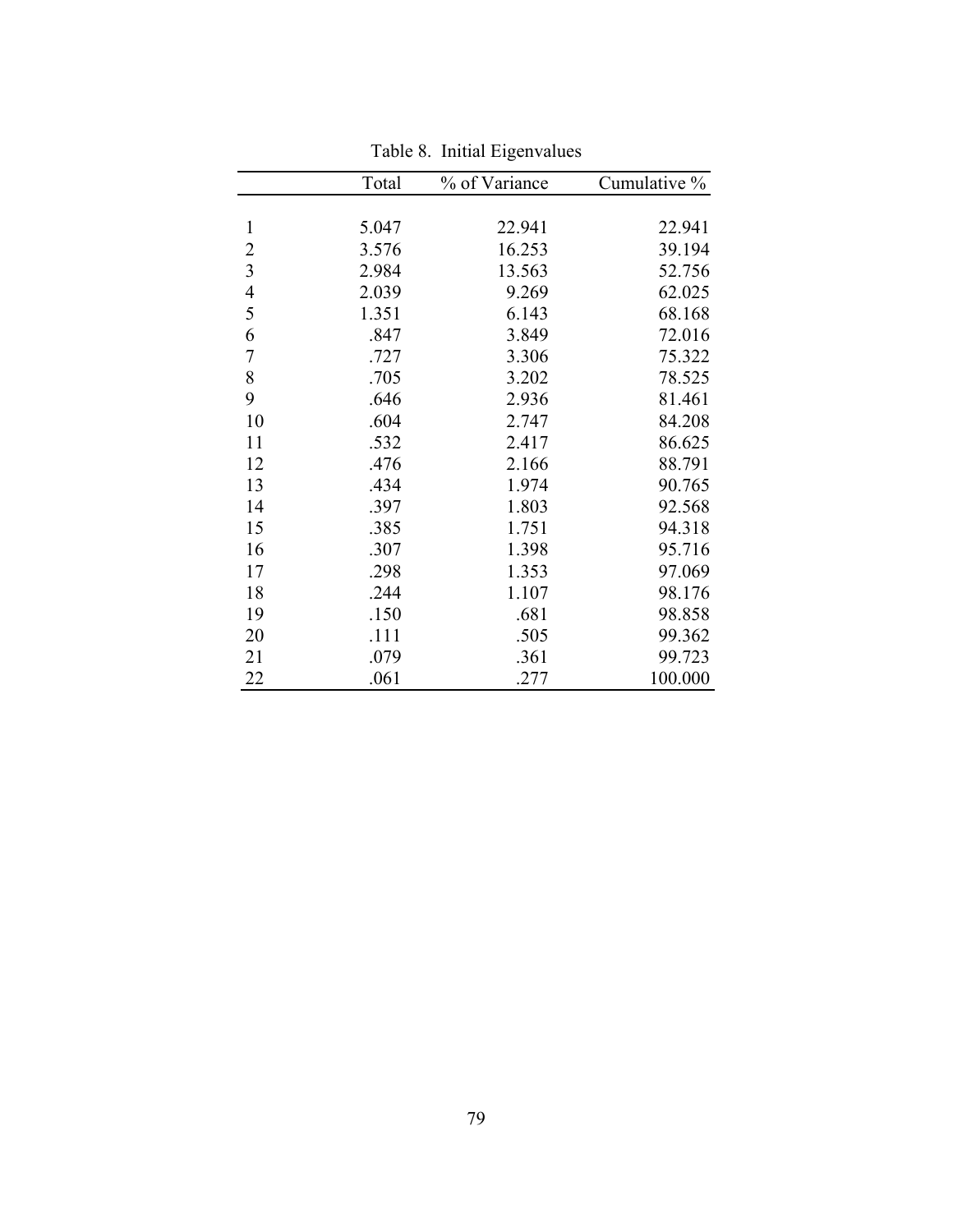Table 8. Initial Eigenvalues

| | Total | % of Variance | Cumulative % |
|---|---|---|---|
| 1 | 5.047 | 22.941 | 22.941 |
| 2 | 3.576 | 16.253 | 39.194 |
| 3 | 2.984 | 13.563 | 52.756 |
| 4 | 2.039 | 9.269 | 62.025 |
| 5 | 1.351 | 6.143 | 68.168 |
| 6 | .847 | 3.849 | 72.016 |
| 7 | .727 | 3.306 | 75.322 |
| 8 | .705 | 3.202 | 78.525 |
| 9 | .646 | 2.936 | 81.461 |
| 10 | .604 | 2.747 | 84.208 |
| 11 | .532 | 2.417 | 86.625 |
| 12 | .476 | 2.166 | 88.791 |
| 13 | .434 | 1.974 | 90.765 |
| 14 | .397 | 1.803 | 92.568 |
| 15 | .385 | 1.751 | 94.318 |
| 16 | .307 | 1.398 | 95.716 |
| 17 | .298 | 1.353 | 97.069 |
| 18 | .244 | 1.107 | 98.176 |
| 19 | .150 | .681 | 98.858 |
| 20 | .111 | .505 | 99.362 |
| 21 | .079 | .361 | 99.723 |
| 22 | .061 | .277 | 100.000 |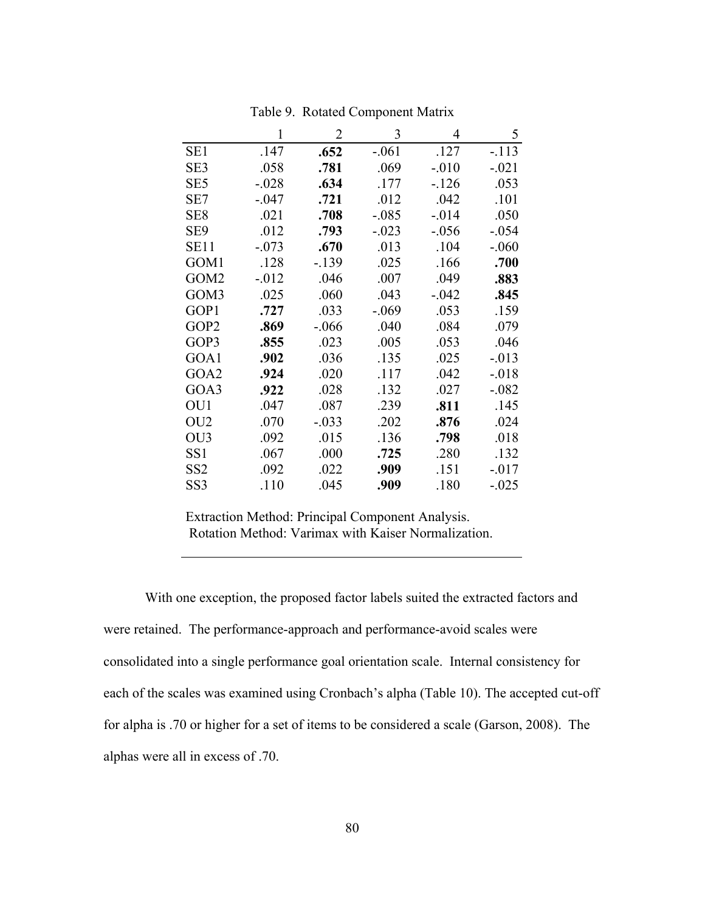Table 9. Rotated Component Matrix

| | 1 | 2 | 3 | 4 | 5 |
|---|---|---|---|---|---|
| SE1 | .147 | **.652** | -.061 | .127 | -.113 |
| SE3 | .058 | **.781** | .069 | -.010 | -.021 |
| SE5 | -.028 | **.634** | .177 | -.126 | .053 |
| SE7 | -.047 | **.721** | .012 | .042 | .101 |
| SE8 | .021 | **.708** | -.085 | -.014 | .050 |
| SE9 | .012 | **.793** | -.023 | -.056 | -.054 |
| SE11 | -.073 | **.670** | .013 | .104 | -.060 |
| GOM1 | .128 | -.139 | .025 | .166 | **.700** |
| GOM2 | -.012 | .046 | .007 | .049 | **.883** |
| GOM3 | .025 | .060 | .043 | -.042 | **.845** |
| GOP1 | **.727** | .033 | -.069 | .053 | .159 |
| GOP2 | **.869** | -.066 | .040 | .084 | .079 |
| GOP3 | **.855** | .023 | .005 | .053 | .046 |
| GOA1 | **.902** | .036 | .135 | .025 | -.013 |
| GOA2 | **.924** | .020 | .117 | .042 | -.018 |
| GOA3 | **.922** | .028 | .132 | .027 | -.082 |
| OU1 | .047 | .087 | .239 | **.811** | .145 |
| OU2 | .070 | -.033 | .202 | **.876** | .024 |
| OU3 | .092 | .015 | .136 | **.798** | .018 |
| SS1 | .067 | .000 | **.725** | .280 | .132 |
| SS2 | .092 | .022 | **.909** | .151 | -.017 |
| SS3 | .110 | .045 | **.909** | .180 | -.025 |

Extraction Method: Principal Component Analysis.
Rotation Method: Varimax with Kaiser Normalization.

With one exception, the proposed factor labels suited the extracted factors and were retained. The performance-approach and performance-avoid scales were consolidated into a single performance goal orientation scale. Internal consistency for each of the scales was examined using Cronbach's alpha (Table 10). The accepted cut-off for alpha is .70 or higher for a set of items to be considered a scale (Garson, 2008). The alphas were all in excess of .70.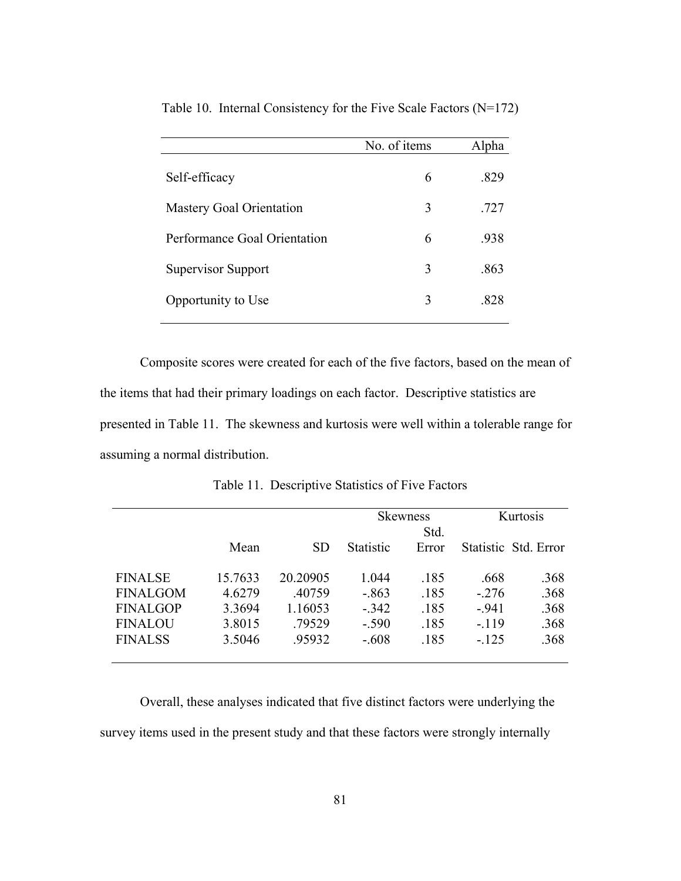Table 10. Internal Consistency for the Five Scale Factors (N=172)

| | No. of items | Alpha |
|---|---|---|
| Self-efficacy | 6 | .829 |
| Mastery Goal Orientation | 3 | .727 |
| Performance Goal Orientation | 6 | .938 |
| Supervisor Support | 3 | .863 |
| Opportunity to Use | 3 | .828 |

Composite scores were created for each of the five factors, based on the mean of the items that had their primary loadings on each factor. Descriptive statistics are presented in Table 11. The skewness and kurtosis were well within a tolerable range for assuming a normal distribution.

Table 11. Descriptive Statistics of Five Factors

| | | | Skewness | | Kurtosis | |
|---|---|---|---|---|---|---|
| | Mean | SD | Statistic | Std. Error | Statistic | Std. Error |
| FINALSE | 15.7633 | 20.20905 | 1.044 | .185 | .668 | .368 |
| FINALGOM | 4.6279 | .40759 | -.863 | .185 | -.276 | .368 |
| FINALGOP | 3.3694 | 1.16053 | -.342 | .185 | -.941 | .368 |
| FINALOU | 3.8015 | .79529 | -.590 | .185 | -.119 | .368 |
| FINALSS | 3.5046 | .95932 | -.608 | .185 | -.125 | .368 |

Overall, these analyses indicated that five distinct factors were underlying the survey items used in the present study and that these factors were strongly internally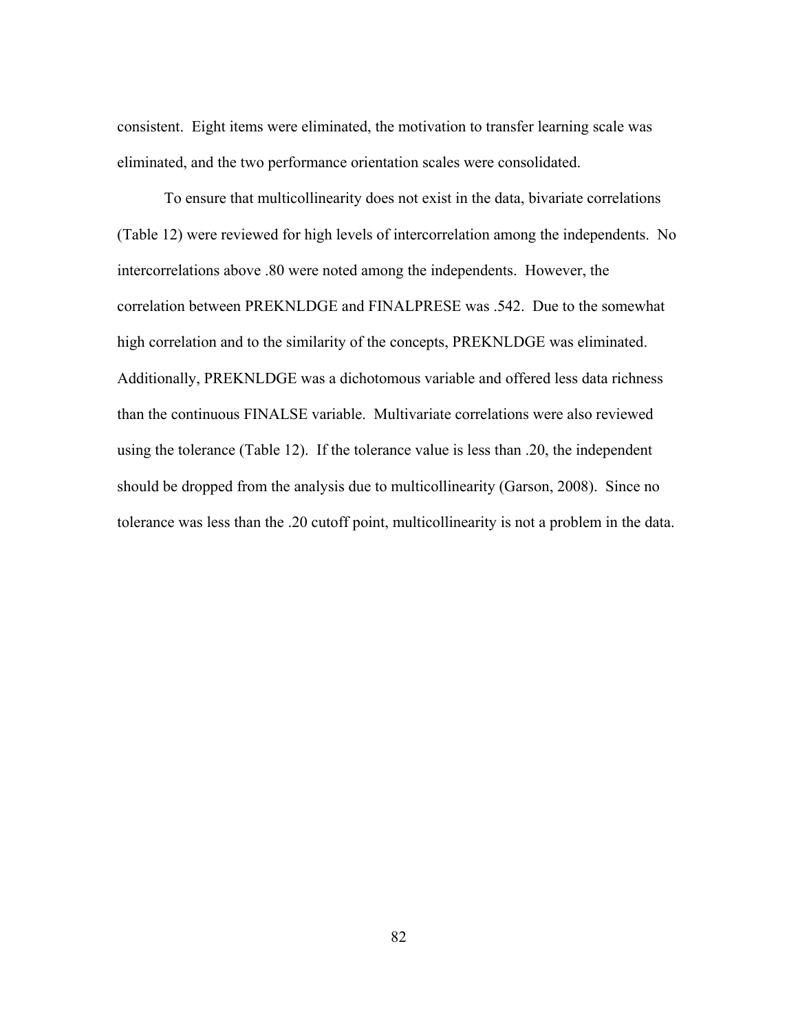consistent. Eight items were eliminated, the motivation to transfer learning scale was eliminated, and the two performance orientation scales were consolidated.

To ensure that multicollinearity does not exist in the data, bivariate correlations (Table 12) were reviewed for high levels of intercorrelation among the independents. No intercorrelations above .80 were noted among the independents. However, the correlation between PREKNLDGE and FINALPRESE was .542. Due to the somewhat high correlation and to the similarity of the concepts, PREKNLDGE was eliminated. Additionally, PREKNLDGE was a dichotomous variable and offered less data richness than the continuous FINALSE variable. Multivariate correlations were also reviewed using the tolerance (Table 12). If the tolerance value is less than .20, the independent should be dropped from the analysis due to multicollinearity (Garson, 2008). Since no tolerance was less than the .20 cutoff point, multicollinearity is not a problem in the data.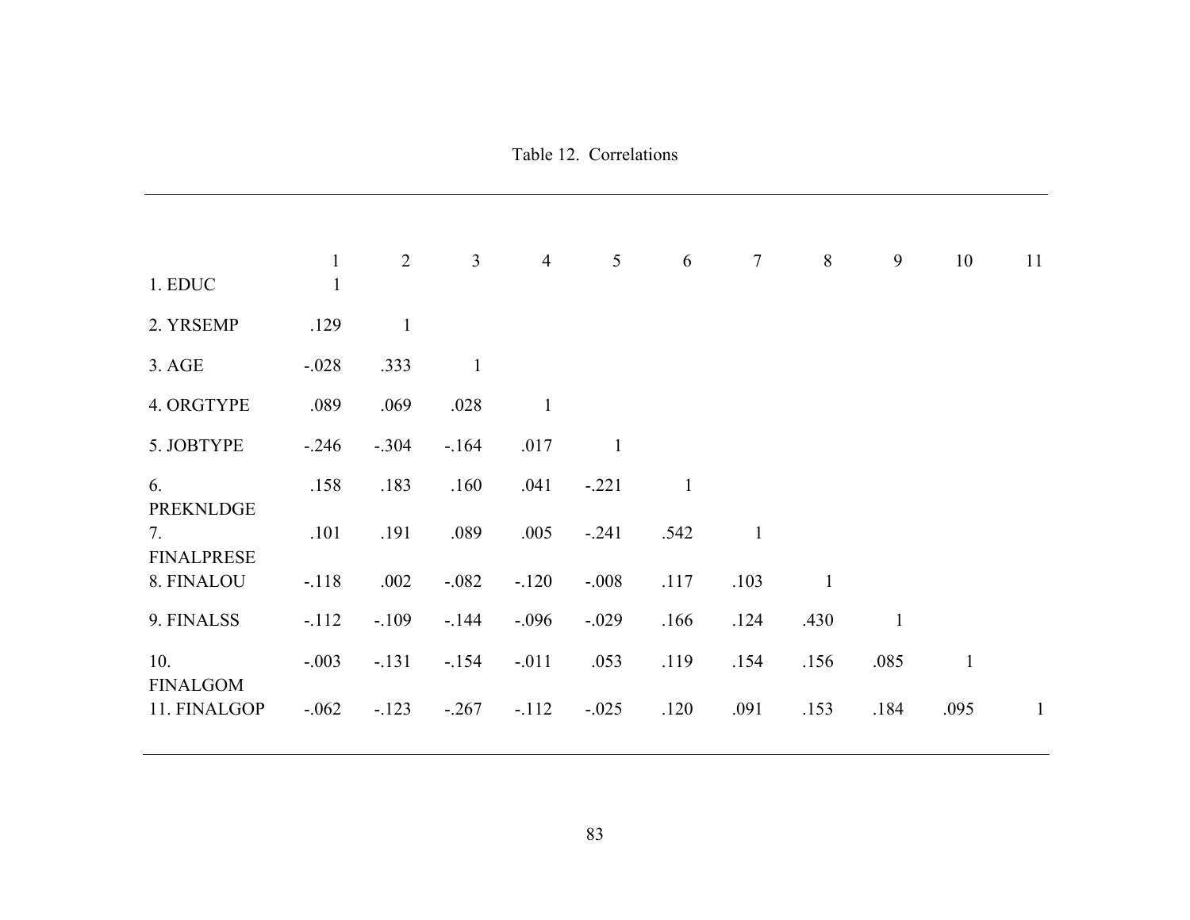Table 12. Correlations

| | 1 | 2 | 3 | 4 | 5 | 6 | 7 | 8 | 9 | 10 | 11 |
|---|---|---|---|---|---|---|---|---|---|---|---|
| 1. EDUC | 1 | | | | | | | | | | |
| 2. YRSEMP | .129 | 1 | | | | | | | | | |
| 3. AGE | -.028 | .333 | 1 | | | | | | | | |
| 4. ORGTYPE | .089 | .069 | .028 | 1 | | | | | | | |
| 5. JOBTYPE | -.246 | -.304 | -.164 | .017 | 1 | | | | | | |
| 6. PREKNLDGE | .158 | .183 | .160 | .041 | -.221 | 1 | | | | | |
| 7. FINALPRESE | .101 | .191 | .089 | .005 | -.241 | .542 | 1 | | | | |
| 8. FINALOU | -.118 | .002 | -.082 | -.120 | -.008 | .117 | .103 | 1 | | | |
| 9. FINALSS | -.112 | -.109 | -.144 | -.096 | -.029 | .166 | .124 | .430 | 1 | | |
| 10. FINALGOM | -.003 | -.131 | -.154 | -.011 | .053 | .119 | .154 | .156 | .085 | 1 | |
| 11. FINALGOP | -.062 | -.123 | -.267 | -.112 | -.025 | .120 | .091 | .153 | .184 | .095 | 1 |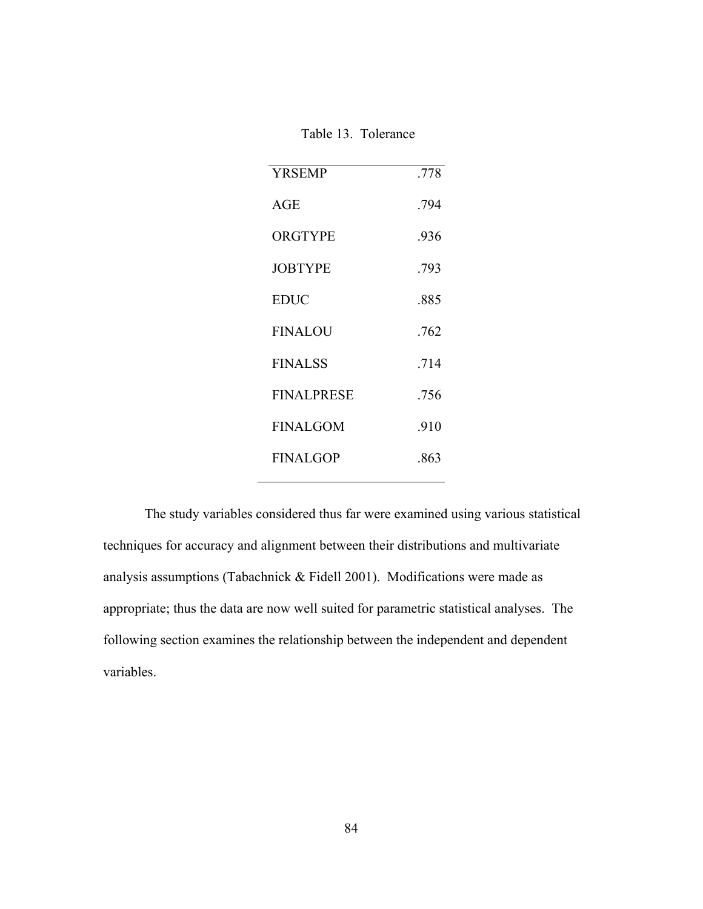Table 13. Tolerance

| | |
|---|---|
| YRSEMP | .778 |
| AGE | .794 |
| ORGTYPE | .936 |
| JOBTYPE | .793 |
| EDUC | .885 |
| FINALOU | .762 |
| FINALSS | .714 |
| FINALPRESE | .756 |
| FINALGOM | .910 |
| FINALGOP | .863 |

The study variables considered thus far were examined using various statistical techniques for accuracy and alignment between their distributions and multivariate analysis assumptions (Tabachnick & Fidell 2001). Modifications were made as appropriate; thus the data are now well suited for parametric statistical analyses. The following section examines the relationship between the independent and dependent variables.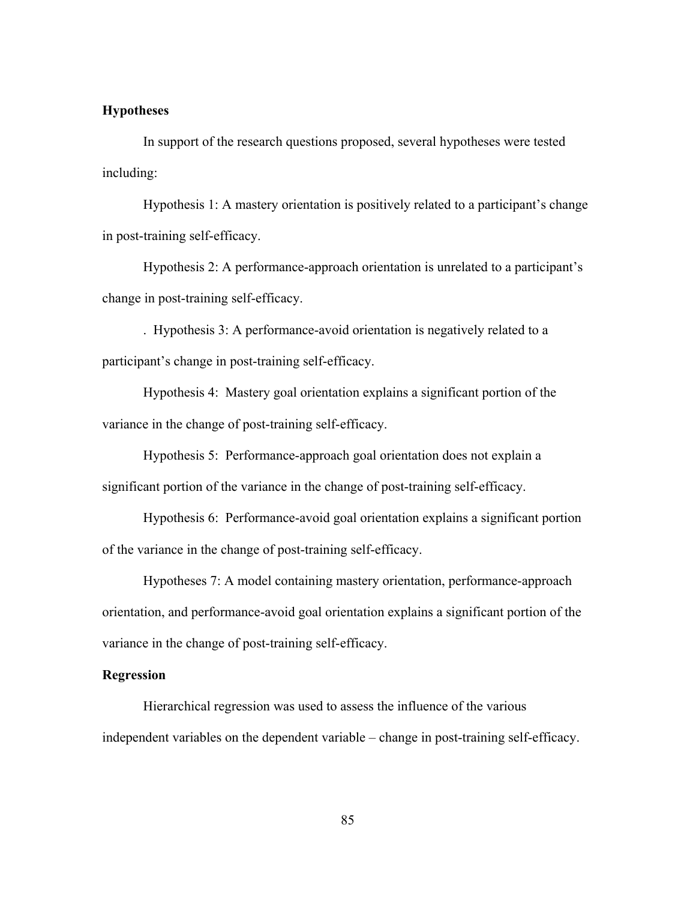**Hypotheses**

In support of the research questions proposed, several hypotheses were tested including:

Hypothesis 1: A mastery orientation is positively related to a participant's change in post-training self-efficacy.

Hypothesis 2: A performance-approach orientation is unrelated to a participant's change in post-training self-efficacy.

. Hypothesis 3: A performance-avoid orientation is negatively related to a participant's change in post-training self-efficacy.

Hypothesis 4: Mastery goal orientation explains a significant portion of the variance in the change of post-training self-efficacy.

Hypothesis 5: Performance-approach goal orientation does not explain a significant portion of the variance in the change of post-training self-efficacy.

Hypothesis 6: Performance-avoid goal orientation explains a significant portion of the variance in the change of post-training self-efficacy.

Hypotheses 7: A model containing mastery orientation, performance-approach orientation, and performance-avoid goal orientation explains a significant portion of the variance in the change of post-training self-efficacy.

**Regression**

Hierarchical regression was used to assess the influence of the various independent variables on the dependent variable – change in post-training self-efficacy.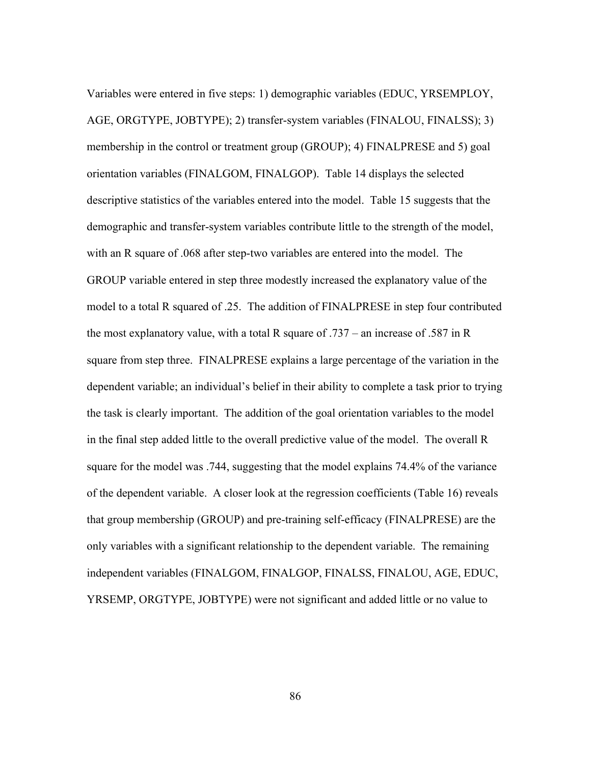Variables were entered in five steps: 1) demographic variables (EDUC, YRSEMPLOY, AGE, ORGTYPE, JOBTYPE); 2) transfer-system variables (FINALOU, FINALSS); 3) membership in the control or treatment group (GROUP); 4) FINALPRESE and 5) goal orientation variables (FINALGOM, FINALGOP). Table 14 displays the selected descriptive statistics of the variables entered into the model. Table 15 suggests that the demographic and transfer-system variables contribute little to the strength of the model, with an R square of .068 after step-two variables are entered into the model. The GROUP variable entered in step three modestly increased the explanatory value of the model to a total R squared of .25. The addition of FINALPRESE in step four contributed the most explanatory value, with a total R square of .737 – an increase of .587 in R square from step three. FINALPRESE explains a large percentage of the variation in the dependent variable; an individual's belief in their ability to complete a task prior to trying the task is clearly important. The addition of the goal orientation variables to the model in the final step added little to the overall predictive value of the model. The overall R square for the model was .744, suggesting that the model explains 74.4% of the variance of the dependent variable. A closer look at the regression coefficients (Table 16) reveals that group membership (GROUP) and pre-training self-efficacy (FINALPRESE) are the only variables with a significant relationship to the dependent variable. The remaining independent variables (FINALGOM, FINALGOP, FINALSS, FINALOU, AGE, EDUC, YRSEMP, ORGTYPE, JOBTYPE) were not significant and added little or no value to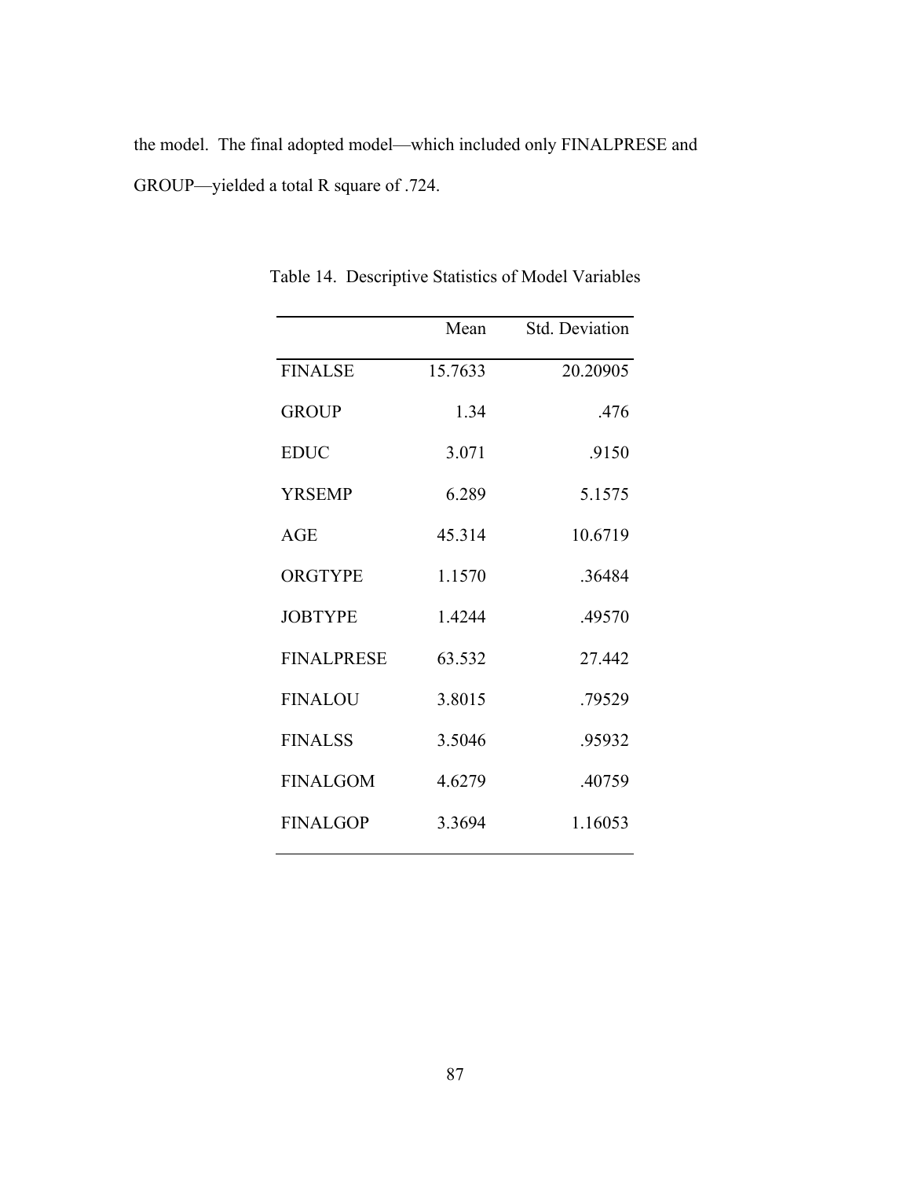the model. The final adopted model—which included only FINALPRESE and GROUP—yielded a total R square of .724.

Table 14. Descriptive Statistics of Model Variables

| | Mean | Std. Deviation |
|---|---|---|
| FINALSE | 15.7633 | 20.20905 |
| GROUP | 1.34 | .476 |
| EDUC | 3.071 | .9150 |
| YRSEMP | 6.289 | 5.1575 |
| AGE | 45.314 | 10.6719 |
| ORGTYPE | 1.1570 | .36484 |
| JOBTYPE | 1.4244 | .49570 |
| FINALPRESE | 63.532 | 27.442 |
| FINALOU | 3.8015 | .79529 |
| FINALSS | 3.5046 | .95932 |
| FINALGOM | 4.6279 | .40759 |
| FINALGOP | 3.3694 | 1.16053 |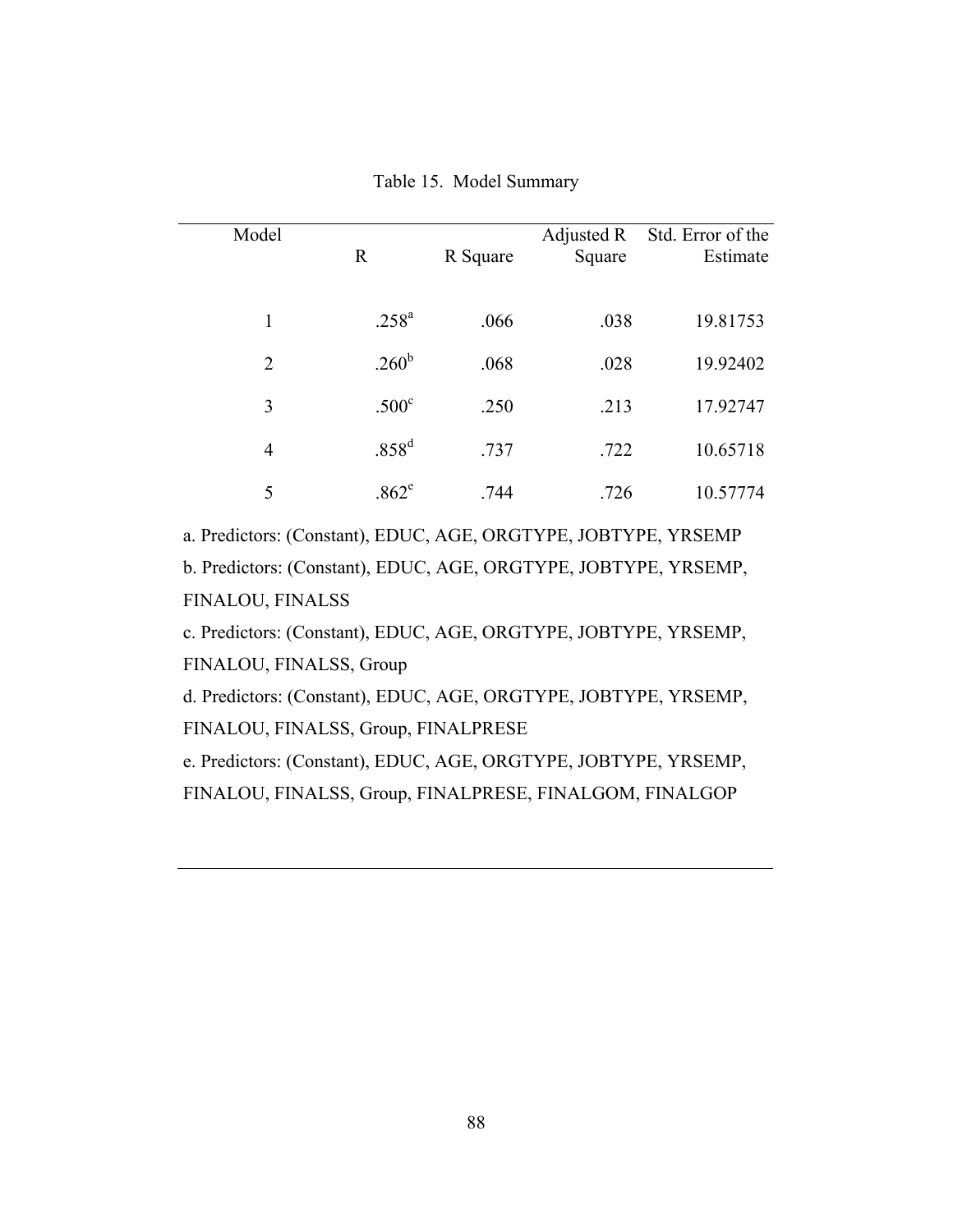Table 15. Model Summary

| Model | R | R Square | Adjusted R Square | Std. Error of the Estimate |
|---|---|---|---|---|
| 1 | .258[a] | .066 | .038 | 19.81753 |
| 2 | .260[b] | .068 | .028 | 19.92402 |
| 3 | .500[c] | .250 | .213 | 17.92747 |
| 4 | .858[d] | .737 | .722 | 10.65718 |
| 5 | .862[e] | .744 | .726 | 10.57774 |

a. Predictors: (Constant), EDUC, AGE, ORGTYPE, JOBTYPE, YRSEMP

b. Predictors: (Constant), EDUC, AGE, ORGTYPE, JOBTYPE, YRSEMP, FINALOU, FINALSS

c. Predictors: (Constant), EDUC, AGE, ORGTYPE, JOBTYPE, YRSEMP, FINALOU, FINALSS, Group

d. Predictors: (Constant), EDUC, AGE, ORGTYPE, JOBTYPE, YRSEMP, FINALOU, FINALSS, Group, FINALPRESE

e. Predictors: (Constant), EDUC, AGE, ORGTYPE, JOBTYPE, YRSEMP, FINALOU, FINALSS, Group, FINALPRESE, FINALGOM, FINALGOP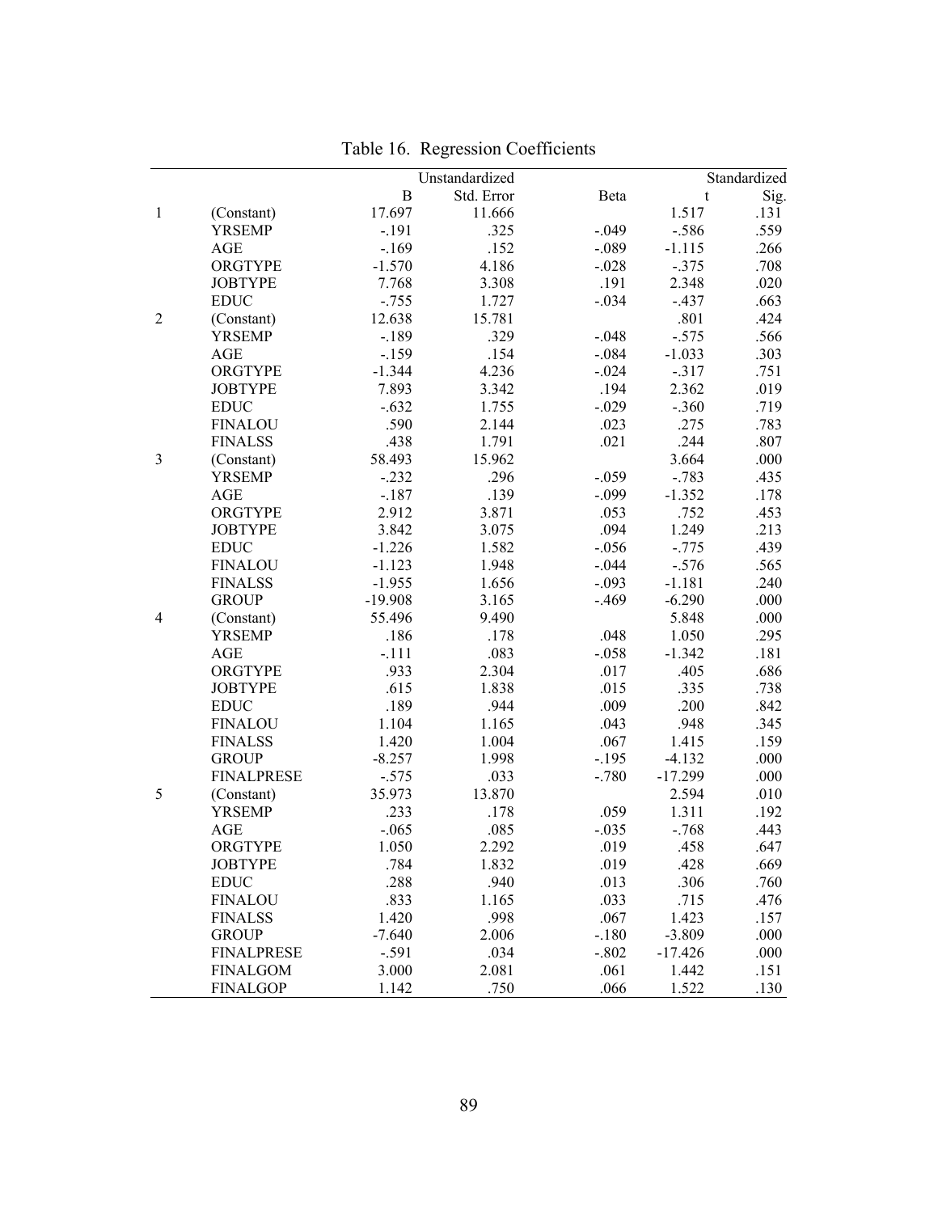Table 16. Regression Coefficients

| | | Unstandardized | | | | Standardized |
|---|---|---|---|---|---|---|
| | | B | Std. Error | Beta | t | Sig. |
| 1 | (Constant) | 17.697 | 11.666 | | 1.517 | .131 |
| | YRSEMP | -.191 | .325 | -.049 | -.586 | .559 |
| | AGE | -.169 | .152 | -.089 | -1.115 | .266 |
| | ORGTYPE | -1.570 | 4.186 | -.028 | -.375 | .708 |
| | JOBTYPE | 7.768 | 3.308 | .191 | 2.348 | .020 |
| | EDUC | -.755 | 1.727 | -.034 | -.437 | .663 |
| 2 | (Constant) | 12.638 | 15.781 | | .801 | .424 |
| | YRSEMP | -.189 | .329 | -.048 | -.575 | .566 |
| | AGE | -.159 | .154 | -.084 | -1.033 | .303 |
| | ORGTYPE | -1.344 | 4.236 | -.024 | -.317 | .751 |
| | JOBTYPE | 7.893 | 3.342 | .194 | 2.362 | .019 |
| | EDUC | -.632 | 1.755 | -.029 | -.360 | .719 |
| | FINALOU | .590 | 2.144 | .023 | .275 | .783 |
| | FINALSS | .438 | 1.791 | .021 | .244 | .807 |
| 3 | (Constant) | 58.493 | 15.962 | | 3.664 | .000 |
| | YRSEMP | -.232 | .296 | -.059 | -.783 | .435 |
| | AGE | -.187 | .139 | -.099 | -1.352 | .178 |
| | ORGTYPE | 2.912 | 3.871 | .053 | .752 | .453 |
| | JOBTYPE | 3.842 | 3.075 | .094 | 1.249 | .213 |
| | EDUC | -1.226 | 1.582 | -.056 | -.775 | .439 |
| | FINALOU | -1.123 | 1.948 | -.044 | -.576 | .565 |
| | FINALSS | -1.955 | 1.656 | -.093 | -1.181 | .240 |
| | GROUP | -19.908 | 3.165 | -.469 | -6.290 | .000 |
| 4 | (Constant) | 55.496 | 9.490 | | 5.848 | .000 |
| | YRSEMP | .186 | .178 | .048 | 1.050 | .295 |
| | AGE | -.111 | .083 | -.058 | -1.342 | .181 |
| | ORGTYPE | .933 | 2.304 | .017 | .405 | .686 |
| | JOBTYPE | .615 | 1.838 | .015 | .335 | .738 |
| | EDUC | .189 | .944 | .009 | .200 | .842 |
| | FINALOU | 1.104 | 1.165 | .043 | .948 | .345 |
| | FINALSS | 1.420 | 1.004 | .067 | 1.415 | .159 |
| | GROUP | -8.257 | 1.998 | -.195 | -4.132 | .000 |
| | FINALPRESE | -.575 | .033 | -.780 | -17.299 | .000 |
| 5 | (Constant) | 35.973 | 13.870 | | 2.594 | .010 |
| | YRSEMP | .233 | .178 | .059 | 1.311 | .192 |
| | AGE | -.065 | .085 | -.035 | -.768 | .443 |
| | ORGTYPE | 1.050 | 2.292 | .019 | .458 | .647 |
| | JOBTYPE | .784 | 1.832 | .019 | .428 | .669 |
| | EDUC | .288 | .940 | .013 | .306 | .760 |
| | FINALOU | .833 | 1.165 | .033 | .715 | .476 |
| | FINALSS | 1.420 | .998 | .067 | 1.423 | .157 |
| | GROUP | -7.640 | 2.006 | -.180 | -3.809 | .000 |
| | FINALPRESE | -.591 | .034 | -.802 | -17.426 | .000 |
| | FINALGOM | 3.000 | 2.081 | .061 | 1.442 | .151 |
| | FINALGOP | 1.142 | .750 | .066 | 1.522 | .130 |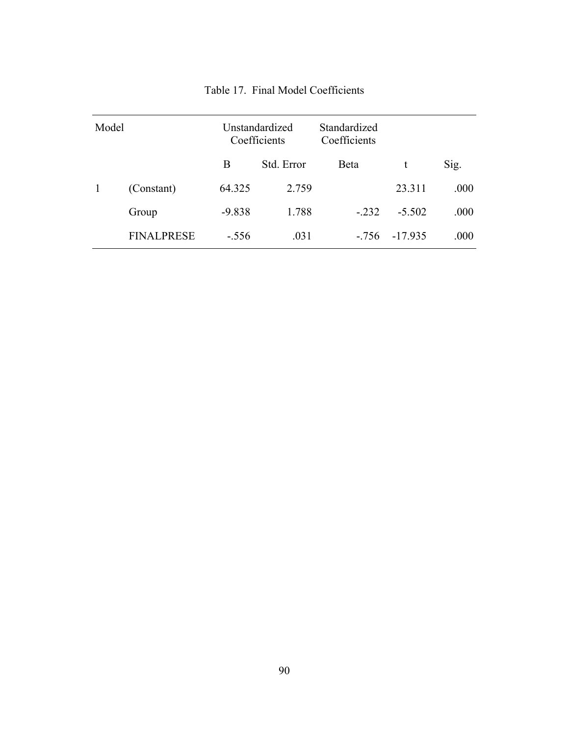Table 17. Final Model Coefficients

| Model | | Unstandardized Coefficients | | Standardized Coefficients | | |
|---|---|---|---|---|---|---|
| | | B | Std. Error | Beta | t | Sig. |
| 1 | (Constant) | 64.325 | 2.759 | | 23.311 | .000 |
| | Group | -9.838 | 1.788 | -.232 | -5.502 | .000 |
| | FINALPRESE | -.556 | .031 | -.756 | -17.935 | .000 |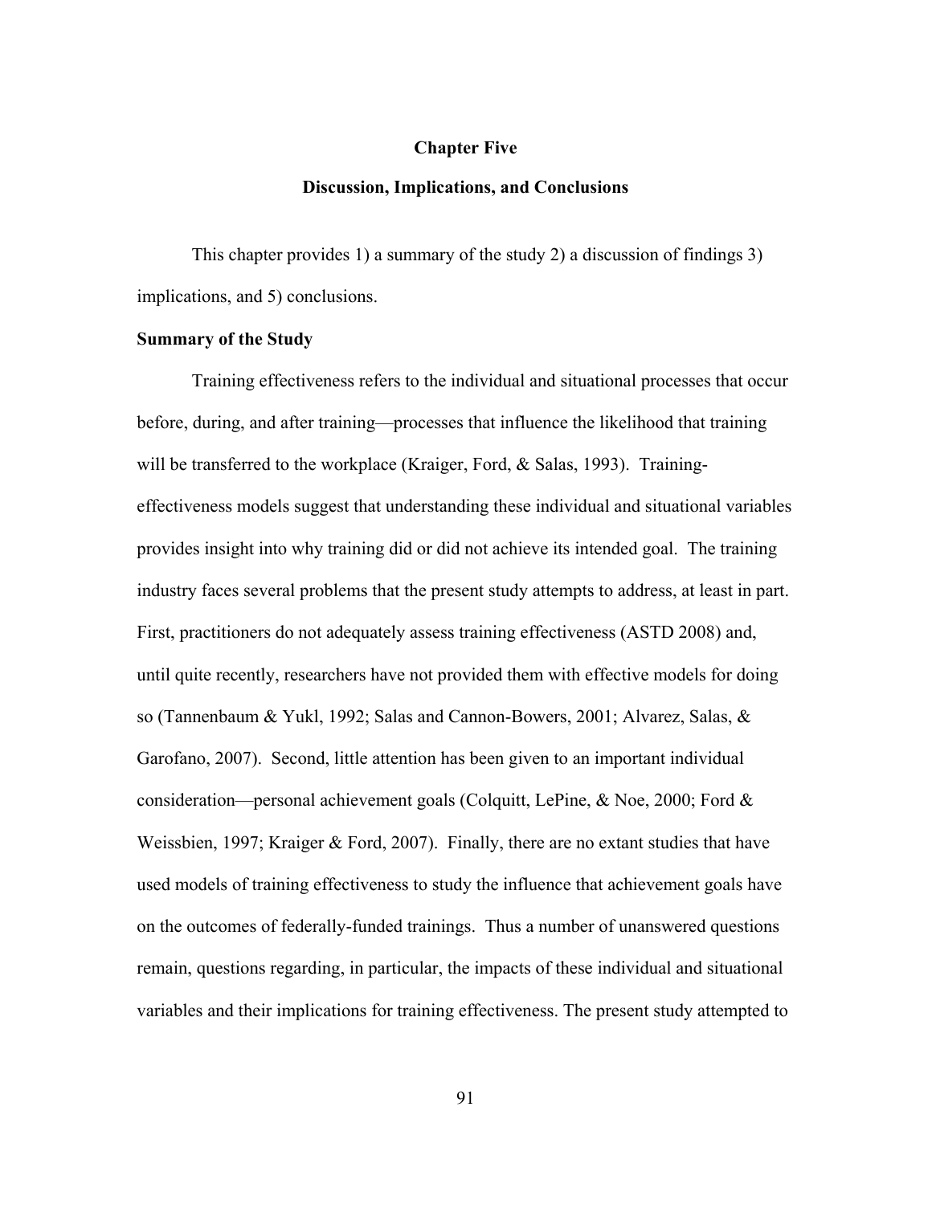# Chapter Five

## Discussion, Implications, and Conclusions

This chapter provides 1) a summary of the study 2) a discussion of findings 3) implications, and 5) conclusions.

### Summary of the Study

Training effectiveness refers to the individual and situational processes that occur before, during, and after training—processes that influence the likelihood that training will be transferred to the workplace (Kraiger, Ford, & Salas, 1993). Training-effectiveness models suggest that understanding these individual and situational variables provides insight into why training did or did not achieve its intended goal. The training industry faces several problems that the present study attempts to address, at least in part. First, practitioners do not adequately assess training effectiveness (ASTD 2008) and, until quite recently, researchers have not provided them with effective models for doing so (Tannenbaum & Yukl, 1992; Salas and Cannon-Bowers, 2001; Alvarez, Salas, & Garofano, 2007). Second, little attention has been given to an important individual consideration—personal achievement goals (Colquitt, LePine, & Noe, 2000; Ford & Weissbien, 1997; Kraiger & Ford, 2007). Finally, there are no extant studies that have used models of training effectiveness to study the influence that achievement goals have on the outcomes of federally-funded trainings. Thus a number of unanswered questions remain, questions regarding, in particular, the impacts of these individual and situational variables and their implications for training effectiveness. The present study attempted to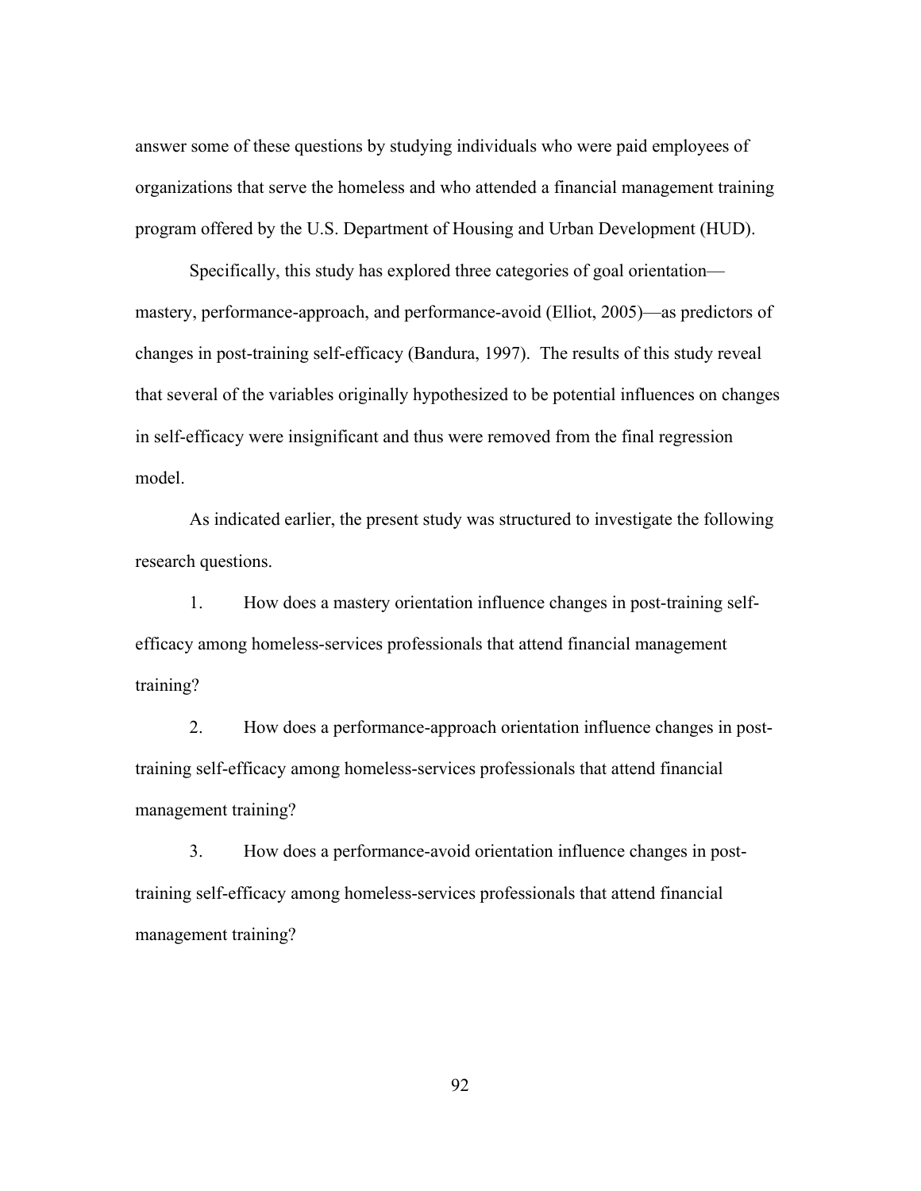answer some of these questions by studying individuals who were paid employees of organizations that serve the homeless and who attended a financial management training program offered by the U.S. Department of Housing and Urban Development (HUD).

Specifically, this study has explored three categories of goal orientation—mastery, performance-approach, and performance-avoid (Elliot, 2005)—as predictors of changes in post-training self-efficacy (Bandura, 1997). The results of this study reveal that several of the variables originally hypothesized to be potential influences on changes in self-efficacy were insignificant and thus were removed from the final regression model.

As indicated earlier, the present study was structured to investigate the following research questions.

1. How does a mastery orientation influence changes in post-training self-efficacy among homeless-services professionals that attend financial management training?

2. How does a performance-approach orientation influence changes in post-training self-efficacy among homeless-services professionals that attend financial management training?

3. How does a performance-avoid orientation influence changes in post-training self-efficacy among homeless-services professionals that attend financial management training?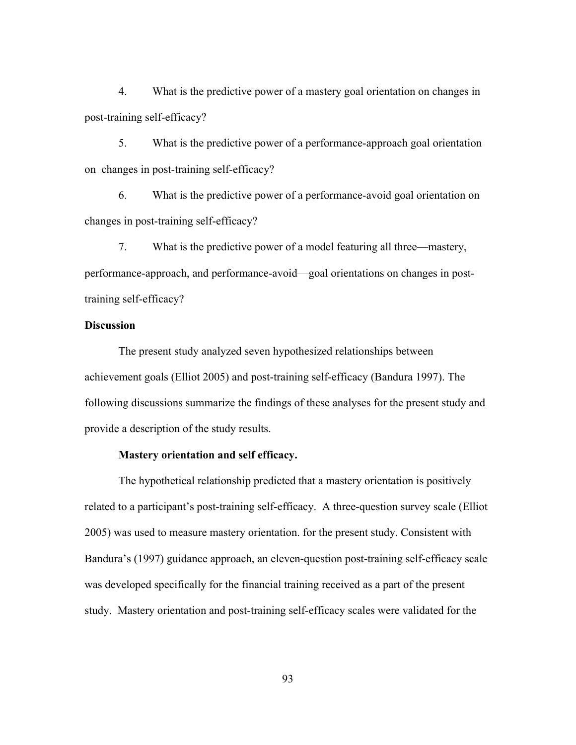4. What is the predictive power of a mastery goal orientation on changes in post-training self-efficacy?

5. What is the predictive power of a performance-approach goal orientation on changes in post-training self-efficacy?

6. What is the predictive power of a performance-avoid goal orientation on changes in post-training self-efficacy?

7. What is the predictive power of a model featuring all three—mastery, performance-approach, and performance-avoid—goal orientations on changes in post-training self-efficacy?

## Discussion

The present study analyzed seven hypothesized relationships between achievement goals (Elliot 2005) and post-training self-efficacy (Bandura 1997). The following discussions summarize the findings of these analyses for the present study and provide a description of the study results.

### Mastery orientation and self efficacy.

The hypothetical relationship predicted that a mastery orientation is positively related to a participant's post-training self-efficacy. A three-question survey scale (Elliot 2005) was used to measure mastery orientation. for the present study. Consistent with Bandura's (1997) guidance approach, an eleven-question post-training self-efficacy scale was developed specifically for the financial training received as a part of the present study. Mastery orientation and post-training self-efficacy scales were validated for the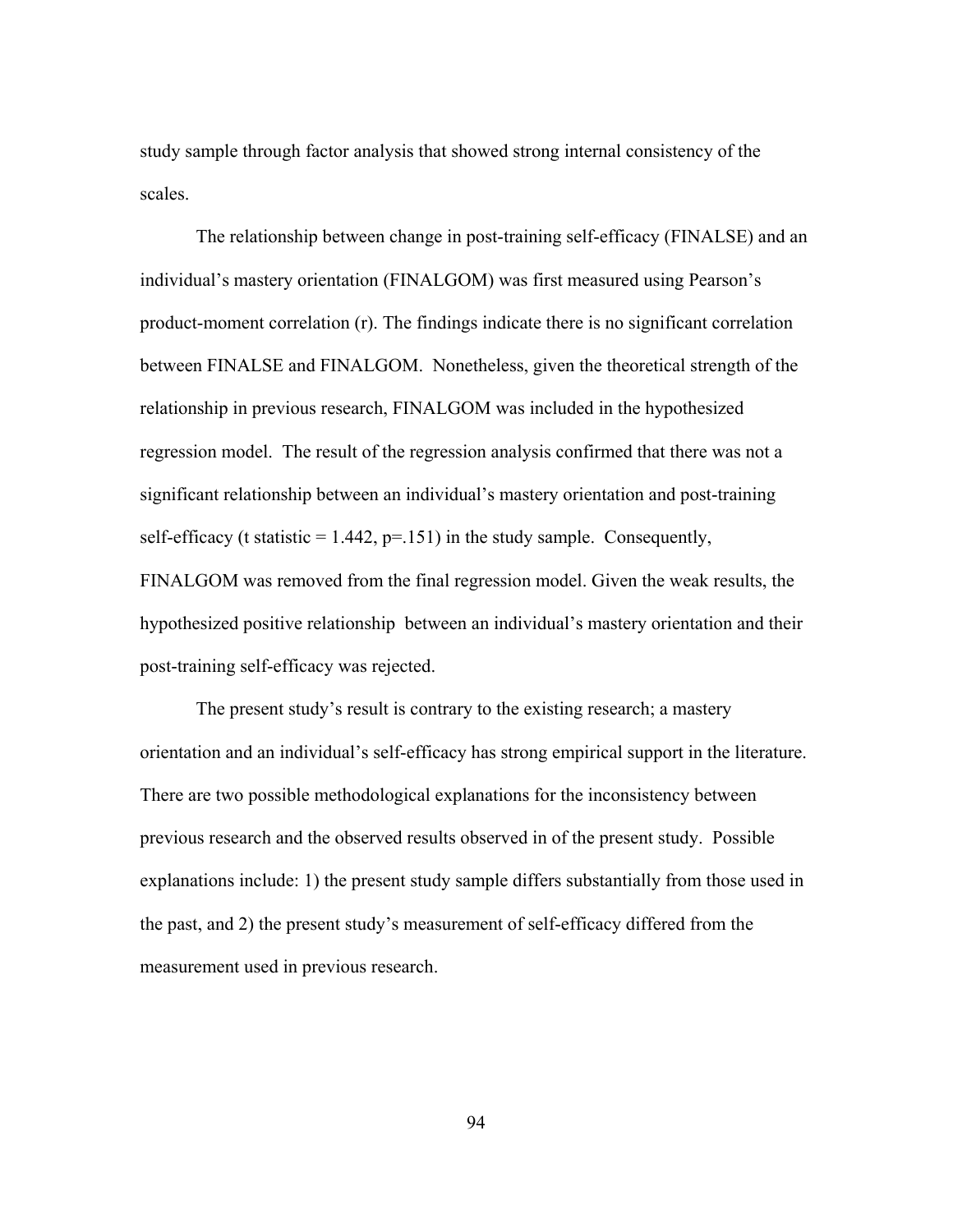study sample through factor analysis that showed strong internal consistency of the scales.

The relationship between change in post-training self-efficacy (FINALSE) and an individual's mastery orientation (FINALGOM) was first measured using Pearson's product-moment correlation (r). The findings indicate there is no significant correlation between FINALSE and FINALGOM. Nonetheless, given the theoretical strength of the relationship in previous research, FINALGOM was included in the hypothesized regression model. The result of the regression analysis confirmed that there was not a significant relationship between an individual's mastery orientation and post-training self-efficacy (t statistic = 1.442, $p$=.151) in the study sample. Consequently, FINALGOM was removed from the final regression model. Given the weak results, the hypothesized positive relationship between an individual's mastery orientation and their post-training self-efficacy was rejected.

The present study's result is contrary to the existing research; a mastery orientation and an individual's self-efficacy has strong empirical support in the literature. There are two possible methodological explanations for the inconsistency between previous research and the observed results observed in of the present study. Possible explanations include: 1) the present study sample differs substantially from those used in the past, and 2) the present study's measurement of self-efficacy differed from the measurement used in previous research.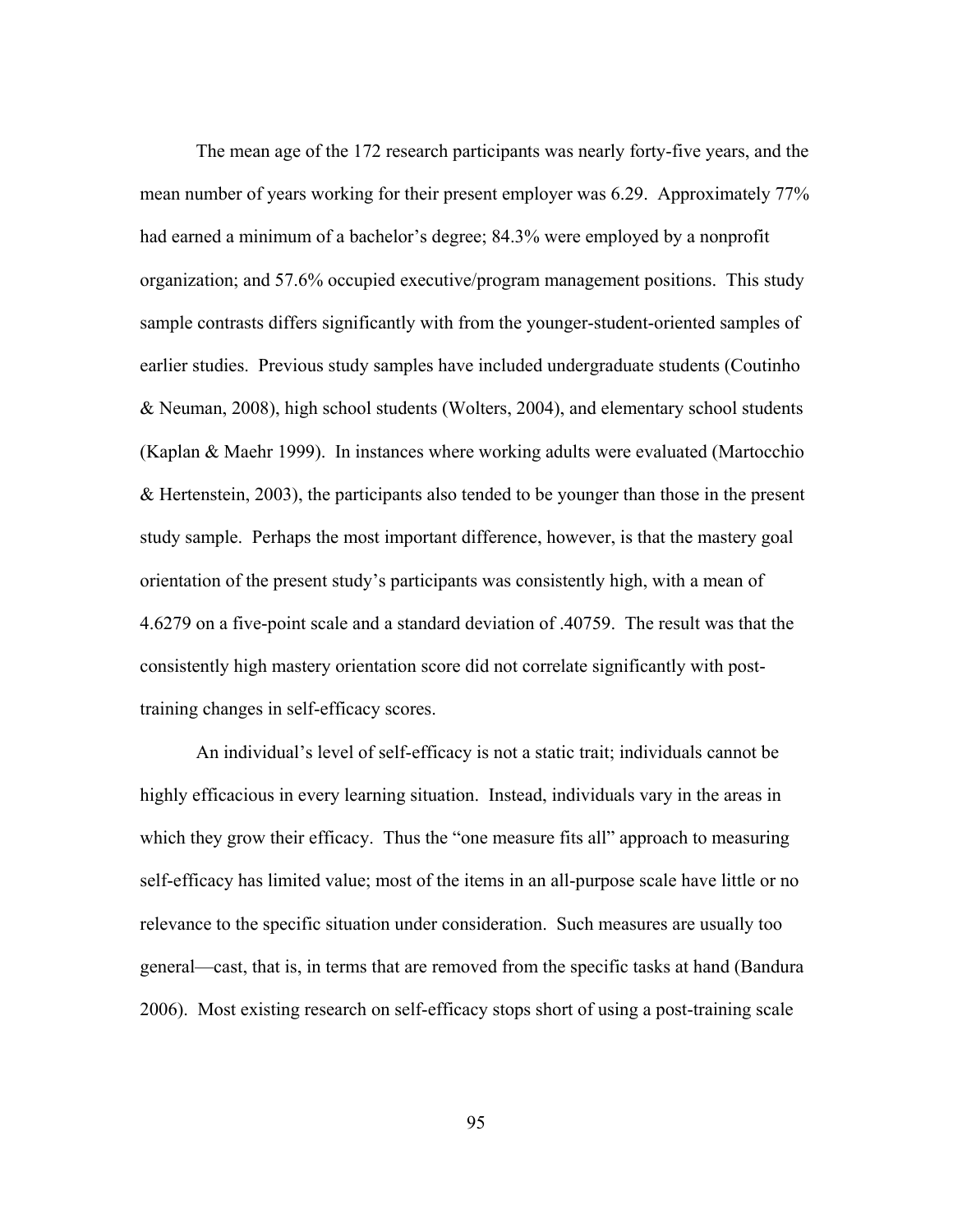The mean age of the 172 research participants was nearly forty-five years, and the mean number of years working for their present employer was 6.29. Approximately 77% had earned a minimum of a bachelor's degree; 84.3% were employed by a nonprofit organization; and 57.6% occupied executive/program management positions. This study sample contrasts differs significantly with from the younger-student-oriented samples of earlier studies. Previous study samples have included undergraduate students (Coutinho & Neuman, 2008), high school students (Wolters, 2004), and elementary school students (Kaplan & Maehr 1999). In instances where working adults were evaluated (Martocchio & Hertenstein, 2003), the participants also tended to be younger than those in the present study sample. Perhaps the most important difference, however, is that the mastery goal orientation of the present study's participants was consistently high, with a mean of 4.6279 on a five-point scale and a standard deviation of .40759. The result was that the consistently high mastery orientation score did not correlate significantly with post-training changes in self-efficacy scores.

An individual's level of self-efficacy is not a static trait; individuals cannot be highly efficacious in every learning situation. Instead, individuals vary in the areas in which they grow their efficacy. Thus the "one measure fits all" approach to measuring self-efficacy has limited value; most of the items in an all-purpose scale have little or no relevance to the specific situation under consideration. Such measures are usually too general—cast, that is, in terms that are removed from the specific tasks at hand (Bandura 2006). Most existing research on self-efficacy stops short of using a post-training scale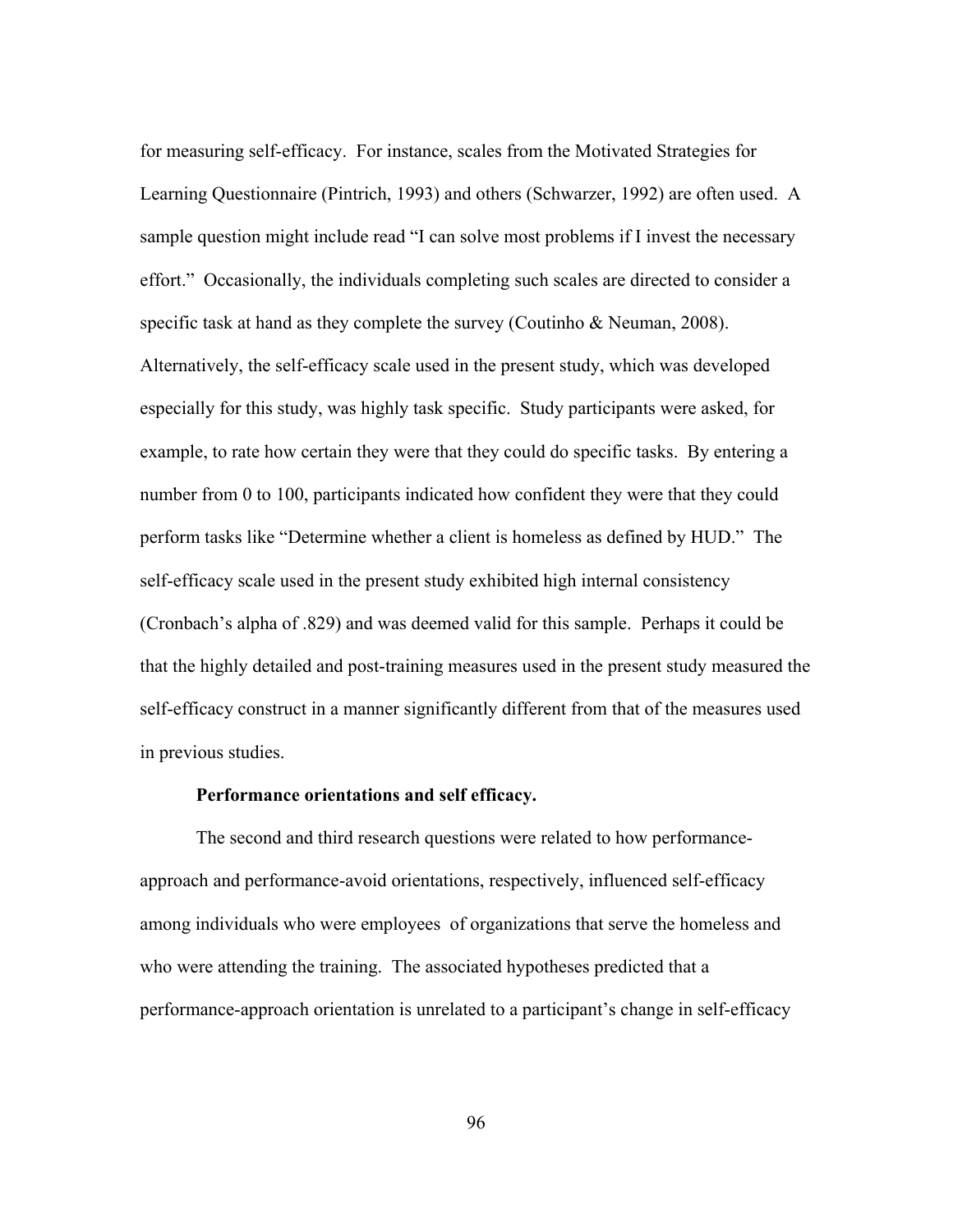for measuring self-efficacy. For instance, scales from the Motivated Strategies for Learning Questionnaire (Pintrich, 1993) and others (Schwarzer, 1992) are often used. A sample question might include read "I can solve most problems if I invest the necessary effort." Occasionally, the individuals completing such scales are directed to consider a specific task at hand as they complete the survey (Coutinho & Neuman, 2008). Alternatively, the self-efficacy scale used in the present study, which was developed especially for this study, was highly task specific. Study participants were asked, for example, to rate how certain they were that they could do specific tasks. By entering a number from 0 to 100, participants indicated how confident they were that they could perform tasks like "Determine whether a client is homeless as defined by HUD." The self-efficacy scale used in the present study exhibited high internal consistency (Cronbach's alpha of .829) and was deemed valid for this sample. Perhaps it could be that the highly detailed and post-training measures used in the present study measured the self-efficacy construct in a manner significantly different from that of the measures used in previous studies.

**Performance orientations and self efficacy.**

The second and third research questions were related to how performance-approach and performance-avoid orientations, respectively, influenced self-efficacy among individuals who were employees of organizations that serve the homeless and who were attending the training. The associated hypotheses predicted that a performance-approach orientation is unrelated to a participant's change in self-efficacy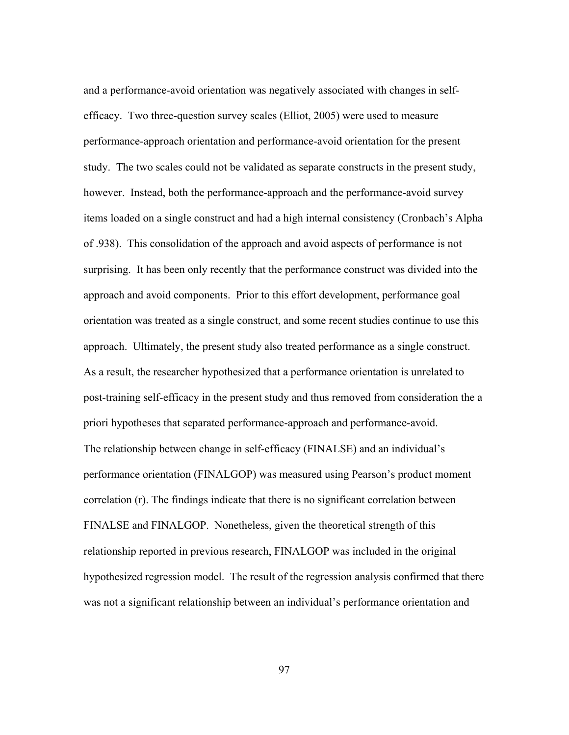and a performance-avoid orientation was negatively associated with changes in self-efficacy. Two three-question survey scales (Elliot, 2005) were used to measure performance-approach orientation and performance-avoid orientation for the present study. The two scales could not be validated as separate constructs in the present study, however. Instead, both the performance-approach and the performance-avoid survey items loaded on a single construct and had a high internal consistency (Cronbach's Alpha of .938). This consolidation of the approach and avoid aspects of performance is not surprising. It has been only recently that the performance construct was divided into the approach and avoid components. Prior to this effort development, performance goal orientation was treated as a single construct, and some recent studies continue to use this approach. Ultimately, the present study also treated performance as a single construct. As a result, the researcher hypothesized that a performance orientation is unrelated to post-training self-efficacy in the present study and thus removed from consideration the a priori hypotheses that separated performance-approach and performance-avoid.

The relationship between change in self-efficacy (FINALSE) and an individual's performance orientation (FINALGOP) was measured using Pearson's product moment correlation (r). The findings indicate that there is no significant correlation between FINALSE and FINALGOP. Nonetheless, given the theoretical strength of this relationship reported in previous research, FINALGOP was included in the original hypothesized regression model. The result of the regression analysis confirmed that there was not a significant relationship between an individual's performance orientation and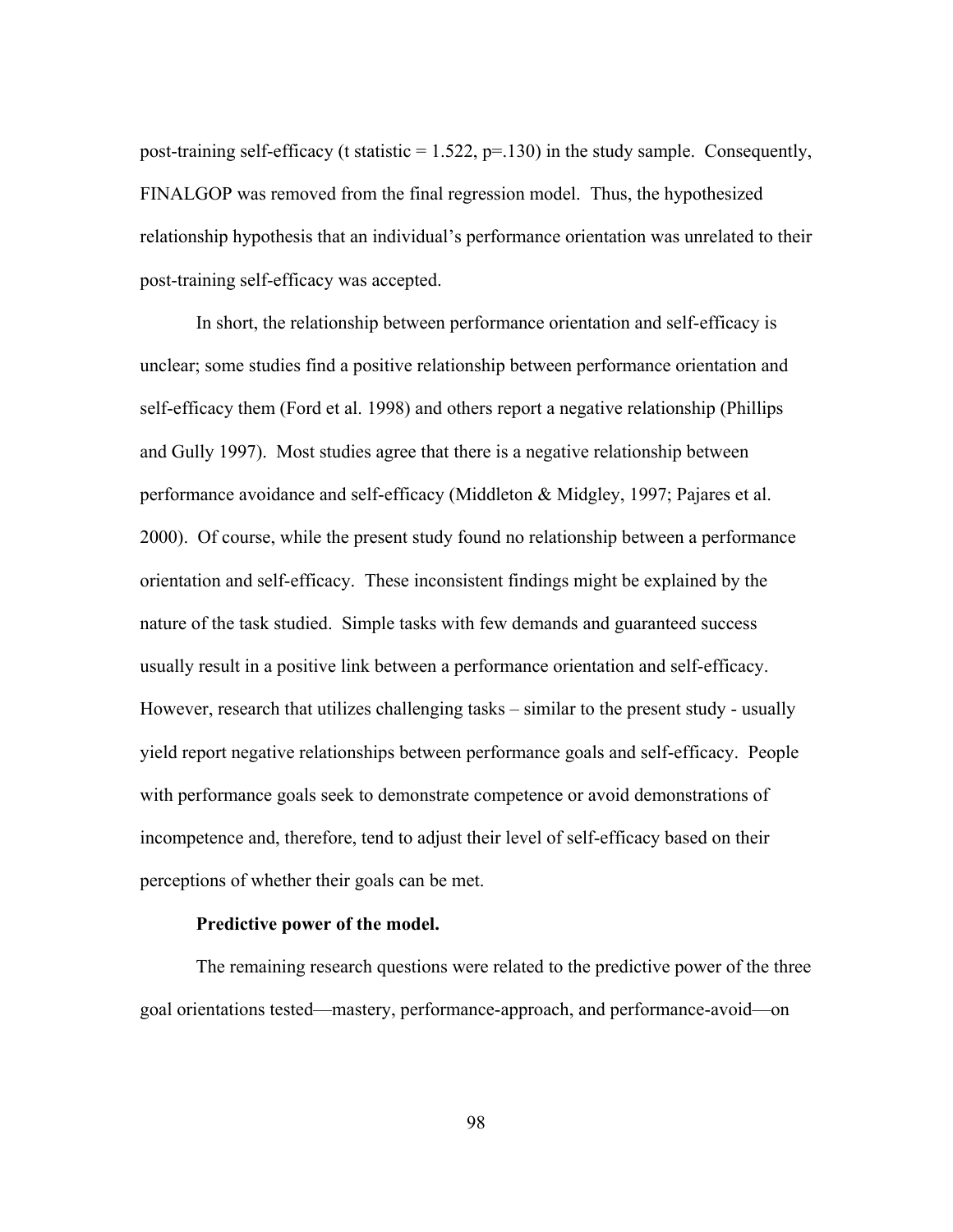post-training self-efficacy (t statistic = 1.522, p=.130) in the study sample. Consequently, FINALGOP was removed from the final regression model. Thus, the hypothesized relationship hypothesis that an individual's performance orientation was unrelated to their post-training self-efficacy was accepted.

In short, the relationship between performance orientation and self-efficacy is unclear; some studies find a positive relationship between performance orientation and self-efficacy them (Ford et al. 1998) and others report a negative relationship (Phillips and Gully 1997). Most studies agree that there is a negative relationship between performance avoidance and self-efficacy (Middleton & Midgley, 1997; Pajares et al. 2000). Of course, while the present study found no relationship between a performance orientation and self-efficacy. These inconsistent findings might be explained by the nature of the task studied. Simple tasks with few demands and guaranteed success usually result in a positive link between a performance orientation and self-efficacy. However, research that utilizes challenging tasks – similar to the present study - usually yield report negative relationships between performance goals and self-efficacy. People with performance goals seek to demonstrate competence or avoid demonstrations of incompetence and, therefore, tend to adjust their level of self-efficacy based on their perceptions of whether their goals can be met.

**Predictive power of the model.**

The remaining research questions were related to the predictive power of the three goal orientations tested—mastery, performance-approach, and performance-avoid—on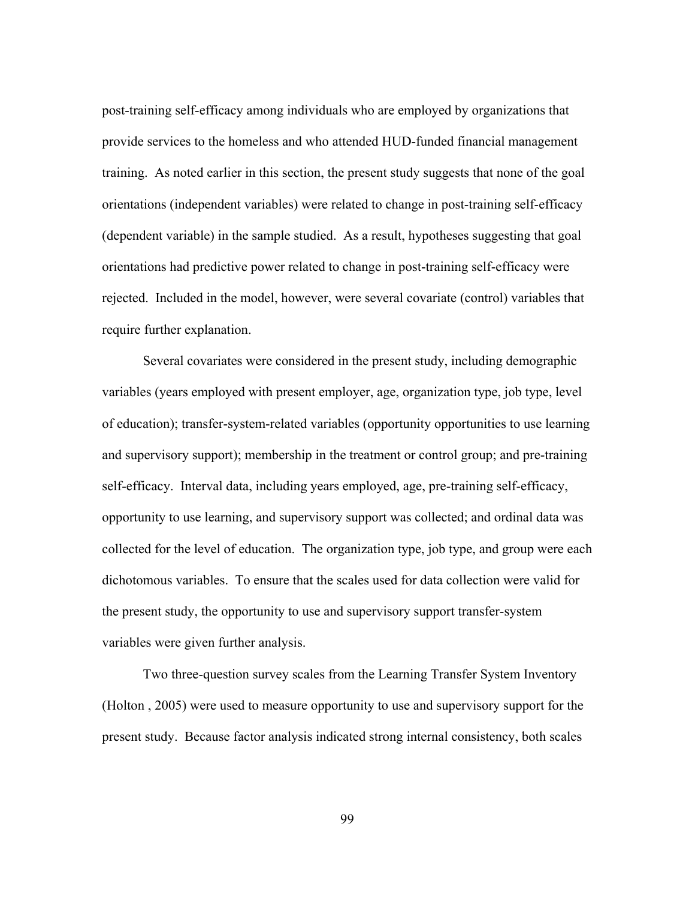post-training self-efficacy among individuals who are employed by organizations that provide services to the homeless and who attended HUD-funded financial management training. As noted earlier in this section, the present study suggests that none of the goal orientations (independent variables) were related to change in post-training self-efficacy (dependent variable) in the sample studied. As a result, hypotheses suggesting that goal orientations had predictive power related to change in post-training self-efficacy were rejected. Included in the model, however, were several covariate (control) variables that require further explanation.

Several covariates were considered in the present study, including demographic variables (years employed with present employer, age, organization type, job type, level of education); transfer-system-related variables (opportunity opportunities to use learning and supervisory support); membership in the treatment or control group; and pre-training self-efficacy. Interval data, including years employed, age, pre-training self-efficacy, opportunity to use learning, and supervisory support was collected; and ordinal data was collected for the level of education. The organization type, job type, and group were each dichotomous variables. To ensure that the scales used for data collection were valid for the present study, the opportunity to use and supervisory support transfer-system variables were given further analysis.

Two three-question survey scales from the Learning Transfer System Inventory (Holton , 2005) were used to measure opportunity to use and supervisory support for the present study. Because factor analysis indicated strong internal consistency, both scales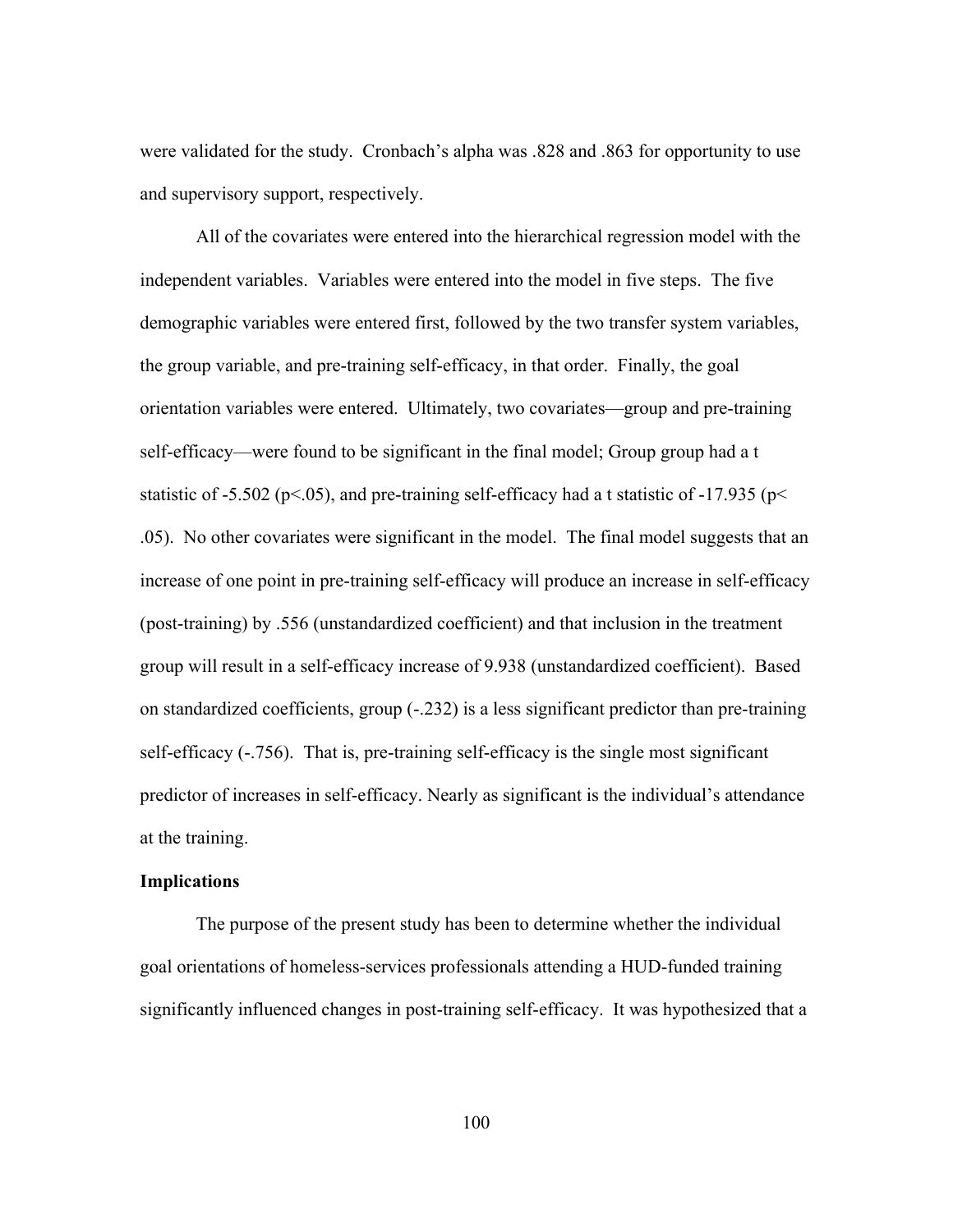were validated for the study. Cronbach's alpha was .828 and .863 for opportunity to use and supervisory support, respectively.

All of the covariates were entered into the hierarchical regression model with the independent variables. Variables were entered into the model in five steps. The five demographic variables were entered first, followed by the two transfer system variables, the group variable, and pre-training self-efficacy, in that order. Finally, the goal orientation variables were entered. Ultimately, two covariates—group and pre-training self-efficacy—were found to be significant in the final model; Group group had a t statistic of -5.502 ($p<.05$), and pre-training self-efficacy had a t statistic of -17.935 ($p< .05$). No other covariates were significant in the model. The final model suggests that an increase of one point in pre-training self-efficacy will produce an increase in self-efficacy (post-training) by .556 (unstandardized coefficient) and that inclusion in the treatment group will result in a self-efficacy increase of 9.938 (unstandardized coefficient). Based on standardized coefficients, group (-.232) is a less significant predictor than pre-training self-efficacy (-.756). That is, pre-training self-efficacy is the single most significant predictor of increases in self-efficacy. Nearly as significant is the individual's attendance at the training.

**Implications**

The purpose of the present study has been to determine whether the individual goal orientations of homeless-services professionals attending a HUD-funded training significantly influenced changes in post-training self-efficacy. It was hypothesized that a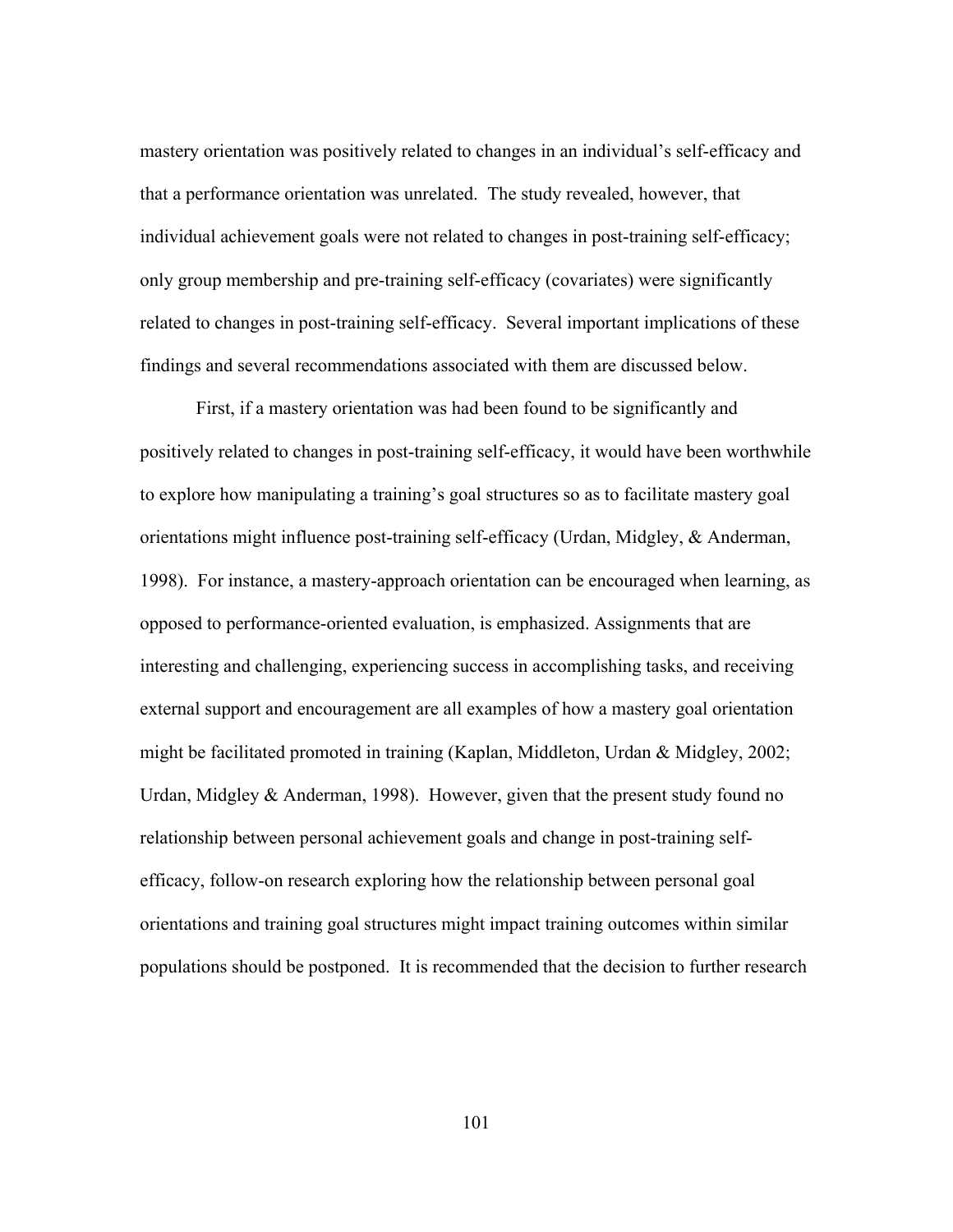mastery orientation was positively related to changes in an individual's self-efficacy and that a performance orientation was unrelated. The study revealed, however, that individual achievement goals were not related to changes in post-training self-efficacy; only group membership and pre-training self-efficacy (covariates) were significantly related to changes in post-training self-efficacy. Several important implications of these findings and several recommendations associated with them are discussed below.

First, if a mastery orientation was had been found to be significantly and positively related to changes in post-training self-efficacy, it would have been worthwhile to explore how manipulating a training's goal structures so as to facilitate mastery goal orientations might influence post-training self-efficacy (Urdan, Midgley, & Anderman, 1998). For instance, a mastery-approach orientation can be encouraged when learning, as opposed to performance-oriented evaluation, is emphasized. Assignments that are interesting and challenging, experiencing success in accomplishing tasks, and receiving external support and encouragement are all examples of how a mastery goal orientation might be facilitated promoted in training (Kaplan, Middleton, Urdan & Midgley, 2002; Urdan, Midgley & Anderman, 1998). However, given that the present study found no relationship between personal achievement goals and change in post-training self-efficacy, follow-on research exploring how the relationship between personal goal orientations and training goal structures might impact training outcomes within similar populations should be postponed. It is recommended that the decision to further research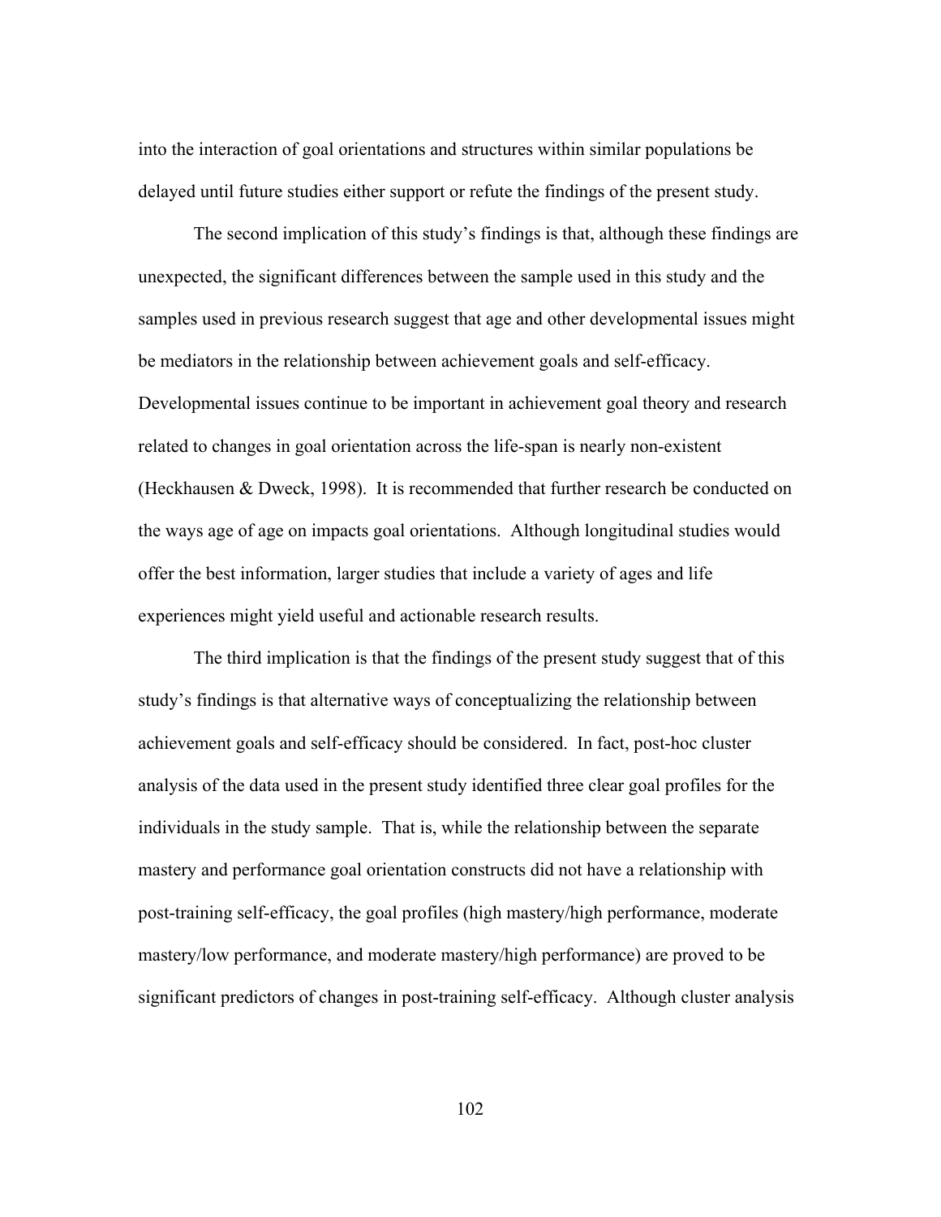into the interaction of goal orientations and structures within similar populations be delayed until future studies either support or refute the findings of the present study.

The second implication of this study's findings is that, although these findings are unexpected, the significant differences between the sample used in this study and the samples used in previous research suggest that age and other developmental issues might be mediators in the relationship between achievement goals and self-efficacy. Developmental issues continue to be important in achievement goal theory and research related to changes in goal orientation across the life-span is nearly non-existent (Heckhausen & Dweck, 1998). It is recommended that further research be conducted on the ways age of age on impacts goal orientations. Although longitudinal studies would offer the best information, larger studies that include a variety of ages and life experiences might yield useful and actionable research results.

The third implication is that the findings of the present study suggest that of this study's findings is that alternative ways of conceptualizing the relationship between achievement goals and self-efficacy should be considered. In fact, post-hoc cluster analysis of the data used in the present study identified three clear goal profiles for the individuals in the study sample. That is, while the relationship between the separate mastery and performance goal orientation constructs did not have a relationship with post-training self-efficacy, the goal profiles (high mastery/high performance, moderate mastery/low performance, and moderate mastery/high performance) are proved to be significant predictors of changes in post-training self-efficacy. Although cluster analysis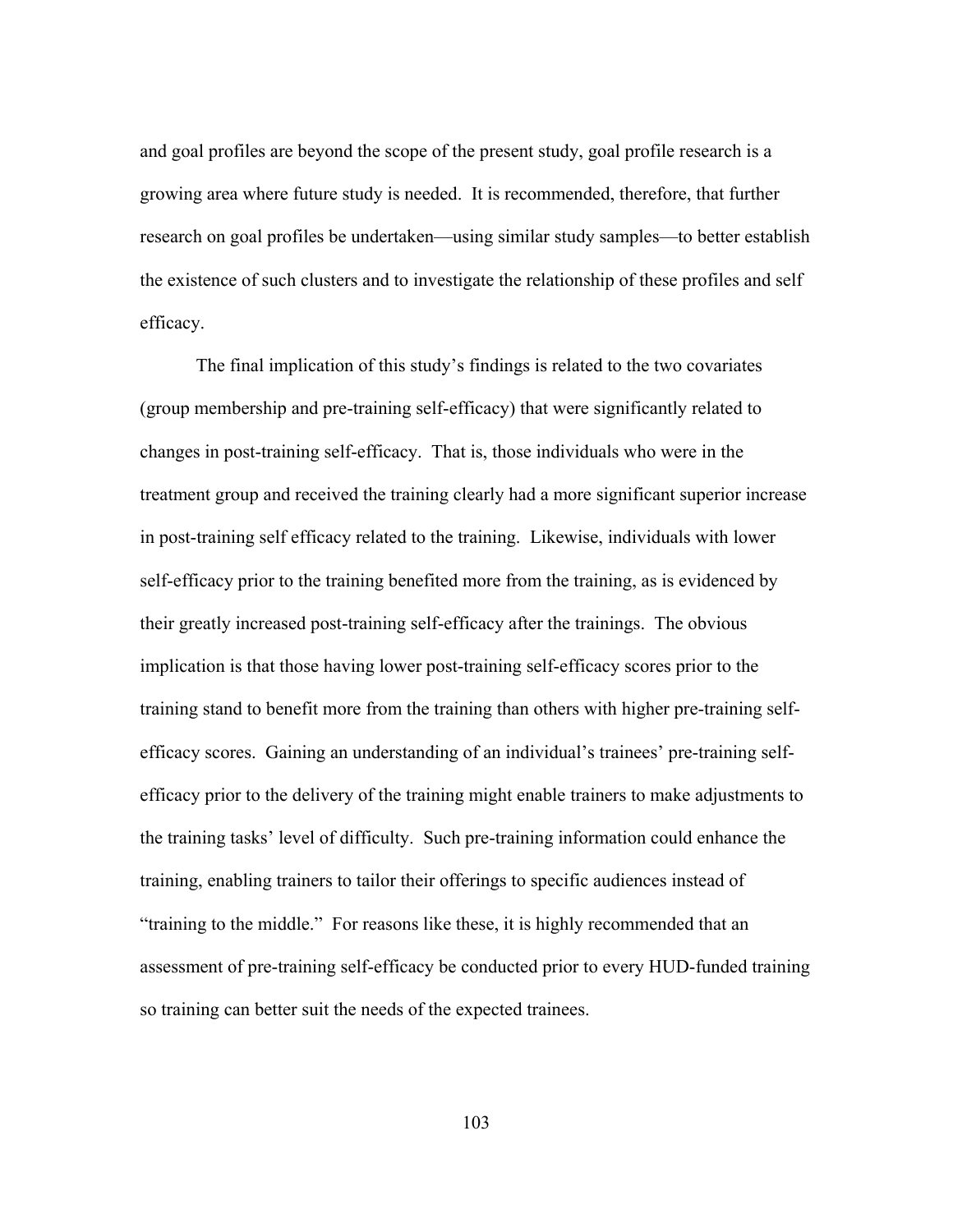and goal profiles are beyond the scope of the present study, goal profile research is a growing area where future study is needed. It is recommended, therefore, that further research on goal profiles be undertaken—using similar study samples—to better establish the existence of such clusters and to investigate the relationship of these profiles and self efficacy.

The final implication of this study's findings is related to the two covariates (group membership and pre-training self-efficacy) that were significantly related to changes in post-training self-efficacy. That is, those individuals who were in the treatment group and received the training clearly had a more significant superior increase in post-training self efficacy related to the training. Likewise, individuals with lower self-efficacy prior to the training benefited more from the training, as is evidenced by their greatly increased post-training self-efficacy after the trainings. The obvious implication is that those having lower post-training self-efficacy scores prior to the training stand to benefit more from the training than others with higher pre-training self-efficacy scores. Gaining an understanding of an individual's trainees' pre-training self-efficacy prior to the delivery of the training might enable trainers to make adjustments to the training tasks' level of difficulty. Such pre-training information could enhance the training, enabling trainers to tailor their offerings to specific audiences instead of "training to the middle." For reasons like these, it is highly recommended that an assessment of pre-training self-efficacy be conducted prior to every HUD-funded training so training can better suit the needs of the expected trainees.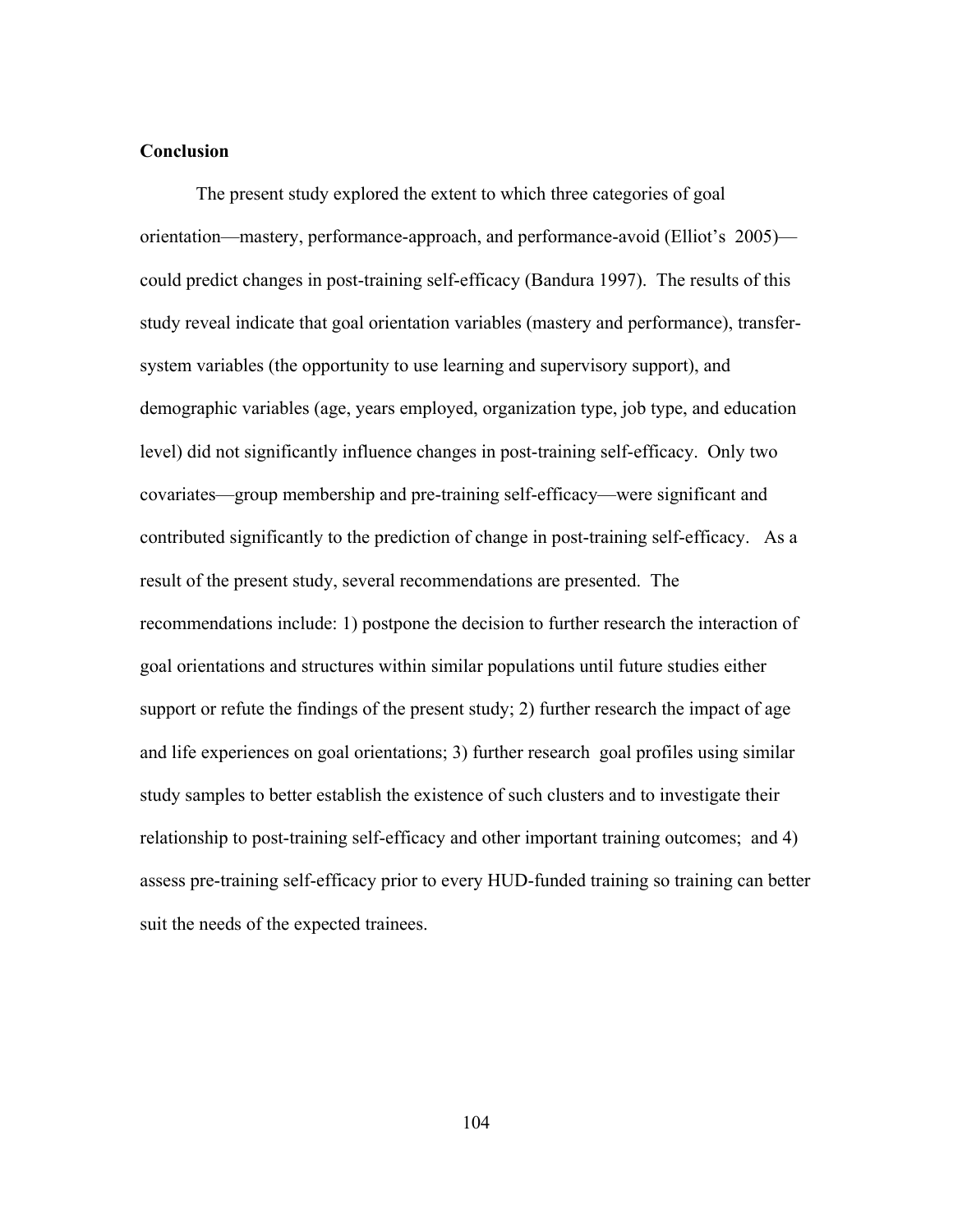**Conclusion**

The present study explored the extent to which three categories of goal orientation—mastery, performance-approach, and performance-avoid (Elliot's 2005)—could predict changes in post-training self-efficacy (Bandura 1997). The results of this study reveal indicate that goal orientation variables (mastery and performance), transfer-system variables (the opportunity to use learning and supervisory support), and demographic variables (age, years employed, organization type, job type, and education level) did not significantly influence changes in post-training self-efficacy. Only two covariates—group membership and pre-training self-efficacy—were significant and contributed significantly to the prediction of change in post-training self-efficacy. As a result of the present study, several recommendations are presented. The recommendations include: 1) postpone the decision to further research the interaction of goal orientations and structures within similar populations until future studies either support or refute the findings of the present study; 2) further research the impact of age and life experiences on goal orientations; 3) further research goal profiles using similar study samples to better establish the existence of such clusters and to investigate their relationship to post-training self-efficacy and other important training outcomes; and 4) assess pre-training self-efficacy prior to every HUD-funded training so training can better suit the needs of the expected trainees.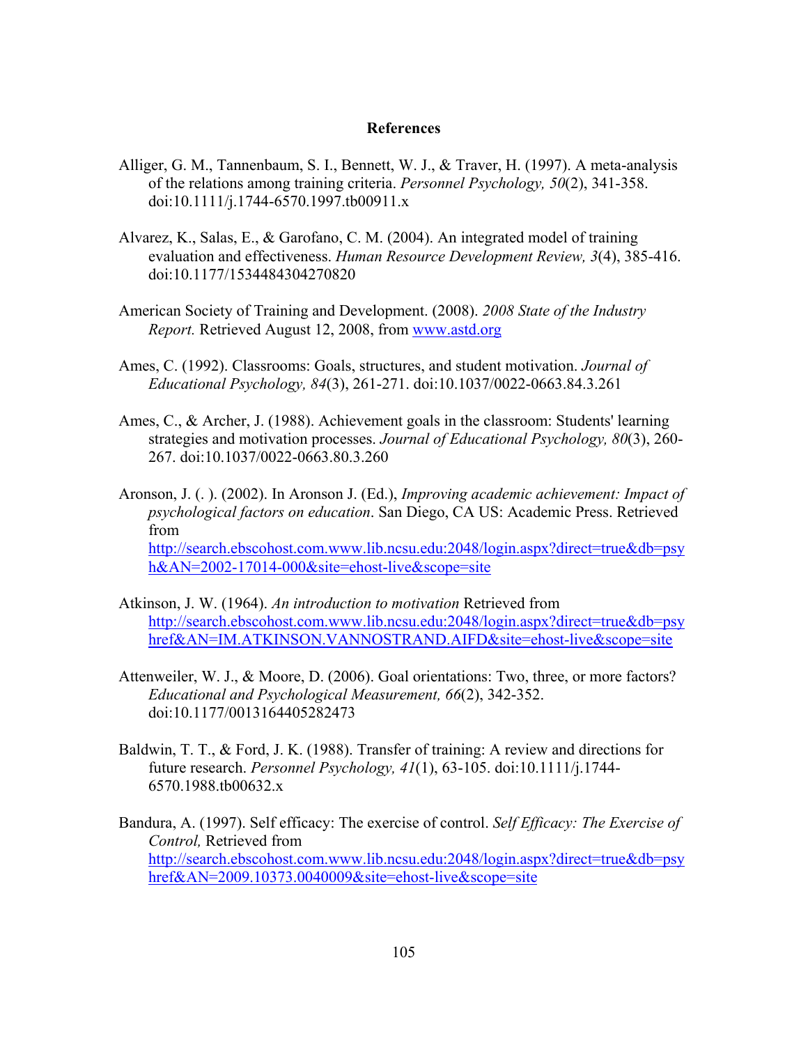# References

Alliger, G. M., Tannenbaum, S. I., Bennett, W. J., & Traver, H. (1997). A meta-analysis of the relations among training criteria. *Personnel Psychology, 50*(2), 341-358. doi:10.1111/j.1744-6570.1997.tb00911.x

Alvarez, K., Salas, E., & Garofano, C. M. (2004). An integrated model of training evaluation and effectiveness. *Human Resource Development Review, 3*(4), 385-416. doi:10.1177/1534484304270820

American Society of Training and Development. (2008). *2008 State of the Industry Report.* Retrieved August 12, 2008, from www.astd.org

Ames, C. (1992). Classrooms: Goals, structures, and student motivation. *Journal of Educational Psychology, 84*(3), 261-271. doi:10.1037/0022-0663.84.3.261

Ames, C., & Archer, J. (1988). Achievement goals in the classroom: Students' learning strategies and motivation processes. *Journal of Educational Psychology, 80*(3), 260-267. doi:10.1037/0022-0663.80.3.260

Aronson, J. (. ). (2002). In Aronson J. (Ed.), *Improving academic achievement: Impact of psychological factors on education*. San Diego, CA US: Academic Press. Retrieved from http://search.ebscohost.com.www.lib.ncsu.edu:2048/login.aspx?direct=true&db=psyh&AN=2002-17014-000&site=ehost-live&scope=site

Atkinson, J. W. (1964). *An introduction to motivation* Retrieved from http://search.ebscohost.com.www.lib.ncsu.edu:2048/login.aspx?direct=true&db=psyhref&AN=IM.ATKINSON.VANNOSTRAND.AIFD&site=ehost-live&scope=site

Attenweiler, W. J., & Moore, D. (2006). Goal orientations: Two, three, or more factors? *Educational and Psychological Measurement, 66*(2), 342-352. doi:10.1177/0013164405282473

Baldwin, T. T., & Ford, J. K. (1988). Transfer of training: A review and directions for future research. *Personnel Psychology, 41*(1), 63-105. doi:10.1111/j.1744-6570.1988.tb00632.x

Bandura, A. (1997). Self efficacy: The exercise of control. *Self Efficacy: The Exercise of Control,* Retrieved from http://search.ebscohost.com.www.lib.ncsu.edu:2048/login.aspx?direct=true&db=psyhref&AN=2009.10373.0040009&site=ehost-live&scope=site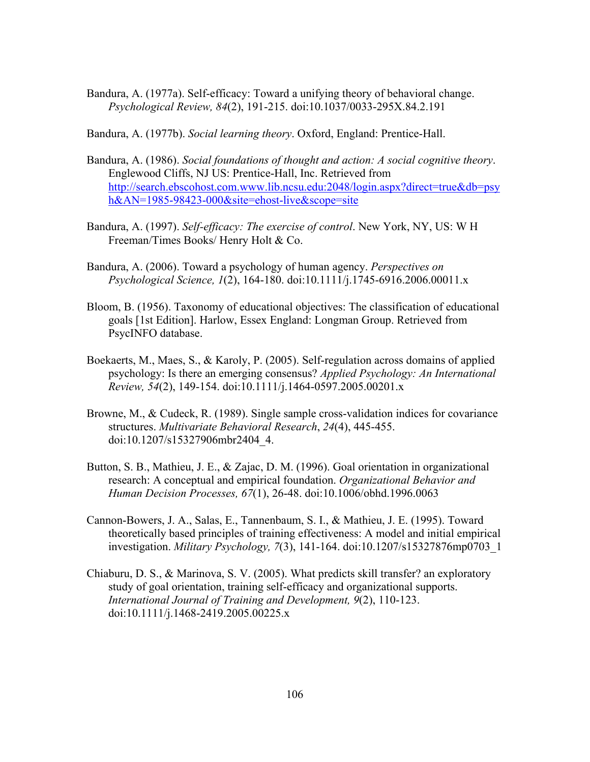Bandura, A. (1977a). Self-efficacy: Toward a unifying theory of behavioral change. *Psychological Review, 84*(2), 191-215. doi:10.1037/0033-295X.84.2.191

Bandura, A. (1977b). *Social learning theory*. Oxford, England: Prentice-Hall.

Bandura, A. (1986). *Social foundations of thought and action: A social cognitive theory*. Englewood Cliffs, NJ US: Prentice-Hall, Inc. Retrieved from http://search.ebscohost.com.www.lib.ncsu.edu:2048/login.aspx?direct=true&db=psyh&AN=1985-98423-000&site=ehost-live&scope=site

Bandura, A. (1997). *Self-efficacy: The exercise of control*. New York, NY, US: W H Freeman/Times Books/ Henry Holt & Co.

Bandura, A. (2006). Toward a psychology of human agency. *Perspectives on Psychological Science, 1*(2), 164-180. doi:10.1111/j.1745-6916.2006.00011.x

Bloom, B. (1956). Taxonomy of educational objectives: The classification of educational goals [1st Edition]. Harlow, Essex England: Longman Group. Retrieved from PsycINFO database.

Boekaerts, M., Maes, S., & Karoly, P. (2005). Self-regulation across domains of applied psychology: Is there an emerging consensus? *Applied Psychology: An International Review, 54*(2), 149-154. doi:10.1111/j.1464-0597.2005.00201.x

Browne, M., & Cudeck, R. (1989). Single sample cross-validation indices for covariance structures. *Multivariate Behavioral Research*, *24*(4), 445-455. doi:10.1207/s15327906mbr2404_4.

Button, S. B., Mathieu, J. E., & Zajac, D. M. (1996). Goal orientation in organizational research: A conceptual and empirical foundation. *Organizational Behavior and Human Decision Processes, 67*(1), 26-48. doi:10.1006/obhd.1996.0063

Cannon-Bowers, J. A., Salas, E., Tannenbaum, S. I., & Mathieu, J. E. (1995). Toward theoretically based principles of training effectiveness: A model and initial empirical investigation. *Military Psychology, 7*(3), 141-164. doi:10.1207/s15327876mp0703_1

Chiaburu, D. S., & Marinova, S. V. (2005). What predicts skill transfer? an exploratory study of goal orientation, training self-efficacy and organizational supports. *International Journal of Training and Development, 9*(2), 110-123. doi:10.1111/j.1468-2419.2005.00225.x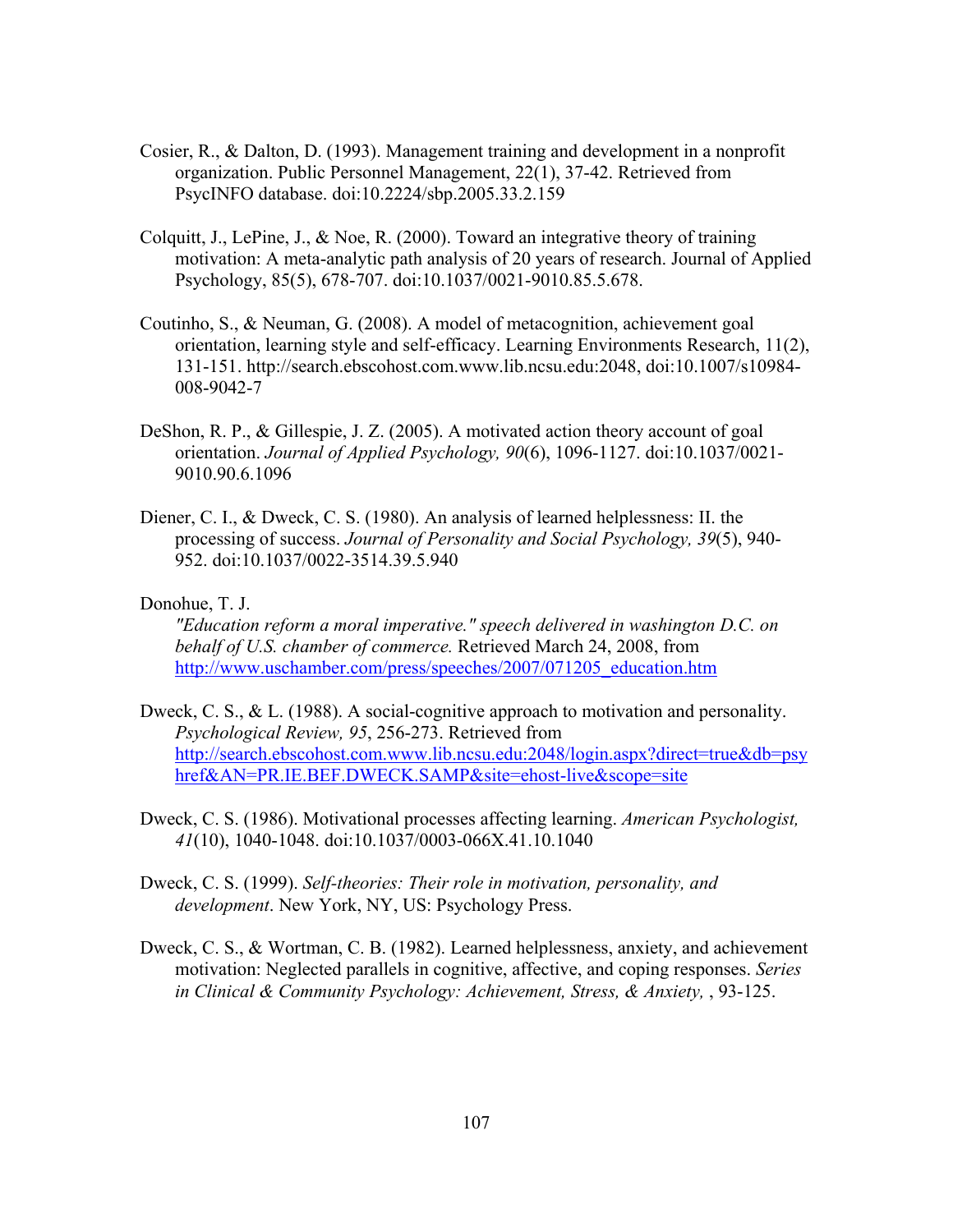Cosier, R., & Dalton, D. (1993). Management training and development in a nonprofit organization. Public Personnel Management, 22(1), 37-42. Retrieved from PsycINFO database. doi:10.2224/sbp.2005.33.2.159

Colquitt, J., LePine, J., & Noe, R. (2000). Toward an integrative theory of training motivation: A meta-analytic path analysis of 20 years of research. Journal of Applied Psychology, 85(5), 678-707. doi:10.1037/0021-9010.85.5.678.

Coutinho, S., & Neuman, G. (2008). A model of metacognition, achievement goal orientation, learning style and self-efficacy. Learning Environments Research, 11(2), 131-151. http://search.ebscohost.com.www.lib.ncsu.edu:2048, doi:10.1007/s10984-008-9042-7

DeShon, R. P., & Gillespie, J. Z. (2005). A motivated action theory account of goal orientation. *Journal of Applied Psychology, 90*(6), 1096-1127. doi:10.1037/0021-9010.90.6.1096

Diener, C. I., & Dweck, C. S. (1980). An analysis of learned helplessness: II. the processing of success. *Journal of Personality and Social Psychology, 39*(5), 940-952. doi:10.1037/0022-3514.39.5.940

Donohue, T. J.
*"Education reform a moral imperative." speech delivered in washington D.C. on behalf of U.S. chamber of commerce.* Retrieved March 24, 2008, from http://www.uschamber.com/press/speeches/2007/071205_education.htm

Dweck, C. S., & L. (1988). A social-cognitive approach to motivation and personality. *Psychological Review, 95*, 256-273. Retrieved from http://search.ebscohost.com.www.lib.ncsu.edu:2048/login.aspx?direct=true&db=psyhref&AN=PR.IE.BEF.DWECK.SAMP&site=ehost-live&scope=site

Dweck, C. S. (1986). Motivational processes affecting learning. *American Psychologist, 41*(10), 1040-1048. doi:10.1037/0003-066X.41.10.1040

Dweck, C. S. (1999). *Self-theories: Their role in motivation, personality, and development*. New York, NY, US: Psychology Press.

Dweck, C. S., & Wortman, C. B. (1982). Learned helplessness, anxiety, and achievement motivation: Neglected parallels in cognitive, affective, and coping responses. *Series in Clinical & Community Psychology: Achievement, Stress, & Anxiety,* , 93-125.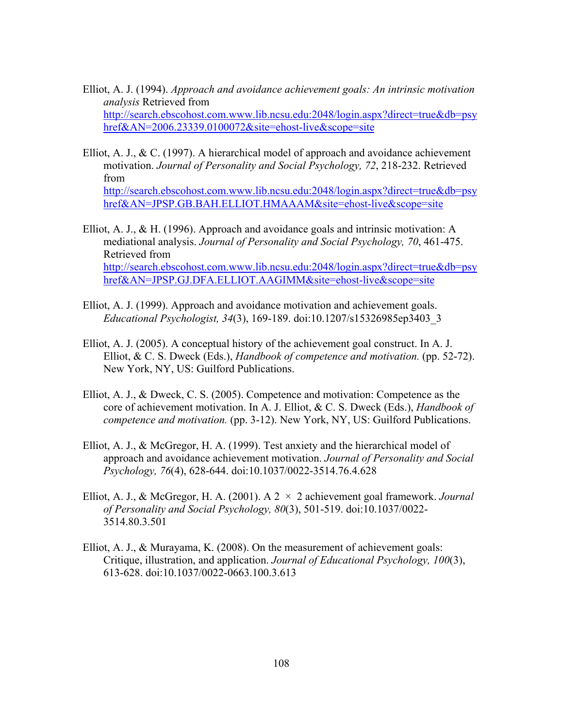Elliot, A. J. (1994). *Approach and avoidance achievement goals: An intrinsic motivation analysis* Retrieved from http://search.ebscohost.com.www.lib.ncsu.edu:2048/login.aspx?direct=true&db=psyhref&AN=2006.23339.0100072&site=ehost-live&scope=site

Elliot, A. J., & C. (1997). A hierarchical model of approach and avoidance achievement motivation. *Journal of Personality and Social Psychology, 72*, 218-232. Retrieved from http://search.ebscohost.com.www.lib.ncsu.edu:2048/login.aspx?direct=true&db=psyhref&AN=JPSP.GB.BAH.ELLIOT.HMAAAM&site=ehost-live&scope=site

Elliot, A. J., & H. (1996). Approach and avoidance goals and intrinsic motivation: A mediational analysis. *Journal of Personality and Social Psychology, 70*, 461-475. Retrieved from http://search.ebscohost.com.www.lib.ncsu.edu:2048/login.aspx?direct=true&db=psyhref&AN=JPSP.GJ.DFA.ELLIOT.AAGIMM&site=ehost-live&scope=site

Elliot, A. J. (1999). Approach and avoidance motivation and achievement goals. *Educational Psychologist, 34*(3), 169-189. doi:10.1207/s15326985ep3403_3

Elliot, A. J. (2005). A conceptual history of the achievement goal construct. In A. J. Elliot, & C. S. Dweck (Eds.), *Handbook of competence and motivation.* (pp. 52-72). New York, NY, US: Guilford Publications.

Elliot, A. J., & Dweck, C. S. (2005). Competence and motivation: Competence as the core of achievement motivation. In A. J. Elliot, & C. S. Dweck (Eds.), *Handbook of competence and motivation.* (pp. 3-12). New York, NY, US: Guilford Publications.

Elliot, A. J., & McGregor, H. A. (1999). Test anxiety and the hierarchical model of approach and avoidance achievement motivation. *Journal of Personality and Social Psychology, 76*(4), 628-644. doi:10.1037/0022-3514.76.4.628

Elliot, A. J., & McGregor, H. A. (2001). A 2 × 2 achievement goal framework. *Journal of Personality and Social Psychology, 80*(3), 501-519. doi:10.1037/0022-3514.80.3.501

Elliot, A. J., & Murayama, K. (2008). On the measurement of achievement goals: Critique, illustration, and application. *Journal of Educational Psychology, 100*(3), 613-628. doi:10.1037/0022-0663.100.3.613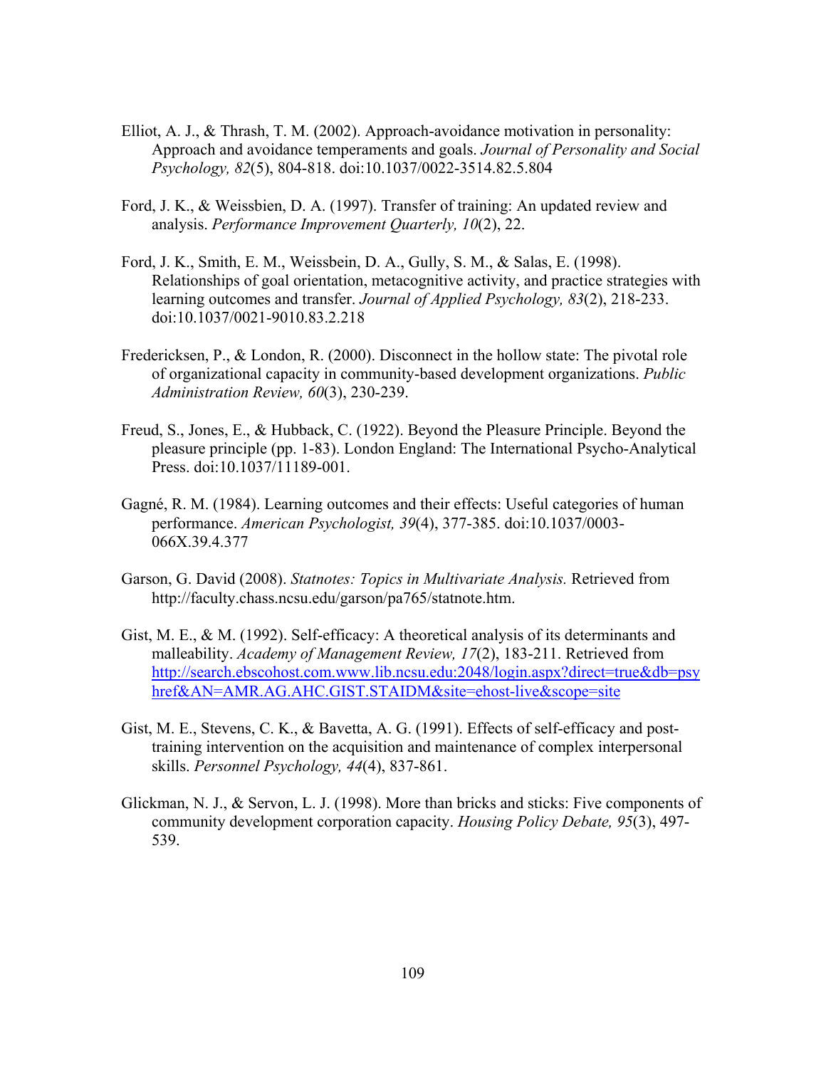Elliot, A. J., & Thrash, T. M. (2002). Approach-avoidance motivation in personality: Approach and avoidance temperaments and goals. *Journal of Personality and Social Psychology, 82*(5), 804-818. doi:10.1037/0022-3514.82.5.804

Ford, J. K., & Weissbien, D. A. (1997). Transfer of training: An updated review and analysis. *Performance Improvement Quarterly, 10*(2), 22.

Ford, J. K., Smith, E. M., Weissbein, D. A., Gully, S. M., & Salas, E. (1998). Relationships of goal orientation, metacognitive activity, and practice strategies with learning outcomes and transfer. *Journal of Applied Psychology, 83*(2), 218-233. doi:10.1037/0021-9010.83.2.218

Fredericksen, P., & London, R. (2000). Disconnect in the hollow state: The pivotal role of organizational capacity in community-based development organizations. *Public Administration Review, 60*(3), 230-239.

Freud, S., Jones, E., & Hubback, C. (1922). Beyond the Pleasure Principle. Beyond the pleasure principle (pp. 1-83). London England: The International Psycho-Analytical Press. doi:10.1037/11189-001.

Gagné, R. M. (1984). Learning outcomes and their effects: Useful categories of human performance. *American Psychologist, 39*(4), 377-385. doi:10.1037/0003-066X.39.4.377

Garson, G. David (2008). *Statnotes: Topics in Multivariate Analysis.* Retrieved from http://faculty.chass.ncsu.edu/garson/pa765/statnote.htm.

Gist, M. E., & M. (1992). Self-efficacy: A theoretical analysis of its determinants and malleability. *Academy of Management Review, 17*(2), 183-211. Retrieved from http://search.ebscohost.com.www.lib.ncsu.edu:2048/login.aspx?direct=true&db=psyhref&AN=AMR.AG.AHC.GIST.STAIDM&site=ehost-live&scope=site

Gist, M. E., Stevens, C. K., & Bavetta, A. G. (1991). Effects of self-efficacy and post-training intervention on the acquisition and maintenance of complex interpersonal skills. *Personnel Psychology, 44*(4), 837-861.

Glickman, N. J., & Servon, L. J. (1998). More than bricks and sticks: Five components of community development corporation capacity. *Housing Policy Debate, 95*(3), 497-539.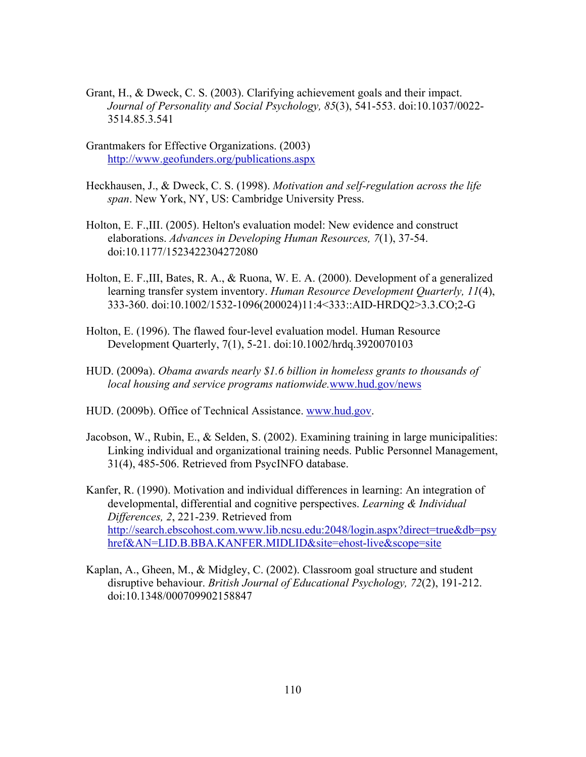Grant, H., & Dweck, C. S. (2003). Clarifying achievement goals and their impact. *Journal of Personality and Social Psychology, 85*(3), 541-553. doi:10.1037/0022-3514.85.3.541

Grantmakers for Effective Organizations. (2003) http://www.geofunders.org/publications.aspx

Heckhausen, J., & Dweck, C. S. (1998). *Motivation and self-regulation across the life span*. New York, NY, US: Cambridge University Press.

Holton, E. F.,III. (2005). Helton's evaluation model: New evidence and construct elaborations. *Advances in Developing Human Resources, 7*(1), 37-54. doi:10.1177/1523422304272080

Holton, E. F.,III, Bates, R. A., & Ruona, W. E. A. (2000). Development of a generalized learning transfer system inventory. *Human Resource Development Quarterly, 11*(4), 333-360. doi:10.1002/1532-1096(200024)11:4<333::AID-HRDQ2>3.3.CO;2-G

Holton, E. (1996). The flawed four-level evaluation model. Human Resource Development Quarterly, 7(1), 5-21. doi:10.1002/hrdq.3920070103

HUD. (2009a). *Obama awards nearly $1.6 billion in homeless grants to thousands of local housing and service programs nationwide.* www.hud.gov/news

HUD. (2009b). Office of Technical Assistance. www.hud.gov.

Jacobson, W., Rubin, E., & Selden, S. (2002). Examining training in large municipalities: Linking individual and organizational training needs. Public Personnel Management, 31(4), 485-506. Retrieved from PsycINFO database.

Kanfer, R. (1990). Motivation and individual differences in learning: An integration of developmental, differential and cognitive perspectives. *Learning & Individual Differences, 2*, 221-239. Retrieved from http://search.ebscohost.com.www.lib.ncsu.edu:2048/login.aspx?direct=true&db=psyhref&AN=LID.B.BBA.KANFER.MIDLID&site=ehost-live&scope=site

Kaplan, A., Gheen, M., & Midgley, C. (2002). Classroom goal structure and student disruptive behaviour. *British Journal of Educational Psychology, 72*(2), 191-212. doi:10.1348/000709902158847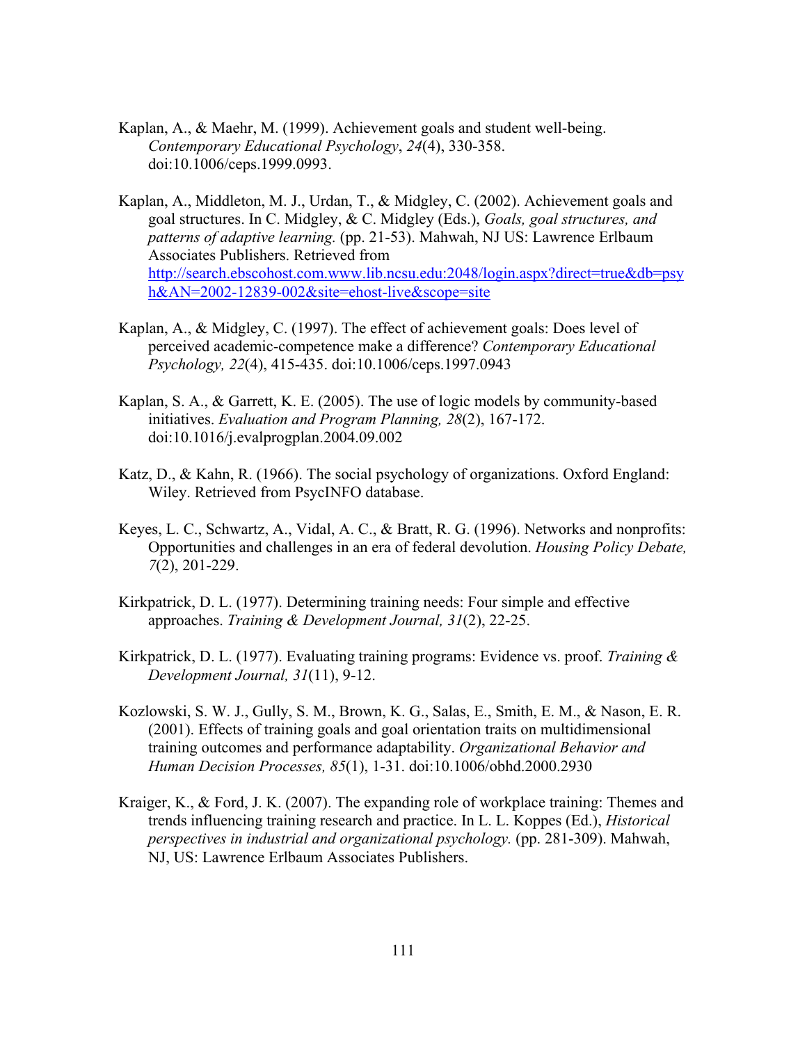Kaplan, A., & Maehr, M. (1999). Achievement goals and student well-being. *Contemporary Educational Psychology*, *24*(4), 330-358. doi:10.1006/ceps.1999.0993.

Kaplan, A., Middleton, M. J., Urdan, T., & Midgley, C. (2002). Achievement goals and goal structures. In C. Midgley, & C. Midgley (Eds.), *Goals, goal structures, and patterns of adaptive learning.* (pp. 21-53). Mahwah, NJ US: Lawrence Erlbaum Associates Publishers. Retrieved from http://search.ebscohost.com.www.lib.ncsu.edu:2048/login.aspx?direct=true&db=psyh&AN=2002-12839-002&site=ehost-live&scope=site

Kaplan, A., & Midgley, C. (1997). The effect of achievement goals: Does level of perceived academic-competence make a difference? *Contemporary Educational Psychology, 22*(4), 415-435. doi:10.1006/ceps.1997.0943

Kaplan, S. A., & Garrett, K. E. (2005). The use of logic models by community-based initiatives. *Evaluation and Program Planning, 28*(2), 167-172. doi:10.1016/j.evalprogplan.2004.09.002

Katz, D., & Kahn, R. (1966). The social psychology of organizations. Oxford England: Wiley. Retrieved from PsycINFO database.

Keyes, L. C., Schwartz, A., Vidal, A. C., & Bratt, R. G. (1996). Networks and nonprofits: Opportunities and challenges in an era of federal devolution. *Housing Policy Debate, 7*(2), 201-229.

Kirkpatrick, D. L. (1977). Determining training needs: Four simple and effective approaches. *Training & Development Journal, 31*(2), 22-25.

Kirkpatrick, D. L. (1977). Evaluating training programs: Evidence vs. proof. *Training & Development Journal, 31*(11), 9-12.

Kozlowski, S. W. J., Gully, S. M., Brown, K. G., Salas, E., Smith, E. M., & Nason, E. R. (2001). Effects of training goals and goal orientation traits on multidimensional training outcomes and performance adaptability. *Organizational Behavior and Human Decision Processes, 85*(1), 1-31. doi:10.1006/obhd.2000.2930

Kraiger, K., & Ford, J. K. (2007). The expanding role of workplace training: Themes and trends influencing training research and practice. In L. L. Koppes (Ed.), *Historical perspectives in industrial and organizational psychology.* (pp. 281-309). Mahwah, NJ, US: Lawrence Erlbaum Associates Publishers.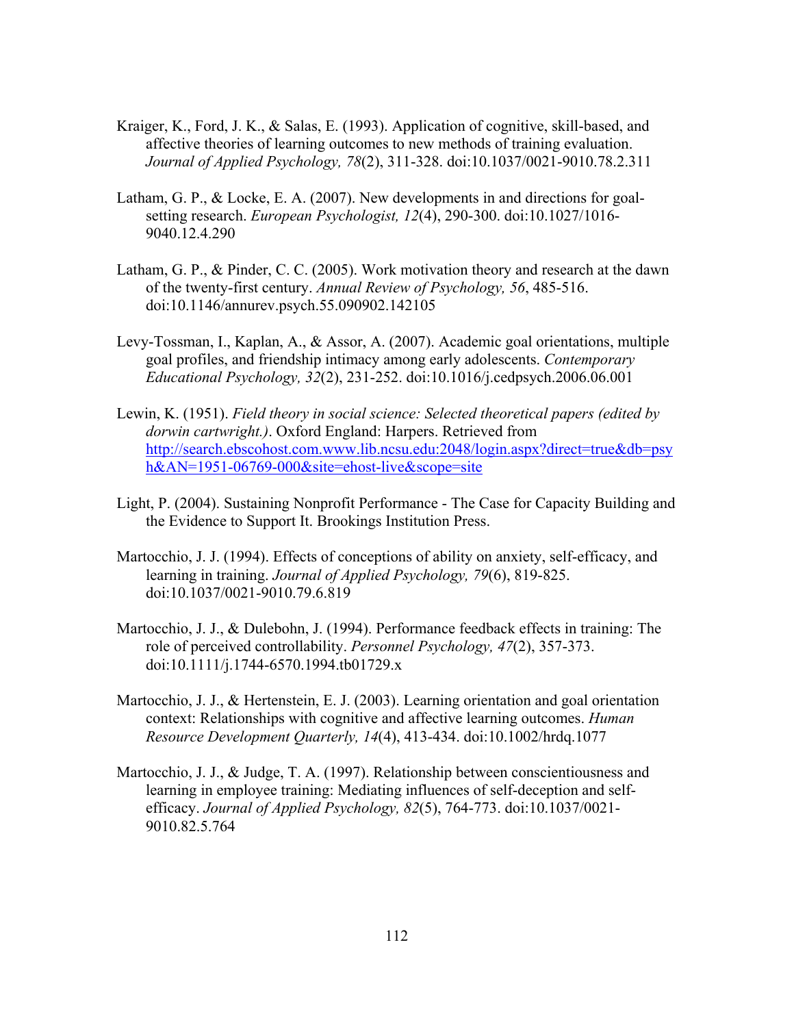Kraiger, K., Ford, J. K., & Salas, E. (1993). Application of cognitive, skill-based, and affective theories of learning outcomes to new methods of training evaluation. *Journal of Applied Psychology, 78*(2), 311-328. doi:10.1037/0021-9010.78.2.311

Latham, G. P., & Locke, E. A. (2007). New developments in and directions for goal-setting research. *European Psychologist, 12*(4), 290-300. doi:10.1027/1016-9040.12.4.290

Latham, G. P., & Pinder, C. C. (2005). Work motivation theory and research at the dawn of the twenty-first century. *Annual Review of Psychology, 56*, 485-516. doi:10.1146/annurev.psych.55.090902.142105

Levy-Tossman, I., Kaplan, A., & Assor, A. (2007). Academic goal orientations, multiple goal profiles, and friendship intimacy among early adolescents. *Contemporary Educational Psychology, 32*(2), 231-252. doi:10.1016/j.cedpsych.2006.06.001

Lewin, K. (1951). *Field theory in social science: Selected theoretical papers (edited by dorwin cartwright.)*. Oxford England: Harpers. Retrieved from http://search.ebscohost.com.www.lib.ncsu.edu:2048/login.aspx?direct=true&db=psyh&AN=1951-06769-000&site=ehost-live&scope=site

Light, P. (2004). Sustaining Nonprofit Performance - The Case for Capacity Building and the Evidence to Support It. Brookings Institution Press.

Martocchio, J. J. (1994). Effects of conceptions of ability on anxiety, self-efficacy, and learning in training. *Journal of Applied Psychology, 79*(6), 819-825. doi:10.1037/0021-9010.79.6.819

Martocchio, J. J., & Dulebohn, J. (1994). Performance feedback effects in training: The role of perceived controllability. *Personnel Psychology, 47*(2), 357-373. doi:10.1111/j.1744-6570.1994.tb01729.x

Martocchio, J. J., & Hertenstein, E. J. (2003). Learning orientation and goal orientation context: Relationships with cognitive and affective learning outcomes. *Human Resource Development Quarterly, 14*(4), 413-434. doi:10.1002/hrdq.1077

Martocchio, J. J., & Judge, T. A. (1997). Relationship between conscientiousness and learning in employee training: Mediating influences of self-deception and self-efficacy. *Journal of Applied Psychology, 82*(5), 764-773. doi:10.1037/0021-9010.82.5.764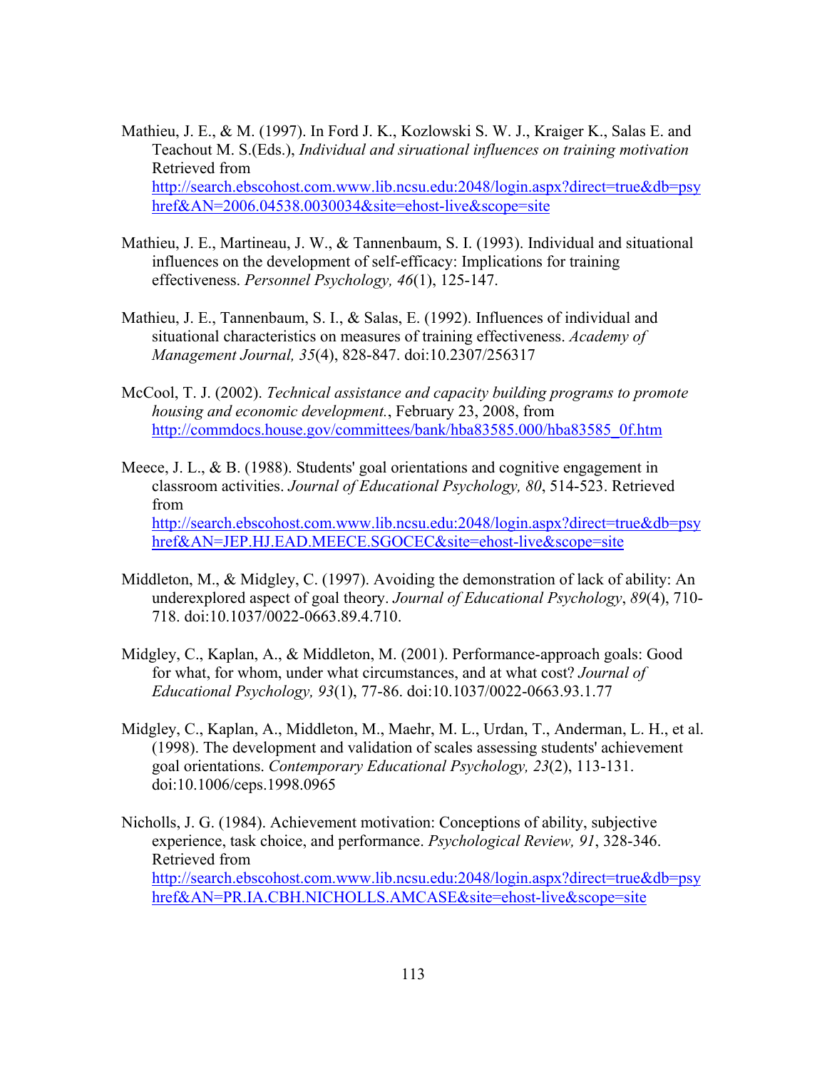Mathieu, J. E., & M. (1997). In Ford J. K., Kozlowski S. W. J., Kraiger K., Salas E. and Teachout M. S.(Eds.), *Individual and siruational influences on training motivation* Retrieved from http://search.ebscohost.com.www.lib.ncsu.edu:2048/login.aspx?direct=true&db=psyhref&AN=2006.04538.0030034&site=ehost-live&scope=site

Mathieu, J. E., Martineau, J. W., & Tannenbaum, S. I. (1993). Individual and situational influences on the development of self-efficacy: Implications for training effectiveness. *Personnel Psychology, 46*(1), 125-147.

Mathieu, J. E., Tannenbaum, S. I., & Salas, E. (1992). Influences of individual and situational characteristics on measures of training effectiveness. *Academy of Management Journal, 35*(4), 828-847. doi:10.2307/256317

McCool, T. J. (2002). *Technical assistance and capacity building programs to promote housing and economic development.*, February 23, 2008, from http://commdocs.house.gov/committees/bank/hba83585.000/hba83585_0f.htm

Meece, J. L., & B. (1988). Students' goal orientations and cognitive engagement in classroom activities. *Journal of Educational Psychology, 80*, 514-523. Retrieved from http://search.ebscohost.com.www.lib.ncsu.edu:2048/login.aspx?direct=true&db=psyhref&AN=JEP.HJ.EAD.MEECE.SGOCEC&site=ehost-live&scope=site

Middleton, M., & Midgley, C. (1997). Avoiding the demonstration of lack of ability: An underexplored aspect of goal theory. *Journal of Educational Psychology*, *89*(4), 710-718. doi:10.1037/0022-0663.89.4.710.

Midgley, C., Kaplan, A., & Middleton, M. (2001). Performance-approach goals: Good for what, for whom, under what circumstances, and at what cost? *Journal of Educational Psychology, 93*(1), 77-86. doi:10.1037/0022-0663.93.1.77

Midgley, C., Kaplan, A., Middleton, M., Maehr, M. L., Urdan, T., Anderman, L. H., et al. (1998). The development and validation of scales assessing students' achievement goal orientations. *Contemporary Educational Psychology, 23*(2), 113-131. doi:10.1006/ceps.1998.0965

Nicholls, J. G. (1984). Achievement motivation: Conceptions of ability, subjective experience, task choice, and performance. *Psychological Review, 91*, 328-346. Retrieved from http://search.ebscohost.com.www.lib.ncsu.edu:2048/login.aspx?direct=true&db=psyhref&AN=PR.IA.CBH.NICHOLLS.AMCASE&site=ehost-live&scope=site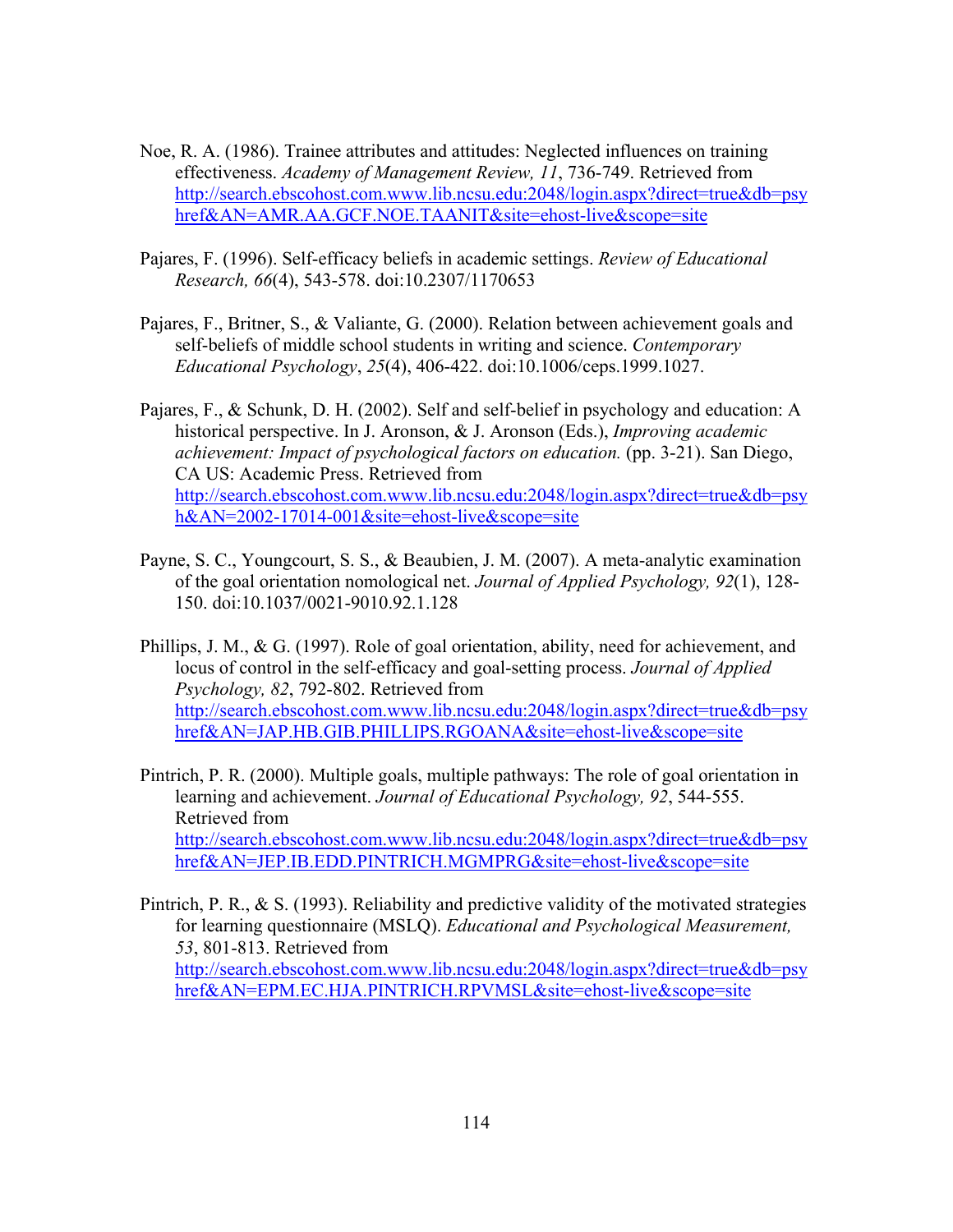Noe, R. A. (1986). Trainee attributes and attitudes: Neglected influences on training effectiveness. *Academy of Management Review, 11*, 736-749. Retrieved from http://search.ebscohost.com.www.lib.ncsu.edu:2048/login.aspx?direct=true&db=psyhref&AN=AMR.AA.GCF.NOE.TAANIT&site=ehost-live&scope=site

Pajares, F. (1996). Self-efficacy beliefs in academic settings. *Review of Educational Research, 66*(4), 543-578. doi:10.2307/1170653

Pajares, F., Britner, S., & Valiante, G. (2000). Relation between achievement goals and self-beliefs of middle school students in writing and science. *Contemporary Educational Psychology*, *25*(4), 406-422. doi:10.1006/ceps.1999.1027.

Pajares, F., & Schunk, D. H. (2002). Self and self-belief in psychology and education: A historical perspective. In J. Aronson, & J. Aronson (Eds.), *Improving academic achievement: Impact of psychological factors on education.* (pp. 3-21). San Diego, CA US: Academic Press. Retrieved from http://search.ebscohost.com.www.lib.ncsu.edu:2048/login.aspx?direct=true&db=psyh&AN=2002-17014-001&site=ehost-live&scope=site

Payne, S. C., Youngcourt, S. S., & Beaubien, J. M. (2007). A meta-analytic examination of the goal orientation nomological net. *Journal of Applied Psychology, 92*(1), 128-150. doi:10.1037/0021-9010.92.1.128

Phillips, J. M., & G. (1997). Role of goal orientation, ability, need for achievement, and locus of control in the self-efficacy and goal-setting process. *Journal of Applied Psychology, 82*, 792-802. Retrieved from http://search.ebscohost.com.www.lib.ncsu.edu:2048/login.aspx?direct=true&db=psyhref&AN=JAP.HB.GIB.PHILLIPS.RGOANA&site=ehost-live&scope=site

Pintrich, P. R. (2000). Multiple goals, multiple pathways: The role of goal orientation in learning and achievement. *Journal of Educational Psychology, 92*, 544-555. Retrieved from http://search.ebscohost.com.www.lib.ncsu.edu:2048/login.aspx?direct=true&db=psyhref&AN=JEP.IB.EDD.PINTRICH.MGMPRG&site=ehost-live&scope=site

Pintrich, P. R., & S. (1993). Reliability and predictive validity of the motivated strategies for learning questionnaire (MSLQ). *Educational and Psychological Measurement, 53*, 801-813. Retrieved from http://search.ebscohost.com.www.lib.ncsu.edu:2048/login.aspx?direct=true&db=psyhref&AN=EPM.EC.HJA.PINTRICH.RPVMSL&site=ehost-live&scope=site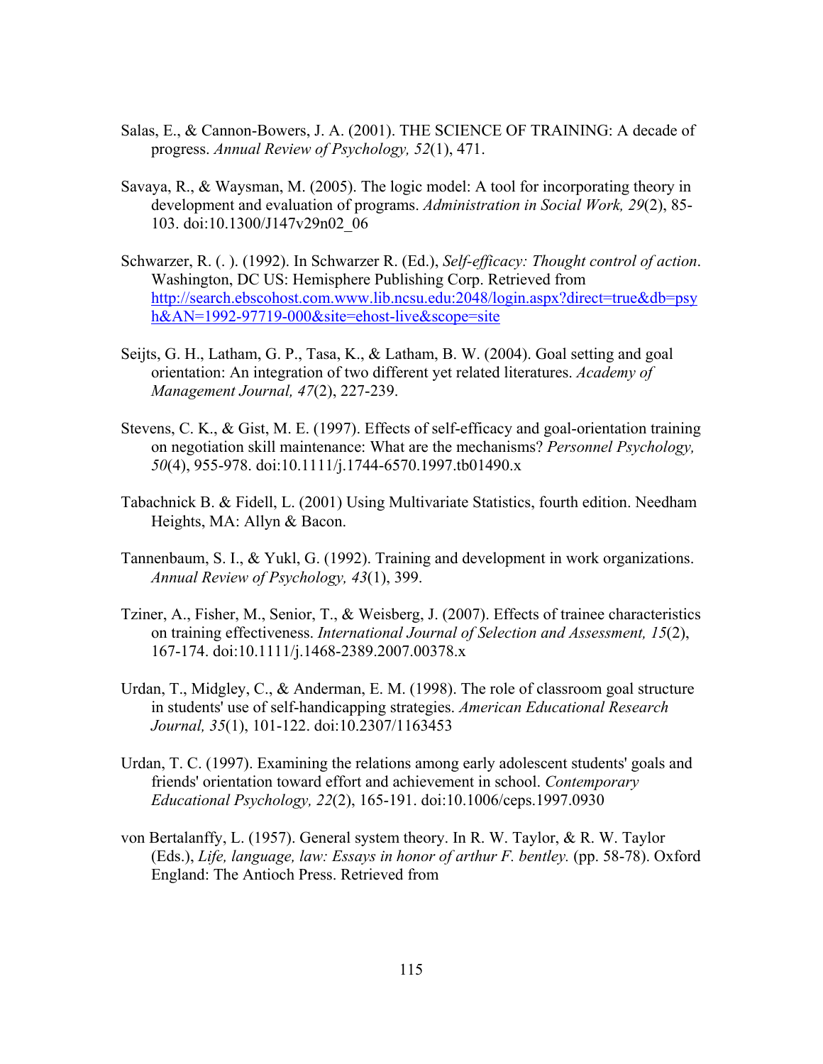Salas, E., & Cannon-Bowers, J. A. (2001). THE SCIENCE OF TRAINING: A decade of progress. *Annual Review of Psychology, 52*(1), 471.

Savaya, R., & Waysman, M. (2005). The logic model: A tool for incorporating theory in development and evaluation of programs. *Administration in Social Work, 29*(2), 85-103. doi:10.1300/J147v29n02_06

Schwarzer, R. (. ). (1992). In Schwarzer R. (Ed.), *Self-efficacy: Thought control of action*. Washington, DC US: Hemisphere Publishing Corp. Retrieved from http://search.ebscohost.com.www.lib.ncsu.edu:2048/login.aspx?direct=true&db=psyh&AN=1992-97719-000&site=ehost-live&scope=site

Seijts, G. H., Latham, G. P., Tasa, K., & Latham, B. W. (2004). Goal setting and goal orientation: An integration of two different yet related literatures. *Academy of Management Journal, 47*(2), 227-239.

Stevens, C. K., & Gist, M. E. (1997). Effects of self-efficacy and goal-orientation training on negotiation skill maintenance: What are the mechanisms? *Personnel Psychology, 50*(4), 955-978. doi:10.1111/j.1744-6570.1997.tb01490.x

Tabachnick B. & Fidell, L. (2001) Using Multivariate Statistics, fourth edition. Needham Heights, MA: Allyn & Bacon.

Tannenbaum, S. I., & Yukl, G. (1992). Training and development in work organizations. *Annual Review of Psychology, 43*(1), 399.

Tziner, A., Fisher, M., Senior, T., & Weisberg, J. (2007). Effects of trainee characteristics on training effectiveness. *International Journal of Selection and Assessment, 15*(2), 167-174. doi:10.1111/j.1468-2389.2007.00378.x

Urdan, T., Midgley, C., & Anderman, E. M. (1998). The role of classroom goal structure in students' use of self-handicapping strategies. *American Educational Research Journal, 35*(1), 101-122. doi:10.2307/1163453

Urdan, T. C. (1997). Examining the relations among early adolescent students' goals and friends' orientation toward effort and achievement in school. *Contemporary Educational Psychology, 22*(2), 165-191. doi:10.1006/ceps.1997.0930

von Bertalanffy, L. (1957). General system theory. In R. W. Taylor, & R. W. Taylor (Eds.), *Life, language, law: Essays in honor of arthur F. bentley.* (pp. 58-78). Oxford England: The Antioch Press. Retrieved from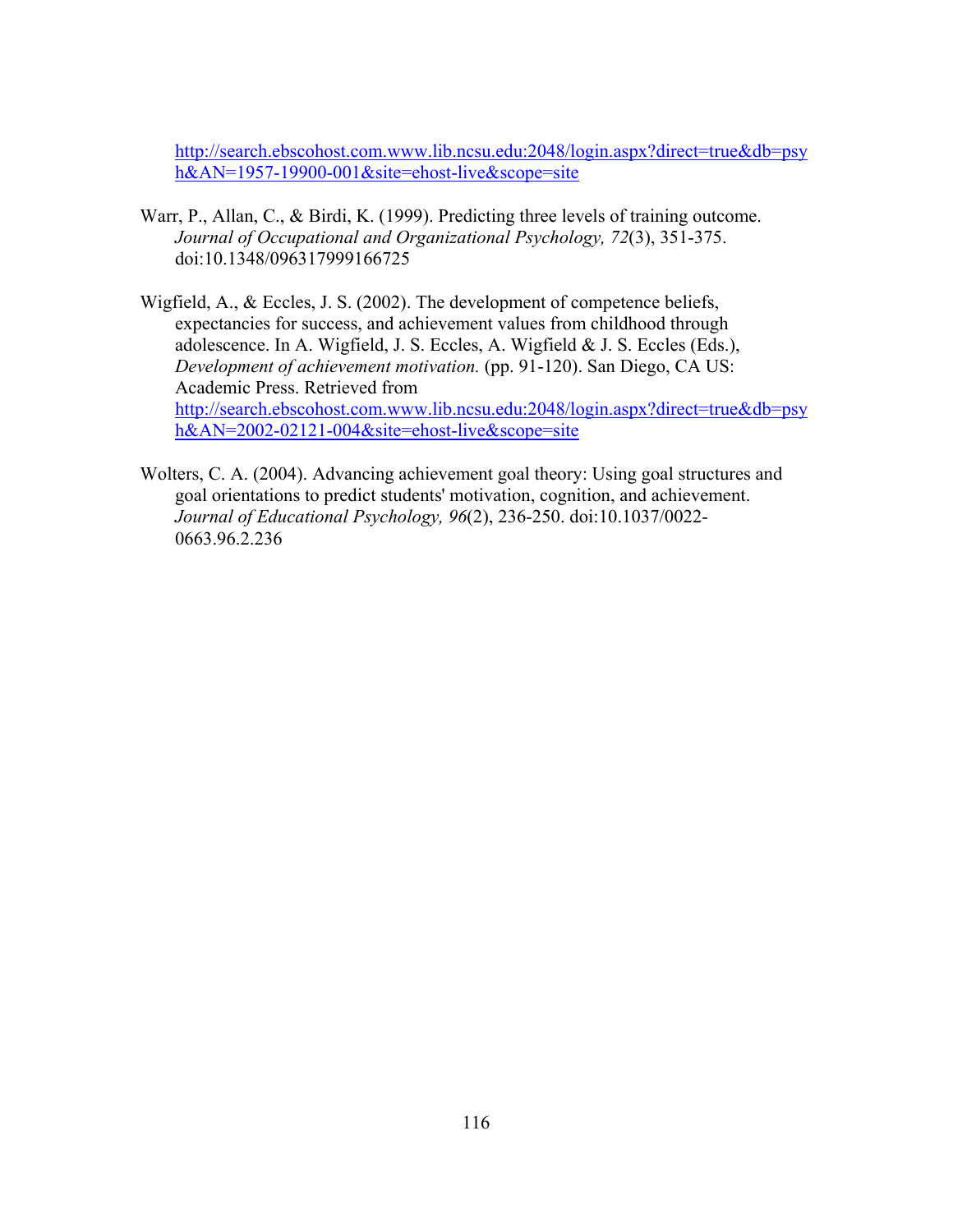http://search.ebscohost.com.www.lib.ncsu.edu:2048/login.aspx?direct=true&db=psyh&AN=1957-19900-001&site=ehost-live&scope=site

Warr, P., Allan, C., & Birdi, K. (1999). Predicting three levels of training outcome. *Journal of Occupational and Organizational Psychology, 72*(3), 351-375. doi:10.1348/096317999166725

Wigfield, A., & Eccles, J. S. (2002). The development of competence beliefs, expectancies for success, and achievement values from childhood through adolescence. In A. Wigfield, J. S. Eccles, A. Wigfield & J. S. Eccles (Eds.), *Development of achievement motivation.* (pp. 91-120). San Diego, CA US: Academic Press. Retrieved from http://search.ebscohost.com.www.lib.ncsu.edu:2048/login.aspx?direct=true&db=psyh&AN=2002-02121-004&site=ehost-live&scope=site

Wolters, C. A. (2004). Advancing achievement goal theory: Using goal structures and goal orientations to predict students' motivation, cognition, and achievement. *Journal of Educational Psychology, 96*(2), 236-250. doi:10.1037/0022-0663.96.2.236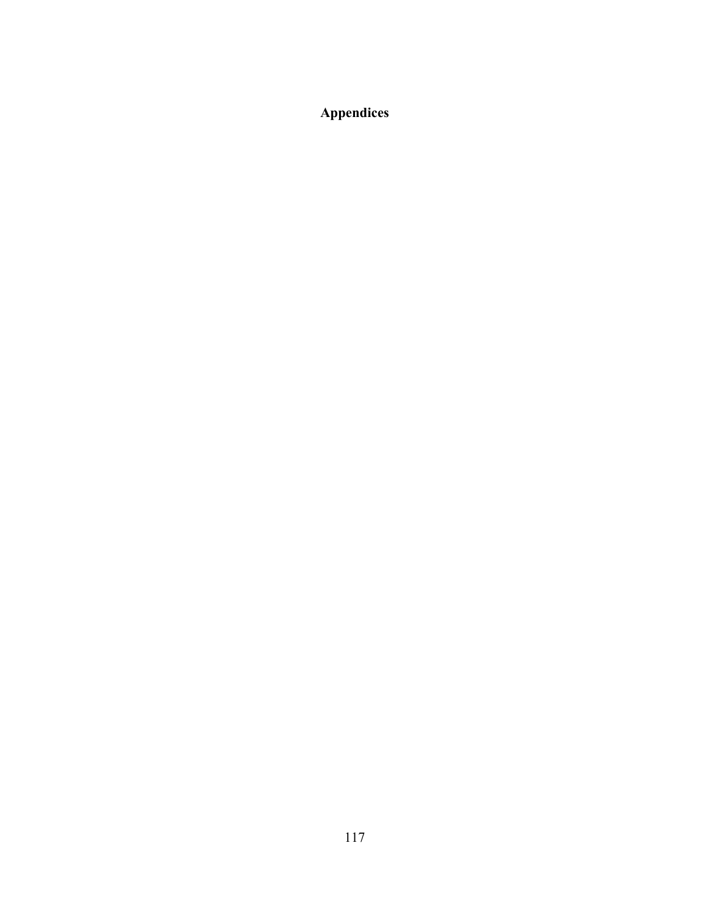# Appendices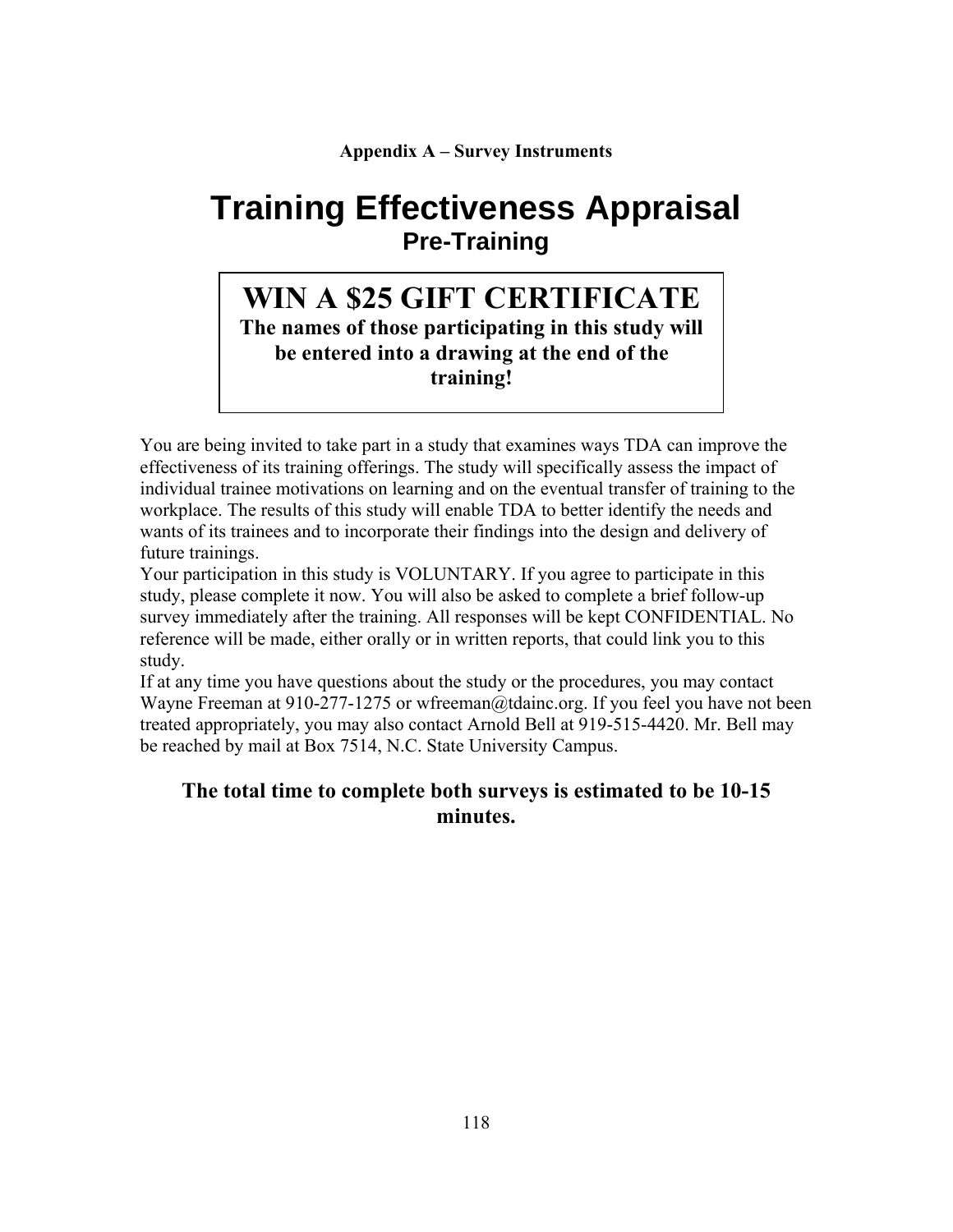**Appendix A – Survey Instruments**

# Training Effectiveness Appraisal

## Pre-Training

**WIN A $25 GIFT CERTIFICATE**

**The names of those participating in this study will be entered into a drawing at the end of the training!**

You are being invited to take part in a study that examines ways TDA can improve the effectiveness of its training offerings. The study will specifically assess the impact of individual trainee motivations on learning and on the eventual transfer of training to the workplace. The results of this study will enable TDA to better identify the needs and wants of its trainees and to incorporate their findings into the design and delivery of future trainings.

Your participation in this study is VOLUNTARY. If you agree to participate in this study, please complete it now. You will also be asked to complete a brief follow-up survey immediately after the training. All responses will be kept CONFIDENTIAL. No reference will be made, either orally or in written reports, that could link you to this study.

If at any time you have questions about the study or the procedures, you may contact Wayne Freeman at 910-277-1275 or wfreeman@tdainc.org. If you feel you have not been treated appropriately, you may also contact Arnold Bell at 919-515-4420. Mr. Bell may be reached by mail at Box 7514, N.C. State University Campus.

**The total time to complete both surveys is estimated to be 10-15 minutes.**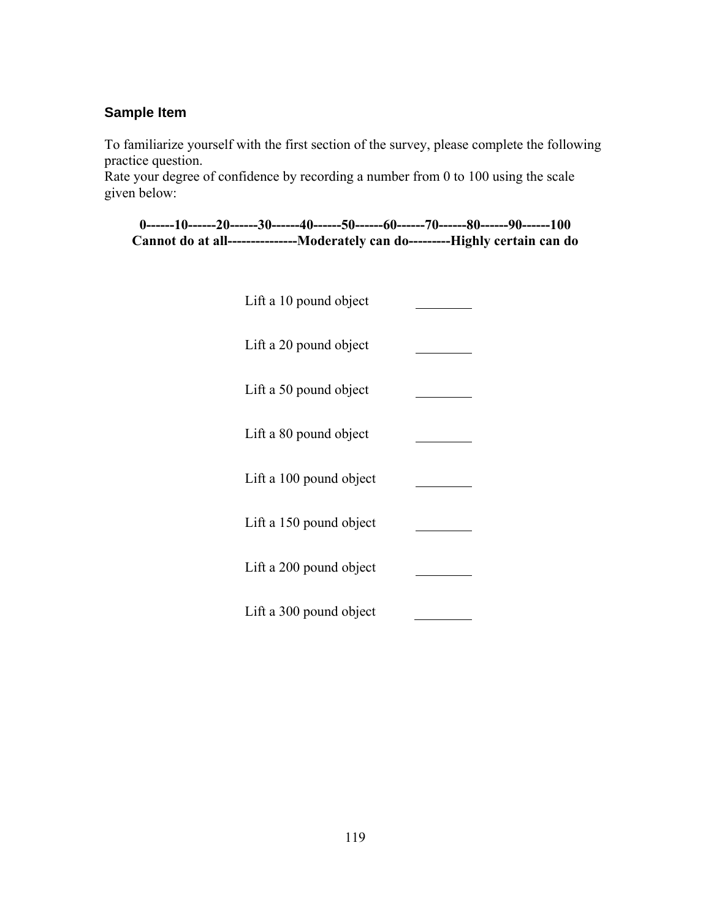### Sample Item

To familiarize yourself with the first section of the survey, please complete the following practice question.
Rate your degree of confidence by recording a number from 0 to 100 using the scale given below:

**0------10------20------30------40------50------60------70------80------90------100**
**Cannot do at all---------------Moderately can do---------Highly certain can do**

| | |
|---|---|
| Lift a 10 pound object | ________ |
| Lift a 20 pound object | ________ |
| Lift a 50 pound object | ________ |
| Lift a 80 pound object | ________ |
| Lift a 100 pound object | ________ |
| Lift a 150 pound object | ________ |
| Lift a 200 pound object | ________ |
| Lift a 300 pound object | ________ |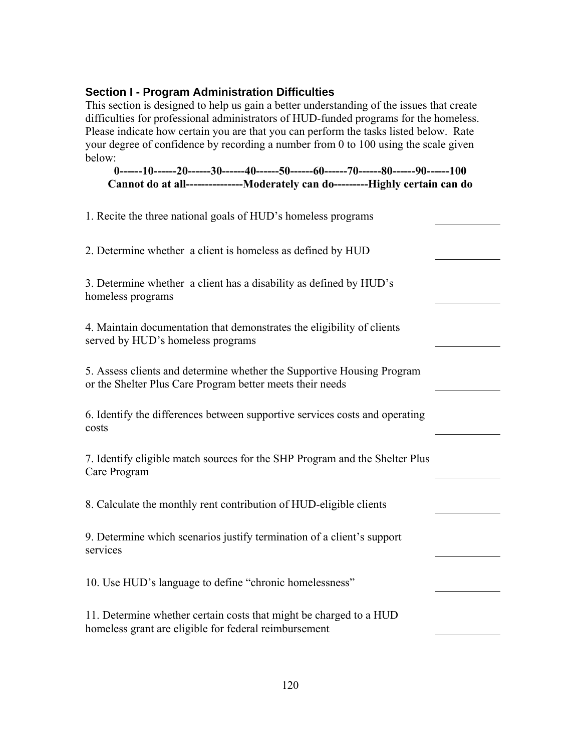### Section I - Program Administration Difficulties

This section is designed to help us gain a better understanding of the issues that create difficulties for professional administrators of HUD-funded programs for the homeless. Please indicate how certain you are that you can perform the tasks listed below. Rate your degree of confidence by recording a number from 0 to 100 using the scale given below:

**0------10------20------30------40------50------60------70------80------90------100**
**Cannot do at all---------------Moderately can do---------Highly certain can do**

1. Recite the three national goals of HUD's homeless programs ____________

2. Determine whether a client is homeless as defined by HUD ____________

3. Determine whether a client has a disability as defined by HUD's homeless programs ____________

4. Maintain documentation that demonstrates the eligibility of clients served by HUD's homeless programs ____________

5. Assess clients and determine whether the Supportive Housing Program or the Shelter Plus Care Program better meets their needs ____________

6. Identify the differences between supportive services costs and operating costs ____________

7. Identify eligible match sources for the SHP Program and the Shelter Plus Care Program ____________

8. Calculate the monthly rent contribution of HUD-eligible clients ____________

9. Determine which scenarios justify termination of a client's support services ____________

10. Use HUD's language to define "chronic homelessness" ____________

11. Determine whether certain costs that might be charged to a HUD homeless grant are eligible for federal reimbursement ____________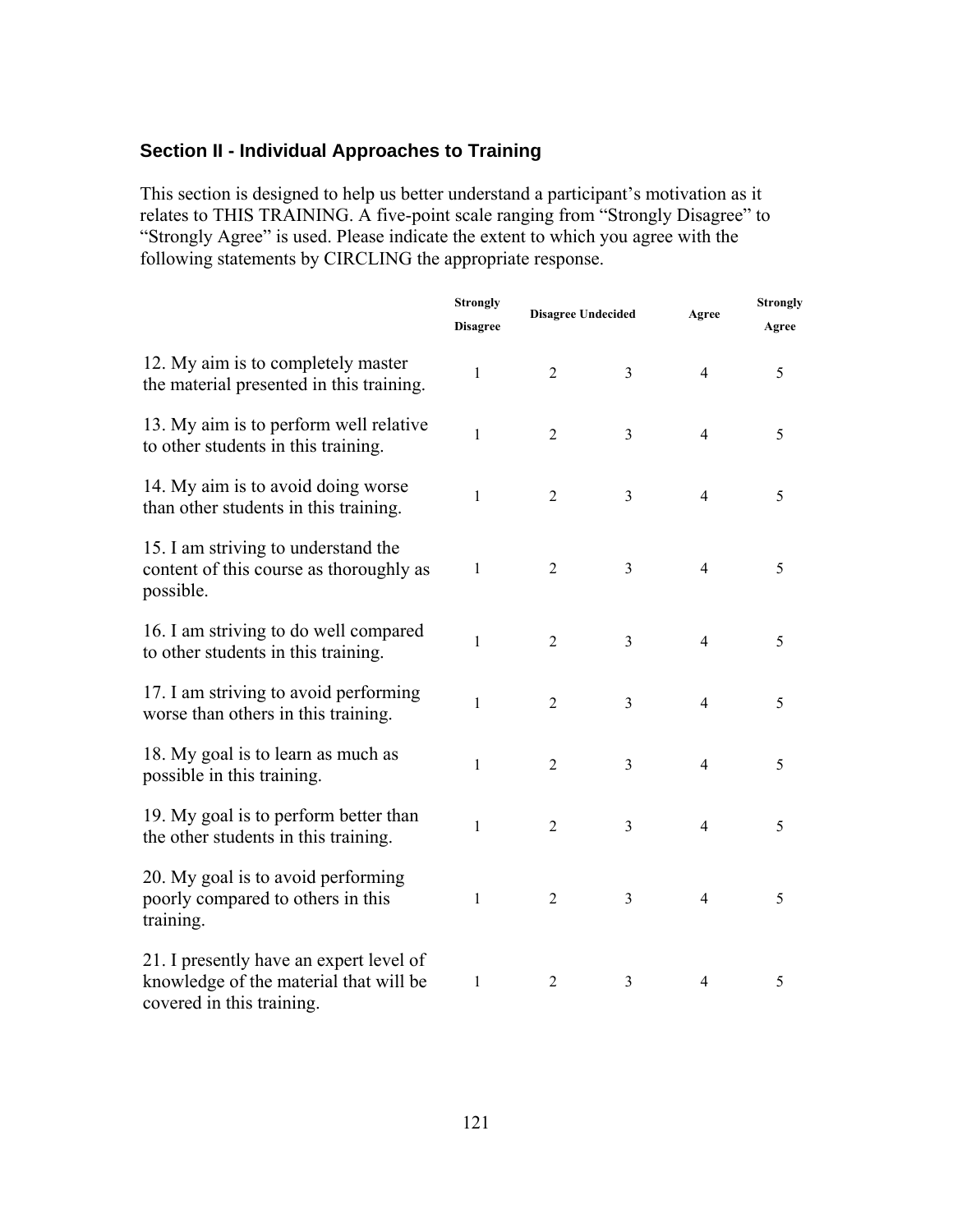## Section II - Individual Approaches to Training

This section is designed to help us better understand a participant's motivation as it relates to THIS TRAINING. A five-point scale ranging from "Strongly Disagree" to "Strongly Agree" is used. Please indicate the extent to which you agree with the following statements by CIRCLING the appropriate response.

| | Strongly Disagree | Disagree | Undecided | Agree | Strongly Agree |
|---|---|---|---|---|---|
| 12. My aim is to completely master the material presented in this training. | 1 | 2 | 3 | 4 | 5 |
| 13. My aim is to perform well relative to other students in this training. | 1 | 2 | 3 | 4 | 5 |
| 14. My aim is to avoid doing worse than other students in this training. | 1 | 2 | 3 | 4 | 5 |
| 15. I am striving to understand the content of this course as thoroughly as possible. | 1 | 2 | 3 | 4 | 5 |
| 16. I am striving to do well compared to other students in this training. | 1 | 2 | 3 | 4 | 5 |
| 17. I am striving to avoid performing worse than others in this training. | 1 | 2 | 3 | 4 | 5 |
| 18. My goal is to learn as much as possible in this training. | 1 | 2 | 3 | 4 | 5 |
| 19. My goal is to perform better than the other students in this training. | 1 | 2 | 3 | 4 | 5 |
| 20. My goal is to avoid performing poorly compared to others in this training. | 1 | 2 | 3 | 4 | 5 |
| 21. I presently have an expert level of knowledge of the material that will be covered in this training. | 1 | 2 | 3 | 4 | 5 |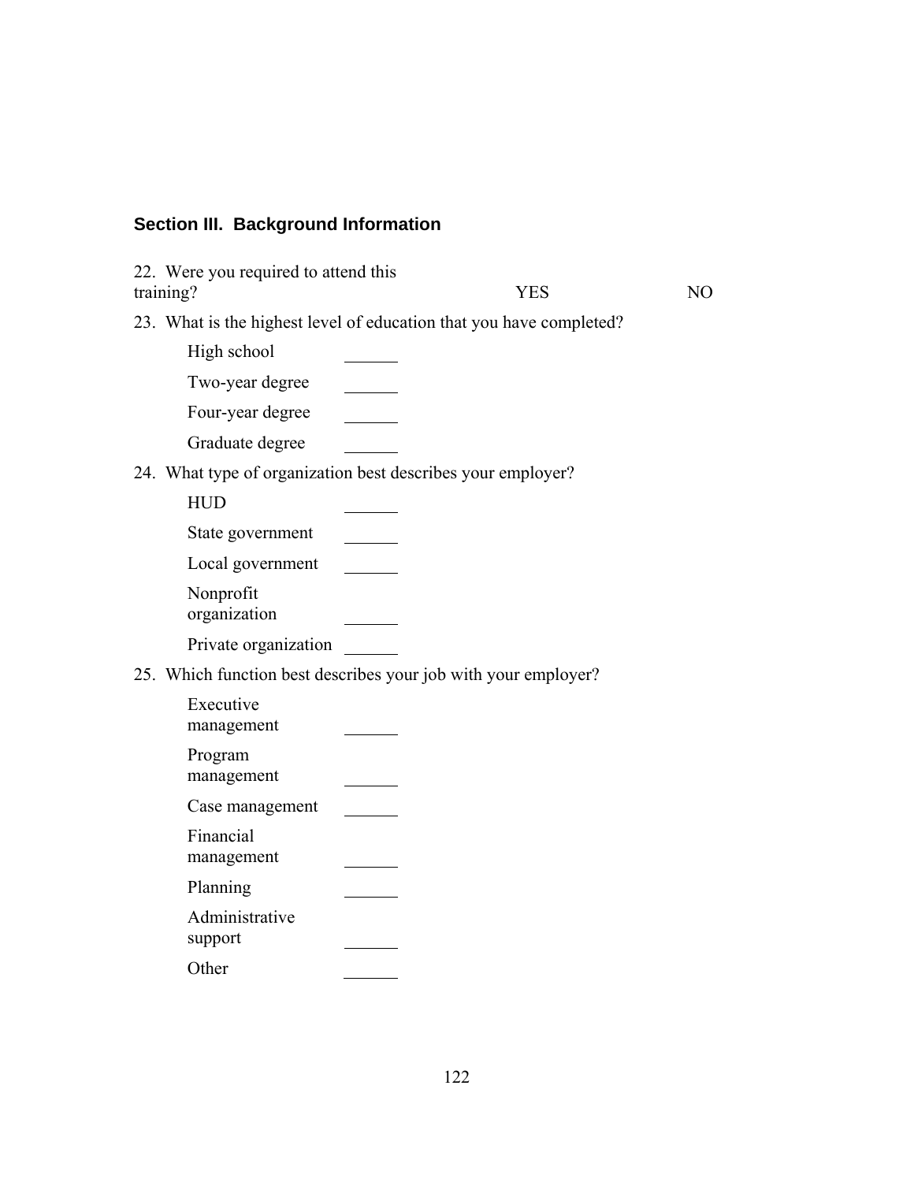### Section III. Background Information

22. Were you required to attend this training? YES NO

23. What is the highest level of education that you have completed?

| | |
|---|---|
| High school | ______ |
| Two-year degree | ______ |
| Four-year degree | ______ |
| Graduate degree | ______ |

24. What type of organization best describes your employer?

| | |
|---|---|
| HUD | ______ |
| State government | ______ |
| Local government | ______ |
| Nonprofit organization | ______ |
| Private organization | ______ |

25. Which function best describes your job with your employer?

| | |
|---|---|
| Executive management | ______ |
| Program management | ______ |
| Case management | ______ |
| Financial management | ______ |
| Planning | ______ |
| Administrative support | ______ |
| Other | ______ |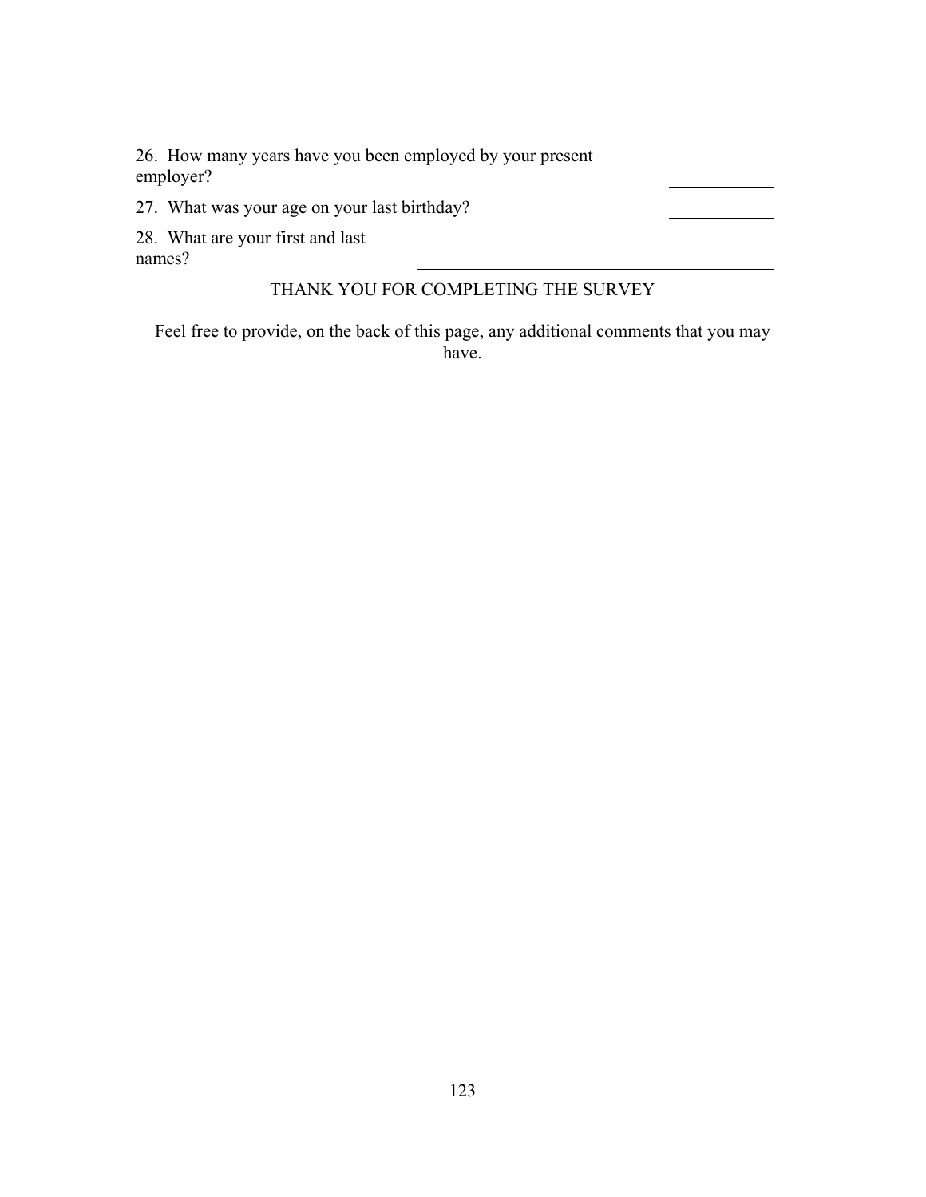26. How many years have you been employed by your present employer? \_\_\_\_\_\_\_\_\_\_

27. What was your age on your last birthday? \_\_\_\_\_\_\_\_\_\_

28. What are your first and last names? \_\_\_\_\_\_\_\_\_\_\_\_\_\_\_\_\_\_\_\_\_\_\_\_\_\_\_\_\_\_

THANK YOU FOR COMPLETING THE SURVEY

Feel free to provide, on the back of this page, any additional comments that you may have.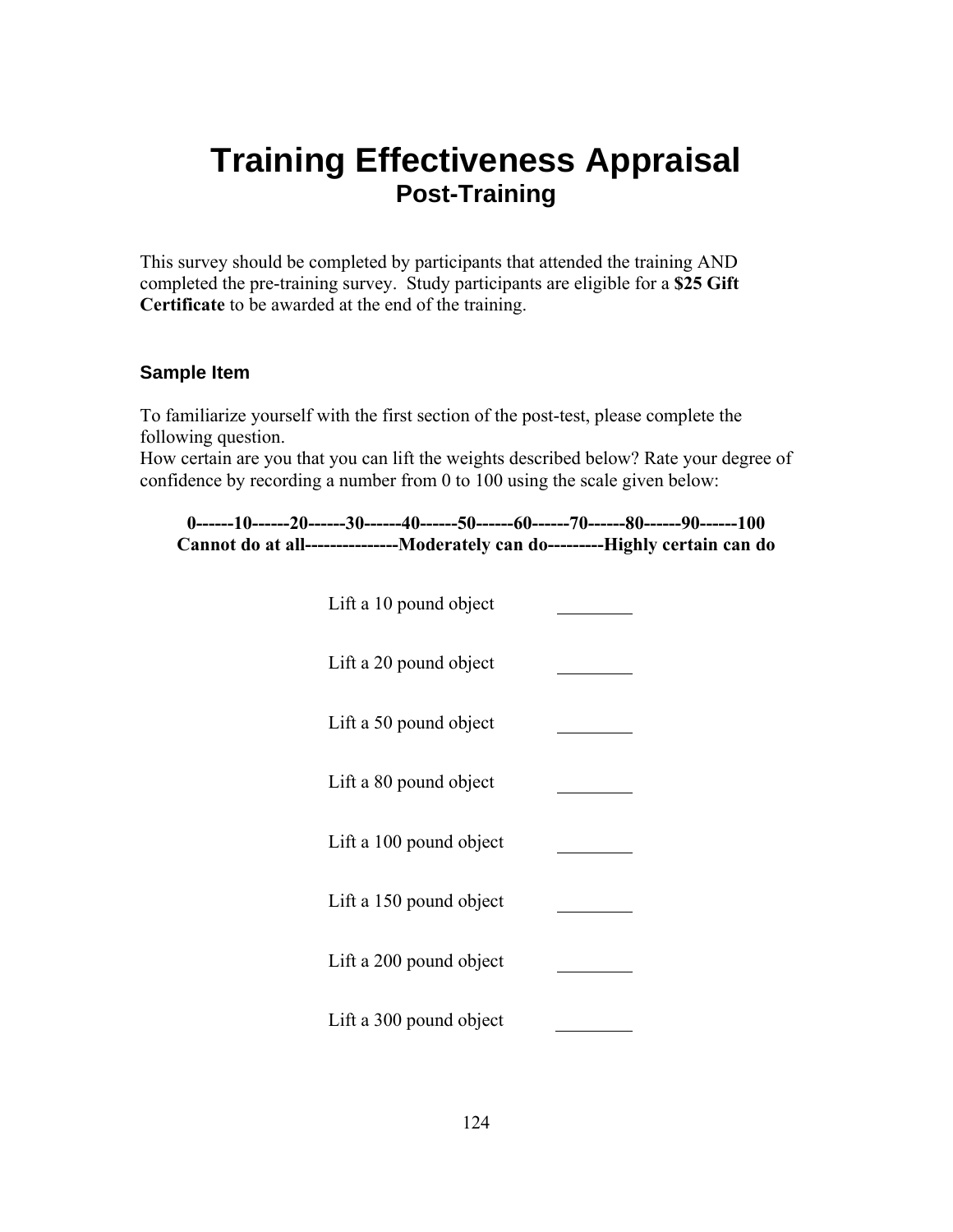# Training Effectiveness Appraisal

## Post-Training

This survey should be completed by participants that attended the training AND completed the pre-training survey. Study participants are eligible for a **$25 Gift Certificate** to be awarded at the end of the training.

### Sample Item

To familiarize yourself with the first section of the post-test, please complete the following question.
How certain are you that you can lift the weights described below? Rate your degree of confidence by recording a number from 0 to 100 using the scale given below:

**0------10------20------30------40------50------60------70------80------90------100**
**Cannot do at all---------------Moderately can do---------Highly certain can do**

| | |
|---|---|
| Lift a 10 pound object | ________ |
| Lift a 20 pound object | ________ |
| Lift a 50 pound object | ________ |
| Lift a 80 pound object | ________ |
| Lift a 100 pound object | ________ |
| Lift a 150 pound object | ________ |
| Lift a 200 pound object | ________ |
| Lift a 300 pound object | ________ |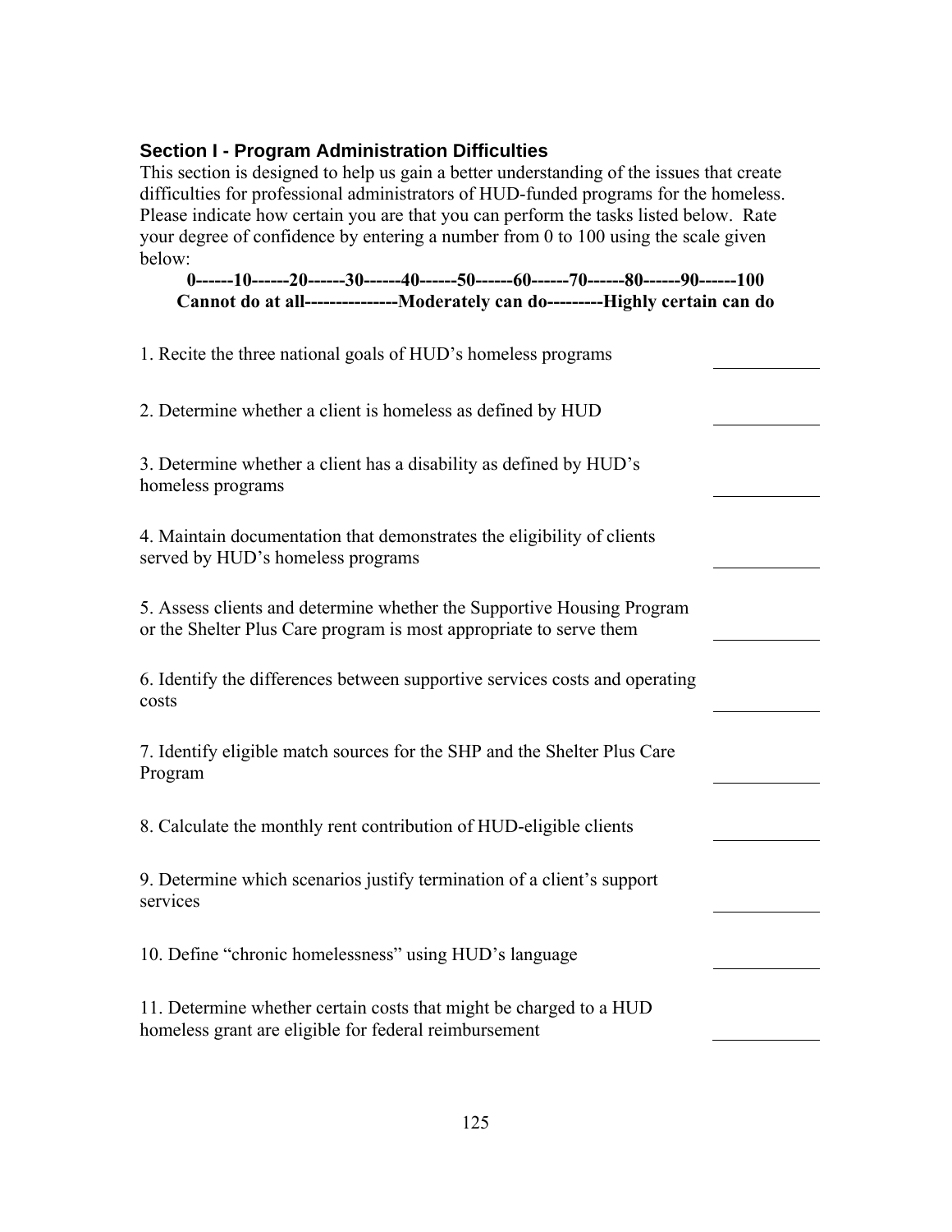### Section I - Program Administration Difficulties

This section is designed to help us gain a better understanding of the issues that create difficulties for professional administrators of HUD-funded programs for the homeless. Please indicate how certain you are that you can perform the tasks listed below. Rate your degree of confidence by entering a number from 0 to 100 using the scale given below:

**0------10------20------30------40------50------60------70------80------90------100**
**Cannot do at all---------------Moderately can do---------Highly certain can do**

1. Recite the three national goals of HUD's homeless programs \_\_\_\_\_\_\_\_\_\_

2. Determine whether a client is homeless as defined by HUD \_\_\_\_\_\_\_\_\_\_

3. Determine whether a client has a disability as defined by HUD's homeless programs \_\_\_\_\_\_\_\_\_\_

4. Maintain documentation that demonstrates the eligibility of clients served by HUD's homeless programs \_\_\_\_\_\_\_\_\_\_

5. Assess clients and determine whether the Supportive Housing Program or the Shelter Plus Care program is most appropriate to serve them \_\_\_\_\_\_\_\_\_\_

6. Identify the differences between supportive services costs and operating costs \_\_\_\_\_\_\_\_\_\_

7. Identify eligible match sources for the SHP and the Shelter Plus Care Program \_\_\_\_\_\_\_\_\_\_

8. Calculate the monthly rent contribution of HUD-eligible clients \_\_\_\_\_\_\_\_\_\_

9. Determine which scenarios justify termination of a client's support services \_\_\_\_\_\_\_\_\_\_

10. Define "chronic homelessness" using HUD's language \_\_\_\_\_\_\_\_\_\_

11. Determine whether certain costs that might be charged to a HUD homeless grant are eligible for federal reimbursement \_\_\_\_\_\_\_\_\_\_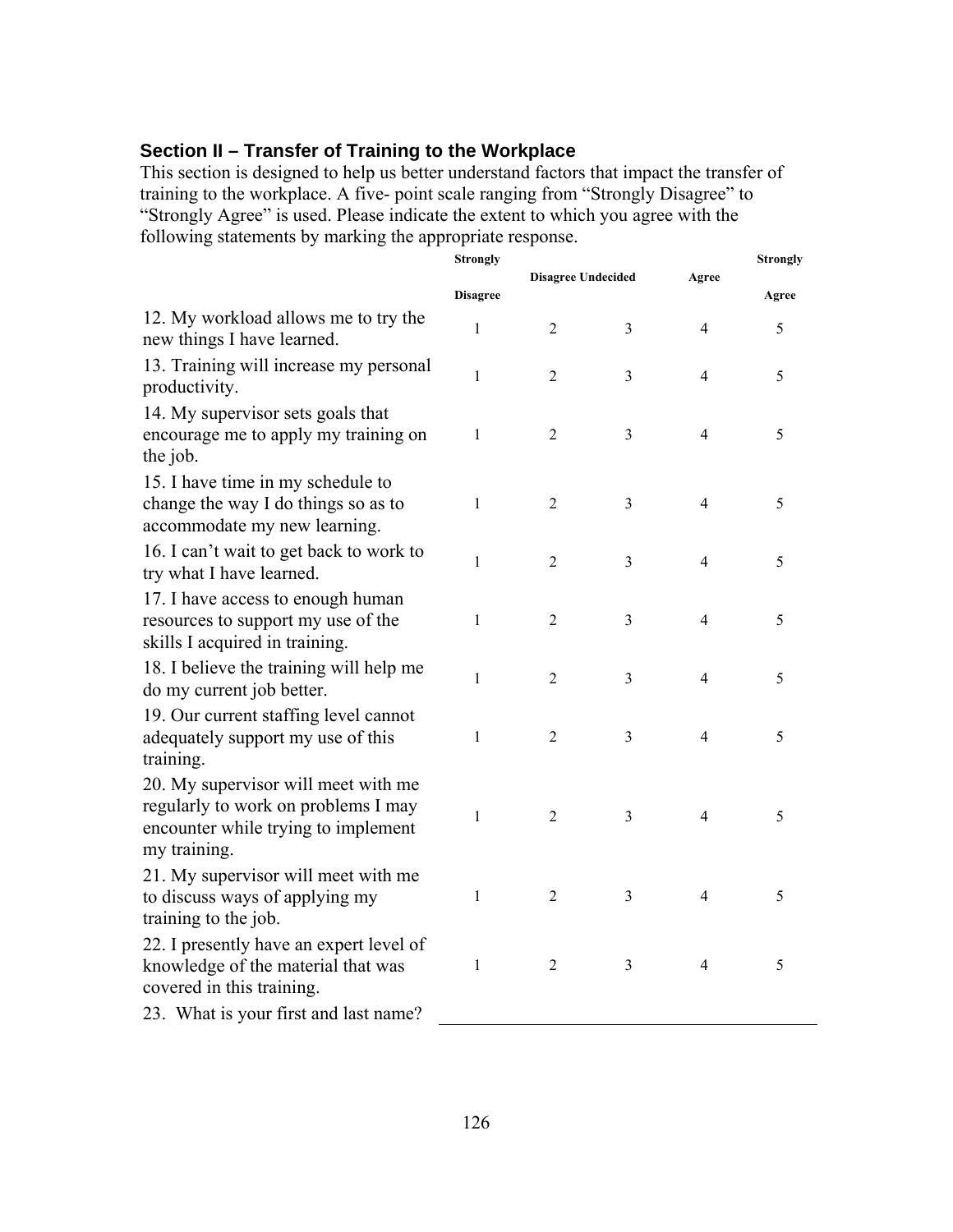### Section II – Transfer of Training to the Workplace

This section is designed to help us better understand factors that impact the transfer of training to the workplace. A five- point scale ranging from "Strongly Disagree" to "Strongly Agree" is used. Please indicate the extent to which you agree with the following statements by marking the appropriate response.

| | Strongly Disagree | Disagree | Undecided | Agree | Strongly Agree |
|---|---|---|---|---|---|
| 12. My workload allows me to try the new things I have learned. | 1 | 2 | 3 | 4 | 5 |
| 13. Training will increase my personal productivity. | 1 | 2 | 3 | 4 | 5 |
| 14. My supervisor sets goals that encourage me to apply my training on the job. | 1 | 2 | 3 | 4 | 5 |
| 15. I have time in my schedule to change the way I do things so as to accommodate my new learning. | 1 | 2 | 3 | 4 | 5 |
| 16. I can't wait to get back to work to try what I have learned. | 1 | 2 | 3 | 4 | 5 |
| 17. I have access to enough human resources to support my use of the skills I acquired in training. | 1 | 2 | 3 | 4 | 5 |
| 18. I believe the training will help me do my current job better. | 1 | 2 | 3 | 4 | 5 |
| 19. Our current staffing level cannot adequately support my use of this training. | 1 | 2 | 3 | 4 | 5 |
| 20. My supervisor will meet with me regularly to work on problems I may encounter while trying to implement my training. | 1 | 2 | 3 | 4 | 5 |
| 21. My supervisor will meet with me to discuss ways of applying my training to the job. | 1 | 2 | 3 | 4 | 5 |
| 22. I presently have an expert level of knowledge of the material that was covered in this training. | 1 | 2 | 3 | 4 | 5 |

23. What is your first and last name? ________________________________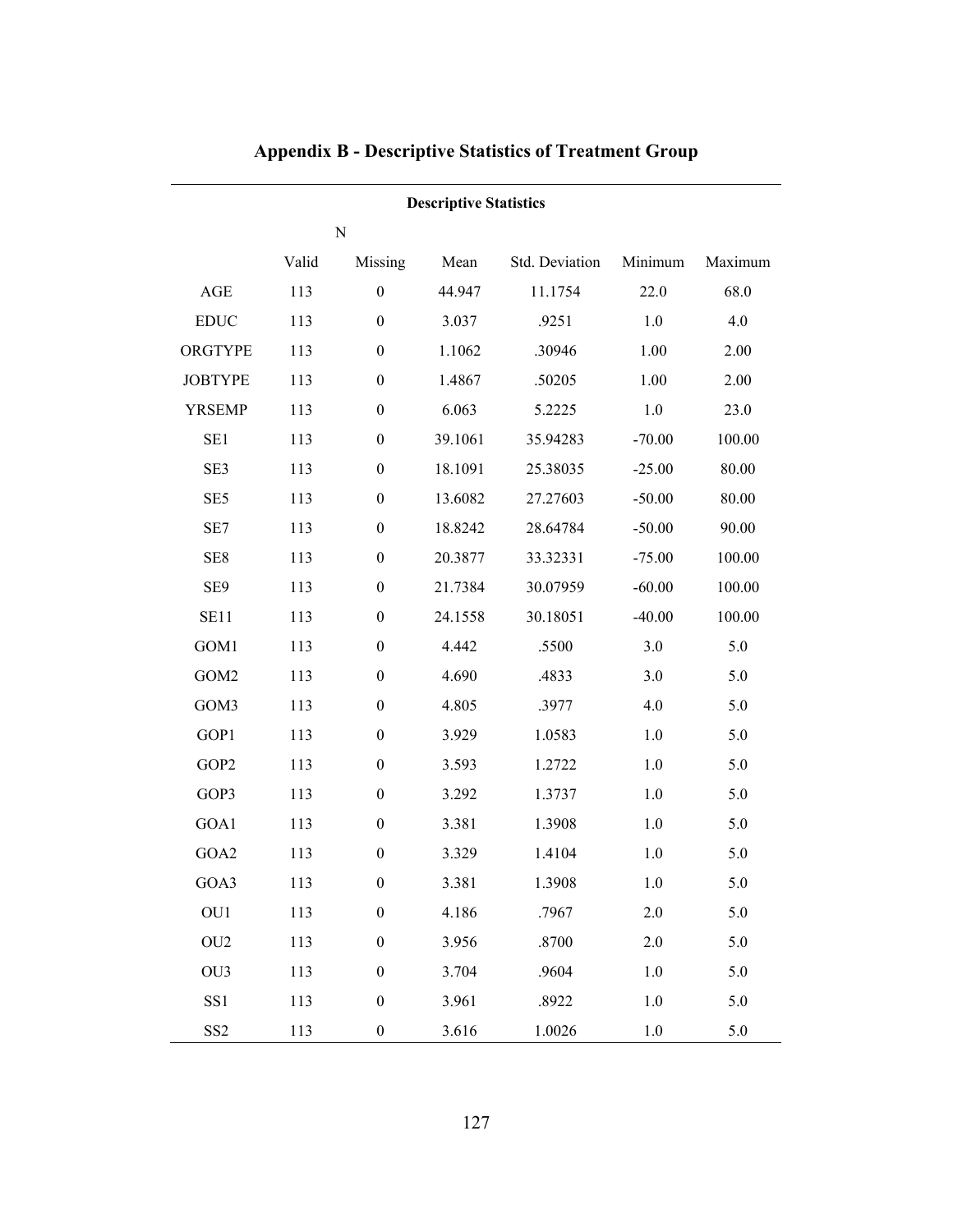# Appendix B - Descriptive Statistics of Treatment Group

**Descriptive Statistics**

| | N | | Mean | Std. Deviation | Minimum | Maximum |
|---|---|---|---|---|---|---|
| | Valid | Missing | | | | |
| AGE | 113 | 0 | 44.947 | 11.1754 | 22.0 | 68.0 |
| EDUC | 113 | 0 | 3.037 | .9251 | 1.0 | 4.0 |
| ORGTYPE | 113 | 0 | 1.1062 | .30946 | 1.00 | 2.00 |
| JOBTYPE | 113 | 0 | 1.4867 | .50205 | 1.00 | 2.00 |
| YRSEMP | 113 | 0 | 6.063 | 5.2225 | 1.0 | 23.0 |
| SE1 | 113 | 0 | 39.1061 | 35.94283 | -70.00 | 100.00 |
| SE3 | 113 | 0 | 18.1091 | 25.38035 | -25.00 | 80.00 |
| SE5 | 113 | 0 | 13.6082 | 27.27603 | -50.00 | 80.00 |
| SE7 | 113 | 0 | 18.8242 | 28.64784 | -50.00 | 90.00 |
| SE8 | 113 | 0 | 20.3877 | 33.32331 | -75.00 | 100.00 |
| SE9 | 113 | 0 | 21.7384 | 30.07959 | -60.00 | 100.00 |
| SE11 | 113 | 0 | 24.1558 | 30.18051 | -40.00 | 100.00 |
| GOM1 | 113 | 0 | 4.442 | .5500 | 3.0 | 5.0 |
| GOM2 | 113 | 0 | 4.690 | .4833 | 3.0 | 5.0 |
| GOM3 | 113 | 0 | 4.805 | .3977 | 4.0 | 5.0 |
| GOP1 | 113 | 0 | 3.929 | 1.0583 | 1.0 | 5.0 |
| GOP2 | 113 | 0 | 3.593 | 1.2722 | 1.0 | 5.0 |
| GOP3 | 113 | 0 | 3.292 | 1.3737 | 1.0 | 5.0 |
| GOA1 | 113 | 0 | 3.381 | 1.3908 | 1.0 | 5.0 |
| GOA2 | 113 | 0 | 3.329 | 1.4104 | 1.0 | 5.0 |
| GOA3 | 113 | 0 | 3.381 | 1.3908 | 1.0 | 5.0 |
| OU1 | 113 | 0 | 4.186 | .7967 | 2.0 | 5.0 |
| OU2 | 113 | 0 | 3.956 | .8700 | 2.0 | 5.0 |
| OU3 | 113 | 0 | 3.704 | .9604 | 1.0 | 5.0 |
| SS1 | 113 | 0 | 3.961 | .8922 | 1.0 | 5.0 |
| SS2 | 113 | 0 | 3.616 | 1.0026 | 1.0 | 5.0 |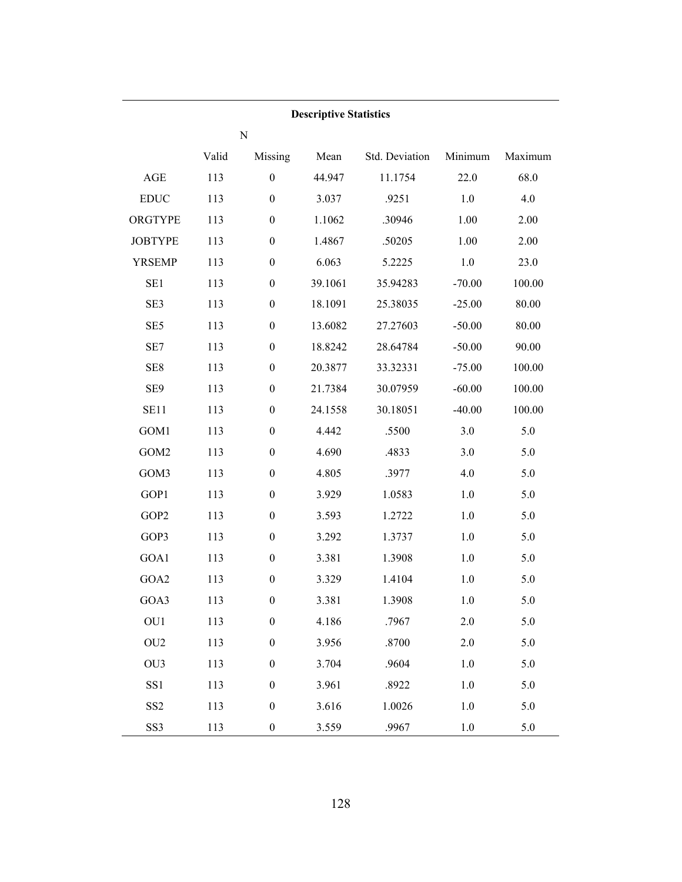**Descriptive Statistics**

| | N | | Mean | Std. Deviation | Minimum | Maximum |
|---|---|---|---|---|---|---|
| | Valid | Missing | | | | |
| AGE | 113 | 0 | 44.947 | 11.1754 | 22.0 | 68.0 |
| EDUC | 113 | 0 | 3.037 | .9251 | 1.0 | 4.0 |
| ORGTYPE | 113 | 0 | 1.1062 | .30946 | 1.00 | 2.00 |
| JOBTYPE | 113 | 0 | 1.4867 | .50205 | 1.00 | 2.00 |
| YRSEMP | 113 | 0 | 6.063 | 5.2225 | 1.0 | 23.0 |
| SE1 | 113 | 0 | 39.1061 | 35.94283 | -70.00 | 100.00 |
| SE3 | 113 | 0 | 18.1091 | 25.38035 | -25.00 | 80.00 |
| SE5 | 113 | 0 | 13.6082 | 27.27603 | -50.00 | 80.00 |
| SE7 | 113 | 0 | 18.8242 | 28.64784 | -50.00 | 90.00 |
| SE8 | 113 | 0 | 20.3877 | 33.32331 | -75.00 | 100.00 |
| SE9 | 113 | 0 | 21.7384 | 30.07959 | -60.00 | 100.00 |
| SE11 | 113 | 0 | 24.1558 | 30.18051 | -40.00 | 100.00 |
| GOM1 | 113 | 0 | 4.442 | .5500 | 3.0 | 5.0 |
| GOM2 | 113 | 0 | 4.690 | .4833 | 3.0 | 5.0 |
| GOM3 | 113 | 0 | 4.805 | .3977 | 4.0 | 5.0 |
| GOP1 | 113 | 0 | 3.929 | 1.0583 | 1.0 | 5.0 |
| GOP2 | 113 | 0 | 3.593 | 1.2722 | 1.0 | 5.0 |
| GOP3 | 113 | 0 | 3.292 | 1.3737 | 1.0 | 5.0 |
| GOA1 | 113 | 0 | 3.381 | 1.3908 | 1.0 | 5.0 |
| GOA2 | 113 | 0 | 3.329 | 1.4104 | 1.0 | 5.0 |
| GOA3 | 113 | 0 | 3.381 | 1.3908 | 1.0 | 5.0 |
| OU1 | 113 | 0 | 4.186 | .7967 | 2.0 | 5.0 |
| OU2 | 113 | 0 | 3.956 | .8700 | 2.0 | 5.0 |
| OU3 | 113 | 0 | 3.704 | .9604 | 1.0 | 5.0 |
| SS1 | 113 | 0 | 3.961 | .8922 | 1.0 | 5.0 |
| SS2 | 113 | 0 | 3.616 | 1.0026 | 1.0 | 5.0 |
| SS3 | 113 | 0 | 3.559 | .9967 | 1.0 | 5.0 |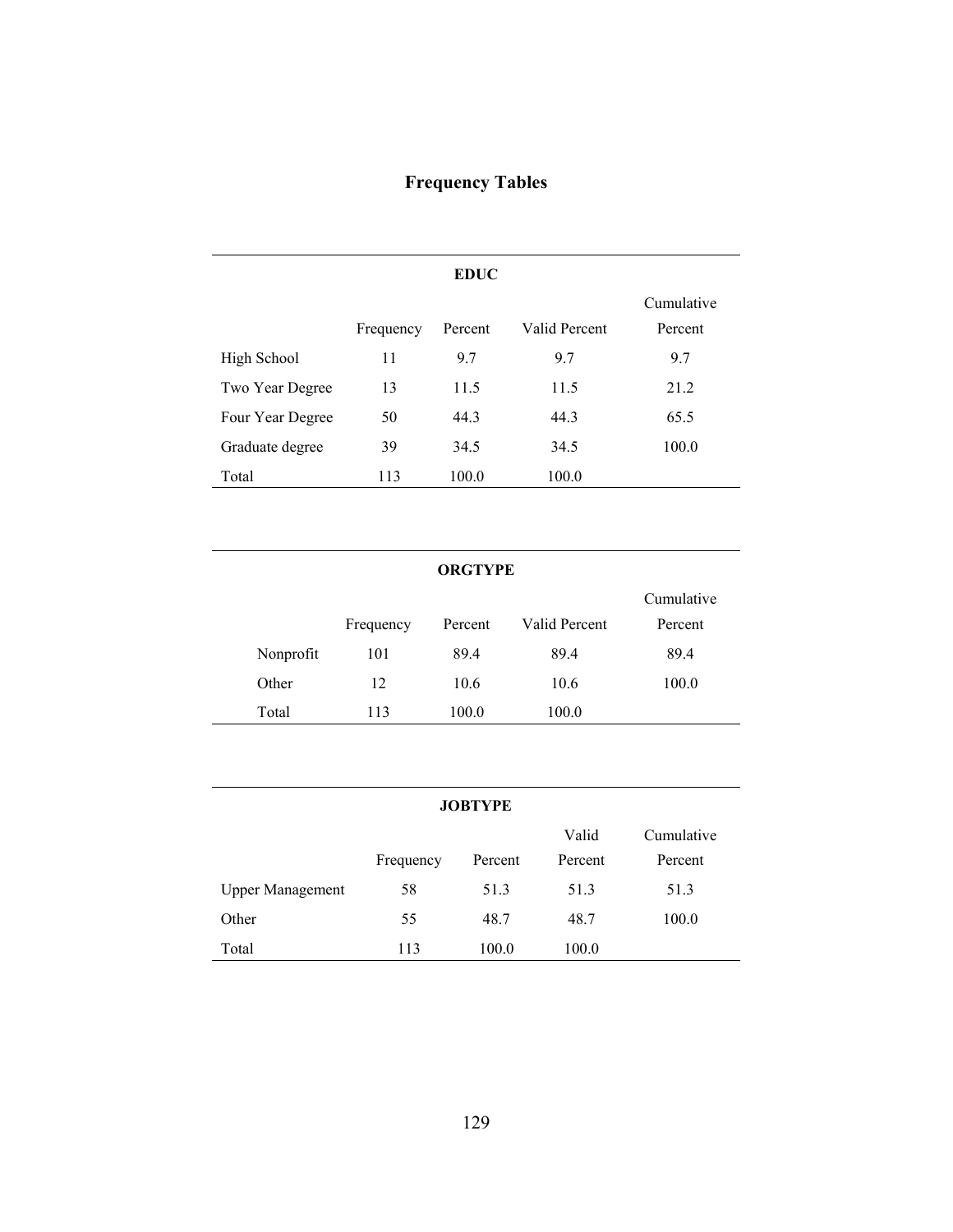# Frequency Tables

**EDUC**

| | Frequency | Percent | Valid Percent | Cumulative Percent |
|---|---|---|---|---|
| High School | 11 | 9.7 | 9.7 | 9.7 |
| Two Year Degree | 13 | 11.5 | 11.5 | 21.2 |
| Four Year Degree | 50 | 44.3 | 44.3 | 65.5 |
| Graduate degree | 39 | 34.5 | 34.5 | 100.0 |
| Total | 113 | 100.0 | 100.0 | |

**ORGTYPE**

| | Frequency | Percent | Valid Percent | Cumulative Percent |
|---|---|---|---|---|
| Nonprofit | 101 | 89.4 | 89.4 | 89.4 |
| Other | 12 | 10.6 | 10.6 | 100.0 |
| Total | 113 | 100.0 | 100.0 | |

**JOBTYPE**

| | Frequency | Percent | Valid Percent | Cumulative Percent |
|---|---|---|---|---|
| Upper Management | 58 | 51.3 | 51.3 | 51.3 |
| Other | 55 | 48.7 | 48.7 | 100.0 |
| Total | 113 | 100.0 | 100.0 | |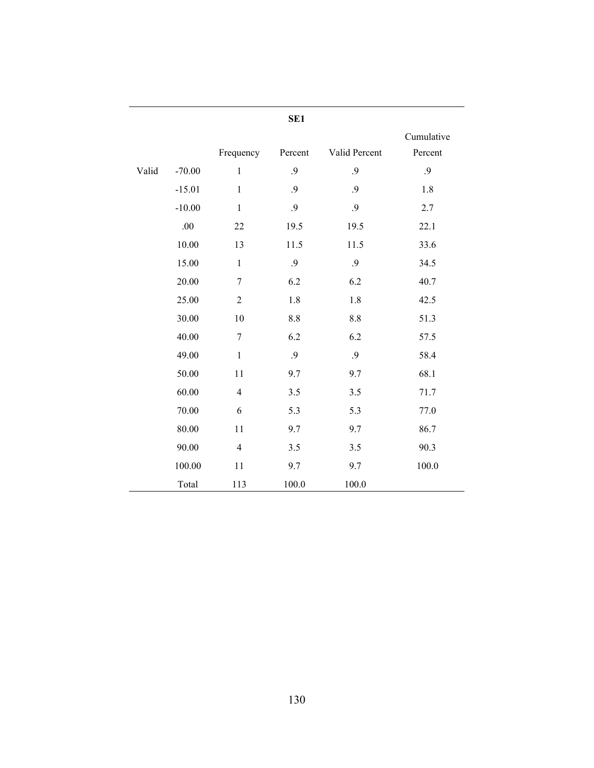**SE1**

| | | Frequency | Percent | Valid Percent | Cumulative Percent |
|---|---|---|---|---|---|
| Valid | -70.00 | 1 | .9 | .9 | .9 |
| | -15.01 | 1 | .9 | .9 | 1.8 |
| | -10.00 | 1 | .9 | .9 | 2.7 |
| | .00 | 22 | 19.5 | 19.5 | 22.1 |
| | 10.00 | 13 | 11.5 | 11.5 | 33.6 |
| | 15.00 | 1 | .9 | .9 | 34.5 |
| | 20.00 | 7 | 6.2 | 6.2 | 40.7 |
| | 25.00 | 2 | 1.8 | 1.8 | 42.5 |
| | 30.00 | 10 | 8.8 | 8.8 | 51.3 |
| | 40.00 | 7 | 6.2 | 6.2 | 57.5 |
| | 49.00 | 1 | .9 | .9 | 58.4 |
| | 50.00 | 11 | 9.7 | 9.7 | 68.1 |
| | 60.00 | 4 | 3.5 | 3.5 | 71.7 |
| | 70.00 | 6 | 5.3 | 5.3 | 77.0 |
| | 80.00 | 11 | 9.7 | 9.7 | 86.7 |
| | 90.00 | 4 | 3.5 | 3.5 | 90.3 |
| | 100.00 | 11 | 9.7 | 9.7 | 100.0 |
| | Total | 113 | 100.0 | 100.0 | |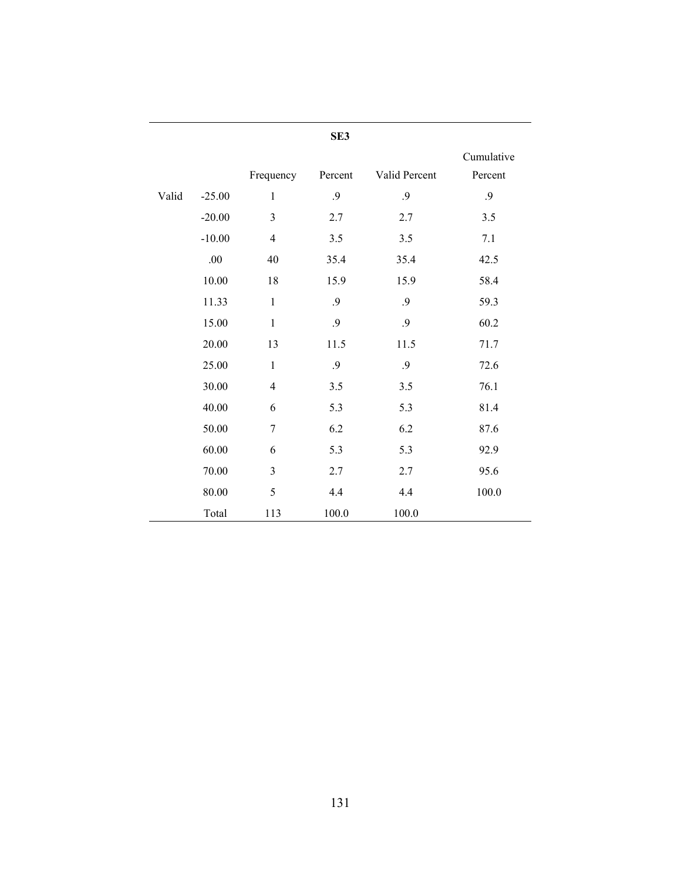**SE3**

| | | Frequency | Percent | Valid Percent | Cumulative Percent |
|---|---|---|---|---|---|
| Valid | -25.00 | 1 | .9 | .9 | .9 |
| | -20.00 | 3 | 2.7 | 2.7 | 3.5 |
| | -10.00 | 4 | 3.5 | 3.5 | 7.1 |
| | .00 | 40 | 35.4 | 35.4 | 42.5 |
| | 10.00 | 18 | 15.9 | 15.9 | 58.4 |
| | 11.33 | 1 | .9 | .9 | 59.3 |
| | 15.00 | 1 | .9 | .9 | 60.2 |
| | 20.00 | 13 | 11.5 | 11.5 | 71.7 |
| | 25.00 | 1 | .9 | .9 | 72.6 |
| | 30.00 | 4 | 3.5 | 3.5 | 76.1 |
| | 40.00 | 6 | 5.3 | 5.3 | 81.4 |
| | 50.00 | 7 | 6.2 | 6.2 | 87.6 |
| | 60.00 | 6 | 5.3 | 5.3 | 92.9 |
| | 70.00 | 3 | 2.7 | 2.7 | 95.6 |
| | 80.00 | 5 | 4.4 | 4.4 | 100.0 |
| | Total | 113 | 100.0 | 100.0 | |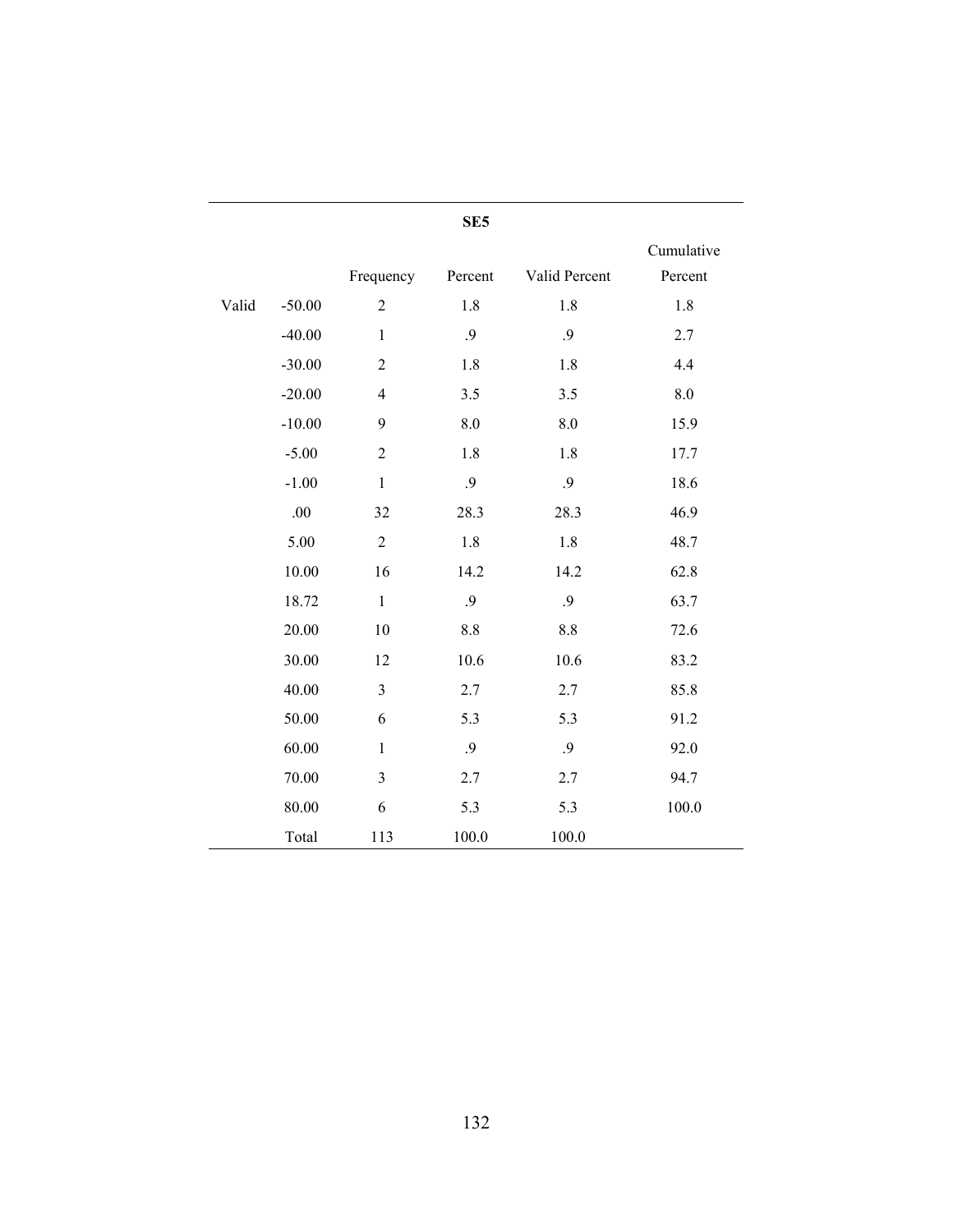**SE5**

| | | Frequency | Percent | Valid Percent | Cumulative Percent |
|---|---|---|---|---|---|
| Valid | -50.00 | 2 | 1.8 | 1.8 | 1.8 |
| | -40.00 | 1 | .9 | .9 | 2.7 |
| | -30.00 | 2 | 1.8 | 1.8 | 4.4 |
| | -20.00 | 4 | 3.5 | 3.5 | 8.0 |
| | -10.00 | 9 | 8.0 | 8.0 | 15.9 |
| | -5.00 | 2 | 1.8 | 1.8 | 17.7 |
| | -1.00 | 1 | .9 | .9 | 18.6 |
| | .00 | 32 | 28.3 | 28.3 | 46.9 |
| | 5.00 | 2 | 1.8 | 1.8 | 48.7 |
| | 10.00 | 16 | 14.2 | 14.2 | 62.8 |
| | 18.72 | 1 | .9 | .9 | 63.7 |
| | 20.00 | 10 | 8.8 | 8.8 | 72.6 |
| | 30.00 | 12 | 10.6 | 10.6 | 83.2 |
| | 40.00 | 3 | 2.7 | 2.7 | 85.8 |
| | 50.00 | 6 | 5.3 | 5.3 | 91.2 |
| | 60.00 | 1 | .9 | .9 | 92.0 |
| | 70.00 | 3 | 2.7 | 2.7 | 94.7 |
| | 80.00 | 6 | 5.3 | 5.3 | 100.0 |
| | Total | 113 | 100.0 | 100.0 | |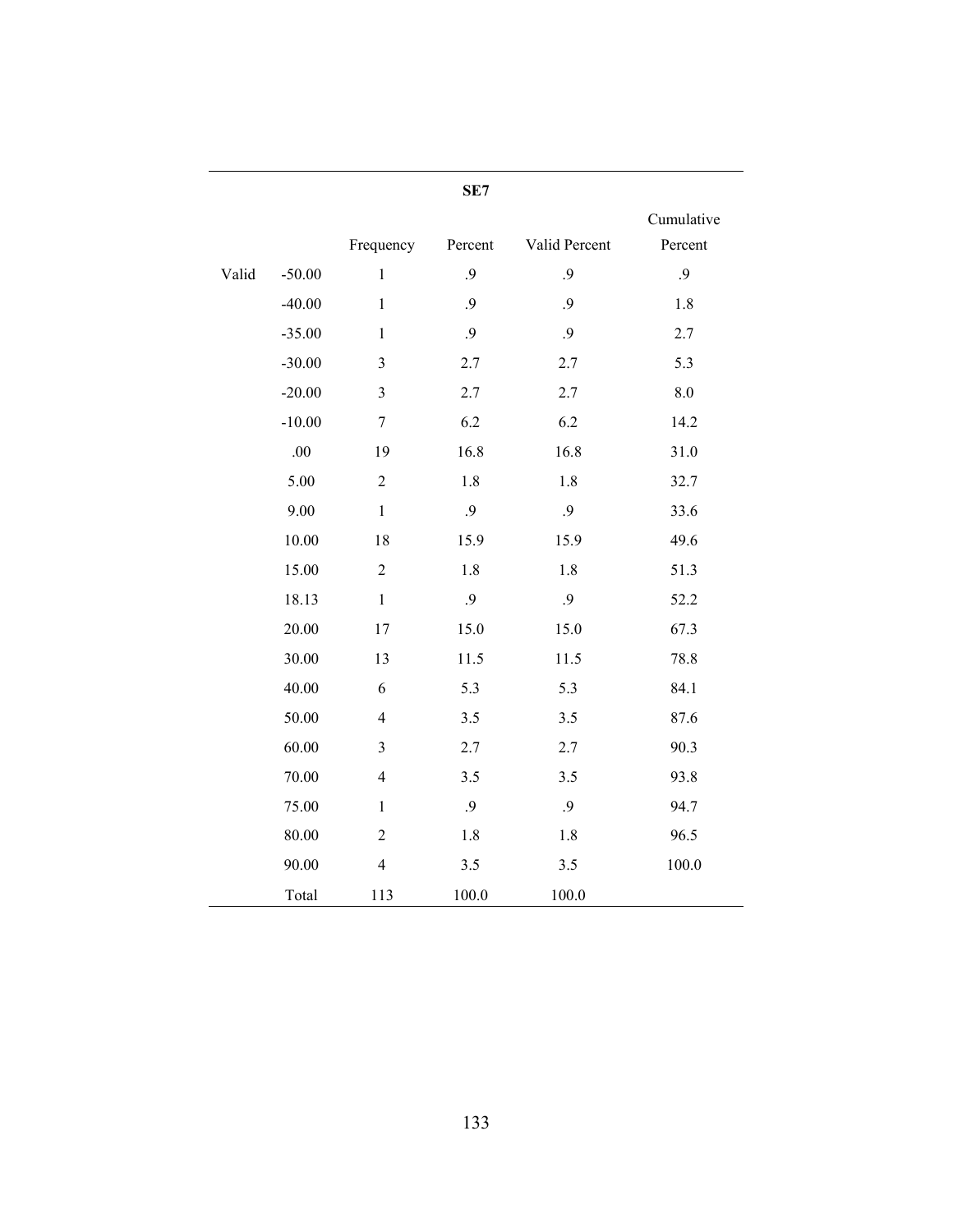**SE7**

| | | Frequency | Percent | Valid Percent | Cumulative Percent |
|---|---|---|---|---|---|
| Valid | -50.00 | 1 | .9 | .9 | .9 |
| | -40.00 | 1 | .9 | .9 | 1.8 |
| | -35.00 | 1 | .9 | .9 | 2.7 |
| | -30.00 | 3 | 2.7 | 2.7 | 5.3 |
| | -20.00 | 3 | 2.7 | 2.7 | 8.0 |
| | -10.00 | 7 | 6.2 | 6.2 | 14.2 |
| | .00 | 19 | 16.8 | 16.8 | 31.0 |
| | 5.00 | 2 | 1.8 | 1.8 | 32.7 |
| | 9.00 | 1 | .9 | .9 | 33.6 |
| | 10.00 | 18 | 15.9 | 15.9 | 49.6 |
| | 15.00 | 2 | 1.8 | 1.8 | 51.3 |
| | 18.13 | 1 | .9 | .9 | 52.2 |
| | 20.00 | 17 | 15.0 | 15.0 | 67.3 |
| | 30.00 | 13 | 11.5 | 11.5 | 78.8 |
| | 40.00 | 6 | 5.3 | 5.3 | 84.1 |
| | 50.00 | 4 | 3.5 | 3.5 | 87.6 |
| | 60.00 | 3 | 2.7 | 2.7 | 90.3 |
| | 70.00 | 4 | 3.5 | 3.5 | 93.8 |
| | 75.00 | 1 | .9 | .9 | 94.7 |
| | 80.00 | 2 | 1.8 | 1.8 | 96.5 |
| | 90.00 | 4 | 3.5 | 3.5 | 100.0 |
| | Total | 113 | 100.0 | 100.0 | |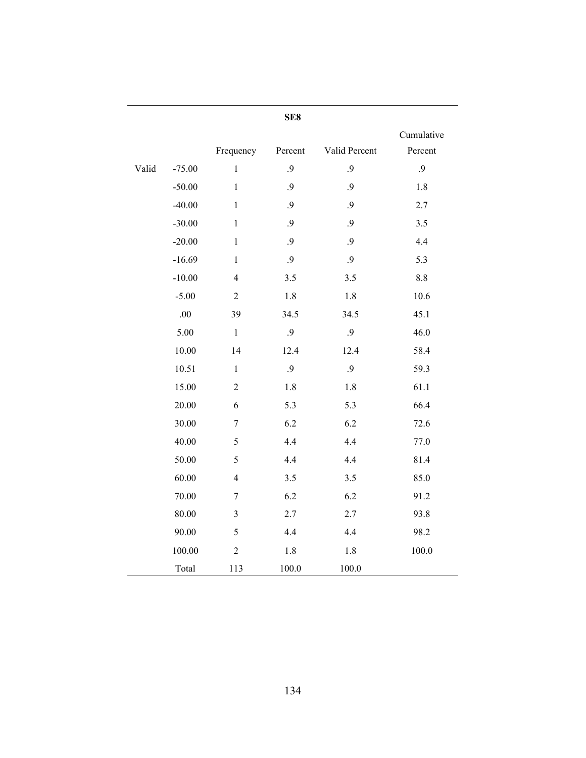**SE8**

| | | Frequency | Percent | Valid Percent | Cumulative Percent |
|---|---|---|---|---|---|
| Valid | -75.00 | 1 | .9 | .9 | .9 |
| | -50.00 | 1 | .9 | .9 | 1.8 |
| | -40.00 | 1 | .9 | .9 | 2.7 |
| | -30.00 | 1 | .9 | .9 | 3.5 |
| | -20.00 | 1 | .9 | .9 | 4.4 |
| | -16.69 | 1 | .9 | .9 | 5.3 |
| | -10.00 | 4 | 3.5 | 3.5 | 8.8 |
| | -5.00 | 2 | 1.8 | 1.8 | 10.6 |
| | .00 | 39 | 34.5 | 34.5 | 45.1 |
| | 5.00 | 1 | .9 | .9 | 46.0 |
| | 10.00 | 14 | 12.4 | 12.4 | 58.4 |
| | 10.51 | 1 | .9 | .9 | 59.3 |
| | 15.00 | 2 | 1.8 | 1.8 | 61.1 |
| | 20.00 | 6 | 5.3 | 5.3 | 66.4 |
| | 30.00 | 7 | 6.2 | 6.2 | 72.6 |
| | 40.00 | 5 | 4.4 | 4.4 | 77.0 |
| | 50.00 | 5 | 4.4 | 4.4 | 81.4 |
| | 60.00 | 4 | 3.5 | 3.5 | 85.0 |
| | 70.00 | 7 | 6.2 | 6.2 | 91.2 |
| | 80.00 | 3 | 2.7 | 2.7 | 93.8 |
| | 90.00 | 5 | 4.4 | 4.4 | 98.2 |
| | 100.00 | 2 | 1.8 | 1.8 | 100.0 |
| | Total | 113 | 100.0 | 100.0 | |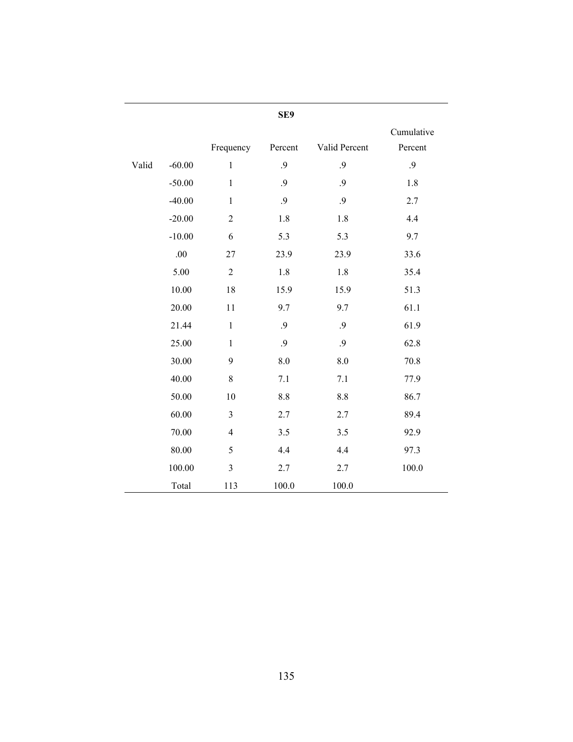**SE9**

| | | Frequency | Percent | Valid Percent | Cumulative Percent |
|---|---|---|---|---|---|
| Valid | -60.00 | 1 | .9 | .9 | .9 |
| | -50.00 | 1 | .9 | .9 | 1.8 |
| | -40.00 | 1 | .9 | .9 | 2.7 |
| | -20.00 | 2 | 1.8 | 1.8 | 4.4 |
| | -10.00 | 6 | 5.3 | 5.3 | 9.7 |
| | .00 | 27 | 23.9 | 23.9 | 33.6 |
| | 5.00 | 2 | 1.8 | 1.8 | 35.4 |
| | 10.00 | 18 | 15.9 | 15.9 | 51.3 |
| | 20.00 | 11 | 9.7 | 9.7 | 61.1 |
| | 21.44 | 1 | .9 | .9 | 61.9 |
| | 25.00 | 1 | .9 | .9 | 62.8 |
| | 30.00 | 9 | 8.0 | 8.0 | 70.8 |
| | 40.00 | 8 | 7.1 | 7.1 | 77.9 |
| | 50.00 | 10 | 8.8 | 8.8 | 86.7 |
| | 60.00 | 3 | 2.7 | 2.7 | 89.4 |
| | 70.00 | 4 | 3.5 | 3.5 | 92.9 |
| | 80.00 | 5 | 4.4 | 4.4 | 97.3 |
| | 100.00 | 3 | 2.7 | 2.7 | 100.0 |
| | Total | 113 | 100.0 | 100.0 | |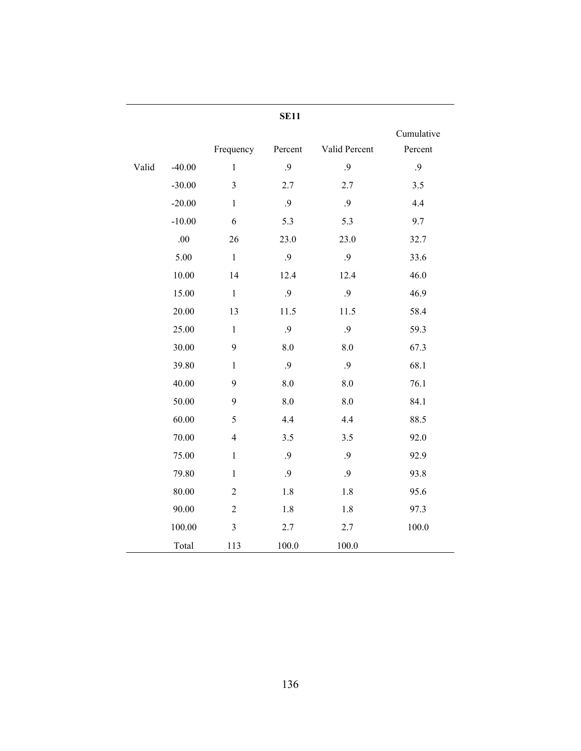**SE11**

| | | Frequency | Percent | Valid Percent | Cumulative Percent |
|---|---|---|---|---|---|
| Valid | -40.00 | 1 | .9 | .9 | .9 |
| | -30.00 | 3 | 2.7 | 2.7 | 3.5 |
| | -20.00 | 1 | .9 | .9 | 4.4 |
| | -10.00 | 6 | 5.3 | 5.3 | 9.7 |
| | .00 | 26 | 23.0 | 23.0 | 32.7 |
| | 5.00 | 1 | .9 | .9 | 33.6 |
| | 10.00 | 14 | 12.4 | 12.4 | 46.0 |
| | 15.00 | 1 | .9 | .9 | 46.9 |
| | 20.00 | 13 | 11.5 | 11.5 | 58.4 |
| | 25.00 | 1 | .9 | .9 | 59.3 |
| | 30.00 | 9 | 8.0 | 8.0 | 67.3 |
| | 39.80 | 1 | .9 | .9 | 68.1 |
| | 40.00 | 9 | 8.0 | 8.0 | 76.1 |
| | 50.00 | 9 | 8.0 | 8.0 | 84.1 |
| | 60.00 | 5 | 4.4 | 4.4 | 88.5 |
| | 70.00 | 4 | 3.5 | 3.5 | 92.0 |
| | 75.00 | 1 | .9 | .9 | 92.9 |
| | 79.80 | 1 | .9 | .9 | 93.8 |
| | 80.00 | 2 | 1.8 | 1.8 | 95.6 |
| | 90.00 | 2 | 1.8 | 1.8 | 97.3 |
| | 100.00 | 3 | 2.7 | 2.7 | 100.0 |
| | Total | 113 | 100.0 | 100.0 | |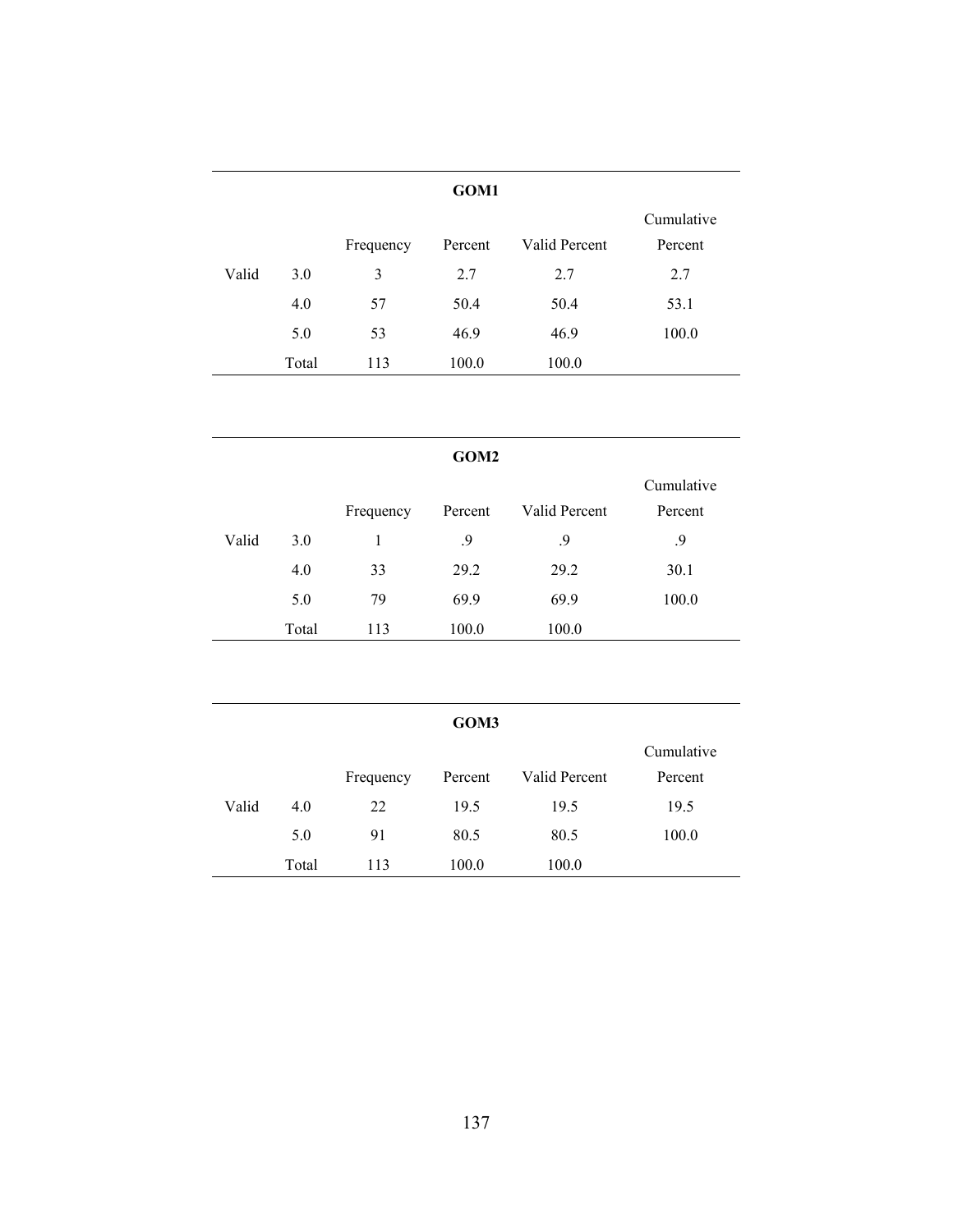**GOM1**

| | | Frequency | Percent | Valid Percent | Cumulative Percent |
|---|---|---|---|---|---|
| Valid | 3.0 | 3 | 2.7 | 2.7 | 2.7 |
| | 4.0 | 57 | 50.4 | 50.4 | 53.1 |
| | 5.0 | 53 | 46.9 | 46.9 | 100.0 |
| | Total | 113 | 100.0 | 100.0 | |

**GOM2**

| | | Frequency | Percent | Valid Percent | Cumulative Percent |
|---|---|---|---|---|---|
| Valid | 3.0 | 1 | .9 | .9 | .9 |
| | 4.0 | 33 | 29.2 | 29.2 | 30.1 |
| | 5.0 | 79 | 69.9 | 69.9 | 100.0 |
| | Total | 113 | 100.0 | 100.0 | |

**GOM3**

| | | Frequency | Percent | Valid Percent | Cumulative Percent |
|---|---|---|---|---|---|
| Valid | 4.0 | 22 | 19.5 | 19.5 | 19.5 |
| | 5.0 | 91 | 80.5 | 80.5 | 100.0 |
| | Total | 113 | 100.0 | 100.0 | |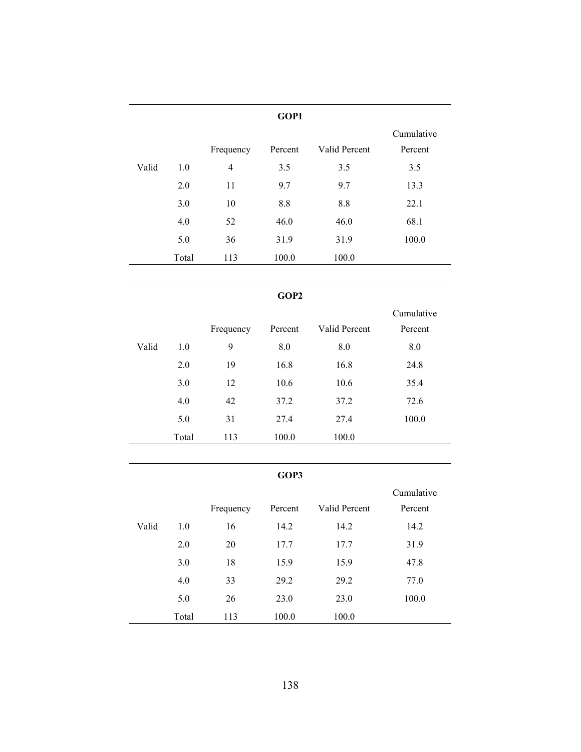**GOP1**

| | | Frequency | Percent | Valid Percent | Cumulative Percent |
|---|---|---|---|---|---|
| Valid | 1.0 | 4 | 3.5 | 3.5 | 3.5 |
| | 2.0 | 11 | 9.7 | 9.7 | 13.3 |
| | 3.0 | 10 | 8.8 | 8.8 | 22.1 |
| | 4.0 | 52 | 46.0 | 46.0 | 68.1 |
| | 5.0 | 36 | 31.9 | 31.9 | 100.0 |
| | Total | 113 | 100.0 | 100.0 | |

**GOP2**

| | | Frequency | Percent | Valid Percent | Cumulative Percent |
|---|---|---|---|---|---|
| Valid | 1.0 | 9 | 8.0 | 8.0 | 8.0 |
| | 2.0 | 19 | 16.8 | 16.8 | 24.8 |
| | 3.0 | 12 | 10.6 | 10.6 | 35.4 |
| | 4.0 | 42 | 37.2 | 37.2 | 72.6 |
| | 5.0 | 31 | 27.4 | 27.4 | 100.0 |
| | Total | 113 | 100.0 | 100.0 | |

**GOP3**

| | | Frequency | Percent | Valid Percent | Cumulative Percent |
|---|---|---|---|---|---|
| Valid | 1.0 | 16 | 14.2 | 14.2 | 14.2 |
| | 2.0 | 20 | 17.7 | 17.7 | 31.9 |
| | 3.0 | 18 | 15.9 | 15.9 | 47.8 |
| | 4.0 | 33 | 29.2 | 29.2 | 77.0 |
| | 5.0 | 26 | 23.0 | 23.0 | 100.0 |
| | Total | 113 | 100.0 | 100.0 | |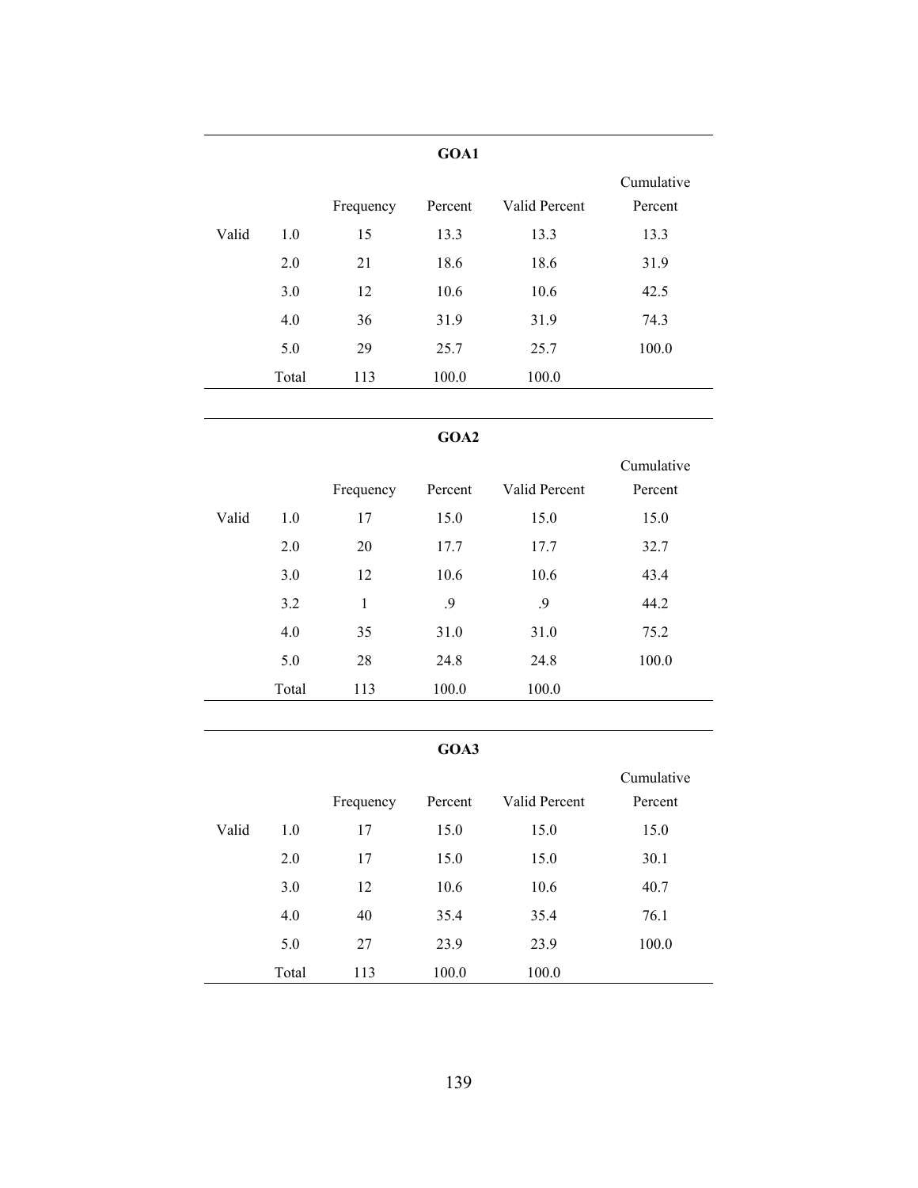**GOA1**

| | | Frequency | Percent | Valid Percent | Cumulative Percent |
|---|---|---|---|---|---|
| Valid | 1.0 | 15 | 13.3 | 13.3 | 13.3 |
| | 2.0 | 21 | 18.6 | 18.6 | 31.9 |
| | 3.0 | 12 | 10.6 | 10.6 | 42.5 |
| | 4.0 | 36 | 31.9 | 31.9 | 74.3 |
| | 5.0 | 29 | 25.7 | 25.7 | 100.0 |
| | Total | 113 | 100.0 | 100.0 | |

**GOA2**

| | | Frequency | Percent | Valid Percent | Cumulative Percent |
|---|---|---|---|---|---|
| Valid | 1.0 | 17 | 15.0 | 15.0 | 15.0 |
| | 2.0 | 20 | 17.7 | 17.7 | 32.7 |
| | 3.0 | 12 | 10.6 | 10.6 | 43.4 |
| | 3.2 | 1 | .9 | .9 | 44.2 |
| | 4.0 | 35 | 31.0 | 31.0 | 75.2 |
| | 5.0 | 28 | 24.8 | 24.8 | 100.0 |
| | Total | 113 | 100.0 | 100.0 | |

**GOA3**

| | | Frequency | Percent | Valid Percent | Cumulative Percent |
|---|---|---|---|---|---|
| Valid | 1.0 | 17 | 15.0 | 15.0 | 15.0 |
| | 2.0 | 17 | 15.0 | 15.0 | 30.1 |
| | 3.0 | 12 | 10.6 | 10.6 | 40.7 |
| | 4.0 | 40 | 35.4 | 35.4 | 76.1 |
| | 5.0 | 27 | 23.9 | 23.9 | 100.0 |
| | Total | 113 | 100.0 | 100.0 | |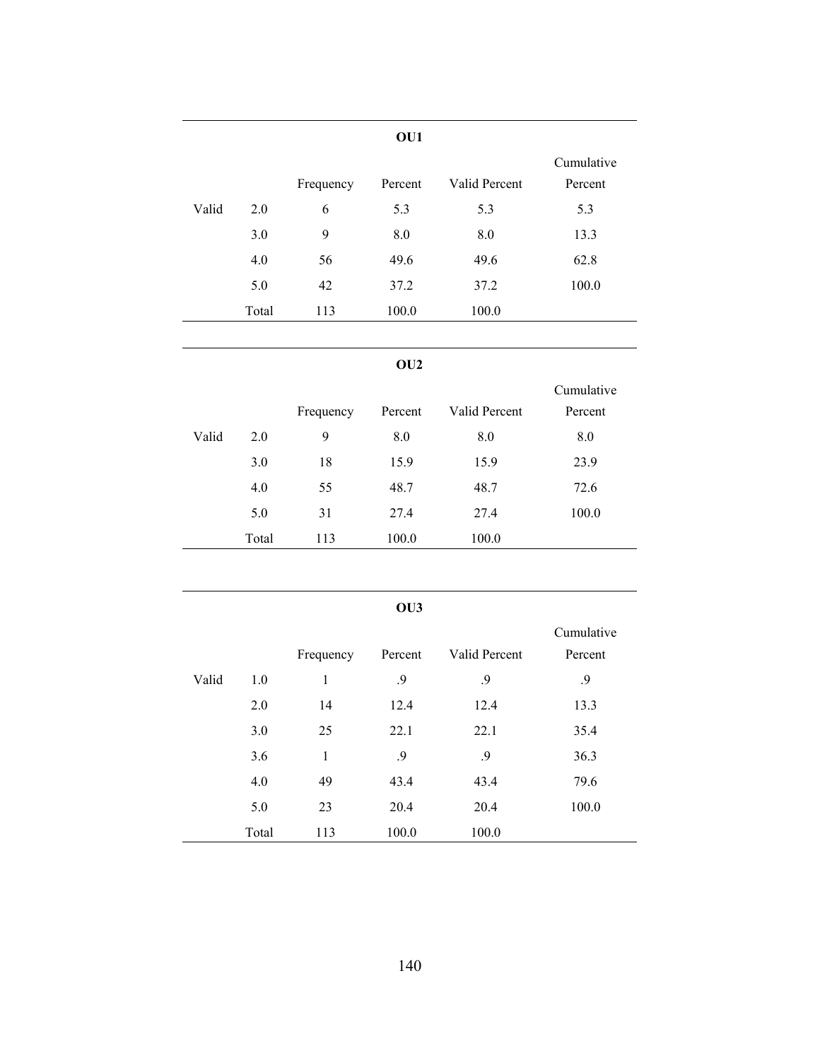**OU1**

| | | Frequency | Percent | Valid Percent | Cumulative Percent |
|---|---|---|---|---|---|
| Valid | 2.0 | 6 | 5.3 | 5.3 | 5.3 |
| | 3.0 | 9 | 8.0 | 8.0 | 13.3 |
| | 4.0 | 56 | 49.6 | 49.6 | 62.8 |
| | 5.0 | 42 | 37.2 | 37.2 | 100.0 |
| | Total | 113 | 100.0 | 100.0 | |

**OU2**

| | | Frequency | Percent | Valid Percent | Cumulative Percent |
|---|---|---|---|---|---|
| Valid | 2.0 | 9 | 8.0 | 8.0 | 8.0 |
| | 3.0 | 18 | 15.9 | 15.9 | 23.9 |
| | 4.0 | 55 | 48.7 | 48.7 | 72.6 |
| | 5.0 | 31 | 27.4 | 27.4 | 100.0 |
| | Total | 113 | 100.0 | 100.0 | |

**OU3**

| | | Frequency | Percent | Valid Percent | Cumulative Percent |
|---|---|---|---|---|---|
| Valid | 1.0 | 1 | .9 | .9 | .9 |
| | 2.0 | 14 | 12.4 | 12.4 | 13.3 |
| | 3.0 | 25 | 22.1 | 22.1 | 35.4 |
| | 3.6 | 1 | .9 | .9 | 36.3 |
| | 4.0 | 49 | 43.4 | 43.4 | 79.6 |
| | 5.0 | 23 | 20.4 | 20.4 | 100.0 |
| | Total | 113 | 100.0 | 100.0 | |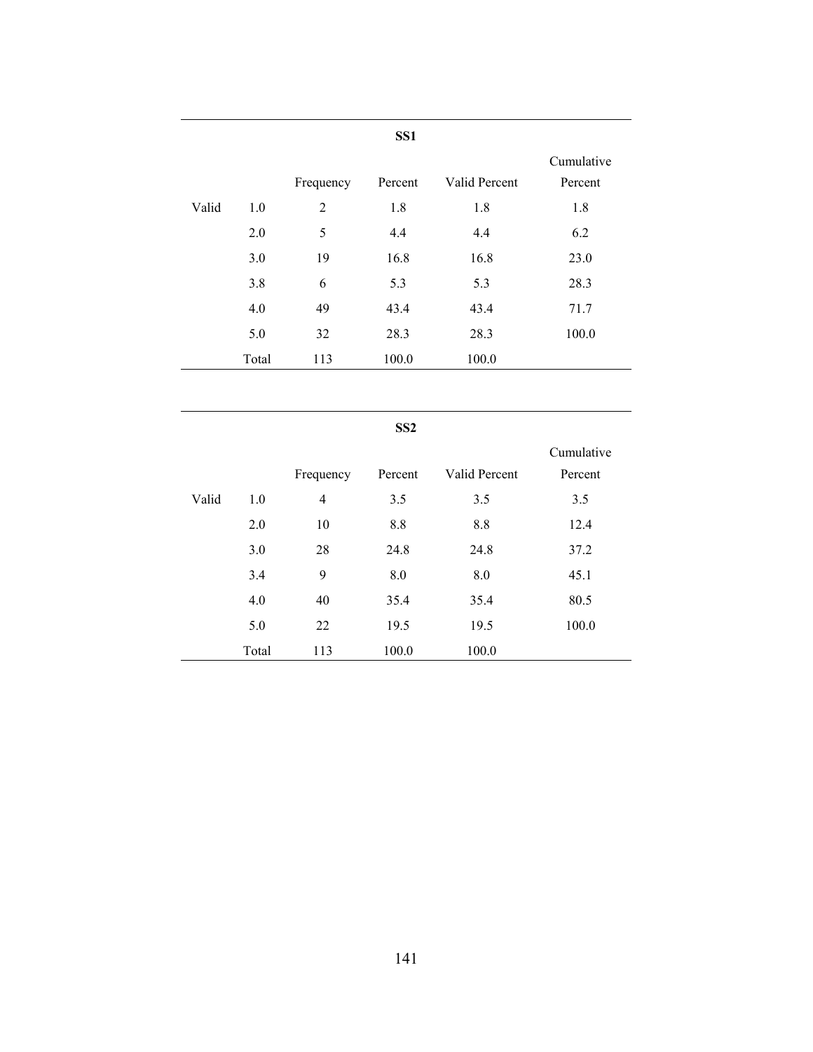**SS1**

| | | Frequency | Percent | Valid Percent | Cumulative Percent |
|---|---|---|---|---|---|
| Valid | 1.0 | 2 | 1.8 | 1.8 | 1.8 |
| | 2.0 | 5 | 4.4 | 4.4 | 6.2 |
| | 3.0 | 19 | 16.8 | 16.8 | 23.0 |
| | 3.8 | 6 | 5.3 | 5.3 | 28.3 |
| | 4.0 | 49 | 43.4 | 43.4 | 71.7 |
| | 5.0 | 32 | 28.3 | 28.3 | 100.0 |
| | Total | 113 | 100.0 | 100.0 | |

**SS2**

| | | Frequency | Percent | Valid Percent | Cumulative Percent |
|---|---|---|---|---|---|
| Valid | 1.0 | 4 | 3.5 | 3.5 | 3.5 |
| | 2.0 | 10 | 8.8 | 8.8 | 12.4 |
| | 3.0 | 28 | 24.8 | 24.8 | 37.2 |
| | 3.4 | 9 | 8.0 | 8.0 | 45.1 |
| | 4.0 | 40 | 35.4 | 35.4 | 80.5 |
| | 5.0 | 22 | 19.5 | 19.5 | 100.0 |
| | Total | 113 | 100.0 | 100.0 | |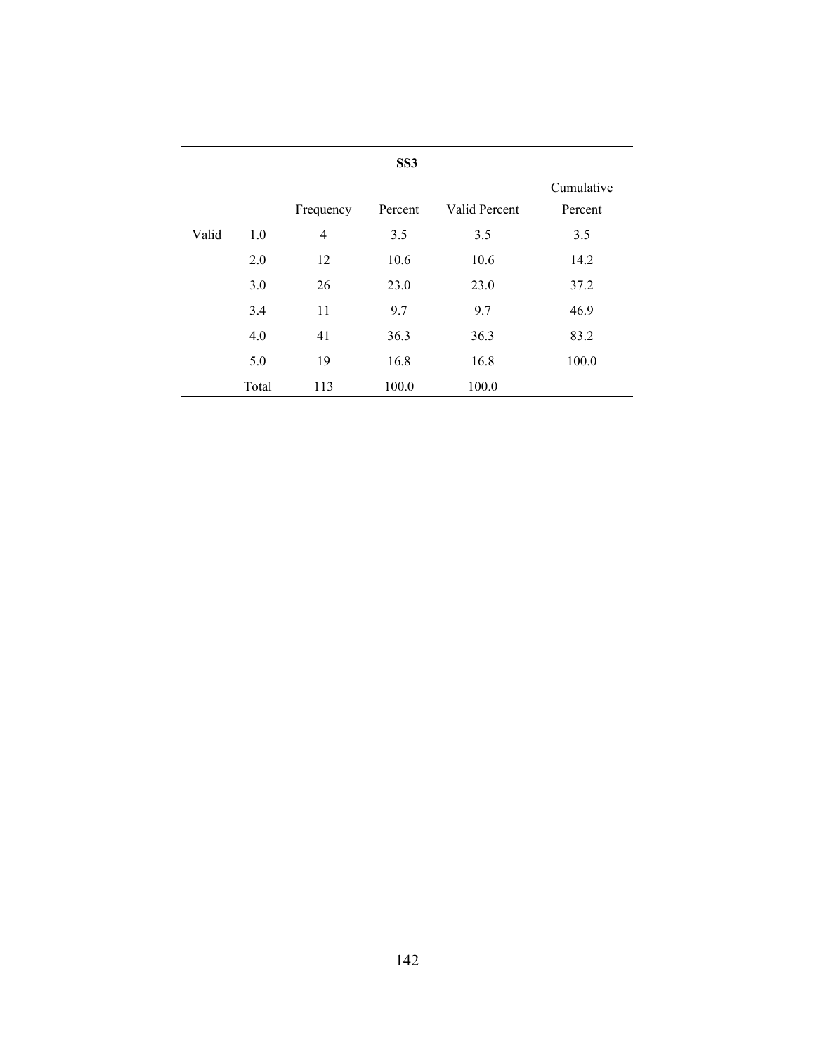**SS3**

| | | Frequency | Percent | Valid Percent | Cumulative Percent |
|---|---|---|---|---|---|
| Valid | 1.0 | 4 | 3.5 | 3.5 | 3.5 |
| | 2.0 | 12 | 10.6 | 10.6 | 14.2 |
| | 3.0 | 26 | 23.0 | 23.0 | 37.2 |
| | 3.4 | 11 | 9.7 | 9.7 | 46.9 |
| | 4.0 | 41 | 36.3 | 36.3 | 83.2 |
| | 5.0 | 19 | 16.8 | 16.8 | 100.0 |
| | Total | 113 | 100.0 | 100.0 | |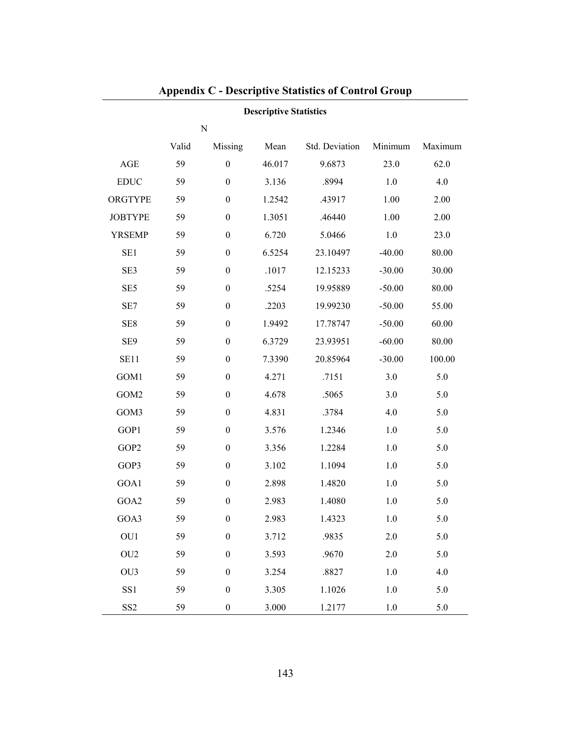# Appendix C - Descriptive Statistics of Control Group

**Descriptive Statistics**

| | N | | Mean | Std. Deviation | Minimum | Maximum |
|---|---|---|---|---|---|---|
| | Valid | Missing | | | | |
| AGE | 59 | 0 | 46.017 | 9.6873 | 23.0 | 62.0 |
| EDUC | 59 | 0 | 3.136 | .8994 | 1.0 | 4.0 |
| ORGTYPE | 59 | 0 | 1.2542 | .43917 | 1.00 | 2.00 |
| JOBTYPE | 59 | 0 | 1.3051 | .46440 | 1.00 | 2.00 |
| YRSEMP | 59 | 0 | 6.720 | 5.0466 | 1.0 | 23.0 |
| SE1 | 59 | 0 | 6.5254 | 23.10497 | -40.00 | 80.00 |
| SE3 | 59 | 0 | .1017 | 12.15233 | -30.00 | 30.00 |
| SE5 | 59 | 0 | .5254 | 19.95889 | -50.00 | 80.00 |
| SE7 | 59 | 0 | .2203 | 19.99230 | -50.00 | 55.00 |
| SE8 | 59 | 0 | 1.9492 | 17.78747 | -50.00 | 60.00 |
| SE9 | 59 | 0 | 6.3729 | 23.93951 | -60.00 | 80.00 |
| SE11 | 59 | 0 | 7.3390 | 20.85964 | -30.00 | 100.00 |
| GOM1 | 59 | 0 | 4.271 | .7151 | 3.0 | 5.0 |
| GOM2 | 59 | 0 | 4.678 | .5065 | 3.0 | 5.0 |
| GOM3 | 59 | 0 | 4.831 | .3784 | 4.0 | 5.0 |
| GOP1 | 59 | 0 | 3.576 | 1.2346 | 1.0 | 5.0 |
| GOP2 | 59 | 0 | 3.356 | 1.2284 | 1.0 | 5.0 |
| GOP3 | 59 | 0 | 3.102 | 1.1094 | 1.0 | 5.0 |
| GOA1 | 59 | 0 | 2.898 | 1.4820 | 1.0 | 5.0 |
| GOA2 | 59 | 0 | 2.983 | 1.4080 | 1.0 | 5.0 |
| GOA3 | 59 | 0 | 2.983 | 1.4323 | 1.0 | 5.0 |
| OU1 | 59 | 0 | 3.712 | .9835 | 2.0 | 5.0 |
| OU2 | 59 | 0 | 3.593 | .9670 | 2.0 | 5.0 |
| OU3 | 59 | 0 | 3.254 | .8827 | 1.0 | 4.0 |
| SS1 | 59 | 0 | 3.305 | 1.1026 | 1.0 | 5.0 |
| SS2 | 59 | 0 | 3.000 | 1.2177 | 1.0 | 5.0 |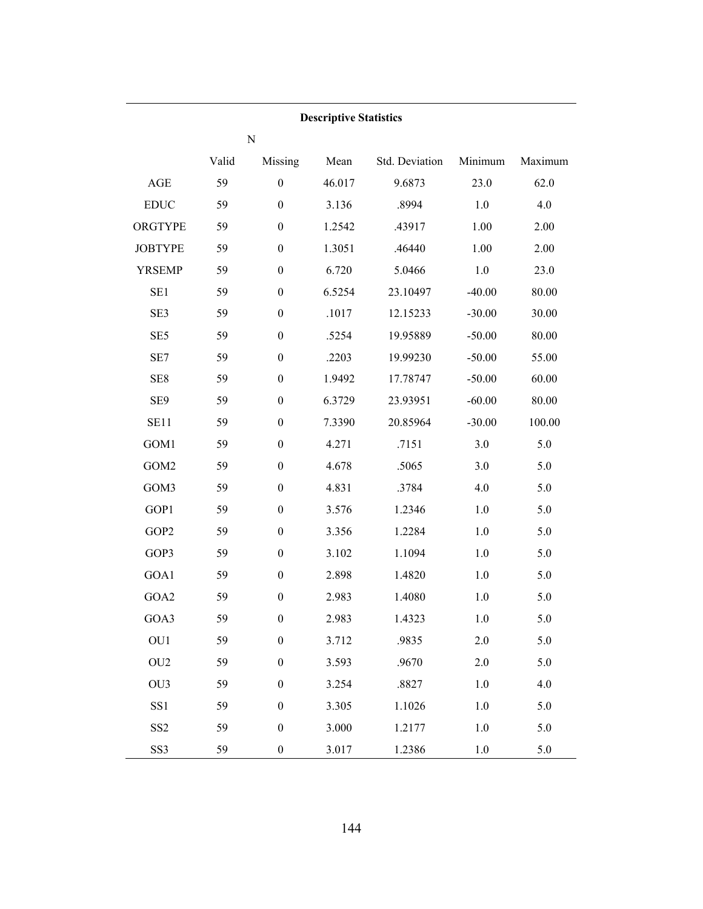**Descriptive Statistics**

| | N | | Mean | Std. Deviation | Minimum | Maximum |
|---|---|---|---|---|---|---|
| | Valid | Missing | | | | |
| AGE | 59 | 0 | 46.017 | 9.6873 | 23.0 | 62.0 |
| EDUC | 59 | 0 | 3.136 | .8994 | 1.0 | 4.0 |
| ORGTYPE | 59 | 0 | 1.2542 | .43917 | 1.00 | 2.00 |
| JOBTYPE | 59 | 0 | 1.3051 | .46440 | 1.00 | 2.00 |
| YRSEMP | 59 | 0 | 6.720 | 5.0466 | 1.0 | 23.0 |
| SE1 | 59 | 0 | 6.5254 | 23.10497 | -40.00 | 80.00 |
| SE3 | 59 | 0 | .1017 | 12.15233 | -30.00 | 30.00 |
| SE5 | 59 | 0 | .5254 | 19.95889 | -50.00 | 80.00 |
| SE7 | 59 | 0 | .2203 | 19.99230 | -50.00 | 55.00 |
| SE8 | 59 | 0 | 1.9492 | 17.78747 | -50.00 | 60.00 |
| SE9 | 59 | 0 | 6.3729 | 23.93951 | -60.00 | 80.00 |
| SE11 | 59 | 0 | 7.3390 | 20.85964 | -30.00 | 100.00 |
| GOM1 | 59 | 0 | 4.271 | .7151 | 3.0 | 5.0 |
| GOM2 | 59 | 0 | 4.678 | .5065 | 3.0 | 5.0 |
| GOM3 | 59 | 0 | 4.831 | .3784 | 4.0 | 5.0 |
| GOP1 | 59 | 0 | 3.576 | 1.2346 | 1.0 | 5.0 |
| GOP2 | 59 | 0 | 3.356 | 1.2284 | 1.0 | 5.0 |
| GOP3 | 59 | 0 | 3.102 | 1.1094 | 1.0 | 5.0 |
| GOA1 | 59 | 0 | 2.898 | 1.4820 | 1.0 | 5.0 |
| GOA2 | 59 | 0 | 2.983 | 1.4080 | 1.0 | 5.0 |
| GOA3 | 59 | 0 | 2.983 | 1.4323 | 1.0 | 5.0 |
| OU1 | 59 | 0 | 3.712 | .9835 | 2.0 | 5.0 |
| OU2 | 59 | 0 | 3.593 | .9670 | 2.0 | 5.0 |
| OU3 | 59 | 0 | 3.254 | .8827 | 1.0 | 4.0 |
| SS1 | 59 | 0 | 3.305 | 1.1026 | 1.0 | 5.0 |
| SS2 | 59 | 0 | 3.000 | 1.2177 | 1.0 | 5.0 |
| SS3 | 59 | 0 | 3.017 | 1.2386 | 1.0 | 5.0 |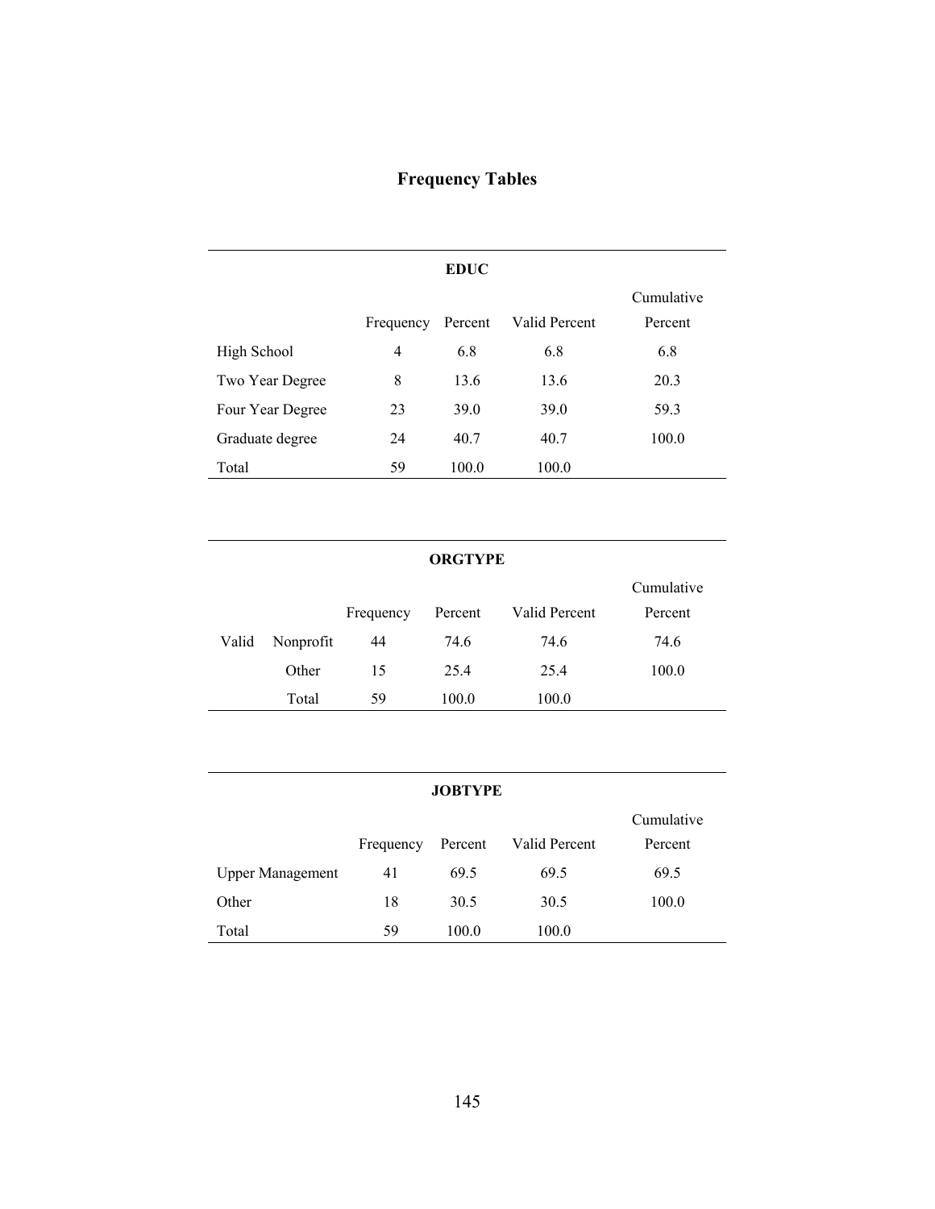# Frequency Tables

| EDUC | | | | |
|---|---|---|---|---|
| | Frequency | Percent | Valid Percent | Cumulative Percent |
| High School | 4 | 6.8 | 6.8 | 6.8 |
| Two Year Degree | 8 | 13.6 | 13.6 | 20.3 |
| Four Year Degree | 23 | 39.0 | 39.0 | 59.3 |
| Graduate degree | 24 | 40.7 | 40.7 | 100.0 |
| Total | 59 | 100.0 | 100.0 | |

| ORGTYPE | | | | | |
|---|---|---|---|---|---|
| | | Frequency | Percent | Valid Percent | Cumulative Percent |
| Valid | Nonprofit | 44 | 74.6 | 74.6 | 74.6 |
| | Other | 15 | 25.4 | 25.4 | 100.0 |
| | Total | 59 | 100.0 | 100.0 | |

| JOBTYPE | | | | |
|---|---|---|---|---|
| | Frequency | Percent | Valid Percent | Cumulative Percent |
| Upper Management | 41 | 69.5 | 69.5 | 69.5 |
| Other | 18 | 30.5 | 30.5 | 100.0 |
| Total | 59 | 100.0 | 100.0 | |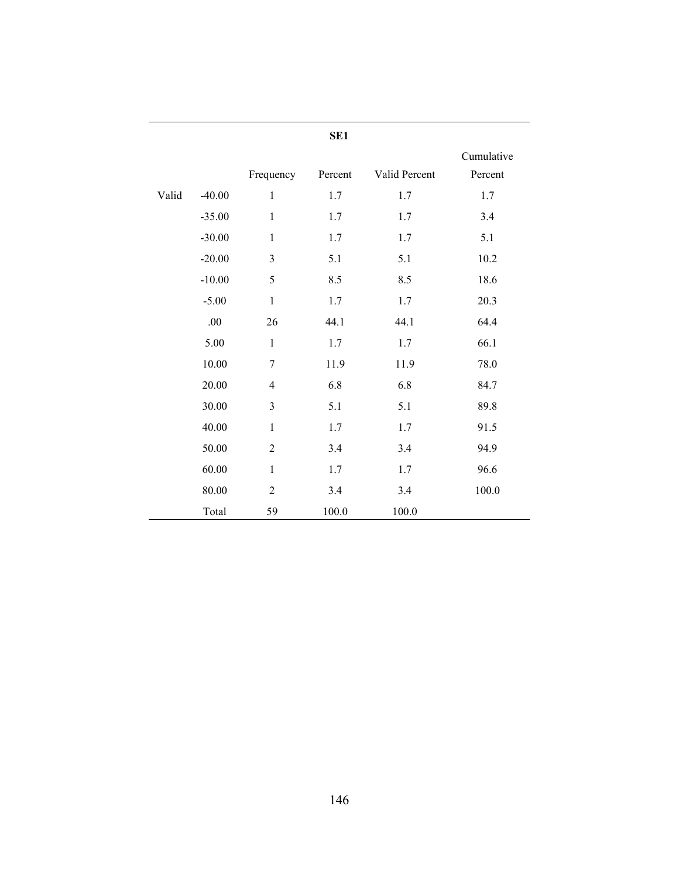**SE1**

| | | Frequency | Percent | Valid Percent | Cumulative Percent |
|---|---|---|---|---|---|
| Valid | -40.00 | 1 | 1.7 | 1.7 | 1.7 |
| | -35.00 | 1 | 1.7 | 1.7 | 3.4 |
| | -30.00 | 1 | 1.7 | 1.7 | 5.1 |
| | -20.00 | 3 | 5.1 | 5.1 | 10.2 |
| | -10.00 | 5 | 8.5 | 8.5 | 18.6 |
| | -5.00 | 1 | 1.7 | 1.7 | 20.3 |
| | .00 | 26 | 44.1 | 44.1 | 64.4 |
| | 5.00 | 1 | 1.7 | 1.7 | 66.1 |
| | 10.00 | 7 | 11.9 | 11.9 | 78.0 |
| | 20.00 | 4 | 6.8 | 6.8 | 84.7 |
| | 30.00 | 3 | 5.1 | 5.1 | 89.8 |
| | 40.00 | 1 | 1.7 | 1.7 | 91.5 |
| | 50.00 | 2 | 3.4 | 3.4 | 94.9 |
| | 60.00 | 1 | 1.7 | 1.7 | 96.6 |
| | 80.00 | 2 | 3.4 | 3.4 | 100.0 |
| | Total | 59 | 100.0 | 100.0 | |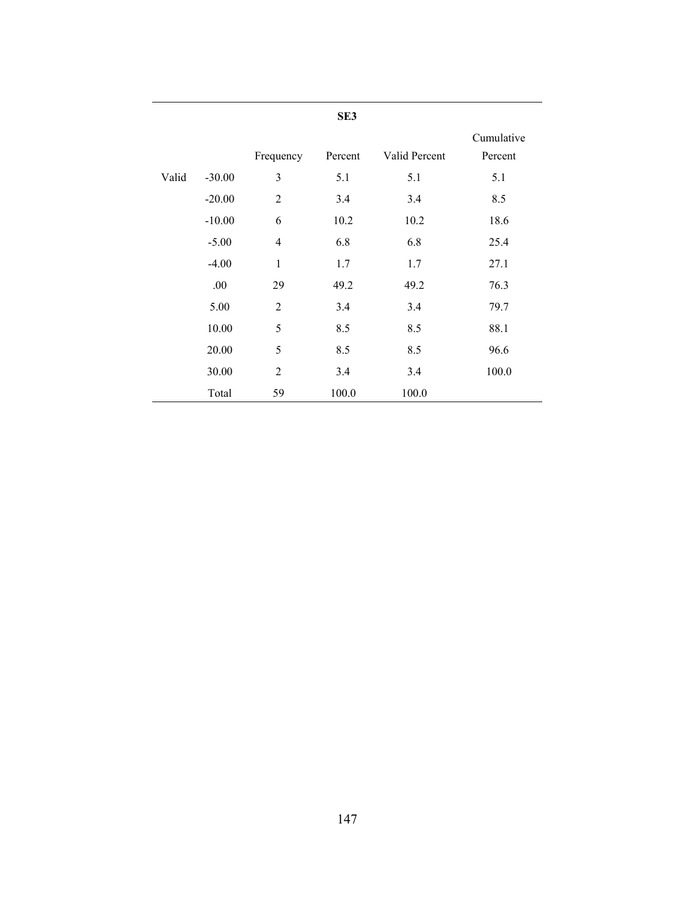**SE3**

| | | Frequency | Percent | Valid Percent | Cumulative Percent |
|---|---|---|---|---|---|
| Valid | -30.00 | 3 | 5.1 | 5.1 | 5.1 |
| | -20.00 | 2 | 3.4 | 3.4 | 8.5 |
| | -10.00 | 6 | 10.2 | 10.2 | 18.6 |
| | -5.00 | 4 | 6.8 | 6.8 | 25.4 |
| | -4.00 | 1 | 1.7 | 1.7 | 27.1 |
| | .00 | 29 | 49.2 | 49.2 | 76.3 |
| | 5.00 | 2 | 3.4 | 3.4 | 79.7 |
| | 10.00 | 5 | 8.5 | 8.5 | 88.1 |
| | 20.00 | 5 | 8.5 | 8.5 | 96.6 |
| | 30.00 | 2 | 3.4 | 3.4 | 100.0 |
| | Total | 59 | 100.0 | 100.0 | |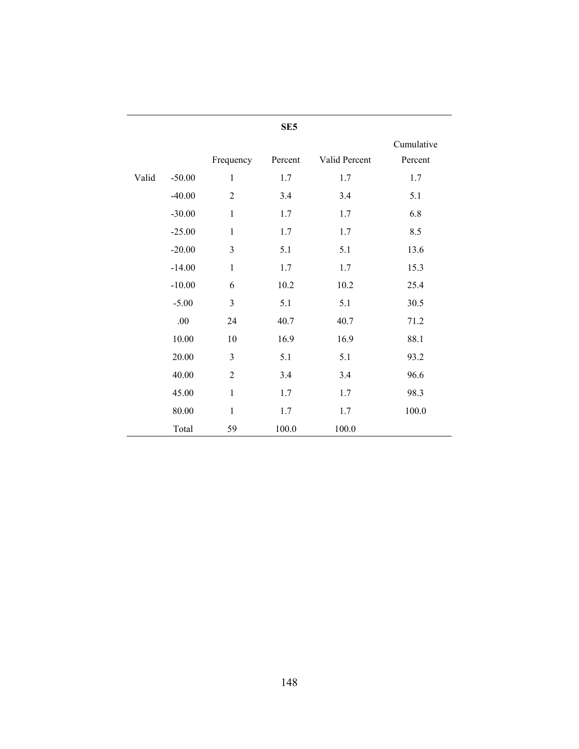**SE5**

| | | Frequency | Percent | Valid Percent | Cumulative Percent |
|---|---|---|---|---|---|
| Valid | -50.00 | 1 | 1.7 | 1.7 | 1.7 |
| | -40.00 | 2 | 3.4 | 3.4 | 5.1 |
| | -30.00 | 1 | 1.7 | 1.7 | 6.8 |
| | -25.00 | 1 | 1.7 | 1.7 | 8.5 |
| | -20.00 | 3 | 5.1 | 5.1 | 13.6 |
| | -14.00 | 1 | 1.7 | 1.7 | 15.3 |
| | -10.00 | 6 | 10.2 | 10.2 | 25.4 |
| | -5.00 | 3 | 5.1 | 5.1 | 30.5 |
| | .00 | 24 | 40.7 | 40.7 | 71.2 |
| | 10.00 | 10 | 16.9 | 16.9 | 88.1 |
| | 20.00 | 3 | 5.1 | 5.1 | 93.2 |
| | 40.00 | 2 | 3.4 | 3.4 | 96.6 |
| | 45.00 | 1 | 1.7 | 1.7 | 98.3 |
| | 80.00 | 1 | 1.7 | 1.7 | 100.0 |
| | Total | 59 | 100.0 | 100.0 | |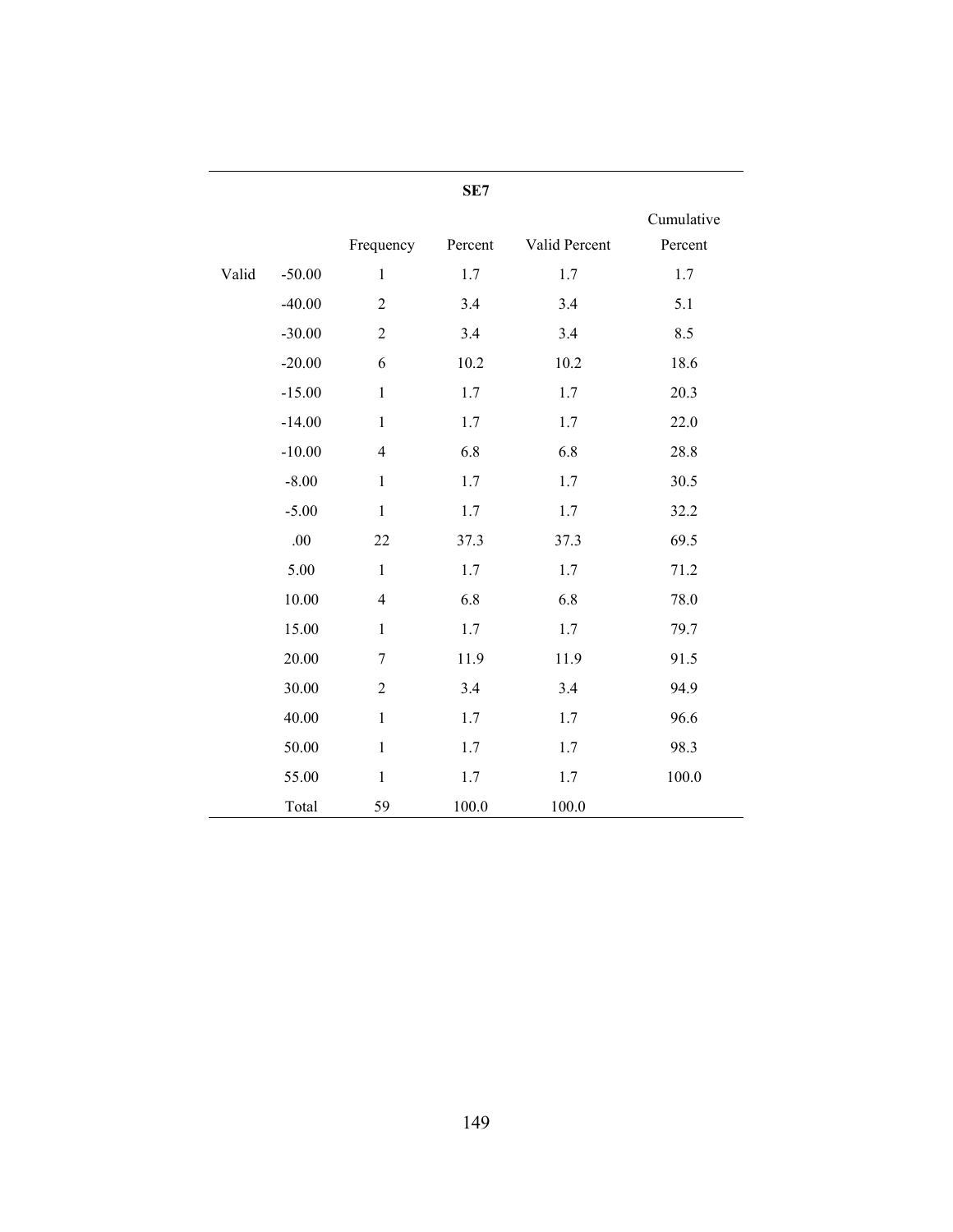**SE7**

| | | Frequency | Percent | Valid Percent | Cumulative Percent |
|---|---|---|---|---|---|
| Valid | -50.00 | 1 | 1.7 | 1.7 | 1.7 |
| | -40.00 | 2 | 3.4 | 3.4 | 5.1 |
| | -30.00 | 2 | 3.4 | 3.4 | 8.5 |
| | -20.00 | 6 | 10.2 | 10.2 | 18.6 |
| | -15.00 | 1 | 1.7 | 1.7 | 20.3 |
| | -14.00 | 1 | 1.7 | 1.7 | 22.0 |
| | -10.00 | 4 | 6.8 | 6.8 | 28.8 |
| | -8.00 | 1 | 1.7 | 1.7 | 30.5 |
| | -5.00 | 1 | 1.7 | 1.7 | 32.2 |
| | .00 | 22 | 37.3 | 37.3 | 69.5 |
| | 5.00 | 1 | 1.7 | 1.7 | 71.2 |
| | 10.00 | 4 | 6.8 | 6.8 | 78.0 |
| | 15.00 | 1 | 1.7 | 1.7 | 79.7 |
| | 20.00 | 7 | 11.9 | 11.9 | 91.5 |
| | 30.00 | 2 | 3.4 | 3.4 | 94.9 |
| | 40.00 | 1 | 1.7 | 1.7 | 96.6 |
| | 50.00 | 1 | 1.7 | 1.7 | 98.3 |
| | 55.00 | 1 | 1.7 | 1.7 | 100.0 |
| | Total | 59 | 100.0 | 100.0 | |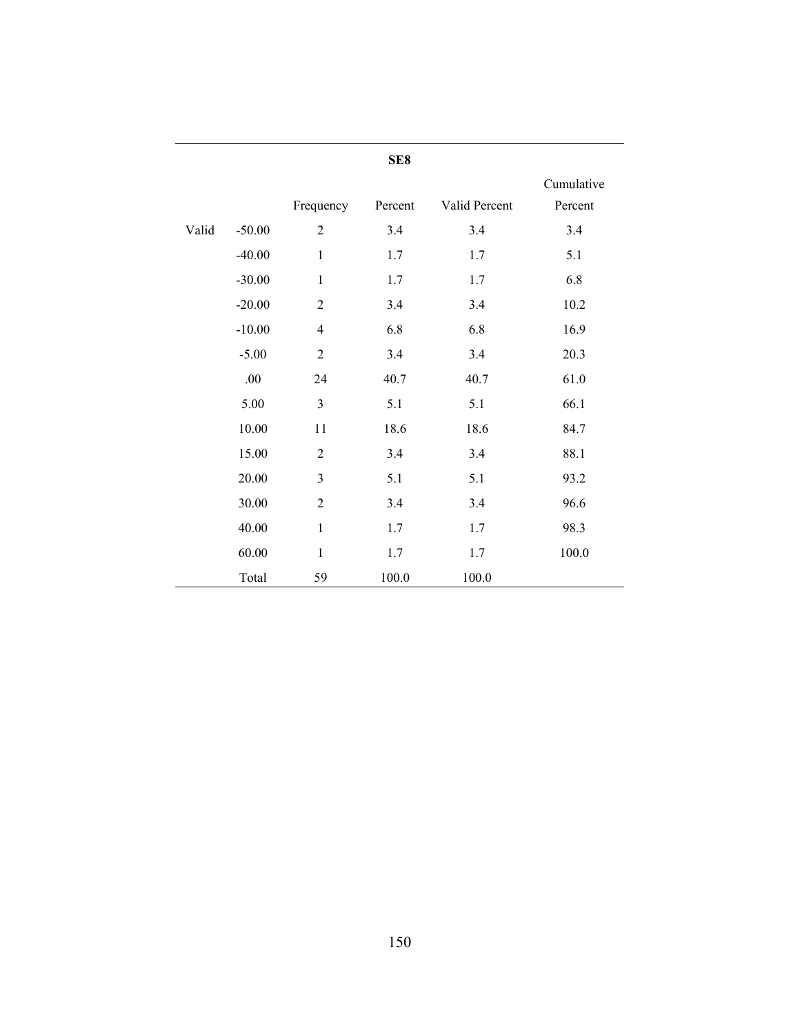**SE8**

| | | Frequency | Percent | Valid Percent | Cumulative Percent |
|---|---|---|---|---|---|
| Valid | -50.00 | 2 | 3.4 | 3.4 | 3.4 |
| | -40.00 | 1 | 1.7 | 1.7 | 5.1 |
| | -30.00 | 1 | 1.7 | 1.7 | 6.8 |
| | -20.00 | 2 | 3.4 | 3.4 | 10.2 |
| | -10.00 | 4 | 6.8 | 6.8 | 16.9 |
| | -5.00 | 2 | 3.4 | 3.4 | 20.3 |
| | .00 | 24 | 40.7 | 40.7 | 61.0 |
| | 5.00 | 3 | 5.1 | 5.1 | 66.1 |
| | 10.00 | 11 | 18.6 | 18.6 | 84.7 |
| | 15.00 | 2 | 3.4 | 3.4 | 88.1 |
| | 20.00 | 3 | 5.1 | 5.1 | 93.2 |
| | 30.00 | 2 | 3.4 | 3.4 | 96.6 |
| | 40.00 | 1 | 1.7 | 1.7 | 98.3 |
| | 60.00 | 1 | 1.7 | 1.7 | 100.0 |
| | Total | 59 | 100.0 | 100.0 | |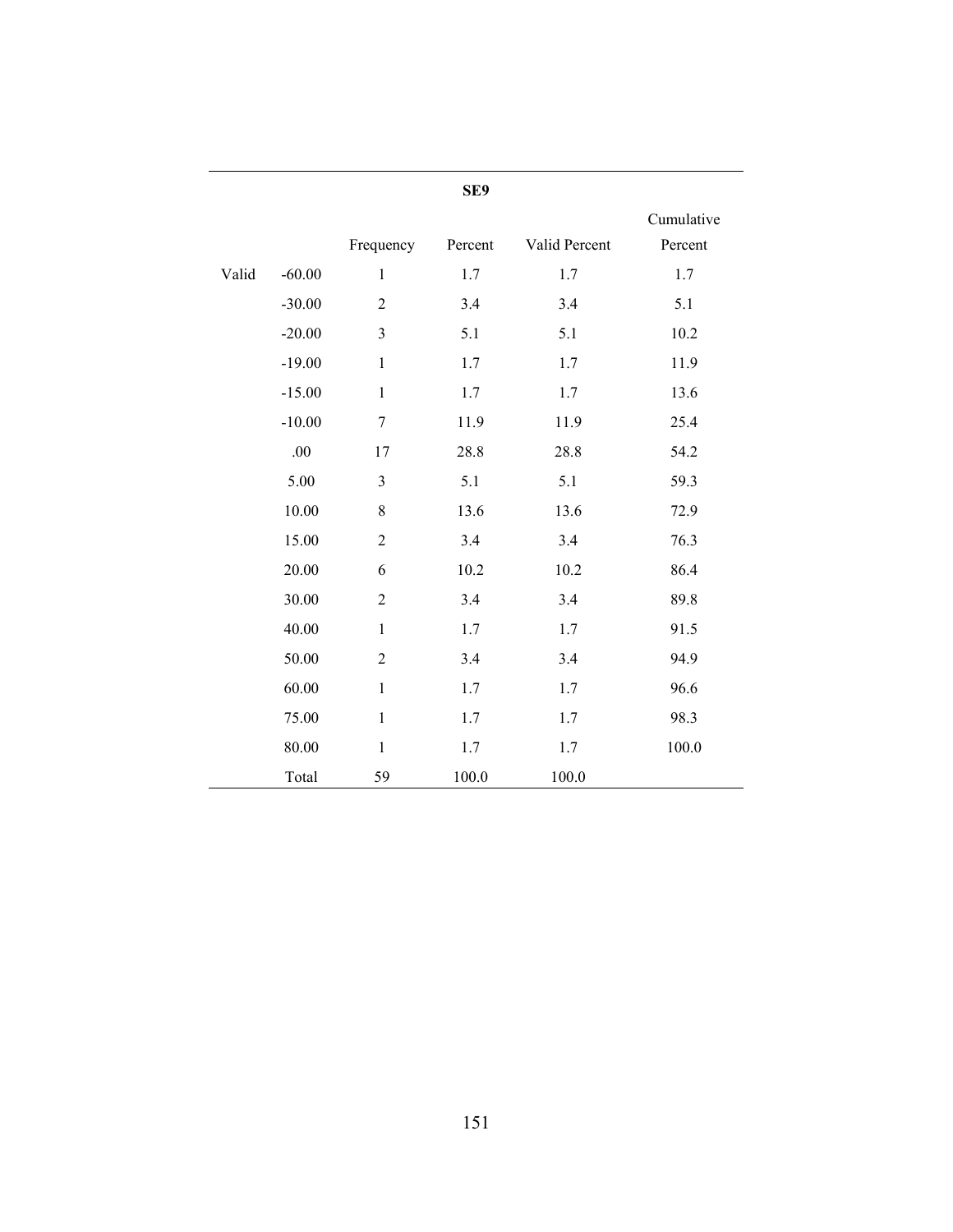**SE9**

| | | Frequency | Percent | Valid Percent | Cumulative Percent |
|---|---|---|---|---|---|
| Valid | -60.00 | 1 | 1.7 | 1.7 | 1.7 |
| | -30.00 | 2 | 3.4 | 3.4 | 5.1 |
| | -20.00 | 3 | 5.1 | 5.1 | 10.2 |
| | -19.00 | 1 | 1.7 | 1.7 | 11.9 |
| | -15.00 | 1 | 1.7 | 1.7 | 13.6 |
| | -10.00 | 7 | 11.9 | 11.9 | 25.4 |
| | .00 | 17 | 28.8 | 28.8 | 54.2 |
| | 5.00 | 3 | 5.1 | 5.1 | 59.3 |
| | 10.00 | 8 | 13.6 | 13.6 | 72.9 |
| | 15.00 | 2 | 3.4 | 3.4 | 76.3 |
| | 20.00 | 6 | 10.2 | 10.2 | 86.4 |
| | 30.00 | 2 | 3.4 | 3.4 | 89.8 |
| | 40.00 | 1 | 1.7 | 1.7 | 91.5 |
| | 50.00 | 2 | 3.4 | 3.4 | 94.9 |
| | 60.00 | 1 | 1.7 | 1.7 | 96.6 |
| | 75.00 | 1 | 1.7 | 1.7 | 98.3 |
| | 80.00 | 1 | 1.7 | 1.7 | 100.0 |
| | Total | 59 | 100.0 | 100.0 | |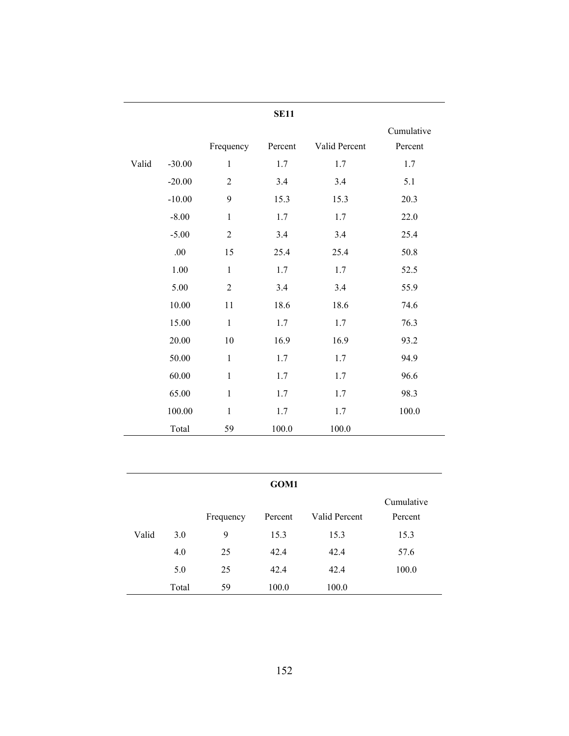**SE11**

| | | Frequency | Percent | Valid Percent | Cumulative Percent |
|---|---|---|---|---|---|
| Valid | -30.00 | 1 | 1.7 | 1.7 | 1.7 |
| | -20.00 | 2 | 3.4 | 3.4 | 5.1 |
| | -10.00 | 9 | 15.3 | 15.3 | 20.3 |
| | -8.00 | 1 | 1.7 | 1.7 | 22.0 |
| | -5.00 | 2 | 3.4 | 3.4 | 25.4 |
| | .00 | 15 | 25.4 | 25.4 | 50.8 |
| | 1.00 | 1 | 1.7 | 1.7 | 52.5 |
| | 5.00 | 2 | 3.4 | 3.4 | 55.9 |
| | 10.00 | 11 | 18.6 | 18.6 | 74.6 |
| | 15.00 | 1 | 1.7 | 1.7 | 76.3 |
| | 20.00 | 10 | 16.9 | 16.9 | 93.2 |
| | 50.00 | 1 | 1.7 | 1.7 | 94.9 |
| | 60.00 | 1 | 1.7 | 1.7 | 96.6 |
| | 65.00 | 1 | 1.7 | 1.7 | 98.3 |
| | 100.00 | 1 | 1.7 | 1.7 | 100.0 |
| | Total | 59 | 100.0 | 100.0 | |

**GOM1**

| | | Frequency | Percent | Valid Percent | Cumulative Percent |
|---|---|---|---|---|---|
| Valid | 3.0 | 9 | 15.3 | 15.3 | 15.3 |
| | 4.0 | 25 | 42.4 | 42.4 | 57.6 |
| | 5.0 | 25 | 42.4 | 42.4 | 100.0 |
| | Total | 59 | 100.0 | 100.0 | |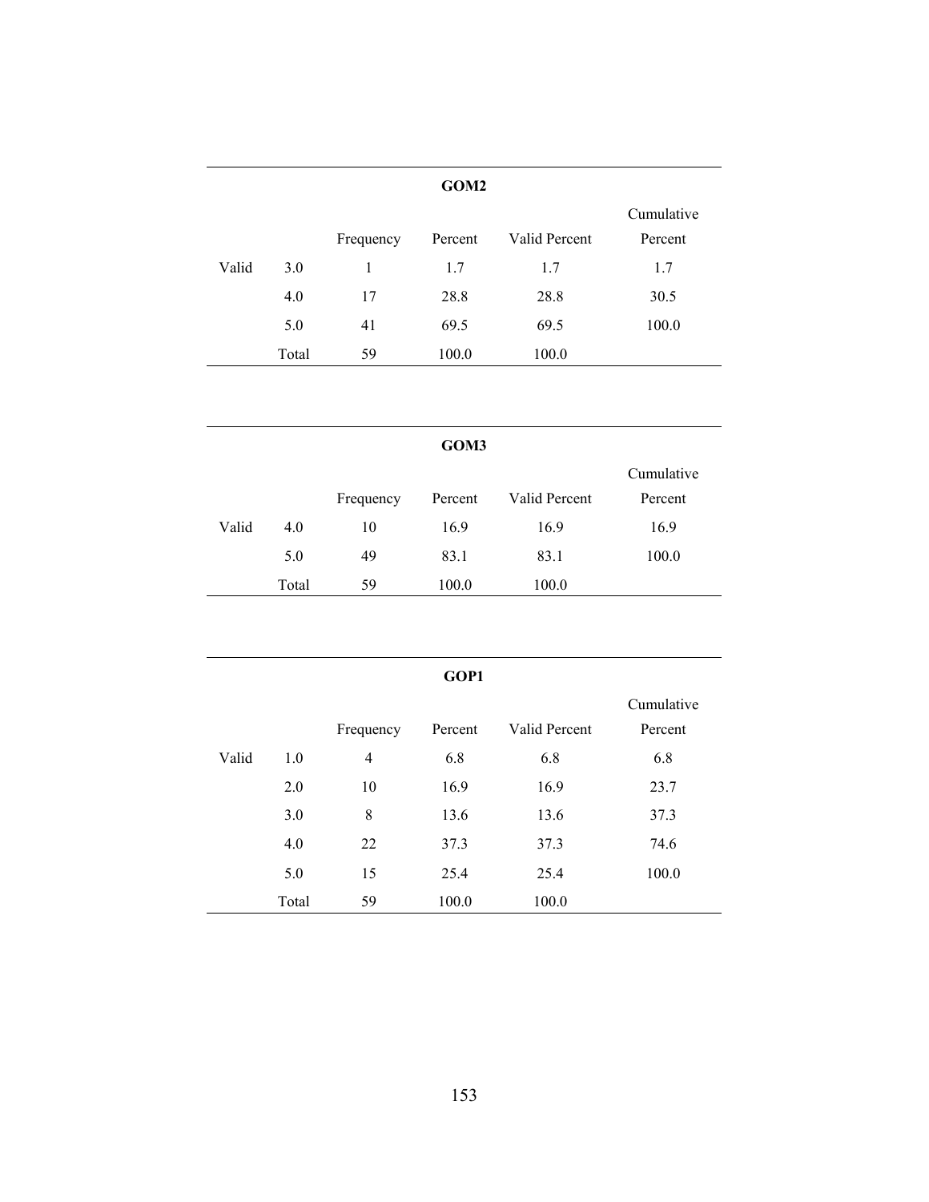**GOM2**

| | | Frequency | Percent | Valid Percent | Cumulative Percent |
|---|---|---|---|---|---|
| Valid | 3.0 | 1 | 1.7 | 1.7 | 1.7 |
| | 4.0 | 17 | 28.8 | 28.8 | 30.5 |
| | 5.0 | 41 | 69.5 | 69.5 | 100.0 |
| | Total | 59 | 100.0 | 100.0 | |

**GOM3**

| | | Frequency | Percent | Valid Percent | Cumulative Percent |
|---|---|---|---|---|---|
| Valid | 4.0 | 10 | 16.9 | 16.9 | 16.9 |
| | 5.0 | 49 | 83.1 | 83.1 | 100.0 |
| | Total | 59 | 100.0 | 100.0 | |

**GOP1**

| | | Frequency | Percent | Valid Percent | Cumulative Percent |
|---|---|---|---|---|---|
| Valid | 1.0 | 4 | 6.8 | 6.8 | 6.8 |
| | 2.0 | 10 | 16.9 | 16.9 | 23.7 |
| | 3.0 | 8 | 13.6 | 13.6 | 37.3 |
| | 4.0 | 22 | 37.3 | 37.3 | 74.6 |
| | 5.0 | 15 | 25.4 | 25.4 | 100.0 |
| | Total | 59 | 100.0 | 100.0 | |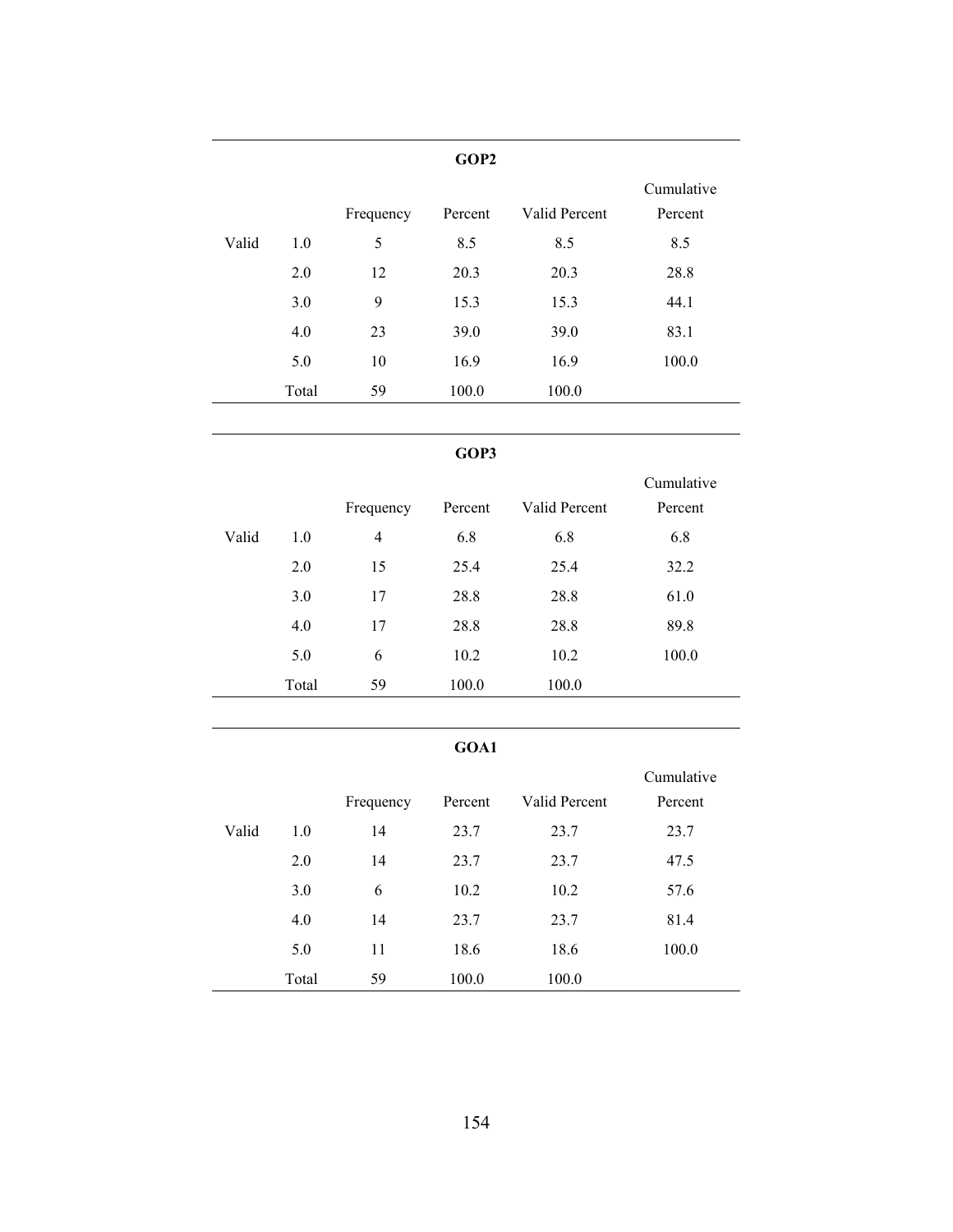**GOP2**

| | | Frequency | Percent | Valid Percent | Cumulative Percent |
|---|---|---|---|---|---|
| Valid | 1.0 | 5 | 8.5 | 8.5 | 8.5 |
| | 2.0 | 12 | 20.3 | 20.3 | 28.8 |
| | 3.0 | 9 | 15.3 | 15.3 | 44.1 |
| | 4.0 | 23 | 39.0 | 39.0 | 83.1 |
| | 5.0 | 10 | 16.9 | 16.9 | 100.0 |
| | Total | 59 | 100.0 | 100.0 | |

**GOP3**

| | | Frequency | Percent | Valid Percent | Cumulative Percent |
|---|---|---|---|---|---|
| Valid | 1.0 | 4 | 6.8 | 6.8 | 6.8 |
| | 2.0 | 15 | 25.4 | 25.4 | 32.2 |
| | 3.0 | 17 | 28.8 | 28.8 | 61.0 |
| | 4.0 | 17 | 28.8 | 28.8 | 89.8 |
| | 5.0 | 6 | 10.2 | 10.2 | 100.0 |
| | Total | 59 | 100.0 | 100.0 | |

**GOA1**

| | | Frequency | Percent | Valid Percent | Cumulative Percent |
|---|---|---|---|---|---|
| Valid | 1.0 | 14 | 23.7 | 23.7 | 23.7 |
| | 2.0 | 14 | 23.7 | 23.7 | 47.5 |
| | 3.0 | 6 | 10.2 | 10.2 | 57.6 |
| | 4.0 | 14 | 23.7 | 23.7 | 81.4 |
| | 5.0 | 11 | 18.6 | 18.6 | 100.0 |
| | Total | 59 | 100.0 | 100.0 | |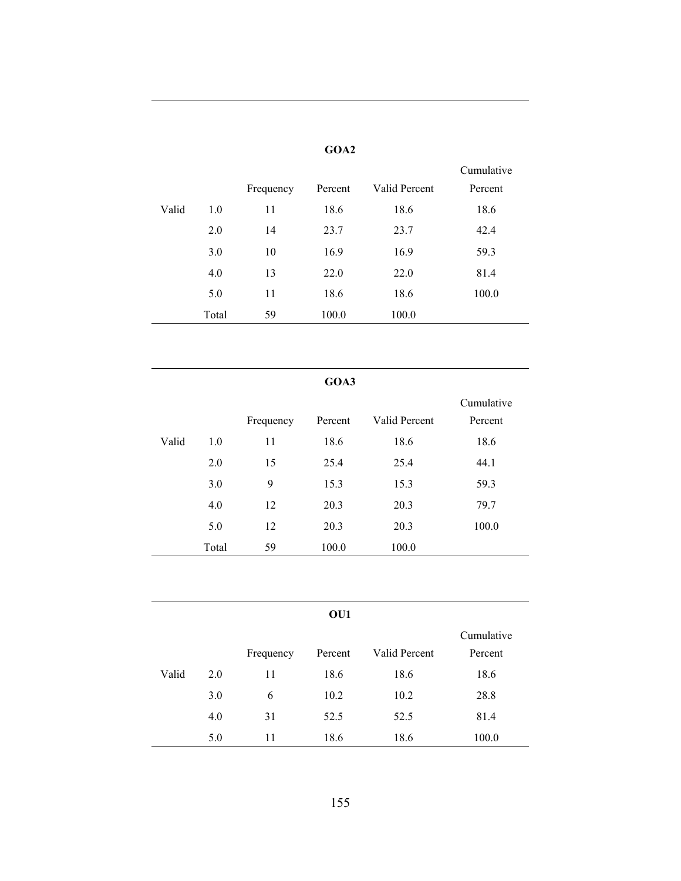**GOA2**

| | | Frequency | Percent | Valid Percent | Cumulative Percent |
|---|---|---|---|---|---|
| Valid | 1.0 | 11 | 18.6 | 18.6 | 18.6 |
| | 2.0 | 14 | 23.7 | 23.7 | 42.4 |
| | 3.0 | 10 | 16.9 | 16.9 | 59.3 |
| | 4.0 | 13 | 22.0 | 22.0 | 81.4 |
| | 5.0 | 11 | 18.6 | 18.6 | 100.0 |
| | Total | 59 | 100.0 | 100.0 | |

**GOA3**

| | | Frequency | Percent | Valid Percent | Cumulative Percent |
|---|---|---|---|---|---|
| Valid | 1.0 | 11 | 18.6 | 18.6 | 18.6 |
| | 2.0 | 15 | 25.4 | 25.4 | 44.1 |
| | 3.0 | 9 | 15.3 | 15.3 | 59.3 |
| | 4.0 | 12 | 20.3 | 20.3 | 79.7 |
| | 5.0 | 12 | 20.3 | 20.3 | 100.0 |
| | Total | 59 | 100.0 | 100.0 | |

**OU1**

| | | Frequency | Percent | Valid Percent | Cumulative Percent |
|---|---|---|---|---|---|
| Valid | 2.0 | 11 | 18.6 | 18.6 | 18.6 |
| | 3.0 | 6 | 10.2 | 10.2 | 28.8 |
| | 4.0 | 31 | 52.5 | 52.5 | 81.4 |
| | 5.0 | 11 | 18.6 | 18.6 | 100.0 |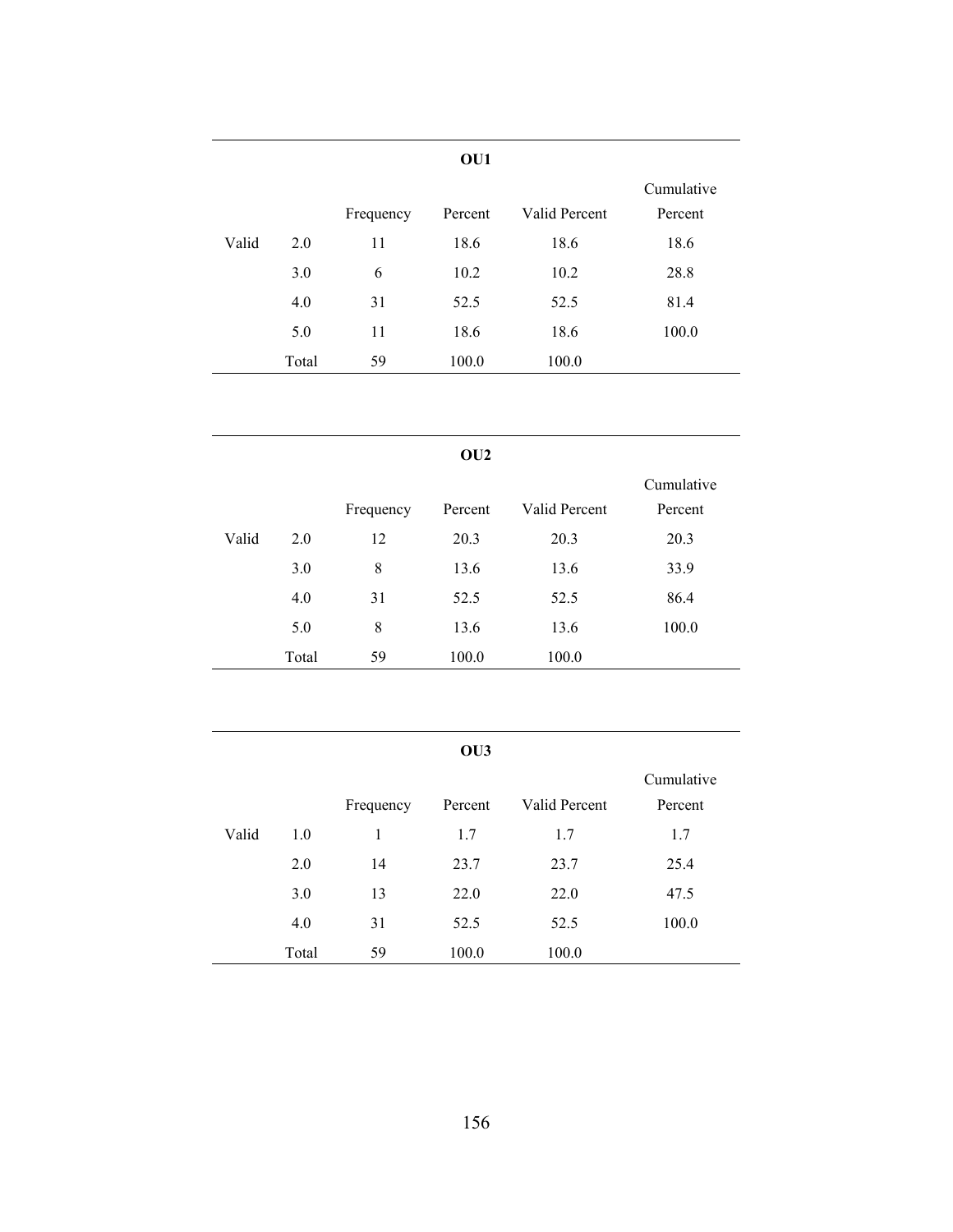**OU1**

| | | Frequency | Percent | Valid Percent | Cumulative Percent |
|---|---|---|---|---|---|
| Valid | 2.0 | 11 | 18.6 | 18.6 | 18.6 |
| | 3.0 | 6 | 10.2 | 10.2 | 28.8 |
| | 4.0 | 31 | 52.5 | 52.5 | 81.4 |
| | 5.0 | 11 | 18.6 | 18.6 | 100.0 |
| | Total | 59 | 100.0 | 100.0 | |

**OU2**

| | | Frequency | Percent | Valid Percent | Cumulative Percent |
|---|---|---|---|---|---|
| Valid | 2.0 | 12 | 20.3 | 20.3 | 20.3 |
| | 3.0 | 8 | 13.6 | 13.6 | 33.9 |
| | 4.0 | 31 | 52.5 | 52.5 | 86.4 |
| | 5.0 | 8 | 13.6 | 13.6 | 100.0 |
| | Total | 59 | 100.0 | 100.0 | |

**OU3**

| | | Frequency | Percent | Valid Percent | Cumulative Percent |
|---|---|---|---|---|---|
| Valid | 1.0 | 1 | 1.7 | 1.7 | 1.7 |
| | 2.0 | 14 | 23.7 | 23.7 | 25.4 |
| | 3.0 | 13 | 22.0 | 22.0 | 47.5 |
| | 4.0 | 31 | 52.5 | 52.5 | 100.0 |
| | Total | 59 | 100.0 | 100.0 | |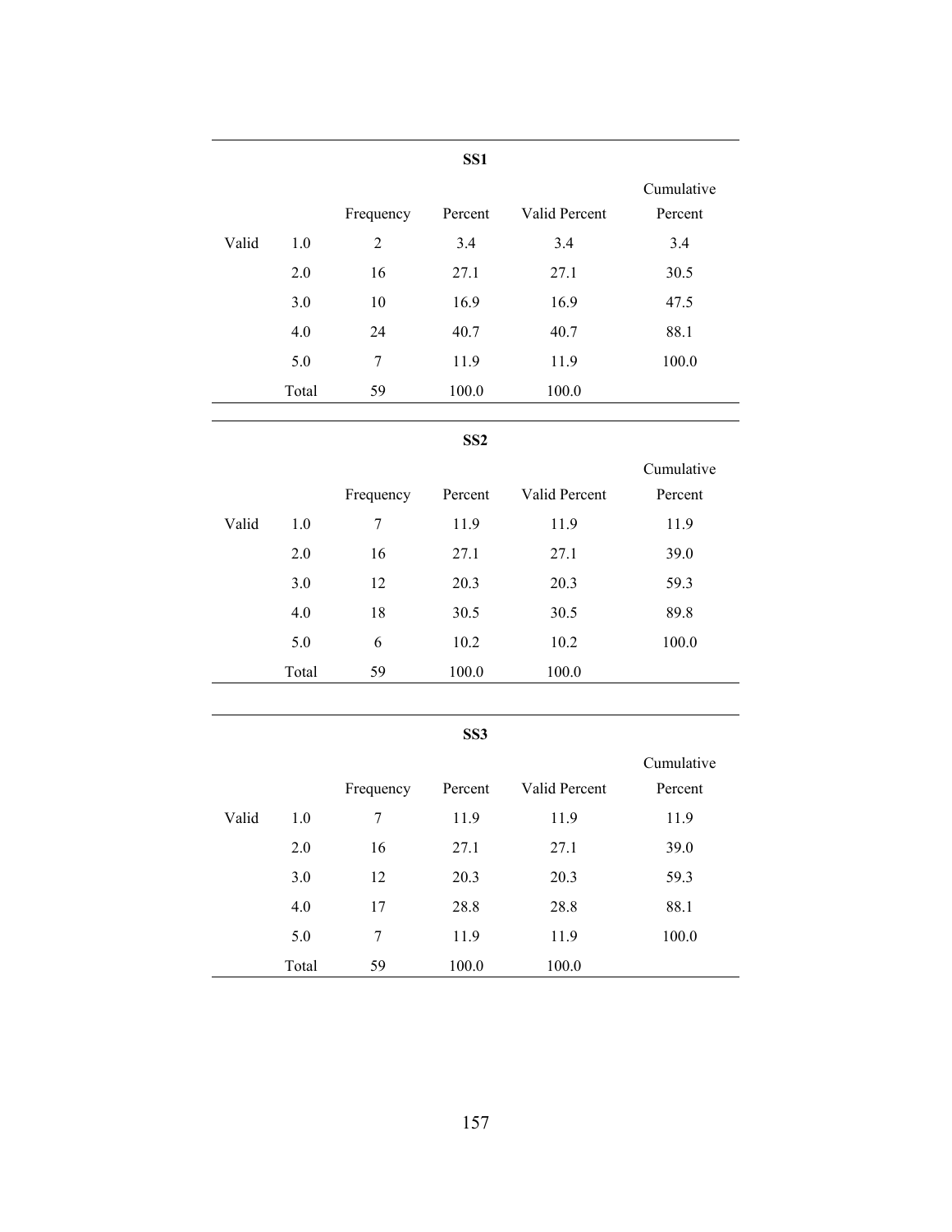**SS1**

| | | Frequency | Percent | Valid Percent | Cumulative Percent |
|---|---|---|---|---|---|
| Valid | 1.0 | 2 | 3.4 | 3.4 | 3.4 |
| | 2.0 | 16 | 27.1 | 27.1 | 30.5 |
| | 3.0 | 10 | 16.9 | 16.9 | 47.5 |
| | 4.0 | 24 | 40.7 | 40.7 | 88.1 |
| | 5.0 | 7 | 11.9 | 11.9 | 100.0 |
| | Total | 59 | 100.0 | 100.0 | |

**SS2**

| | | Frequency | Percent | Valid Percent | Cumulative Percent |
|---|---|---|---|---|---|
| Valid | 1.0 | 7 | 11.9 | 11.9 | 11.9 |
| | 2.0 | 16 | 27.1 | 27.1 | 39.0 |
| | 3.0 | 12 | 20.3 | 20.3 | 59.3 |
| | 4.0 | 18 | 30.5 | 30.5 | 89.8 |
| | 5.0 | 6 | 10.2 | 10.2 | 100.0 |
| | Total | 59 | 100.0 | 100.0 | |

**SS3**

| | | Frequency | Percent | Valid Percent | Cumulative Percent |
|---|---|---|---|---|---|
| Valid | 1.0 | 7 | 11.9 | 11.9 | 11.9 |
| | 2.0 | 16 | 27.1 | 27.1 | 39.0 |
| | 3.0 | 12 | 20.3 | 20.3 | 59.3 |
| | 4.0 | 17 | 28.8 | 28.8 | 88.1 |
| | 5.0 | 7 | 11.9 | 11.9 | 100.0 |
| | Total | 59 | 100.0 | 100.0 | |